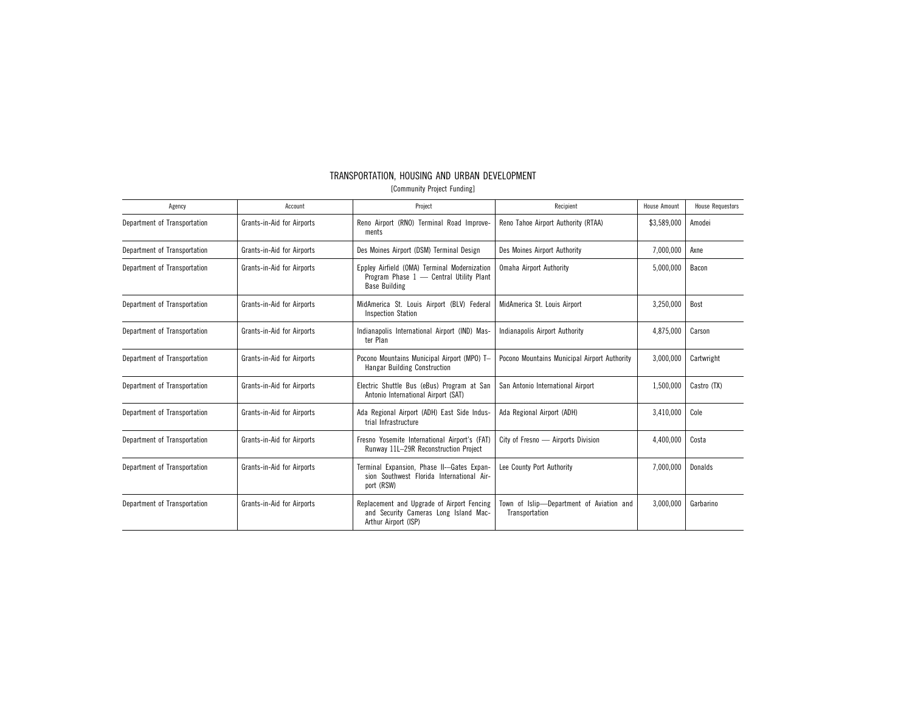# TRANSPORTATION, HOUSING AND URBAN DEVELOPMENT

[Community Project Funding]

| Agency | Account | Project | Recipient | House Amount | House Requestors |
|---|---|---|---|---|---|
| Department of Transportation | Grants-in-Aid for Airports | Reno Airport (RNO) Terminal Road Improvements | Reno Tahoe Airport Authority (RTAA) | $3,589,000 | Amodei |
| Department of Transportation | Grants-in-Aid for Airports | Des Moines Airport (DSM) Terminal Design | Des Moines Airport Authority | 7,000,000 | Axne |
| Department of Transportation | Grants-in-Aid for Airports | Eppley Airfield (OMA) Terminal Modernization Program Phase 1 — Central Utility Plant Base Building | Omaha Airport Authority | 5,000,000 | Bacon |
| Department of Transportation | Grants-in-Aid for Airports | MidAmerica St. Louis Airport (BLV) Federal Inspection Station | MidAmerica St. Louis Airport | 3,250,000 | Bost |
| Department of Transportation | Grants-in-Aid for Airports | Indianapolis International Airport (IND) Master Plan | Indianapolis Airport Authority | 4,875,000 | Carson |
| Department of Transportation | Grants-in-Aid for Airports | Pocono Mountains Municipal Airport (MPO) T–Hangar Building Construction | Pocono Mountains Municipal Airport Authority | 3,000,000 | Cartwright |
| Department of Transportation | Grants-in-Aid for Airports | Electric Shuttle Bus (eBus) Program at San Antonio International Airport (SAT) | San Antonio International Airport | 1,500,000 | Castro (TX) |
| Department of Transportation | Grants-in-Aid for Airports | Ada Regional Airport (ADH) East Side Industrial Infrastructure | Ada Regional Airport (ADH) | 3,410,000 | Cole |
| Department of Transportation | Grants-in-Aid for Airports | Fresno Yosemite International Airport's (FAT) Runway 11L–29R Reconstruction Project | City of Fresno — Airports Division | 4,400,000 | Costa |
| Department of Transportation | Grants-in-Aid for Airports | Terminal Expansion, Phase II—Gates Expansion Southwest Florida International Airport (RSW) | Lee County Port Authority | 7,000,000 | Donalds |
| Department of Transportation | Grants-in-Aid for Airports | Replacement and Upgrade of Airport Fencing and Security Cameras Long Island MacArthur Airport (ISP) | Town of Islip—Department of Aviation and Transportation | 3,000,000 | Garbarino |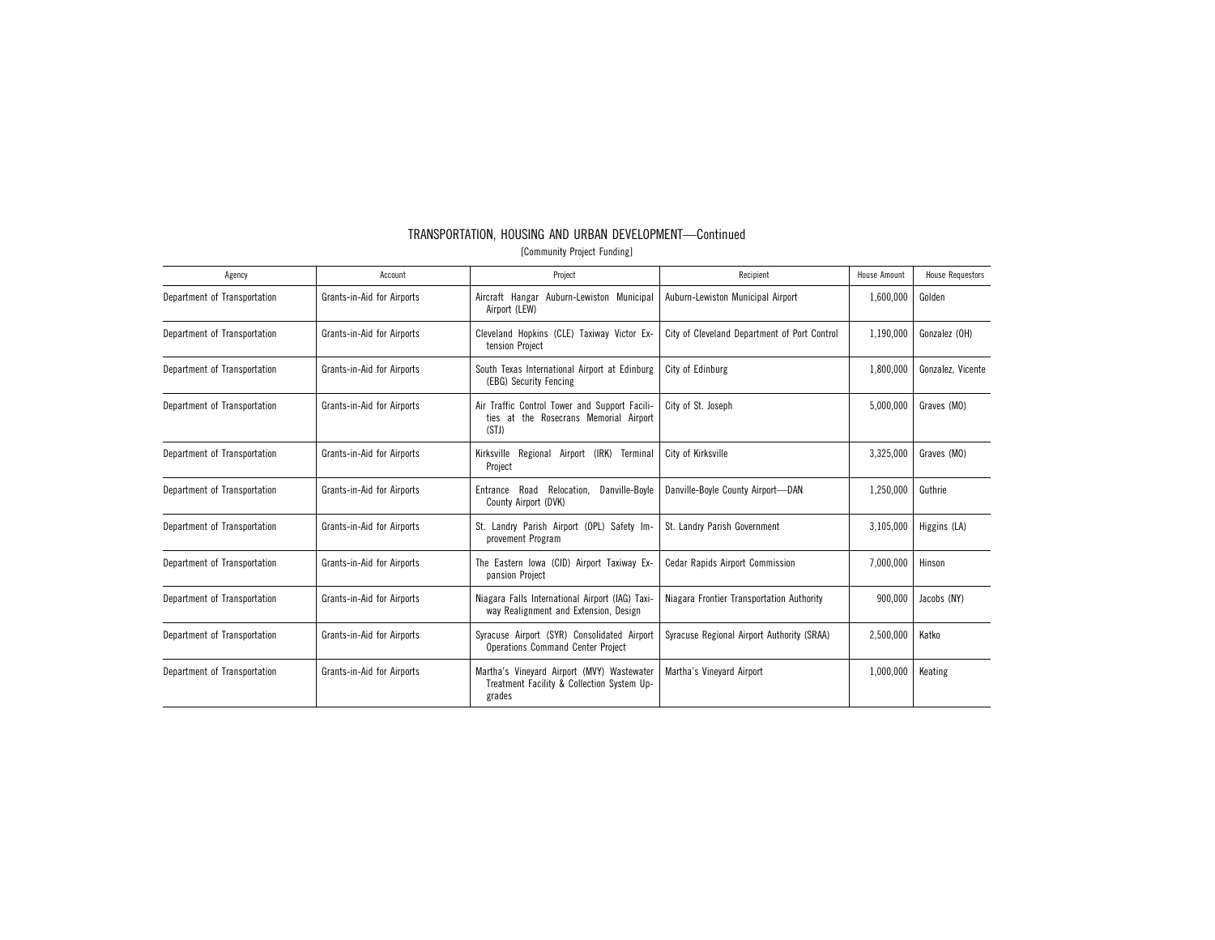# TRANSPORTATION, HOUSING AND URBAN DEVELOPMENT—Continued

[Community Project Funding]

| Agency | Account | Project | Recipient | House Amount | House Requestors |
|---|---|---|---|---|---|
| Department of Transportation | Grants-in-Aid for Airports | Aircraft Hangar Auburn-Lewiston Municipal Airport (LEW) | Auburn-Lewiston Municipal Airport | 1,600,000 | Golden |
| Department of Transportation | Grants-in-Aid for Airports | Cleveland Hopkins (CLE) Taxiway Victor Extension Project | City of Cleveland Department of Port Control | 1,190,000 | Gonzalez (OH) |
| Department of Transportation | Grants-in-Aid for Airports | South Texas International Airport at Edinburg (EBG) Security Fencing | City of Edinburg | 1,800,000 | Gonzalez, Vicente |
| Department of Transportation | Grants-in-Aid for Airports | Air Traffic Control Tower and Support Facilities at the Rosecrans Memorial Airport (STJ) | City of St. Joseph | 5,000,000 | Graves (MO) |
| Department of Transportation | Grants-in-Aid for Airports | Kirksville Regional Airport (IRK) Terminal Project | City of Kirksville | 3,325,000 | Graves (MO) |
| Department of Transportation | Grants-in-Aid for Airports | Entrance Road Relocation, Danville-Boyle County Airport (DVK) | Danville-Boyle County Airport—DAN | 1,250,000 | Guthrie |
| Department of Transportation | Grants-in-Aid for Airports | St. Landry Parish Airport (OPL) Safety Improvement Program | St. Landry Parish Government | 3,105,000 | Higgins (LA) |
| Department of Transportation | Grants-in-Aid for Airports | The Eastern Iowa (CID) Airport Taxiway Expansion Project | Cedar Rapids Airport Commission | 7,000,000 | Hinson |
| Department of Transportation | Grants-in-Aid for Airports | Niagara Falls International Airport (IAG) Taxiway Realignment and Extension, Design | Niagara Frontier Transportation Authority | 900,000 | Jacobs (NY) |
| Department of Transportation | Grants-in-Aid for Airports | Syracuse Airport (SYR) Consolidated Airport Operations Command Center Project | Syracuse Regional Airport Authority (SRAA) | 2,500,000 | Katko |
| Department of Transportation | Grants-in-Aid for Airports | Martha's Vineyard Airport (MVY) Wastewater Treatment Facility & Collection System Upgrades | Martha's Vineyard Airport | 1,000,000 | Keating |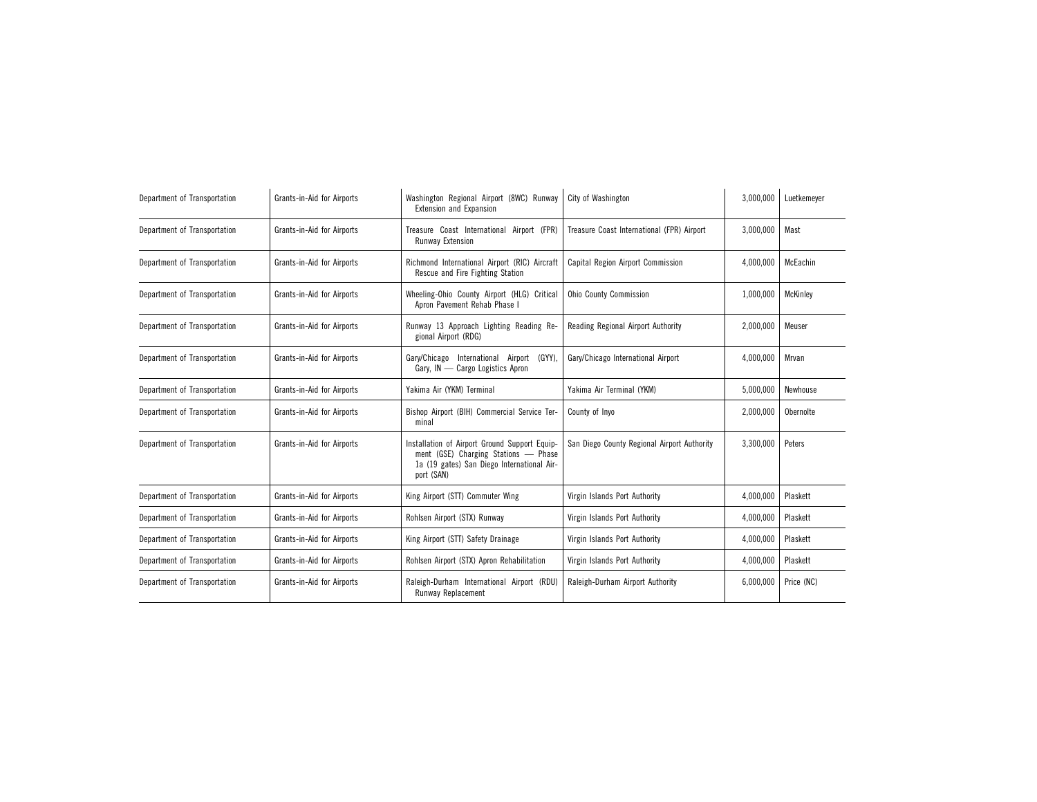| | | | | | |
|---|---|---|---|---|---|
| Department of Transportation | Grants-in-Aid for Airports | Washington Regional Airport (8WC) Runway Extension and Expansion | City of Washington | 3,000,000 | Luetkemeyer |
| Department of Transportation | Grants-in-Aid for Airports | Treasure Coast International Airport (FPR) Runway Extension | Treasure Coast International (FPR) Airport | 3,000,000 | Mast |
| Department of Transportation | Grants-in-Aid for Airports | Richmond International Airport (RIC) Aircraft Rescue and Fire Fighting Station | Capital Region Airport Commission | 4,000,000 | McEachin |
| Department of Transportation | Grants-in-Aid for Airports | Wheeling-Ohio County Airport (HLG) Critical Apron Pavement Rehab Phase I | Ohio County Commission | 1,000,000 | McKinley |
| Department of Transportation | Grants-in-Aid for Airports | Runway 13 Approach Lighting Reading Regional Airport (RDG) | Reading Regional Airport Authority | 2,000,000 | Meuser |
| Department of Transportation | Grants-in-Aid for Airports | Gary/Chicago International Airport (GYY), Gary, IN — Cargo Logistics Apron | Gary/Chicago International Airport | 4,000,000 | Mrvan |
| Department of Transportation | Grants-in-Aid for Airports | Yakima Air (YKM) Terminal | Yakima Air Terminal (YKM) | 5,000,000 | Newhouse |
| Department of Transportation | Grants-in-Aid for Airports | Bishop Airport (BIH) Commercial Service Terminal | County of Inyo | 2,000,000 | Obernolte |
| Department of Transportation | Grants-in-Aid for Airports | Installation of Airport Ground Support Equipment (GSE) Charging Stations — Phase 1a (19 gates) San Diego International Airport (SAN) | San Diego County Regional Airport Authority | 3,300,000 | Peters |
| Department of Transportation | Grants-in-Aid for Airports | King Airport (STT) Commuter Wing | Virgin Islands Port Authority | 4,000,000 | Plaskett |
| Department of Transportation | Grants-in-Aid for Airports | Rohlsen Airport (STX) Runway | Virgin Islands Port Authority | 4,000,000 | Plaskett |
| Department of Transportation | Grants-in-Aid for Airports | King Airport (STT) Safety Drainage | Virgin Islands Port Authority | 4,000,000 | Plaskett |
| Department of Transportation | Grants-in-Aid for Airports | Rohlsen Airport (STX) Apron Rehabilitation | Virgin Islands Port Authority | 4,000,000 | Plaskett |
| Department of Transportation | Grants-in-Aid for Airports | Raleigh-Durham International Airport (RDU) Runway Replacement | Raleigh-Durham Airport Authority | 6,000,000 | Price (NC) |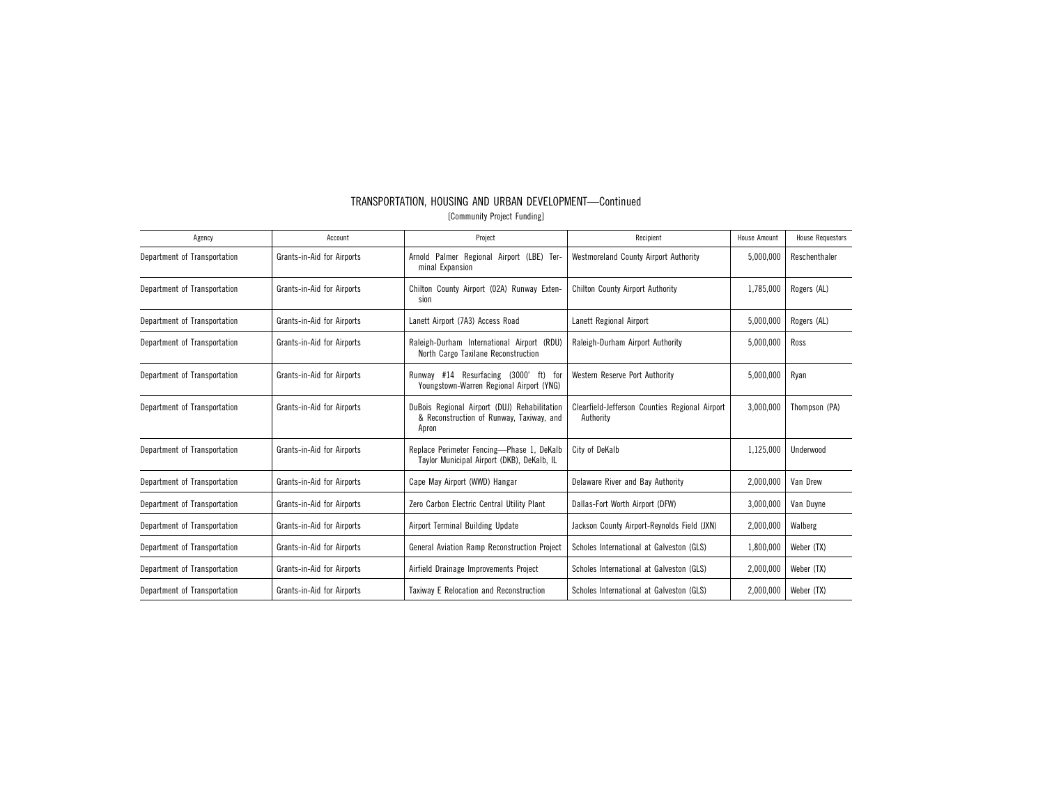## TRANSPORTATION, HOUSING AND URBAN DEVELOPMENT—Continued

[Community Project Funding]

| Agency | Account | Project | Recipient | House Amount | House Requestors |
| --- | --- | --- | --- | --- | --- |
| Department of Transportation | Grants-in-Aid for Airports | Arnold Palmer Regional Airport (LBE) Terminal Expansion | Westmoreland County Airport Authority | 5,000,000 | Reschenthaler |
| Department of Transportation | Grants-in-Aid for Airports | Chilton County Airport (02A) Runway Extension | Chilton County Airport Authority | 1,785,000 | Rogers (AL) |
| Department of Transportation | Grants-in-Aid for Airports | Lanett Airport (7A3) Access Road | Lanett Regional Airport | 5,000,000 | Rogers (AL) |
| Department of Transportation | Grants-in-Aid for Airports | Raleigh-Durham International Airport (RDU) North Cargo Taxilane Reconstruction | Raleigh-Durham Airport Authority | 5,000,000 | Ross |
| Department of Transportation | Grants-in-Aid for Airports | Runway #14 Resurfacing (3000' ft) for Youngstown-Warren Regional Airport (YNG) | Western Reserve Port Authority | 5,000,000 | Ryan |
| Department of Transportation | Grants-in-Aid for Airports | DuBois Regional Airport (DUJ) Rehabilitation & Reconstruction of Runway, Taxiway, and Apron | Clearfield-Jefferson Counties Regional Airport Authority | 3,000,000 | Thompson (PA) |
| Department of Transportation | Grants-in-Aid for Airports | Replace Perimeter Fencing—Phase 1, DeKalb Taylor Municipal Airport (DKB), DeKalb, IL | City of DeKalb | 1,125,000 | Underwood |
| Department of Transportation | Grants-in-Aid for Airports | Cape May Airport (WWD) Hangar | Delaware River and Bay Authority | 2,000,000 | Van Drew |
| Department of Transportation | Grants-in-Aid for Airports | Zero Carbon Electric Central Utility Plant | Dallas-Fort Worth Airport (DFW) | 3,000,000 | Van Duyne |
| Department of Transportation | Grants-in-Aid for Airports | Airport Terminal Building Update | Jackson County Airport-Reynolds Field (JXN) | 2,000,000 | Walberg |
| Department of Transportation | Grants-in-Aid for Airports | General Aviation Ramp Reconstruction Project | Scholes International at Galveston (GLS) | 1,800,000 | Weber (TX) |
| Department of Transportation | Grants-in-Aid for Airports | Airfield Drainage Improvements Project | Scholes International at Galveston (GLS) | 2,000,000 | Weber (TX) |
| Department of Transportation | Grants-in-Aid for Airports | Taxiway E Relocation and Reconstruction | Scholes International at Galveston (GLS) | 2,000,000 | Weber (TX) |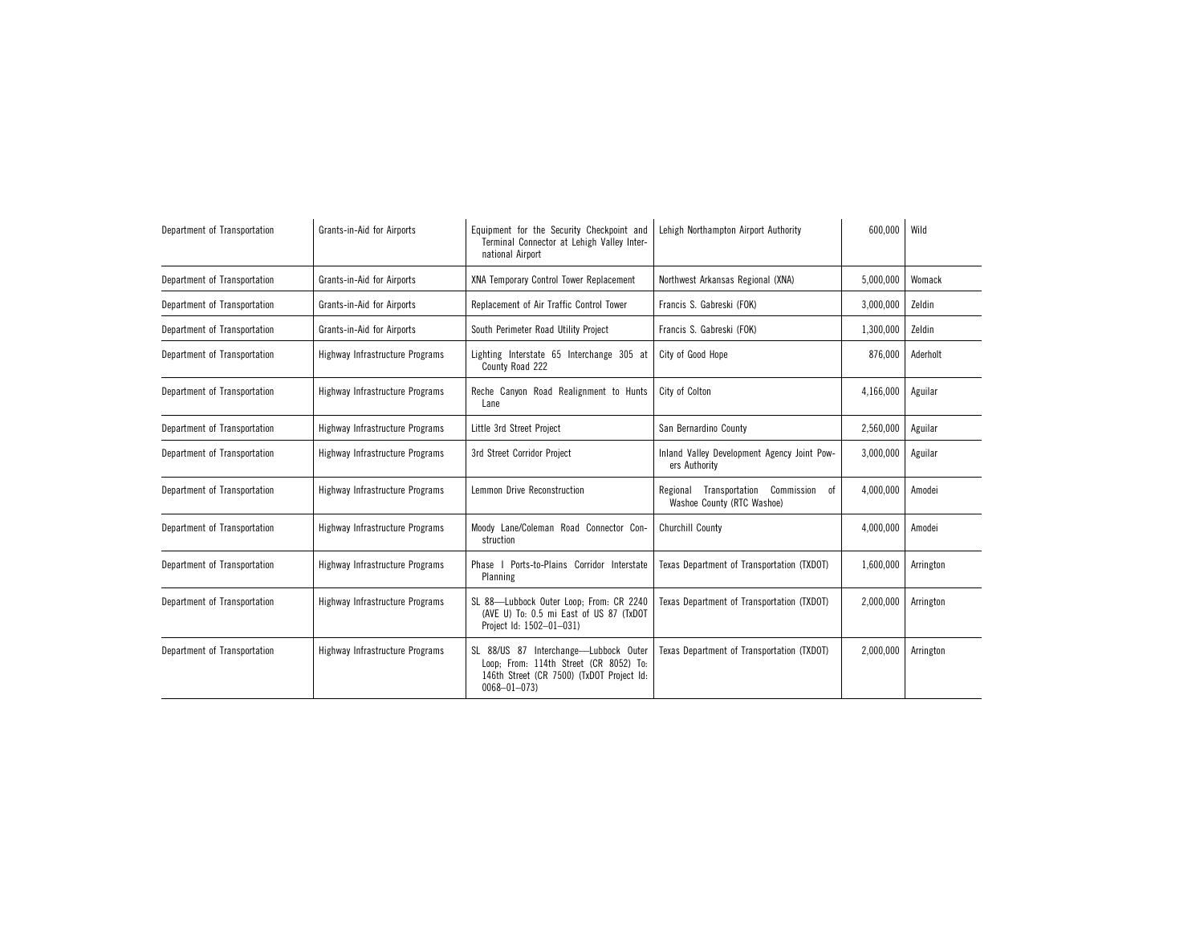| Department of Transportation | Grants-in-Aid for Airports | Equipment for the Security Checkpoint and Terminal Connector at Lehigh Valley International Airport | Lehigh Northampton Airport Authority | 600,000 | Wild |
|---|---|---|---|---|---|
| Department of Transportation | Grants-in-Aid for Airports | XNA Temporary Control Tower Replacement | Northwest Arkansas Regional (XNA) | 5,000,000 | Womack |
| Department of Transportation | Grants-in-Aid for Airports | Replacement of Air Traffic Control Tower | Francis S. Gabreski (FOK) | 3,000,000 | Zeldin |
| Department of Transportation | Grants-in-Aid for Airports | South Perimeter Road Utility Project | Francis S. Gabreski (FOK) | 1,300,000 | Zeldin |
| Department of Transportation | Highway Infrastructure Programs | Lighting Interstate 65 Interchange 305 at County Road 222 | City of Good Hope | 876,000 | Aderholt |
| Department of Transportation | Highway Infrastructure Programs | Reche Canyon Road Realignment to Hunts Lane | City of Colton | 4,166,000 | Aguilar |
| Department of Transportation | Highway Infrastructure Programs | Little 3rd Street Project | San Bernardino County | 2,560,000 | Aguilar |
| Department of Transportation | Highway Infrastructure Programs | 3rd Street Corridor Project | Inland Valley Development Agency Joint Powers Authority | 3,000,000 | Aguilar |
| Department of Transportation | Highway Infrastructure Programs | Lemmon Drive Reconstruction | Regional Transportation Commission of Washoe County (RTC Washoe) | 4,000,000 | Amodei |
| Department of Transportation | Highway Infrastructure Programs | Moody Lane/Coleman Road Connector Construction | Churchill County | 4,000,000 | Amodei |
| Department of Transportation | Highway Infrastructure Programs | Phase I Ports-to-Plains Corridor Interstate Planning | Texas Department of Transportation (TXDOT) | 1,600,000 | Arrington |
| Department of Transportation | Highway Infrastructure Programs | SL 88—Lubbock Outer Loop; From: CR 2240 (AVE U) To: 0.5 mi East of US 87 (TxDOT Project Id: 1502–01–031) | Texas Department of Transportation (TXDOT) | 2,000,000 | Arrington |
| Department of Transportation | Highway Infrastructure Programs | SL 88/US 87 Interchange—Lubbock Outer Loop; From: 114th Street (CR 8052) To: 146th Street (CR 7500) (TxDOT Project Id: 0068–01–073) | Texas Department of Transportation (TXDOT) | 2,000,000 | Arrington |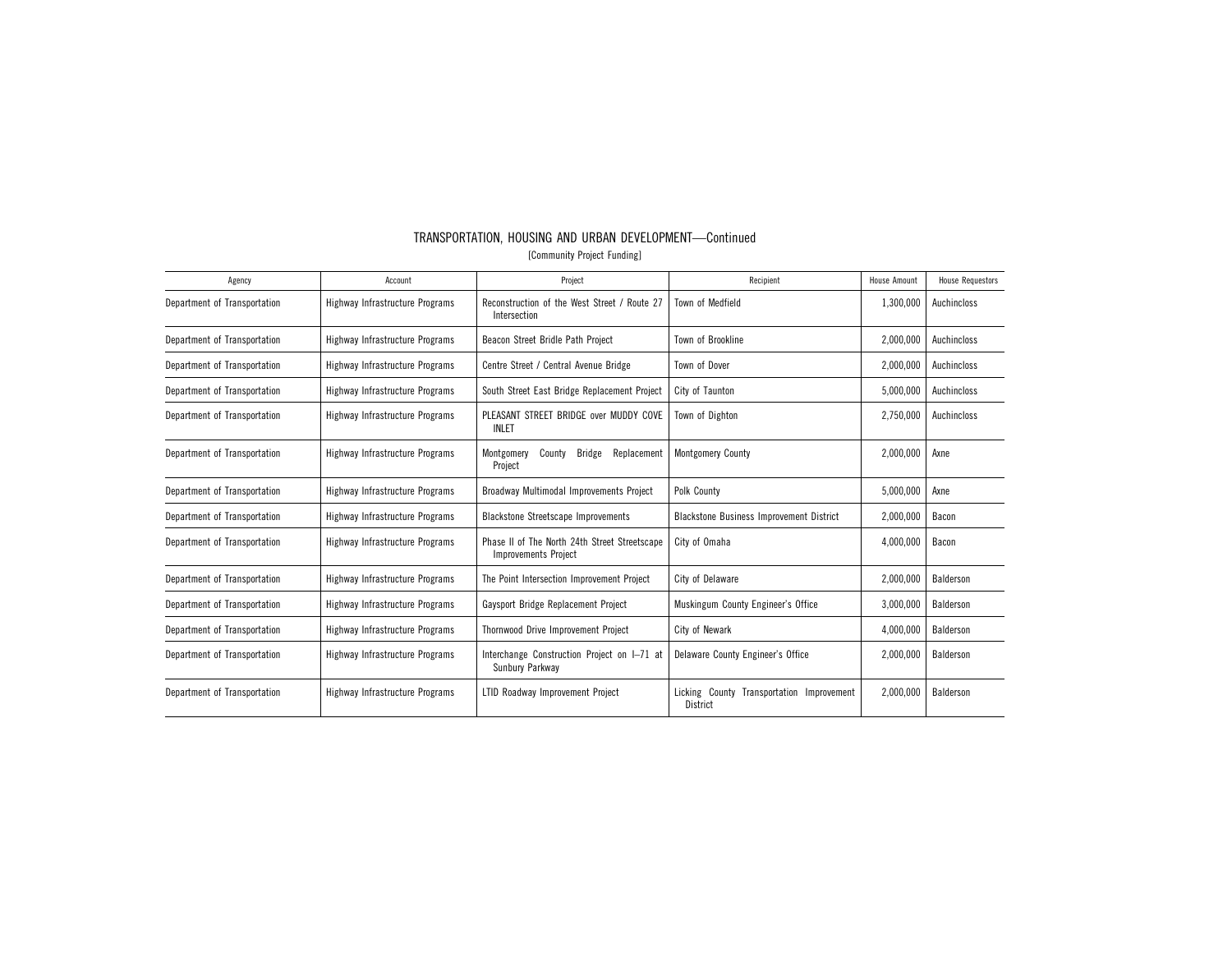# TRANSPORTATION, HOUSING AND URBAN DEVELOPMENT—Continued

[Community Project Funding]

| Agency | Account | Project | Recipient | House Amount | House Requestors |
|---|---|---|---|---|---|
| Department of Transportation | Highway Infrastructure Programs | Reconstruction of the West Street / Route 27 Intersection | Town of Medfield | 1,300,000 | Auchincloss |
| Department of Transportation | Highway Infrastructure Programs | Beacon Street Bridle Path Project | Town of Brookline | 2,000,000 | Auchincloss |
| Department of Transportation | Highway Infrastructure Programs | Centre Street / Central Avenue Bridge | Town of Dover | 2,000,000 | Auchincloss |
| Department of Transportation | Highway Infrastructure Programs | South Street East Bridge Replacement Project | City of Taunton | 5,000,000 | Auchincloss |
| Department of Transportation | Highway Infrastructure Programs | PLEASANT STREET BRIDGE over MUDDY COVE INLET | Town of Dighton | 2,750,000 | Auchincloss |
| Department of Transportation | Highway Infrastructure Programs | Montgomery County Bridge Replacement Project | Montgomery County | 2,000,000 | Axne |
| Department of Transportation | Highway Infrastructure Programs | Broadway Multimodal Improvements Project | Polk County | 5,000,000 | Axne |
| Department of Transportation | Highway Infrastructure Programs | Blackstone Streetscape Improvements | Blackstone Business Improvement District | 2,000,000 | Bacon |
| Department of Transportation | Highway Infrastructure Programs | Phase II of The North 24th Street Streetscape Improvements Project | City of Omaha | 4,000,000 | Bacon |
| Department of Transportation | Highway Infrastructure Programs | The Point Intersection Improvement Project | City of Delaware | 2,000,000 | Balderson |
| Department of Transportation | Highway Infrastructure Programs | Gaysport Bridge Replacement Project | Muskingum County Engineer's Office | 3,000,000 | Balderson |
| Department of Transportation | Highway Infrastructure Programs | Thornwood Drive Improvement Project | City of Newark | 4,000,000 | Balderson |
| Department of Transportation | Highway Infrastructure Programs | Interchange Construction Project on I–71 at Sunbury Parkway | Delaware County Engineer's Office | 2,000,000 | Balderson |
| Department of Transportation | Highway Infrastructure Programs | LTID Roadway Improvement Project | Licking County Transportation Improvement District | 2,000,000 | Balderson |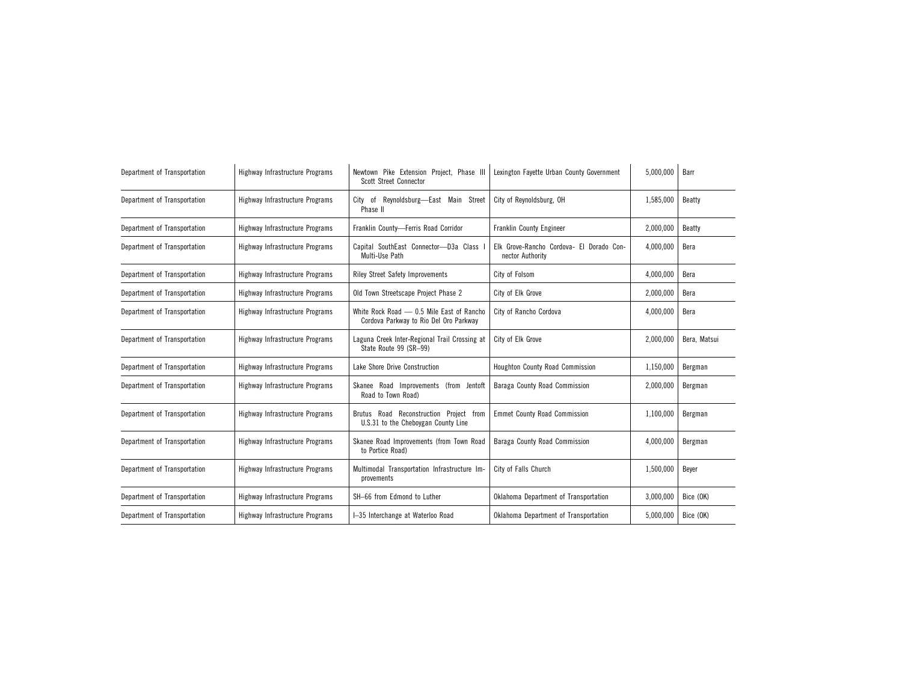| Department of Transportation | Highway Infrastructure Programs | Newtown Pike Extension Project, Phase III Scott Street Connector | Lexington Fayette Urban County Government | 5,000,000 | Barr |
|---|---|---|---|---|---|
| Department of Transportation | Highway Infrastructure Programs | City of Reynoldsburg—East Main Street Phase II | City of Reynoldsburg, OH | 1,585,000 | Beatty |
| Department of Transportation | Highway Infrastructure Programs | Franklin County—Ferris Road Corridor | Franklin County Engineer | 2,000,000 | Beatty |
| Department of Transportation | Highway Infrastructure Programs | Capital SouthEast Connector—D3a Class I Multi-Use Path | Elk Grove-Rancho Cordova- El Dorado Connector Authority | 4,000,000 | Bera |
| Department of Transportation | Highway Infrastructure Programs | Riley Street Safety Improvements | City of Folsom | 4,000,000 | Bera |
| Department of Transportation | Highway Infrastructure Programs | Old Town Streetscape Project Phase 2 | City of Elk Grove | 2,000,000 | Bera |
| Department of Transportation | Highway Infrastructure Programs | White Rock Road — 0.5 Mile East of Rancho Cordova Parkway to Rio Del Oro Parkway | City of Rancho Cordova | 4,000,000 | Bera |
| Department of Transportation | Highway Infrastructure Programs | Laguna Creek Inter-Regional Trail Crossing at State Route 99 (SR–99) | City of Elk Grove | 2,000,000 | Bera, Matsui |
| Department of Transportation | Highway Infrastructure Programs | Lake Shore Drive Construction | Houghton County Road Commission | 1,150,000 | Bergman |
| Department of Transportation | Highway Infrastructure Programs | Skanee Road Improvements (from Jentoft Road to Town Road) | Baraga County Road Commission | 2,000,000 | Bergman |
| Department of Transportation | Highway Infrastructure Programs | Brutus Road Reconstruction Project from U.S.31 to the Cheboygan County Line | Emmet County Road Commission | 1,100,000 | Bergman |
| Department of Transportation | Highway Infrastructure Programs | Skanee Road Improvements (from Town Road to Portice Road) | Baraga County Road Commission | 4,000,000 | Bergman |
| Department of Transportation | Highway Infrastructure Programs | Multimodal Transportation Infrastructure Improvements | City of Falls Church | 1,500,000 | Beyer |
| Department of Transportation | Highway Infrastructure Programs | SH–66 from Edmond to Luther | Oklahoma Department of Transportation | 3,000,000 | Bice (OK) |
| Department of Transportation | Highway Infrastructure Programs | I–35 Interchange at Waterloo Road | Oklahoma Department of Transportation | 5,000,000 | Bice (OK) |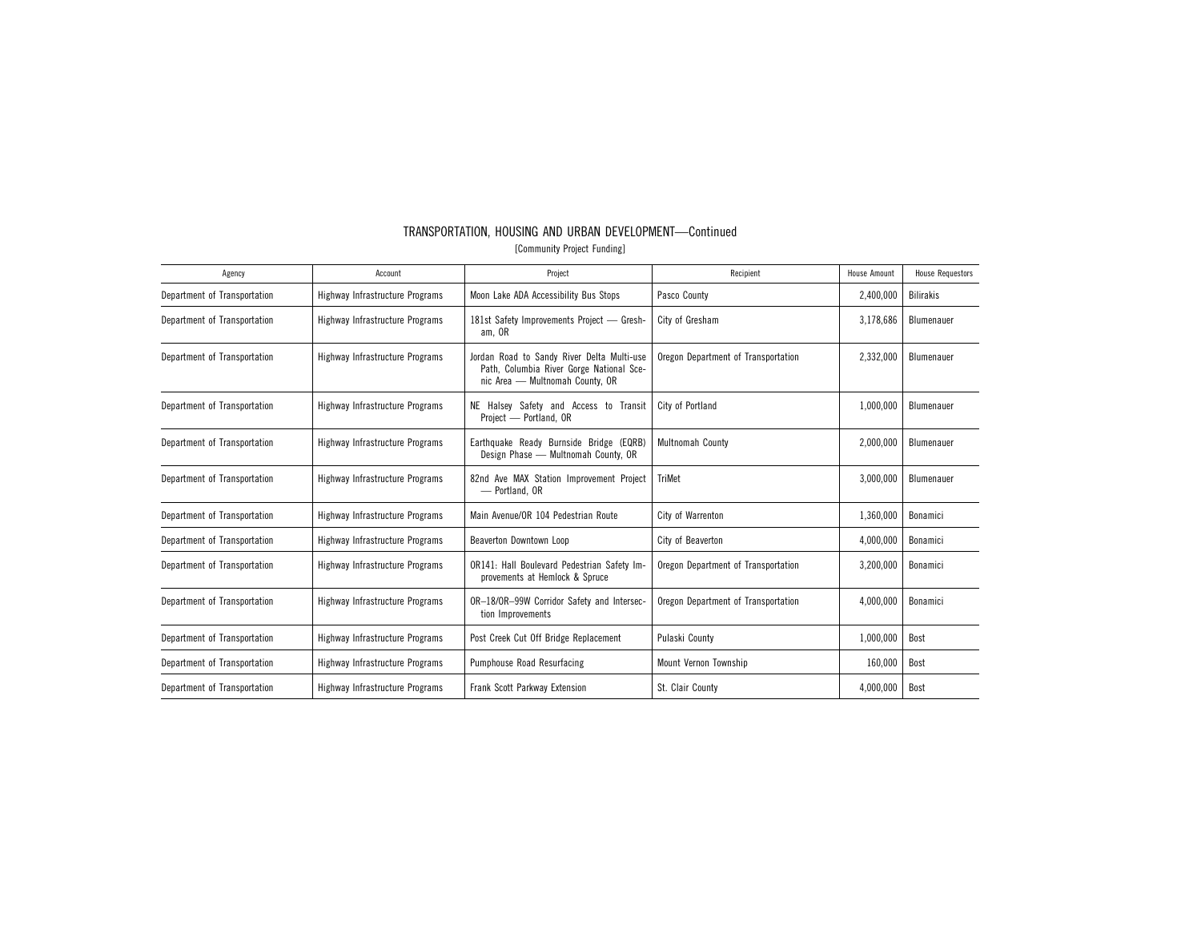# TRANSPORTATION, HOUSING AND URBAN DEVELOPMENT—Continued

[Community Project Funding]

| Agency | Account | Project | Recipient | House Amount | House Requestors |
| --- | --- | --- | --- | --- | --- |
| Department of Transportation | Highway Infrastructure Programs | Moon Lake ADA Accessibility Bus Stops | Pasco County | 2,400,000 | Bilirakis |
| Department of Transportation | Highway Infrastructure Programs | 181st Safety Improvements Project — Gresham, OR | City of Gresham | 3,178,686 | Blumenauer |
| Department of Transportation | Highway Infrastructure Programs | Jordan Road to Sandy River Delta Multi-use Path, Columbia River Gorge National Scenic Area — Multnomah County, OR | Oregon Department of Transportation | 2,332,000 | Blumenauer |
| Department of Transportation | Highway Infrastructure Programs | NE Halsey Safety and Access to Transit Project — Portland, OR | City of Portland | 1,000,000 | Blumenauer |
| Department of Transportation | Highway Infrastructure Programs | Earthquake Ready Burnside Bridge (EQRB) Design Phase — Multnomah County, OR | Multnomah County | 2,000,000 | Blumenauer |
| Department of Transportation | Highway Infrastructure Programs | 82nd Ave MAX Station Improvement Project — Portland, OR | TriMet | 3,000,000 | Blumenauer |
| Department of Transportation | Highway Infrastructure Programs | Main Avenue/OR 104 Pedestrian Route | City of Warrenton | 1,360,000 | Bonamici |
| Department of Transportation | Highway Infrastructure Programs | Beaverton Downtown Loop | City of Beaverton | 4,000,000 | Bonamici |
| Department of Transportation | Highway Infrastructure Programs | OR141: Hall Boulevard Pedestrian Safety Improvements at Hemlock & Spruce | Oregon Department of Transportation | 3,200,000 | Bonamici |
| Department of Transportation | Highway Infrastructure Programs | OR–18/OR–99W Corridor Safety and Intersection Improvements | Oregon Department of Transportation | 4,000,000 | Bonamici |
| Department of Transportation | Highway Infrastructure Programs | Post Creek Cut Off Bridge Replacement | Pulaski County | 1,000,000 | Bost |
| Department of Transportation | Highway Infrastructure Programs | Pumphouse Road Resurfacing | Mount Vernon Township | 160,000 | Bost |
| Department of Transportation | Highway Infrastructure Programs | Frank Scott Parkway Extension | St. Clair County | 4,000,000 | Bost |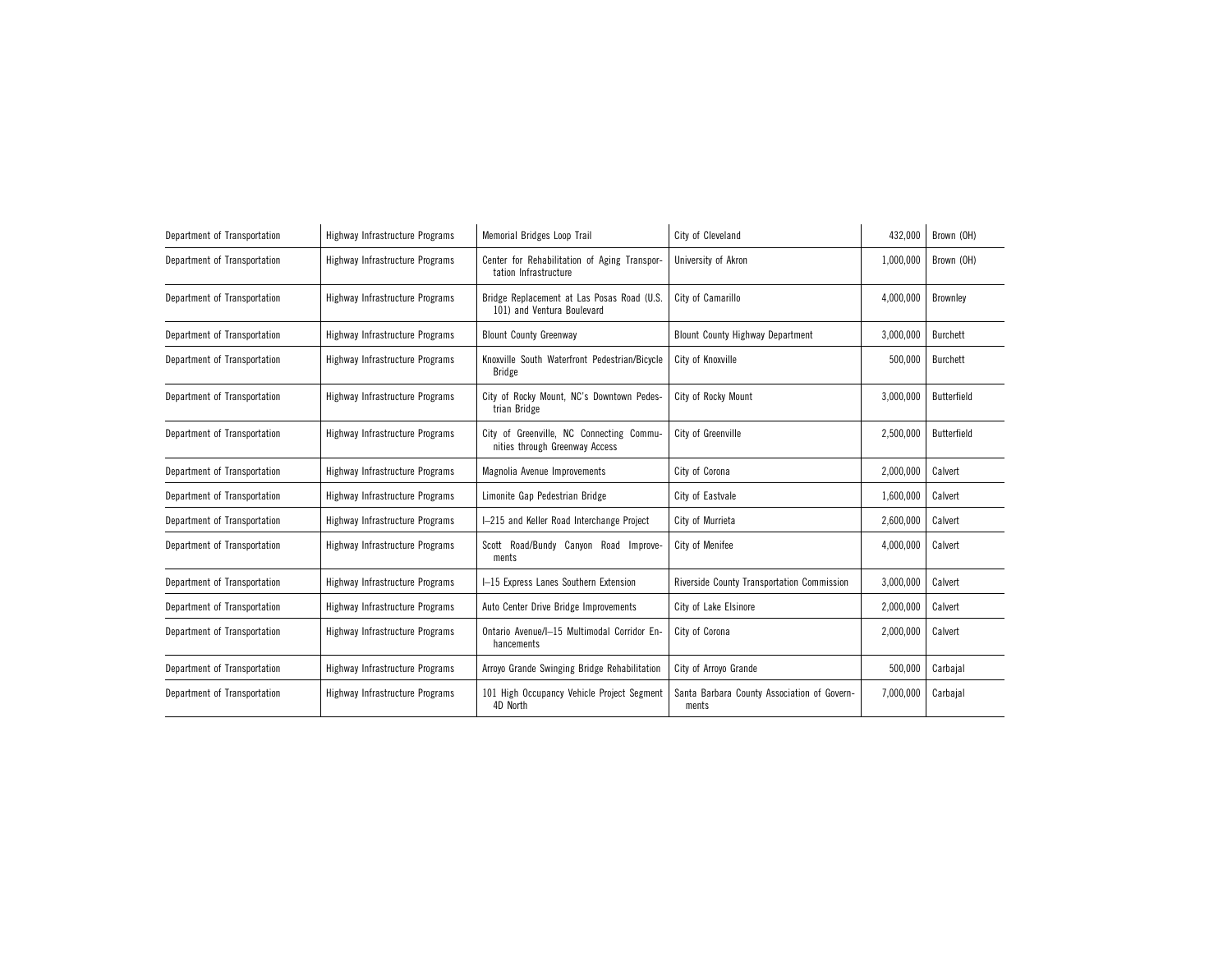| Department of Transportation | Highway Infrastructure Programs | Memorial Bridges Loop Trail | City of Cleveland | 432,000 | Brown (OH) |
|---|---|---|---|---|---|
| Department of Transportation | Highway Infrastructure Programs | Center for Rehabilitation of Aging Transportation Infrastructure | University of Akron | 1,000,000 | Brown (OH) |
| Department of Transportation | Highway Infrastructure Programs | Bridge Replacement at Las Posas Road (U.S. 101) and Ventura Boulevard | City of Camarillo | 4,000,000 | Brownley |
| Department of Transportation | Highway Infrastructure Programs | Blount County Greenway | Blount County Highway Department | 3,000,000 | Burchett |
| Department of Transportation | Highway Infrastructure Programs | Knoxville South Waterfront Pedestrian/Bicycle Bridge | City of Knoxville | 500,000 | Burchett |
| Department of Transportation | Highway Infrastructure Programs | City of Rocky Mount, NC's Downtown Pedestrian Bridge | City of Rocky Mount | 3,000,000 | Butterfield |
| Department of Transportation | Highway Infrastructure Programs | City of Greenville, NC Connecting Communities through Greenway Access | City of Greenville | 2,500,000 | Butterfield |
| Department of Transportation | Highway Infrastructure Programs | Magnolia Avenue Improvements | City of Corona | 2,000,000 | Calvert |
| Department of Transportation | Highway Infrastructure Programs | Limonite Gap Pedestrian Bridge | City of Eastvale | 1,600,000 | Calvert |
| Department of Transportation | Highway Infrastructure Programs | I–215 and Keller Road Interchange Project | City of Murrieta | 2,600,000 | Calvert |
| Department of Transportation | Highway Infrastructure Programs | Scott Road/Bundy Canyon Road Improvements | City of Menifee | 4,000,000 | Calvert |
| Department of Transportation | Highway Infrastructure Programs | I–15 Express Lanes Southern Extension | Riverside County Transportation Commission | 3,000,000 | Calvert |
| Department of Transportation | Highway Infrastructure Programs | Auto Center Drive Bridge Improvements | City of Lake Elsinore | 2,000,000 | Calvert |
| Department of Transportation | Highway Infrastructure Programs | Ontario Avenue/I–15 Multimodal Corridor Enhancements | City of Corona | 2,000,000 | Calvert |
| Department of Transportation | Highway Infrastructure Programs | Arroyo Grande Swinging Bridge Rehabilitation | City of Arroyo Grande | 500,000 | Carbajal |
| Department of Transportation | Highway Infrastructure Programs | 101 High Occupancy Vehicle Project Segment 4D North | Santa Barbara County Association of Governments | 7,000,000 | Carbajal |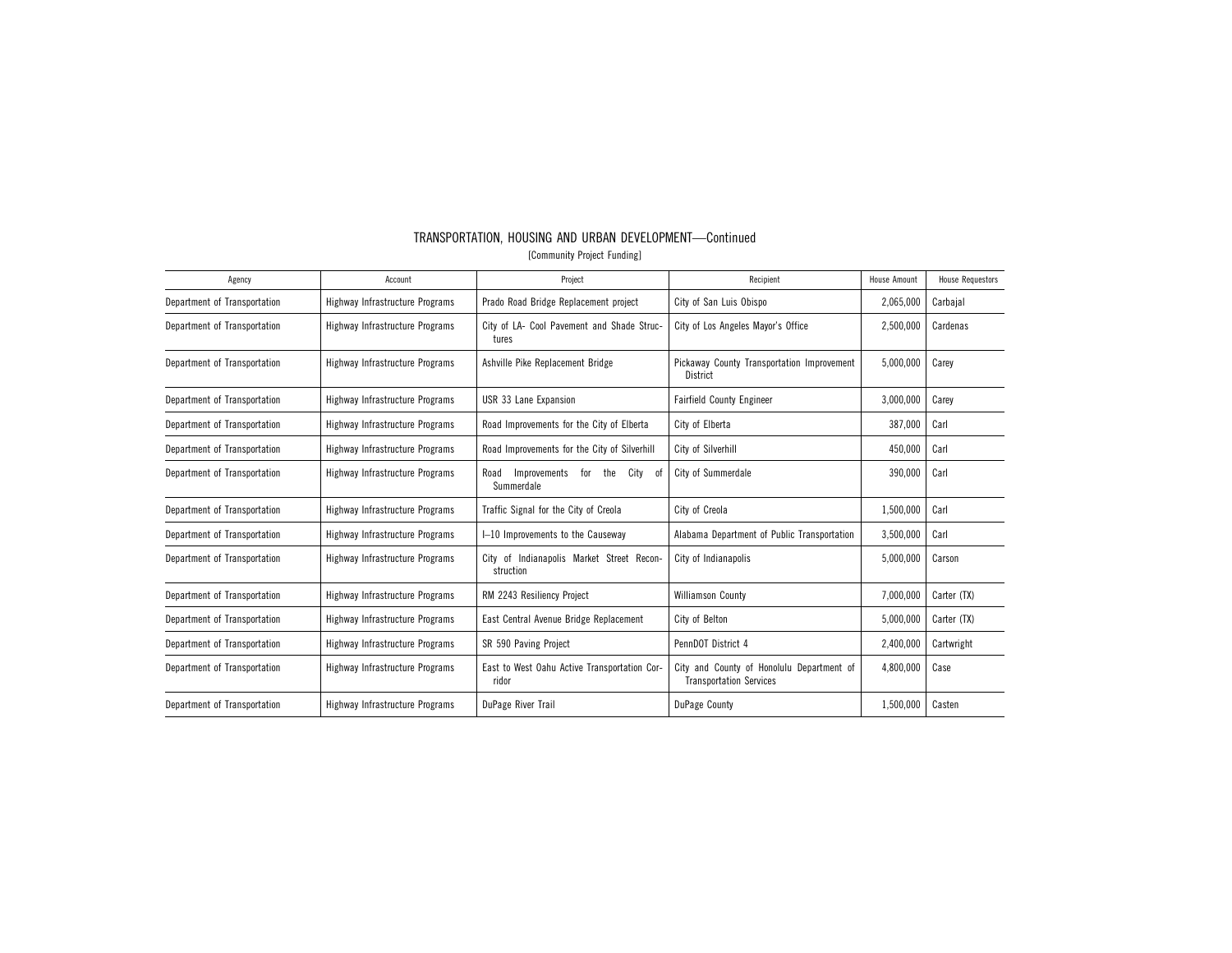# TRANSPORTATION, HOUSING AND URBAN DEVELOPMENT—Continued

[Community Project Funding]

| Agency | Account | Project | Recipient | House Amount | House Requestors |
|---|---|---|---|---|---|
| Department of Transportation | Highway Infrastructure Programs | Prado Road Bridge Replacement project | City of San Luis Obispo | 2,065,000 | Carbajal |
| Department of Transportation | Highway Infrastructure Programs | City of LA- Cool Pavement and Shade Structures | City of Los Angeles Mayor's Office | 2,500,000 | Cardenas |
| Department of Transportation | Highway Infrastructure Programs | Ashville Pike Replacement Bridge | Pickaway County Transportation Improvement District | 5,000,000 | Carey |
| Department of Transportation | Highway Infrastructure Programs | USR 33 Lane Expansion | Fairfield County Engineer | 3,000,000 | Carey |
| Department of Transportation | Highway Infrastructure Programs | Road Improvements for the City of Elberta | City of Elberta | 387,000 | Carl |
| Department of Transportation | Highway Infrastructure Programs | Road Improvements for the City of Silverhill | City of Silverhill | 450,000 | Carl |
| Department of Transportation | Highway Infrastructure Programs | Road Improvements for the City of Summerdale | City of Summerdale | 390,000 | Carl |
| Department of Transportation | Highway Infrastructure Programs | Traffic Signal for the City of Creola | City of Creola | 1,500,000 | Carl |
| Department of Transportation | Highway Infrastructure Programs | I–10 Improvements to the Causeway | Alabama Department of Public Transportation | 3,500,000 | Carl |
| Department of Transportation | Highway Infrastructure Programs | City of Indianapolis Market Street Reconstruction | City of Indianapolis | 5,000,000 | Carson |
| Department of Transportation | Highway Infrastructure Programs | RM 2243 Resiliency Project | Williamson County | 7,000,000 | Carter (TX) |
| Department of Transportation | Highway Infrastructure Programs | East Central Avenue Bridge Replacement | City of Belton | 5,000,000 | Carter (TX) |
| Department of Transportation | Highway Infrastructure Programs | SR 590 Paving Project | PennDOT District 4 | 2,400,000 | Cartwright |
| Department of Transportation | Highway Infrastructure Programs | East to West Oahu Active Transportation Corridor | City and County of Honolulu Department of Transportation Services | 4,800,000 | Case |
| Department of Transportation | Highway Infrastructure Programs | DuPage River Trail | DuPage County | 1,500,000 | Casten |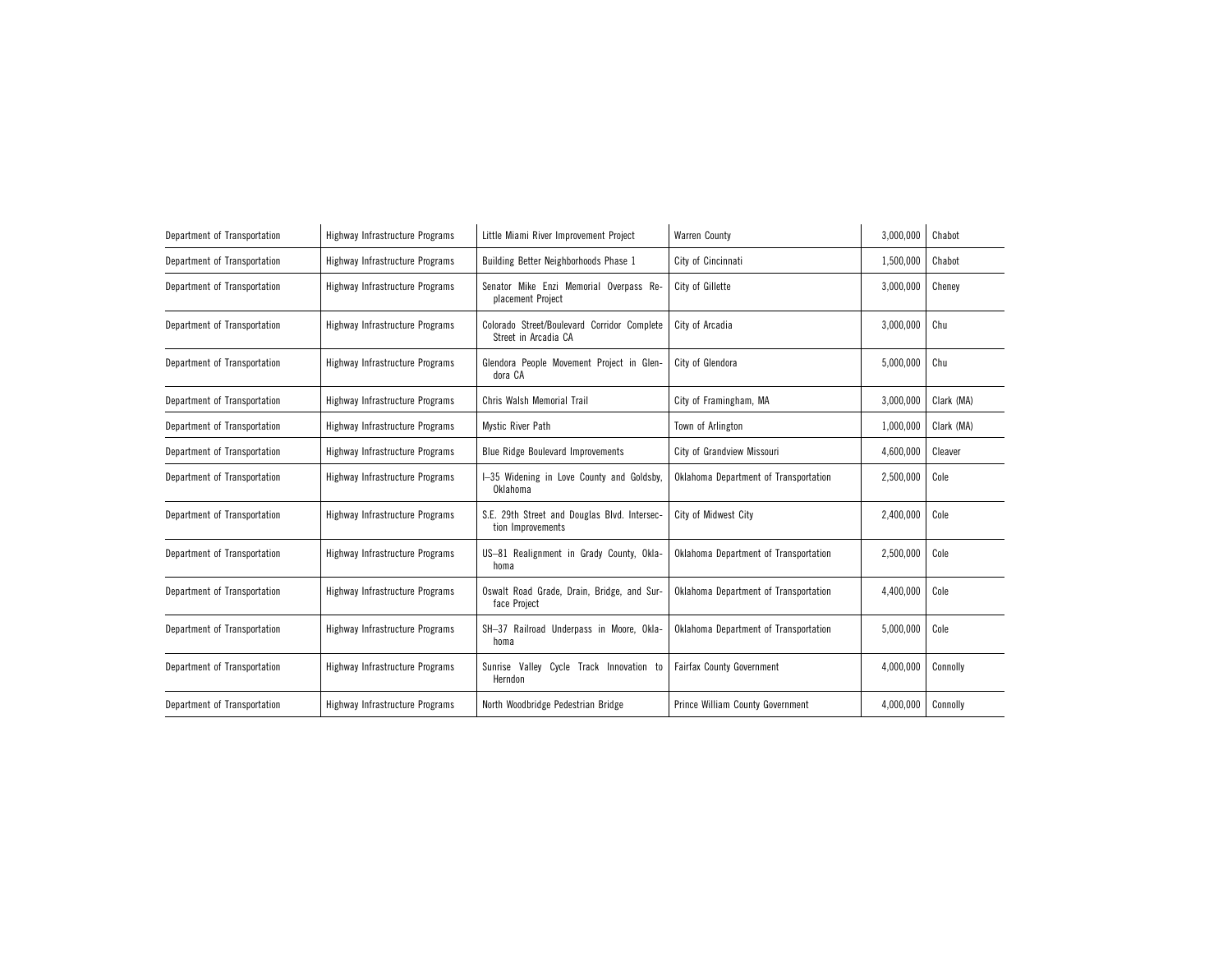| | | | | | |
|---|---|---|---|---|---|
| Department of Transportation | Highway Infrastructure Programs | Little Miami River Improvement Project | Warren County | 3,000,000 | Chabot |
| Department of Transportation | Highway Infrastructure Programs | Building Better Neighborhoods Phase 1 | City of Cincinnati | 1,500,000 | Chabot |
| Department of Transportation | Highway Infrastructure Programs | Senator Mike Enzi Memorial Overpass Replacement Project | City of Gillette | 3,000,000 | Cheney |
| Department of Transportation | Highway Infrastructure Programs | Colorado Street/Boulevard Corridor Complete Street in Arcadia CA | City of Arcadia | 3,000,000 | Chu |
| Department of Transportation | Highway Infrastructure Programs | Glendora People Movement Project in Glendora CA | City of Glendora | 5,000,000 | Chu |
| Department of Transportation | Highway Infrastructure Programs | Chris Walsh Memorial Trail | City of Framingham, MA | 3,000,000 | Clark (MA) |
| Department of Transportation | Highway Infrastructure Programs | Mystic River Path | Town of Arlington | 1,000,000 | Clark (MA) |
| Department of Transportation | Highway Infrastructure Programs | Blue Ridge Boulevard Improvements | City of Grandview Missouri | 4,600,000 | Cleaver |
| Department of Transportation | Highway Infrastructure Programs | I–35 Widening in Love County and Goldsby, Oklahoma | Oklahoma Department of Transportation | 2,500,000 | Cole |
| Department of Transportation | Highway Infrastructure Programs | S.E. 29th Street and Douglas Blvd. Intersection Improvements | City of Midwest City | 2,400,000 | Cole |
| Department of Transportation | Highway Infrastructure Programs | US–81 Realignment in Grady County, Oklahoma | Oklahoma Department of Transportation | 2,500,000 | Cole |
| Department of Transportation | Highway Infrastructure Programs | Oswalt Road Grade, Drain, Bridge, and Surface Project | Oklahoma Department of Transportation | 4,400,000 | Cole |
| Department of Transportation | Highway Infrastructure Programs | SH–37 Railroad Underpass in Moore, Oklahoma | Oklahoma Department of Transportation | 5,000,000 | Cole |
| Department of Transportation | Highway Infrastructure Programs | Sunrise Valley Cycle Track Innovation to Herndon | Fairfax County Government | 4,000,000 | Connolly |
| Department of Transportation | Highway Infrastructure Programs | North Woodbridge Pedestrian Bridge | Prince William County Government | 4,000,000 | Connolly |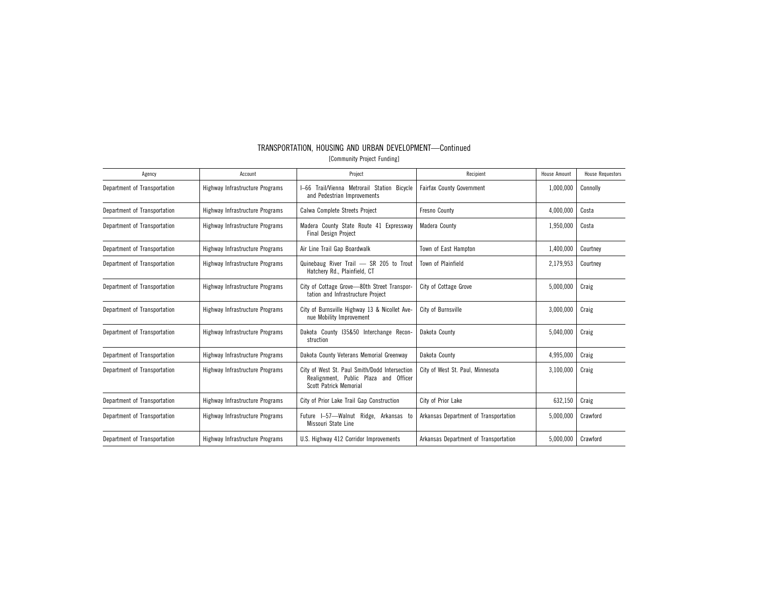TRANSPORTATION, HOUSING AND URBAN DEVELOPMENT—Continued

[Community Project Funding]

| Agency | Account | Project | Recipient | House Amount | House Requestors |
|---|---|---|---|---|---|
| Department of Transportation | Highway Infrastructure Programs | I–66 Trail/Vienna Metrorail Station Bicycle and Pedestrian Improvements | Fairfax County Government | 1,000,000 | Connolly |
| Department of Transportation | Highway Infrastructure Programs | Calwa Complete Streets Project | Fresno County | 4,000,000 | Costa |
| Department of Transportation | Highway Infrastructure Programs | Madera County State Route 41 Expressway Final Design Project | Madera County | 1,950,000 | Costa |
| Department of Transportation | Highway Infrastructure Programs | Air Line Trail Gap Boardwalk | Town of East Hampton | 1,400,000 | Courtney |
| Department of Transportation | Highway Infrastructure Programs | Quinebaug River Trail — SR 205 to Trout Hatchery Rd., Plainfield, CT | Town of Plainfield | 2,179,953 | Courtney |
| Department of Transportation | Highway Infrastructure Programs | City of Cottage Grove—80th Street Transportation and Infrastructure Project | City of Cottage Grove | 5,000,000 | Craig |
| Department of Transportation | Highway Infrastructure Programs | City of Burnsville Highway 13 & Nicollet Avenue Mobility Improvement | City of Burnsville | 3,000,000 | Craig |
| Department of Transportation | Highway Infrastructure Programs | Dakota County I35&50 Interchange Reconstruction | Dakota County | 5,040,000 | Craig |
| Department of Transportation | Highway Infrastructure Programs | Dakota County Veterans Memorial Greenway | Dakota County | 4,995,000 | Craig |
| Department of Transportation | Highway Infrastructure Programs | City of West St. Paul Smith/Dodd Intersection Realignment, Public Plaza and Officer Scott Patrick Memorial | City of West St. Paul, Minnesota | 3,100,000 | Craig |
| Department of Transportation | Highway Infrastructure Programs | City of Prior Lake Trail Gap Construction | City of Prior Lake | 632,150 | Craig |
| Department of Transportation | Highway Infrastructure Programs | Future I–57—Walnut Ridge, Arkansas to Missouri State Line | Arkansas Department of Transportation | 5,000,000 | Crawford |
| Department of Transportation | Highway Infrastructure Programs | U.S. Highway 412 Corridor Improvements | Arkansas Department of Transportation | 5,000,000 | Crawford |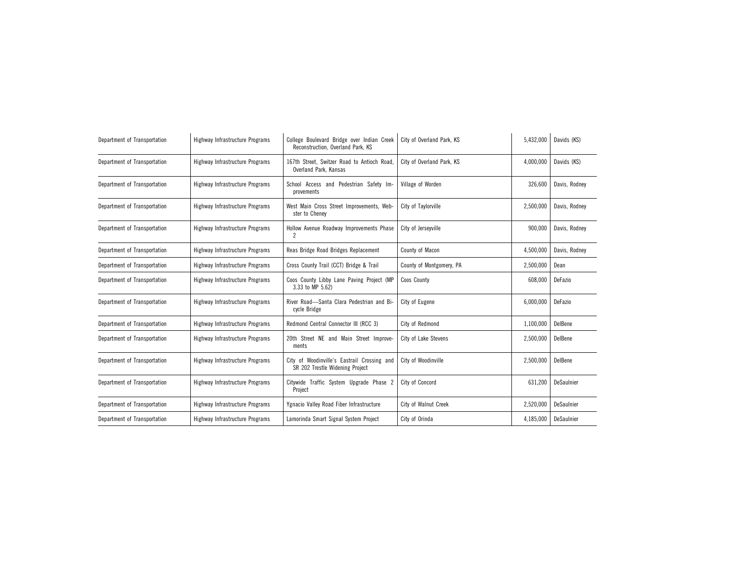| Department of Transportation | Highway Infrastructure Programs | College Boulevard Bridge over Indian Creek Reconstruction, Overland Park, KS | City of Overland Park, KS | 5,432,000 | Davids (KS) |
|---|---|---|---|---|---|
| Department of Transportation | Highway Infrastructure Programs | 167th Street, Switzer Road to Antioch Road, Overland Park, Kansas | City of Overland Park, KS | 4,000,000 | Davids (KS) |
| Department of Transportation | Highway Infrastructure Programs | School Access and Pedestrian Safety Improvements | Village of Worden | 326,600 | Davis, Rodney |
| Department of Transportation | Highway Infrastructure Programs | West Main Cross Street Improvements, Webster to Cheney | City of Taylorville | 2,500,000 | Davis, Rodney |
| Department of Transportation | Highway Infrastructure Programs | Hollow Avenue Roadway Improvements Phase 2 | City of Jerseyville | 900,000 | Davis, Rodney |
| Department of Transportation | Highway Infrastructure Programs | Reas Bridge Road Bridges Replacement | County of Macon | 4,500,000 | Davis, Rodney |
| Department of Transportation | Highway Infrastructure Programs | Cross County Trail (CCT) Bridge & Trail | County of Montgomery, PA | 2,500,000 | Dean |
| Department of Transportation | Highway Infrastructure Programs | Coos County Libby Lane Paving Project (MP 3.33 to MP 5.62) | Coos County | 608,000 | DeFazio |
| Department of Transportation | Highway Infrastructure Programs | River Road—Santa Clara Pedestrian and Bicycle Bridge | City of Eugene | 6,000,000 | DeFazio |
| Department of Transportation | Highway Infrastructure Programs | Redmond Central Connector III (RCC 3) | City of Redmond | 1,100,000 | DelBene |
| Department of Transportation | Highway Infrastructure Programs | 20th Street NE and Main Street Improvements | City of Lake Stevens | 2,500,000 | DelBene |
| Department of Transportation | Highway Infrastructure Programs | City of Woodinville's Eastrail Crossing and SR 202 Trestle Widening Project | City of Woodinville | 2,500,000 | DelBene |
| Department of Transportation | Highway Infrastructure Programs | Citywide Traffic System Upgrade Phase 2 Project | City of Concord | 631,200 | DeSaulnier |
| Department of Transportation | Highway Infrastructure Programs | Ygnacio Valley Road Fiber Infrastructure | City of Walnut Creek | 2,520,000 | DeSaulnier |
| Department of Transportation | Highway Infrastructure Programs | Lamorinda Smart Signal System Project | City of Orinda | 4,185,000 | DeSaulnier |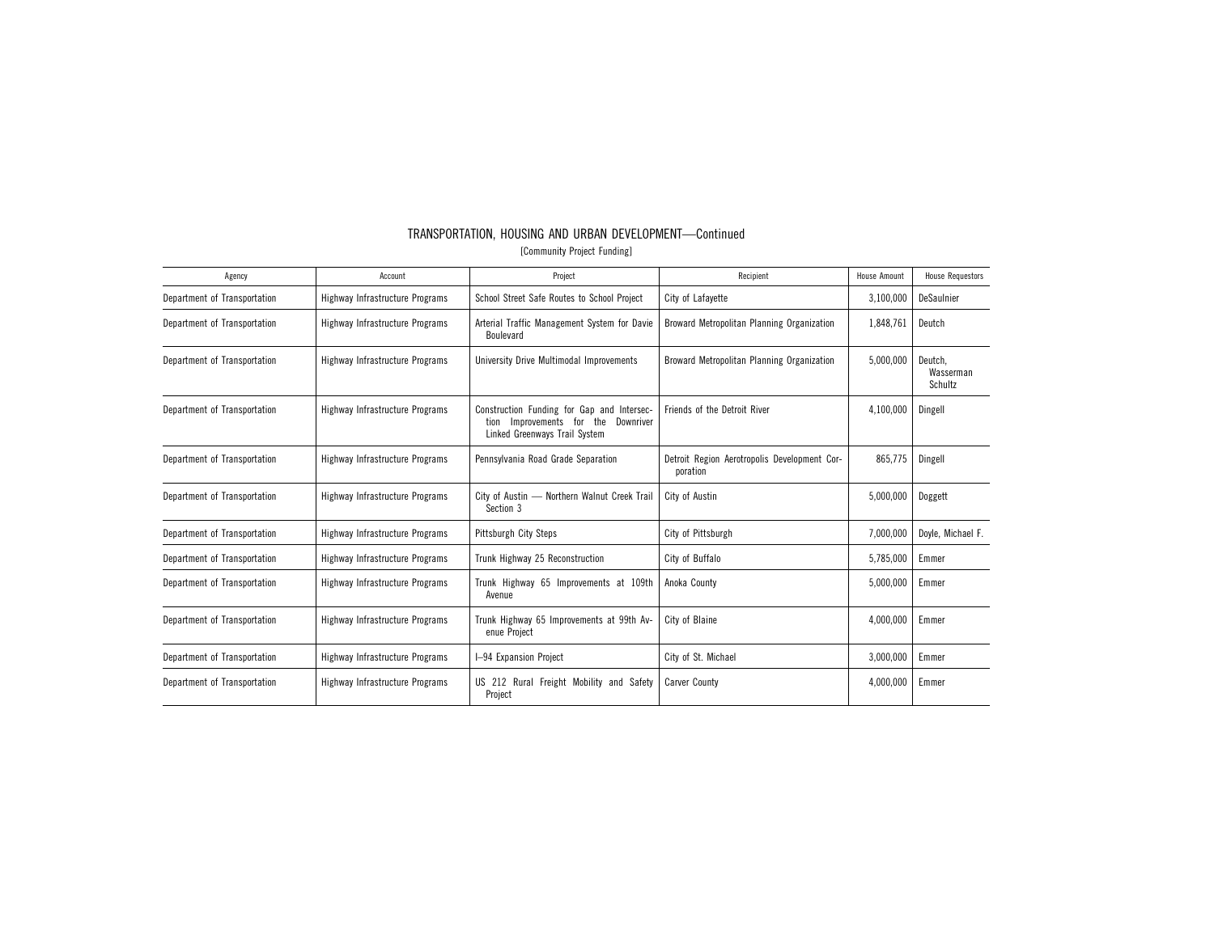# TRANSPORTATION, HOUSING AND URBAN DEVELOPMENT—Continued

[Community Project Funding]

| Agency | Account | Project | Recipient | House Amount | House Requestors |
|---|---|---|---|---|---|
| Department of Transportation | Highway Infrastructure Programs | School Street Safe Routes to School Project | City of Lafayette | 3,100,000 | DeSaulnier |
| Department of Transportation | Highway Infrastructure Programs | Arterial Traffic Management System for Davie Boulevard | Broward Metropolitan Planning Organization | 1,848,761 | Deutch |
| Department of Transportation | Highway Infrastructure Programs | University Drive Multimodal Improvements | Broward Metropolitan Planning Organization | 5,000,000 | Deutch, Wasserman Schultz |
| Department of Transportation | Highway Infrastructure Programs | Construction Funding for Gap and Intersection Improvements for the Downriver Linked Greenways Trail System | Friends of the Detroit River | 4,100,000 | Dingell |
| Department of Transportation | Highway Infrastructure Programs | Pennsylvania Road Grade Separation | Detroit Region Aerotropolis Development Corporation | 865,775 | Dingell |
| Department of Transportation | Highway Infrastructure Programs | City of Austin — Northern Walnut Creek Trail Section 3 | City of Austin | 5,000,000 | Doggett |
| Department of Transportation | Highway Infrastructure Programs | Pittsburgh City Steps | City of Pittsburgh | 7,000,000 | Doyle, Michael F. |
| Department of Transportation | Highway Infrastructure Programs | Trunk Highway 25 Reconstruction | City of Buffalo | 5,785,000 | Emmer |
| Department of Transportation | Highway Infrastructure Programs | Trunk Highway 65 Improvements at 109th Avenue | Anoka County | 5,000,000 | Emmer |
| Department of Transportation | Highway Infrastructure Programs | Trunk Highway 65 Improvements at 99th Avenue Project | City of Blaine | 4,000,000 | Emmer |
| Department of Transportation | Highway Infrastructure Programs | I–94 Expansion Project | City of St. Michael | 3,000,000 | Emmer |
| Department of Transportation | Highway Infrastructure Programs | US 212 Rural Freight Mobility and Safety Project | Carver County | 4,000,000 | Emmer |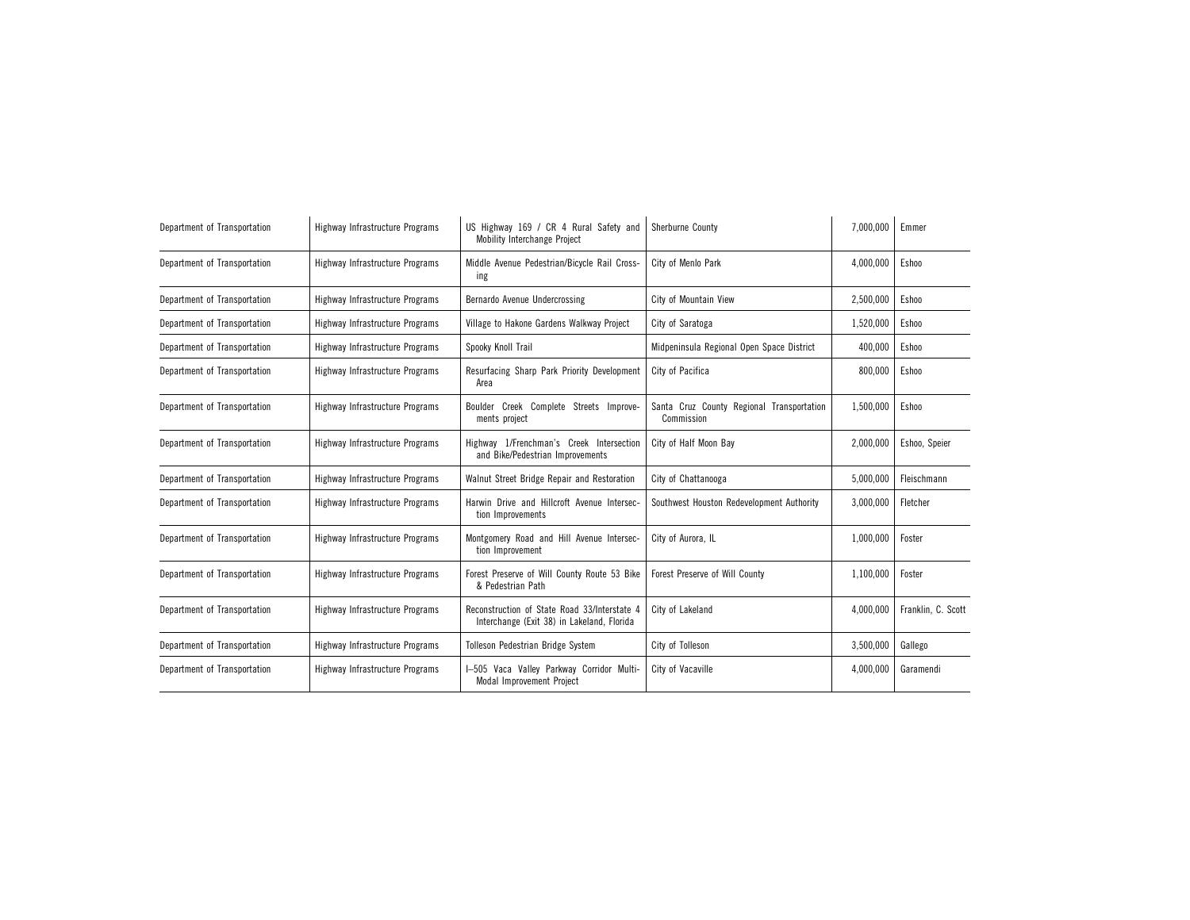| | | | | | |
|---|---|---|---|---|---|
| Department of Transportation | Highway Infrastructure Programs | US Highway 169 / CR 4 Rural Safety and Mobility Interchange Project | Sherburne County | 7,000,000 | Emmer |
| Department of Transportation | Highway Infrastructure Programs | Middle Avenue Pedestrian/Bicycle Rail Crossing | City of Menlo Park | 4,000,000 | Eshoo |
| Department of Transportation | Highway Infrastructure Programs | Bernardo Avenue Undercrossing | City of Mountain View | 2,500,000 | Eshoo |
| Department of Transportation | Highway Infrastructure Programs | Village to Hakone Gardens Walkway Project | City of Saratoga | 1,520,000 | Eshoo |
| Department of Transportation | Highway Infrastructure Programs | Spooky Knoll Trail | Midpeninsula Regional Open Space District | 400,000 | Eshoo |
| Department of Transportation | Highway Infrastructure Programs | Resurfacing Sharp Park Priority Development Area | City of Pacifica | 800,000 | Eshoo |
| Department of Transportation | Highway Infrastructure Programs | Boulder Creek Complete Streets Improvements project | Santa Cruz County Regional Transportation Commission | 1,500,000 | Eshoo |
| Department of Transportation | Highway Infrastructure Programs | Highway 1/Frenchman's Creek Intersection and Bike/Pedestrian Improvements | City of Half Moon Bay | 2,000,000 | Eshoo, Speier |
| Department of Transportation | Highway Infrastructure Programs | Walnut Street Bridge Repair and Restoration | City of Chattanooga | 5,000,000 | Fleischmann |
| Department of Transportation | Highway Infrastructure Programs | Harwin Drive and Hillcroft Avenue Intersection Improvements | Southwest Houston Redevelopment Authority | 3,000,000 | Fletcher |
| Department of Transportation | Highway Infrastructure Programs | Montgomery Road and Hill Avenue Intersection Improvement | City of Aurora, IL | 1,000,000 | Foster |
| Department of Transportation | Highway Infrastructure Programs | Forest Preserve of Will County Route 53 Bike & Pedestrian Path | Forest Preserve of Will County | 1,100,000 | Foster |
| Department of Transportation | Highway Infrastructure Programs | Reconstruction of State Road 33/Interstate 4 Interchange (Exit 38) in Lakeland, Florida | City of Lakeland | 4,000,000 | Franklin, C. Scott |
| Department of Transportation | Highway Infrastructure Programs | Tolleson Pedestrian Bridge System | City of Tolleson | 3,500,000 | Gallego |
| Department of Transportation | Highway Infrastructure Programs | I–505 Vaca Valley Parkway Corridor Multi-Modal Improvement Project | City of Vacaville | 4,000,000 | Garamendi |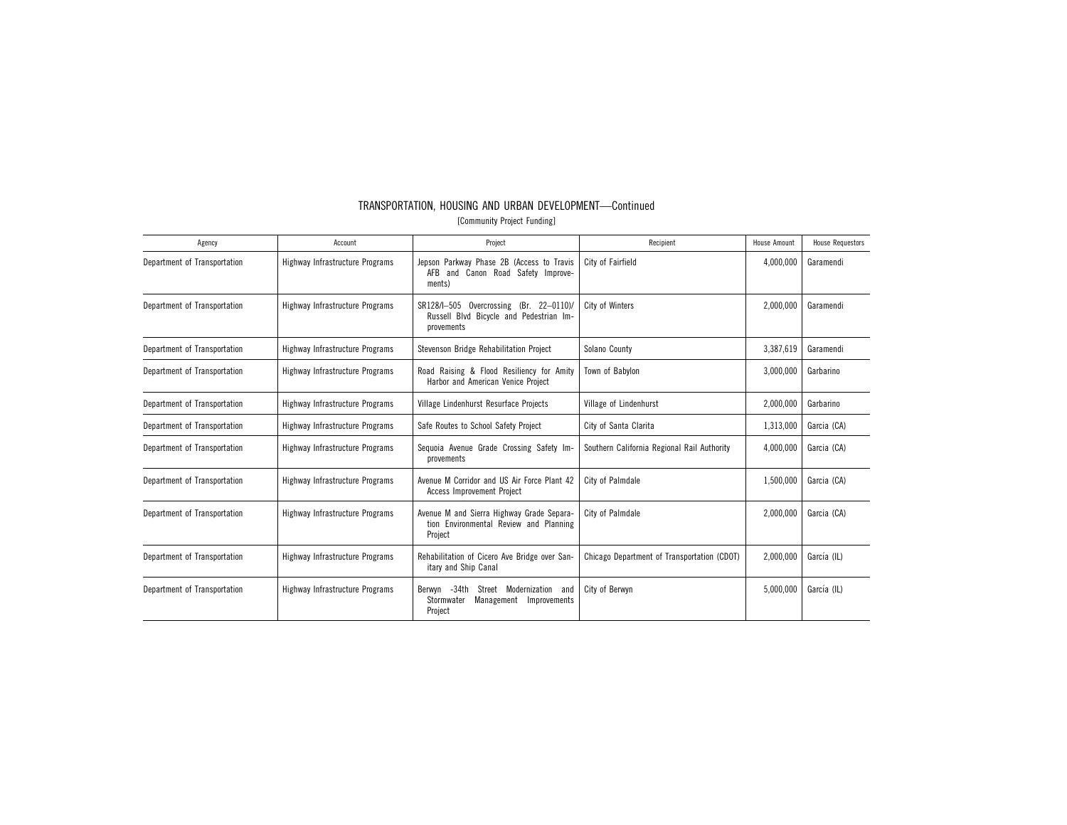## TRANSPORTATION, HOUSING AND URBAN DEVELOPMENT—Continued

[Community Project Funding]

| Agency | Account | Project | Recipient | House Amount | House Requestors |
|---|---|---|---|---|---|
| Department of Transportation | Highway Infrastructure Programs | Jepson Parkway Phase 2B (Access to Travis AFB and Canon Road Safety Improvements) | City of Fairfield | 4,000,000 | Garamendi |
| Department of Transportation | Highway Infrastructure Programs | SR128/I–505 Overcrossing (Br. 22–0110)/ Russell Blvd Bicycle and Pedestrian Improvements | City of Winters | 2,000,000 | Garamendi |
| Department of Transportation | Highway Infrastructure Programs | Stevenson Bridge Rehabilitation Project | Solano County | 3,387,619 | Garamendi |
| Department of Transportation | Highway Infrastructure Programs | Road Raising & Flood Resiliency for Amity Harbor and American Venice Project | Town of Babylon | 3,000,000 | Garbarino |
| Department of Transportation | Highway Infrastructure Programs | Village Lindenhurst Resurface Projects | Village of Lindenhurst | 2,000,000 | Garbarino |
| Department of Transportation | Highway Infrastructure Programs | Safe Routes to School Safety Project | City of Santa Clarita | 1,313,000 | Garcia (CA) |
| Department of Transportation | Highway Infrastructure Programs | Sequoia Avenue Grade Crossing Safety Improvements | Southern California Regional Rail Authority | 4,000,000 | Garcia (CA) |
| Department of Transportation | Highway Infrastructure Programs | Avenue M Corridor and US Air Force Plant 42 Access Improvement Project | City of Palmdale | 1,500,000 | Garcia (CA) |
| Department of Transportation | Highway Infrastructure Programs | Avenue M and Sierra Highway Grade Separation Environmental Review and Planning Project | City of Palmdale | 2,000,000 | Garcia (CA) |
| Department of Transportation | Highway Infrastructure Programs | Rehabilitation of Cicero Ave Bridge over Sanitary and Ship Canal | Chicago Department of Transportation (CDOT) | 2,000,000 | García (IL) |
| Department of Transportation | Highway Infrastructure Programs | Berwyn -34th Street Modernization and Stormwater Management Improvements Project | City of Berwyn | 5,000,000 | García (IL) |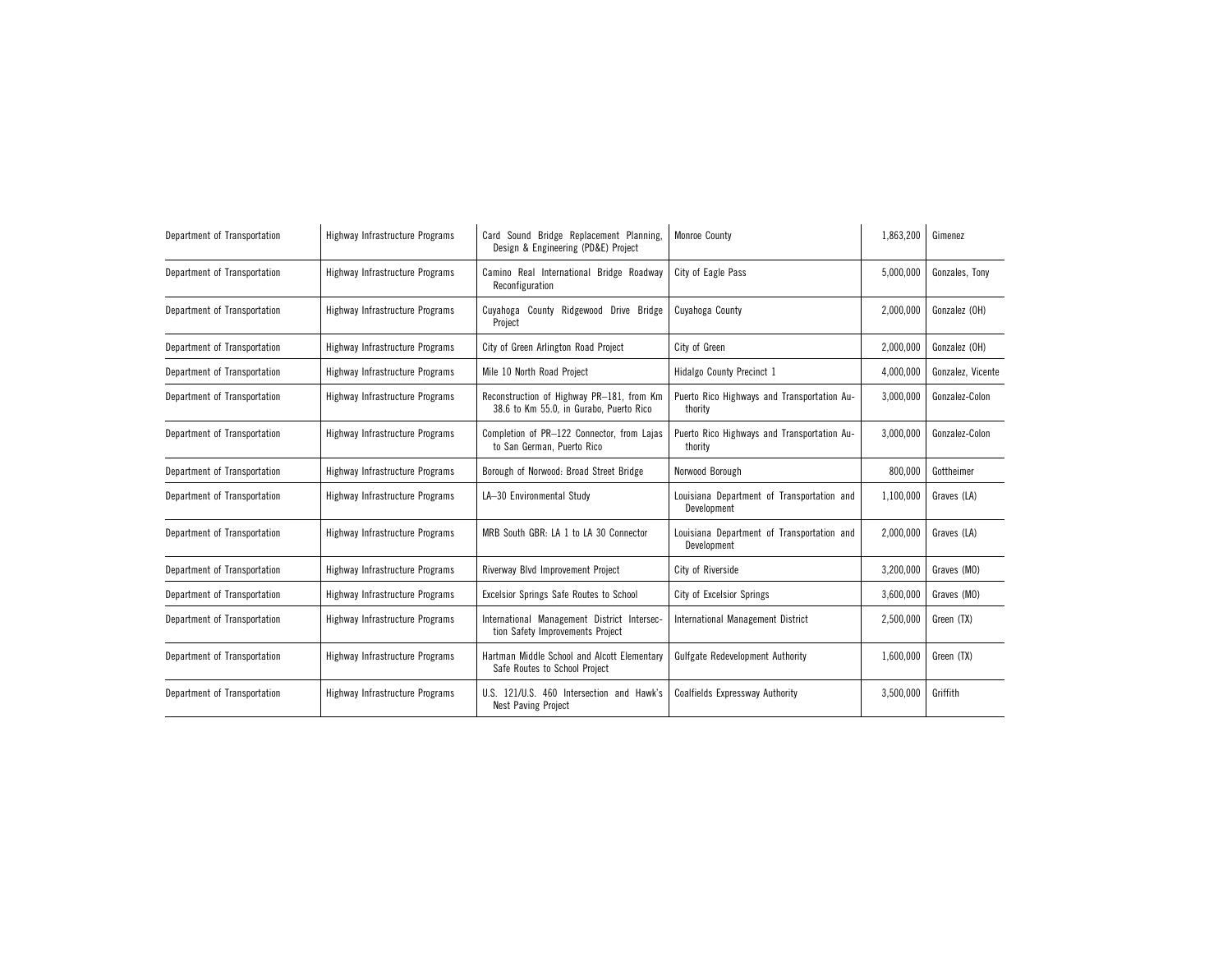| Department of Transportation | Highway Infrastructure Programs | Card Sound Bridge Replacement Planning, Design & Engineering (PD&E) Project | Monroe County | 1,863,200 | Gimenez |
|---|---|---|---|---|---|
| Department of Transportation | Highway Infrastructure Programs | Camino Real International Bridge Roadway Reconfiguration | City of Eagle Pass | 5,000,000 | Gonzales, Tony |
| Department of Transportation | Highway Infrastructure Programs | Cuyahoga County Ridgewood Drive Bridge Project | Cuyahoga County | 2,000,000 | Gonzalez (OH) |
| Department of Transportation | Highway Infrastructure Programs | City of Green Arlington Road Project | City of Green | 2,000,000 | Gonzalez (OH) |
| Department of Transportation | Highway Infrastructure Programs | Mile 10 North Road Project | Hidalgo County Precinct 1 | 4,000,000 | Gonzalez, Vicente |
| Department of Transportation | Highway Infrastructure Programs | Reconstruction of Highway PR–181, from Km 38.6 to Km 55.0, in Gurabo, Puerto Rico | Puerto Rico Highways and Transportation Authority | 3,000,000 | Gonzalez-Colon |
| Department of Transportation | Highway Infrastructure Programs | Completion of PR–122 Connector, from Lajas to San German, Puerto Rico | Puerto Rico Highways and Transportation Authority | 3,000,000 | Gonzalez-Colon |
| Department of Transportation | Highway Infrastructure Programs | Borough of Norwood: Broad Street Bridge | Norwood Borough | 800,000 | Gottheimer |
| Department of Transportation | Highway Infrastructure Programs | LA–30 Environmental Study | Louisiana Department of Transportation and Development | 1,100,000 | Graves (LA) |
| Department of Transportation | Highway Infrastructure Programs | MRB South GBR: LA 1 to LA 30 Connector | Louisiana Department of Transportation and Development | 2,000,000 | Graves (LA) |
| Department of Transportation | Highway Infrastructure Programs | Riverway Blvd Improvement Project | City of Riverside | 3,200,000 | Graves (MO) |
| Department of Transportation | Highway Infrastructure Programs | Excelsior Springs Safe Routes to School | City of Excelsior Springs | 3,600,000 | Graves (MO) |
| Department of Transportation | Highway Infrastructure Programs | International Management District Intersection Safety Improvements Project | International Management District | 2,500,000 | Green (TX) |
| Department of Transportation | Highway Infrastructure Programs | Hartman Middle School and Alcott Elementary Safe Routes to School Project | Gulfgate Redevelopment Authority | 1,600,000 | Green (TX) |
| Department of Transportation | Highway Infrastructure Programs | U.S. 121/U.S. 460 Intersection and Hawk's Nest Paving Project | Coalfields Expressway Authority | 3,500,000 | Griffith |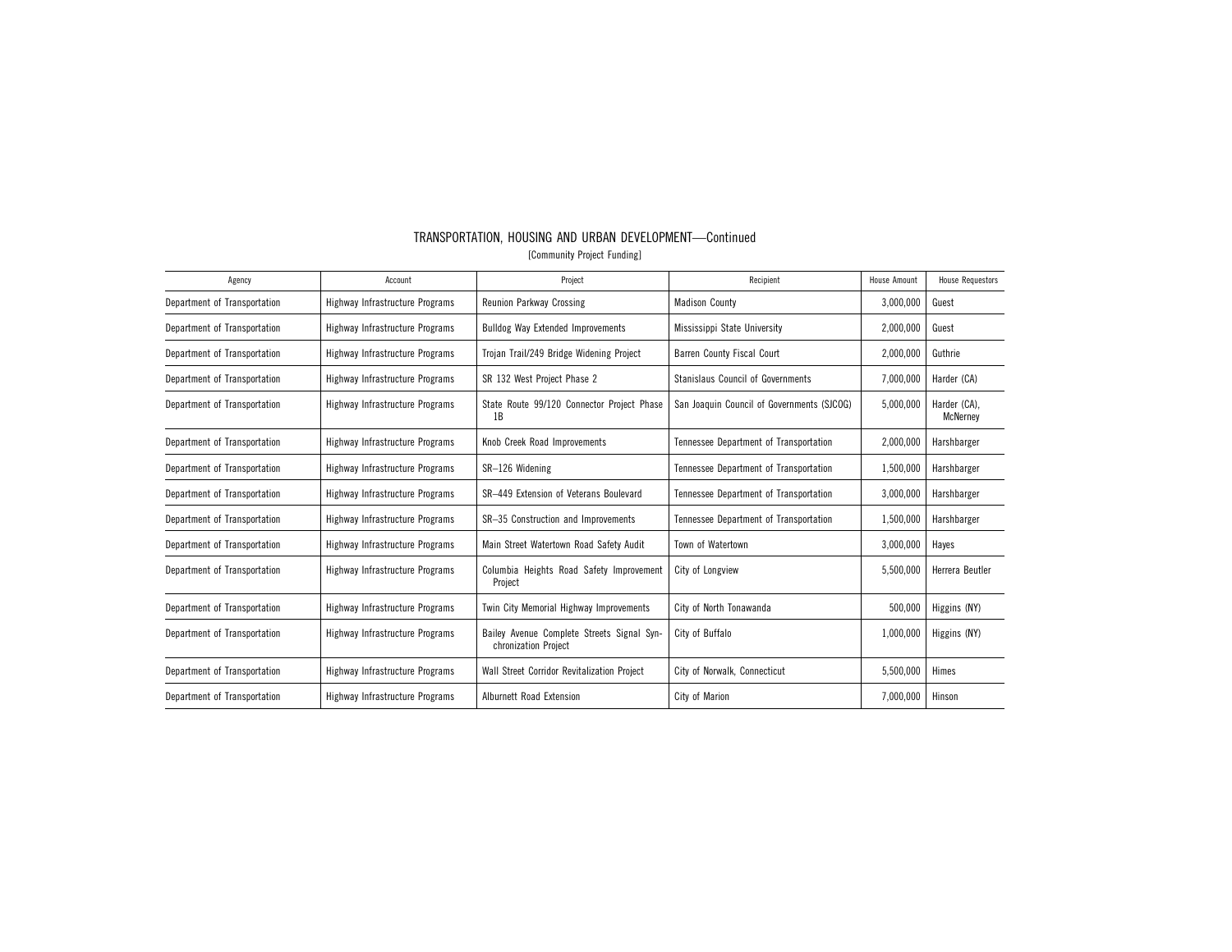## TRANSPORTATION, HOUSING AND URBAN DEVELOPMENT—Continued

[Community Project Funding]

| Agency | Account | Project | Recipient | House Amount | House Requestors |
|---|---|---|---|---|---|
| Department of Transportation | Highway Infrastructure Programs | Reunion Parkway Crossing | Madison County | 3,000,000 | Guest |
| Department of Transportation | Highway Infrastructure Programs | Bulldog Way Extended Improvements | Mississippi State University | 2,000,000 | Guest |
| Department of Transportation | Highway Infrastructure Programs | Trojan Trail/249 Bridge Widening Project | Barren County Fiscal Court | 2,000,000 | Guthrie |
| Department of Transportation | Highway Infrastructure Programs | SR 132 West Project Phase 2 | Stanislaus Council of Governments | 7,000,000 | Harder (CA) |
| Department of Transportation | Highway Infrastructure Programs | State Route 99/120 Connector Project Phase 1B | San Joaquin Council of Governments (SJCOG) | 5,000,000 | Harder (CA), McNerney |
| Department of Transportation | Highway Infrastructure Programs | Knob Creek Road Improvements | Tennessee Department of Transportation | 2,000,000 | Harshbarger |
| Department of Transportation | Highway Infrastructure Programs | SR–126 Widening | Tennessee Department of Transportation | 1,500,000 | Harshbarger |
| Department of Transportation | Highway Infrastructure Programs | SR–449 Extension of Veterans Boulevard | Tennessee Department of Transportation | 3,000,000 | Harshbarger |
| Department of Transportation | Highway Infrastructure Programs | SR–35 Construction and Improvements | Tennessee Department of Transportation | 1,500,000 | Harshbarger |
| Department of Transportation | Highway Infrastructure Programs | Main Street Watertown Road Safety Audit | Town of Watertown | 3,000,000 | Hayes |
| Department of Transportation | Highway Infrastructure Programs | Columbia Heights Road Safety Improvement Project | City of Longview | 5,500,000 | Herrera Beutler |
| Department of Transportation | Highway Infrastructure Programs | Twin City Memorial Highway Improvements | City of North Tonawanda | 500,000 | Higgins (NY) |
| Department of Transportation | Highway Infrastructure Programs | Bailey Avenue Complete Streets Signal Synchronization Project | City of Buffalo | 1,000,000 | Higgins (NY) |
| Department of Transportation | Highway Infrastructure Programs | Wall Street Corridor Revitalization Project | City of Norwalk, Connecticut | 5,500,000 | Himes |
| Department of Transportation | Highway Infrastructure Programs | Alburnett Road Extension | City of Marion | 7,000,000 | Hinson |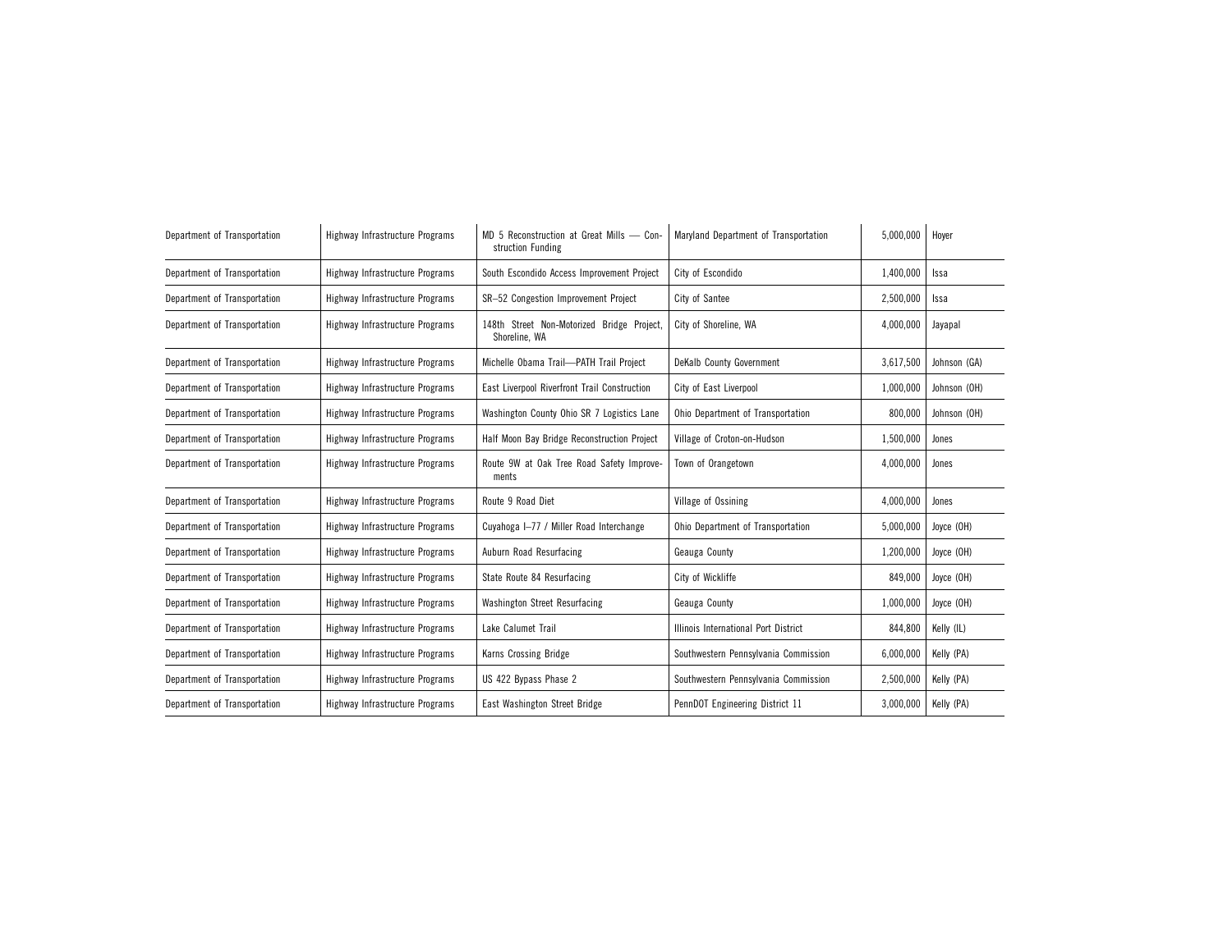| Department of Transportation | Highway Infrastructure Programs | MD 5 Reconstruction at Great Mills — Construction Funding | Maryland Department of Transportation | 5,000,000 | Hoyer |
|---|---|---|---|---|---|
| Department of Transportation | Highway Infrastructure Programs | South Escondido Access Improvement Project | City of Escondido | 1,400,000 | Issa |
| Department of Transportation | Highway Infrastructure Programs | SR–52 Congestion Improvement Project | City of Santee | 2,500,000 | Issa |
| Department of Transportation | Highway Infrastructure Programs | 148th Street Non-Motorized Bridge Project, Shoreline, WA | City of Shoreline, WA | 4,000,000 | Jayapal |
| Department of Transportation | Highway Infrastructure Programs | Michelle Obama Trail—PATH Trail Project | DeKalb County Government | 3,617,500 | Johnson (GA) |
| Department of Transportation | Highway Infrastructure Programs | East Liverpool Riverfront Trail Construction | City of East Liverpool | 1,000,000 | Johnson (OH) |
| Department of Transportation | Highway Infrastructure Programs | Washington County Ohio SR 7 Logistics Lane | Ohio Department of Transportation | 800,000 | Johnson (OH) |
| Department of Transportation | Highway Infrastructure Programs | Half Moon Bay Bridge Reconstruction Project | Village of Croton-on-Hudson | 1,500,000 | Jones |
| Department of Transportation | Highway Infrastructure Programs | Route 9W at Oak Tree Road Safety Improvements | Town of Orangetown | 4,000,000 | Jones |
| Department of Transportation | Highway Infrastructure Programs | Route 9 Road Diet | Village of Ossining | 4,000,000 | Jones |
| Department of Transportation | Highway Infrastructure Programs | Cuyahoga I–77 / Miller Road Interchange | Ohio Department of Transportation | 5,000,000 | Joyce (OH) |
| Department of Transportation | Highway Infrastructure Programs | Auburn Road Resurfacing | Geauga County | 1,200,000 | Joyce (OH) |
| Department of Transportation | Highway Infrastructure Programs | State Route 84 Resurfacing | City of Wickliffe | 849,000 | Joyce (OH) |
| Department of Transportation | Highway Infrastructure Programs | Washington Street Resurfacing | Geauga County | 1,000,000 | Joyce (OH) |
| Department of Transportation | Highway Infrastructure Programs | Lake Calumet Trail | Illinois International Port District | 844,800 | Kelly (IL) |
| Department of Transportation | Highway Infrastructure Programs | Karns Crossing Bridge | Southwestern Pennsylvania Commission | 6,000,000 | Kelly (PA) |
| Department of Transportation | Highway Infrastructure Programs | US 422 Bypass Phase 2 | Southwestern Pennsylvania Commission | 2,500,000 | Kelly (PA) |
| Department of Transportation | Highway Infrastructure Programs | East Washington Street Bridge | PennDOT Engineering District 11 | 3,000,000 | Kelly (PA) |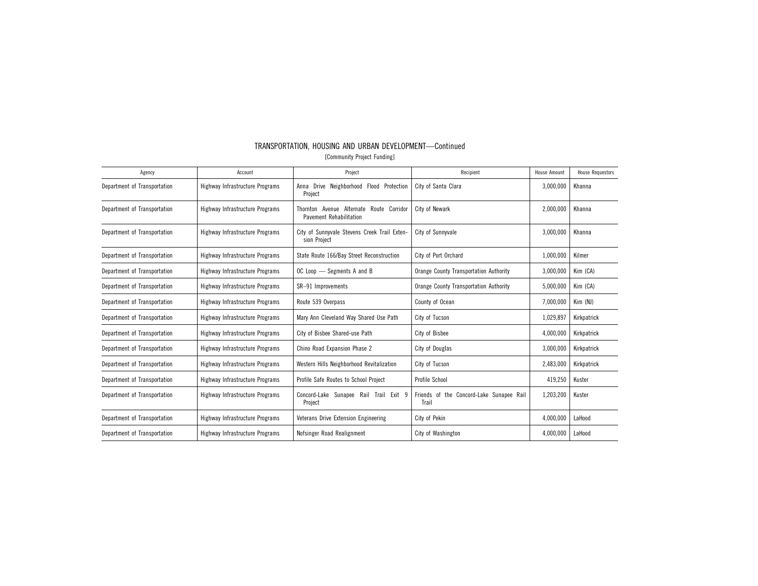## TRANSPORTATION, HOUSING AND URBAN DEVELOPMENT—Continued

[Community Project Funding]

| Agency | Account | Project | Recipient | House Amount | House Requestors |
|---|---|---|---|---|---|
| Department of Transportation | Highway Infrastructure Programs | Anna Drive Neighborhood Flood Protection Project | City of Santa Clara | 3,000,000 | Khanna |
| Department of Transportation | Highway Infrastructure Programs | Thornton Avenue Alternate Route Corridor Pavement Rehabilitation | City of Newark | 2,000,000 | Khanna |
| Department of Transportation | Highway Infrastructure Programs | City of Sunnyvale Stevens Creek Trail Extension Project | City of Sunnyvale | 3,000,000 | Khanna |
| Department of Transportation | Highway Infrastructure Programs | State Route 166/Bay Street Reconstruction | City of Port Orchard | 1,000,000 | Kilmer |
| Department of Transportation | Highway Infrastructure Programs | OC Loop — Segments A and B | Orange County Transportation Authority | 3,000,000 | Kim (CA) |
| Department of Transportation | Highway Infrastructure Programs | SR–91 Improvements | Orange County Transportation Authority | 5,000,000 | Kim (CA) |
| Department of Transportation | Highway Infrastructure Programs | Route 539 Overpass | County of Ocean | 7,000,000 | Kim (NJ) |
| Department of Transportation | Highway Infrastructure Programs | Mary Ann Cleveland Way Shared Use Path | City of Tucson | 1,029,897 | Kirkpatrick |
| Department of Transportation | Highway Infrastructure Programs | City of Bisbee Shared-use Path | City of Bisbee | 4,000,000 | Kirkpatrick |
| Department of Transportation | Highway Infrastructure Programs | Chino Road Expansion Phase 2 | City of Douglas | 3,000,000 | Kirkpatrick |
| Department of Transportation | Highway Infrastructure Programs | Western Hills Neighborhood Revitalization | City of Tucson | 2,483,000 | Kirkpatrick |
| Department of Transportation | Highway Infrastructure Programs | Profile Safe Routes to School Project | Profile School | 419,250 | Kuster |
| Department of Transportation | Highway Infrastructure Programs | Concord-Lake Sunapee Rail Trail Exit 9 Project | Friends of the Concord-Lake Sunapee Rail Trail | 1,203,200 | Kuster |
| Department of Transportation | Highway Infrastructure Programs | Veterans Drive Extension Engineering | City of Pekin | 4,000,000 | LaHood |
| Department of Transportation | Highway Infrastructure Programs | Nofsinger Road Realignment | City of Washington | 4,000,000 | LaHood |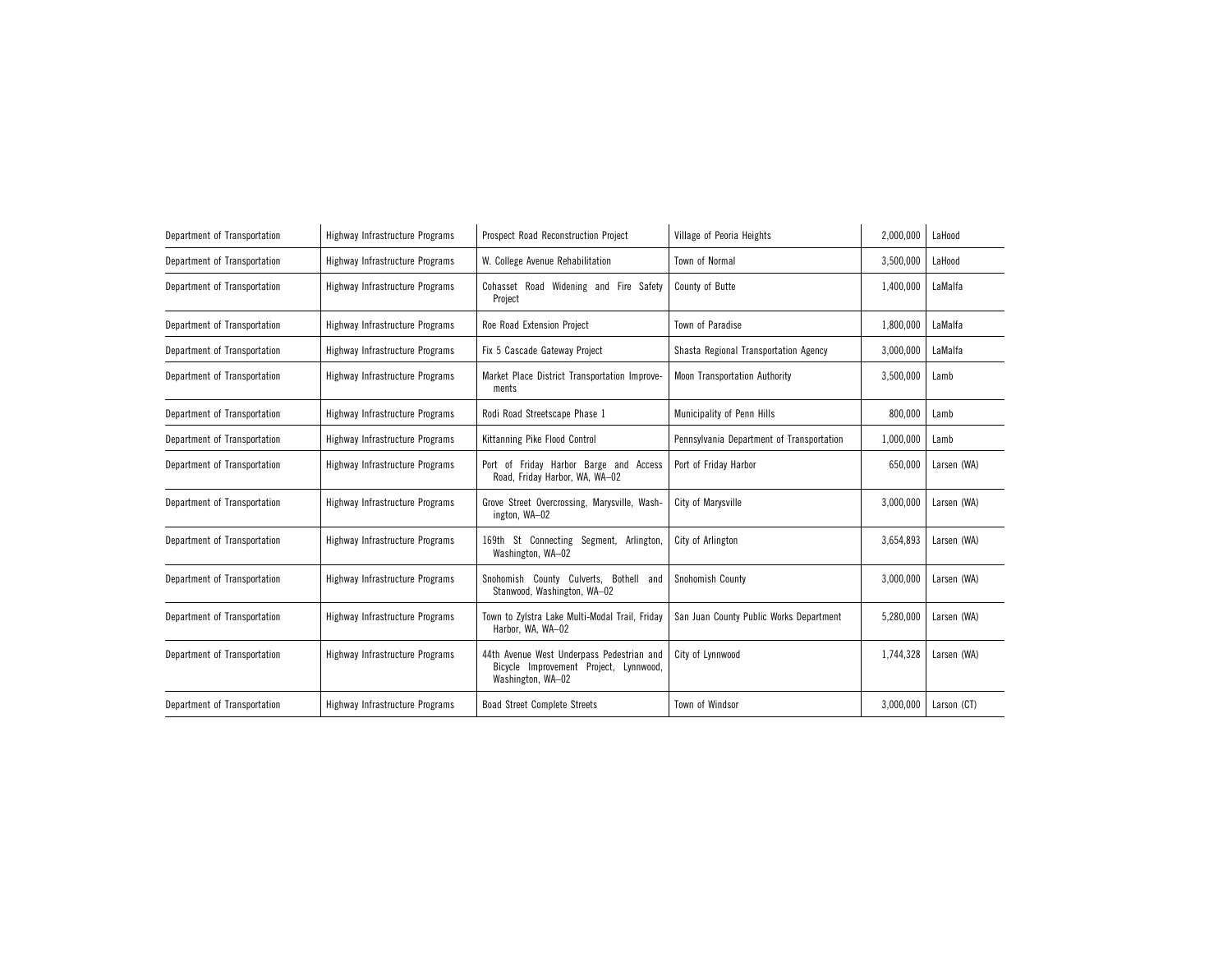| Department of Transportation | Highway Infrastructure Programs | Prospect Road Reconstruction Project | Village of Peoria Heights | 2,000,000 | LaHood |
|---|---|---|---|---|---|
| Department of Transportation | Highway Infrastructure Programs | W. College Avenue Rehabilitation | Town of Normal | 3,500,000 | LaHood |
| Department of Transportation | Highway Infrastructure Programs | Cohasset Road Widening and Fire Safety Project | County of Butte | 1,400,000 | LaMalfa |
| Department of Transportation | Highway Infrastructure Programs | Roe Road Extension Project | Town of Paradise | 1,800,000 | LaMalfa |
| Department of Transportation | Highway Infrastructure Programs | Fix 5 Cascade Gateway Project | Shasta Regional Transportation Agency | 3,000,000 | LaMalfa |
| Department of Transportation | Highway Infrastructure Programs | Market Place District Transportation Improvements | Moon Transportation Authority | 3,500,000 | Lamb |
| Department of Transportation | Highway Infrastructure Programs | Rodi Road Streetscape Phase 1 | Municipality of Penn Hills | 800,000 | Lamb |
| Department of Transportation | Highway Infrastructure Programs | Kittanning Pike Flood Control | Pennsylvania Department of Transportation | 1,000,000 | Lamb |
| Department of Transportation | Highway Infrastructure Programs | Port of Friday Harbor Barge and Access Road, Friday Harbor, WA, WA–02 | Port of Friday Harbor | 650,000 | Larsen (WA) |
| Department of Transportation | Highway Infrastructure Programs | Grove Street Overcrossing, Marysville, Washington, WA–02 | City of Marysville | 3,000,000 | Larsen (WA) |
| Department of Transportation | Highway Infrastructure Programs | 169th St Connecting Segment, Arlington, Washington, WA–02 | City of Arlington | 3,654,893 | Larsen (WA) |
| Department of Transportation | Highway Infrastructure Programs | Snohomish County Culverts, Bothell and Stanwood, Washington, WA–02 | Snohomish County | 3,000,000 | Larsen (WA) |
| Department of Transportation | Highway Infrastructure Programs | Town to Zylstra Lake Multi-Modal Trail, Friday Harbor, WA, WA–02 | San Juan County Public Works Department | 5,280,000 | Larsen (WA) |
| Department of Transportation | Highway Infrastructure Programs | 44th Avenue West Underpass Pedestrian and Bicycle Improvement Project, Lynnwood, Washington, WA–02 | City of Lynnwood | 1,744,328 | Larsen (WA) |
| Department of Transportation | Highway Infrastructure Programs | Boad Street Complete Streets | Town of Windsor | 3,000,000 | Larson (CT) |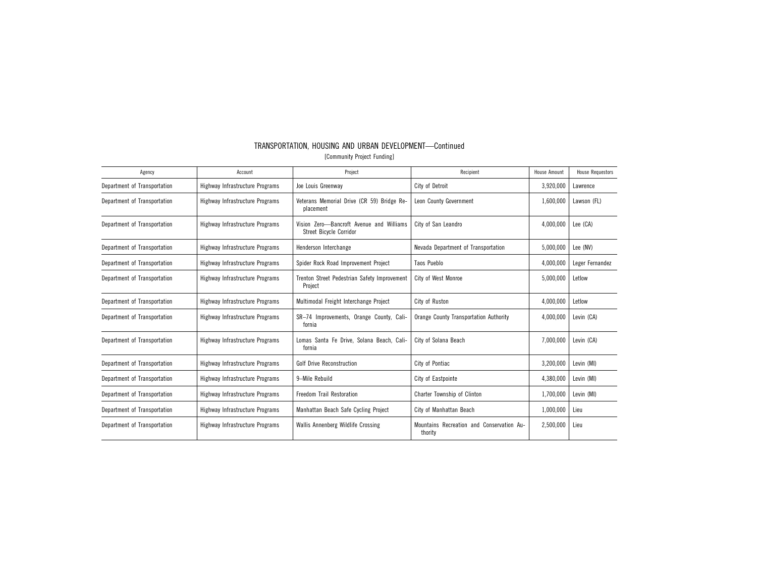## TRANSPORTATION, HOUSING AND URBAN DEVELOPMENT—Continued

[Community Project Funding]

| Agency | Account | Project | Recipient | House Amount | House Requestors |
|---|---|---|---|---|---|
| Department of Transportation | Highway Infrastructure Programs | Joe Louis Greenway | City of Detroit | 3,920,000 | Lawrence |
| Department of Transportation | Highway Infrastructure Programs | Veterans Memorial Drive (CR 59) Bridge Replacement | Leon County Government | 1,600,000 | Lawson (FL) |
| Department of Transportation | Highway Infrastructure Programs | Vision Zero—Bancroft Avenue and Williams Street Bicycle Corridor | City of San Leandro | 4,000,000 | Lee (CA) |
| Department of Transportation | Highway Infrastructure Programs | Henderson Interchange | Nevada Department of Transportation | 5,000,000 | Lee (NV) |
| Department of Transportation | Highway Infrastructure Programs | Spider Rock Road Improvement Project | Taos Pueblo | 4,000,000 | Leger Fernandez |
| Department of Transportation | Highway Infrastructure Programs | Trenton Street Pedestrian Safety Improvement Project | City of West Monroe | 5,000,000 | Letlow |
| Department of Transportation | Highway Infrastructure Programs | Multimodal Freight Interchange Project | City of Ruston | 4,000,000 | Letlow |
| Department of Transportation | Highway Infrastructure Programs | SR–74 Improvements, Orange County, California | Orange County Transportation Authority | 4,000,000 | Levin (CA) |
| Department of Transportation | Highway Infrastructure Programs | Lomas Santa Fe Drive, Solana Beach, California | City of Solana Beach | 7,000,000 | Levin (CA) |
| Department of Transportation | Highway Infrastructure Programs | Golf Drive Reconstruction | City of Pontiac | 3,200,000 | Levin (MI) |
| Department of Transportation | Highway Infrastructure Programs | 9–Mile Rebuild | City of Eastpointe | 4,380,000 | Levin (MI) |
| Department of Transportation | Highway Infrastructure Programs | Freedom Trail Restoration | Charter Township of Clinton | 1,700,000 | Levin (MI) |
| Department of Transportation | Highway Infrastructure Programs | Manhattan Beach Safe Cycling Project | City of Manhattan Beach | 1,000,000 | Lieu |
| Department of Transportation | Highway Infrastructure Programs | Wallis Annenberg Wildlife Crossing | Mountains Recreation and Conservation Authority | 2,500,000 | Lieu |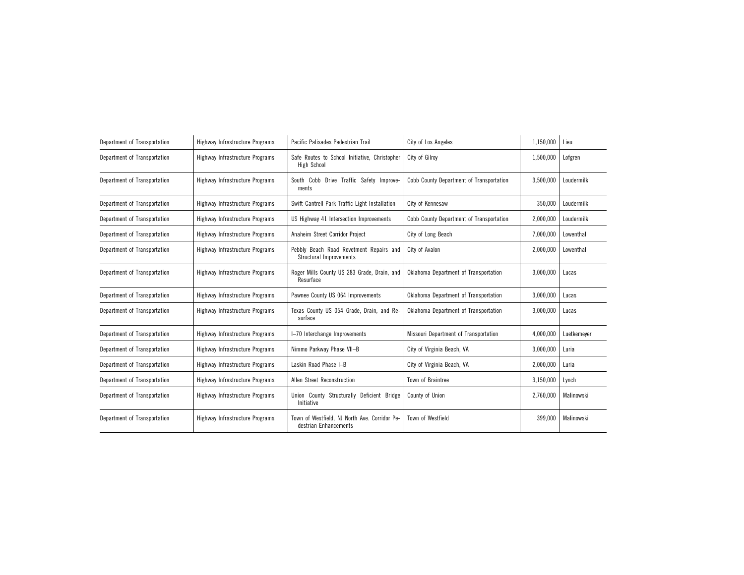| | | | | | |
|---|---|---|---|---|---|
| Department of Transportation | Highway Infrastructure Programs | Pacific Palisades Pedestrian Trail | City of Los Angeles | 1,150,000 | Lieu |
| Department of Transportation | Highway Infrastructure Programs | Safe Routes to School Initiative, Christopher High School | City of Gilroy | 1,500,000 | Lofgren |
| Department of Transportation | Highway Infrastructure Programs | South Cobb Drive Traffic Safety Improvements | Cobb County Department of Transportation | 3,500,000 | Loudermilk |
| Department of Transportation | Highway Infrastructure Programs | Swift-Cantrell Park Traffic Light Installation | City of Kennesaw | 350,000 | Loudermilk |
| Department of Transportation | Highway Infrastructure Programs | US Highway 41 Intersection Improvements | Cobb County Department of Transportation | 2,000,000 | Loudermilk |
| Department of Transportation | Highway Infrastructure Programs | Anaheim Street Corridor Project | City of Long Beach | 7,000,000 | Lowenthal |
| Department of Transportation | Highway Infrastructure Programs | Pebbly Beach Road Revetment Repairs and Structural Improvements | City of Avalon | 2,000,000 | Lowenthal |
| Department of Transportation | Highway Infrastructure Programs | Roger Mills County US 283 Grade, Drain, and Resurface | Oklahoma Department of Transportation | 3,000,000 | Lucas |
| Department of Transportation | Highway Infrastructure Programs | Pawnee County US 064 Improvements | Oklahoma Department of Transportation | 3,000,000 | Lucas |
| Department of Transportation | Highway Infrastructure Programs | Texas County US 054 Grade, Drain, and Resurface | Oklahoma Department of Transportation | 3,000,000 | Lucas |
| Department of Transportation | Highway Infrastructure Programs | I–70 Interchange Improvements | Missouri Department of Transportation | 4,000,000 | Luetkemeyer |
| Department of Transportation | Highway Infrastructure Programs | Nimmo Parkway Phase VII–B | City of Virginia Beach, VA | 3,000,000 | Luria |
| Department of Transportation | Highway Infrastructure Programs | Laskin Road Phase I–B | City of Virginia Beach, VA | 2,000,000 | Luria |
| Department of Transportation | Highway Infrastructure Programs | Allen Street Reconstruction | Town of Braintree | 3,150,000 | Lynch |
| Department of Transportation | Highway Infrastructure Programs | Union County Structurally Deficient Bridge Initiative | County of Union | 2,760,000 | Malinowski |
| Department of Transportation | Highway Infrastructure Programs | Town of Westfield, NJ North Ave. Corridor Pedestrian Enhancements | Town of Westfield | 399,000 | Malinowski |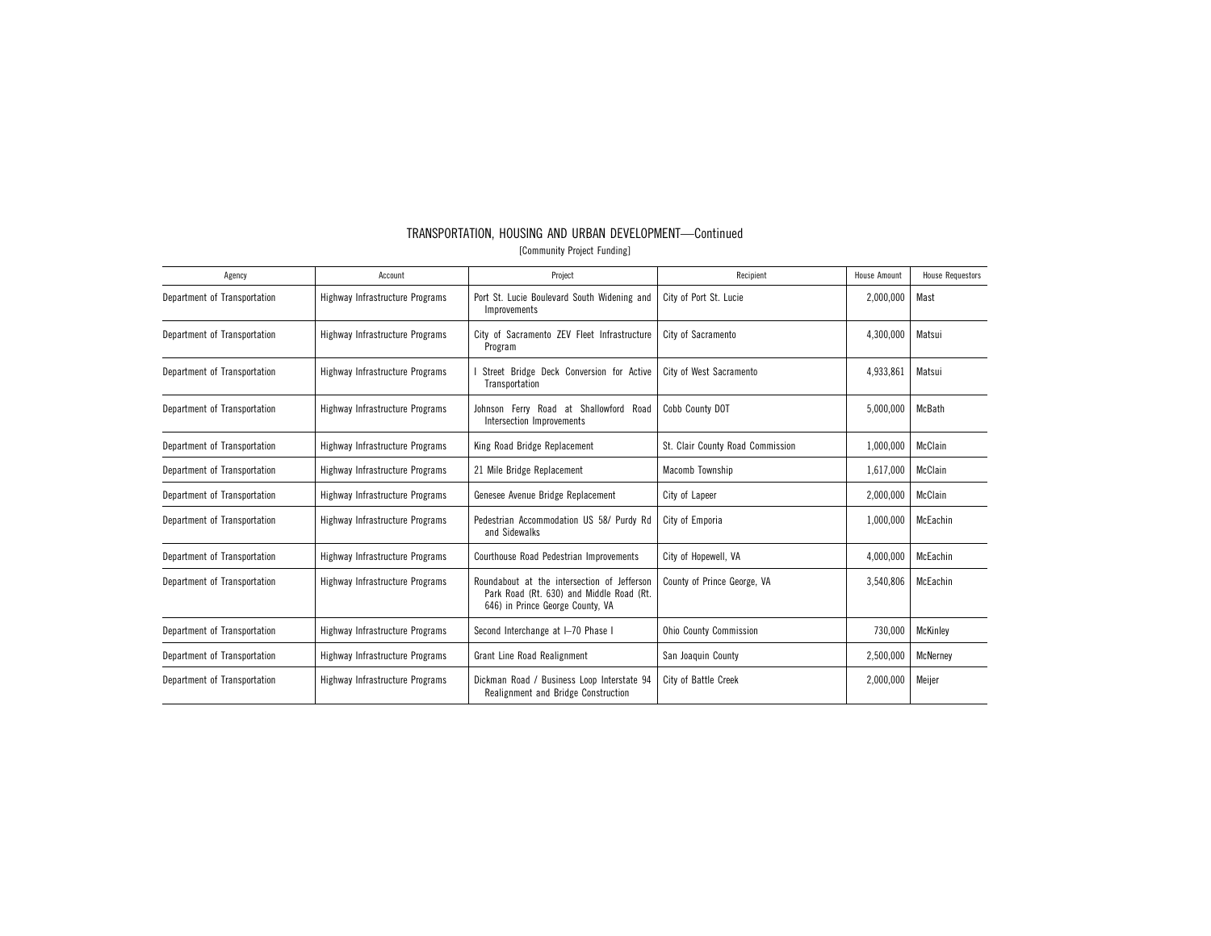## TRANSPORTATION, HOUSING AND URBAN DEVELOPMENT—Continued

[Community Project Funding]

| Agency | Account | Project | Recipient | House Amount | House Requestors |
|---|---|---|---|---|---|
| Department of Transportation | Highway Infrastructure Programs | Port St. Lucie Boulevard South Widening and Improvements | City of Port St. Lucie | 2,000,000 | Mast |
| Department of Transportation | Highway Infrastructure Programs | City of Sacramento ZEV Fleet Infrastructure Program | City of Sacramento | 4,300,000 | Matsui |
| Department of Transportation | Highway Infrastructure Programs | I Street Bridge Deck Conversion for Active Transportation | City of West Sacramento | 4,933,861 | Matsui |
| Department of Transportation | Highway Infrastructure Programs | Johnson Ferry Road at Shallowford Road Intersection Improvements | Cobb County DOT | 5,000,000 | McBath |
| Department of Transportation | Highway Infrastructure Programs | King Road Bridge Replacement | St. Clair County Road Commission | 1,000,000 | McClain |
| Department of Transportation | Highway Infrastructure Programs | 21 Mile Bridge Replacement | Macomb Township | 1,617,000 | McClain |
| Department of Transportation | Highway Infrastructure Programs | Genesee Avenue Bridge Replacement | City of Lapeer | 2,000,000 | McClain |
| Department of Transportation | Highway Infrastructure Programs | Pedestrian Accommodation US 58/ Purdy Rd and Sidewalks | City of Emporia | 1,000,000 | McEachin |
| Department of Transportation | Highway Infrastructure Programs | Courthouse Road Pedestrian Improvements | City of Hopewell, VA | 4,000,000 | McEachin |
| Department of Transportation | Highway Infrastructure Programs | Roundabout at the intersection of Jefferson Park Road (Rt. 630) and Middle Road (Rt. 646) in Prince George County, VA | County of Prince George, VA | 3,540,806 | McEachin |
| Department of Transportation | Highway Infrastructure Programs | Second Interchange at I–70 Phase I | Ohio County Commission | 730,000 | McKinley |
| Department of Transportation | Highway Infrastructure Programs | Grant Line Road Realignment | San Joaquin County | 2,500,000 | McNerney |
| Department of Transportation | Highway Infrastructure Programs | Dickman Road / Business Loop Interstate 94 Realignment and Bridge Construction | City of Battle Creek | 2,000,000 | Meijer |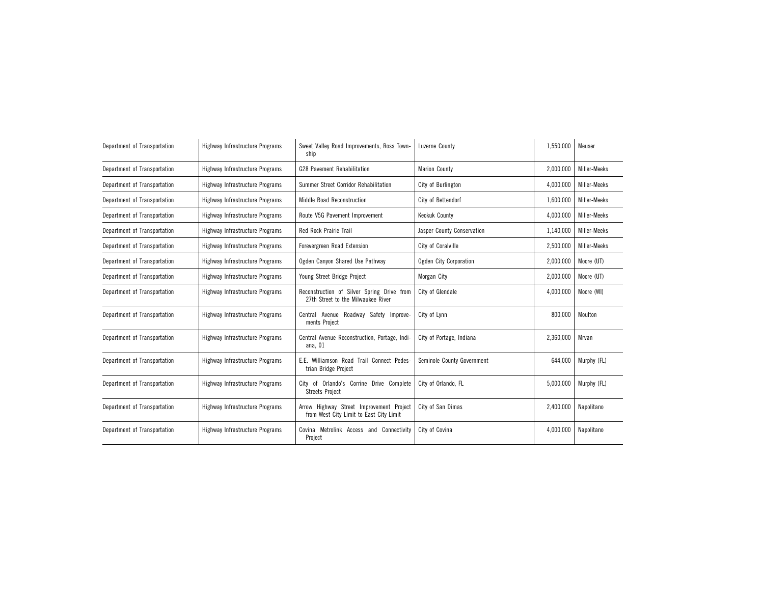| Department of Transportation | Highway Infrastructure Programs | Sweet Valley Road Improvements, Ross Township | Luzerne County | 1,550,000 | Meuser |
|---|---|---|---|---|---|
| Department of Transportation | Highway Infrastructure Programs | G28 Pavement Rehabilitation | Marion County | 2,000,000 | Miller-Meeks |
| Department of Transportation | Highway Infrastructure Programs | Summer Street Corridor Rehabilitation | City of Burlington | 4,000,000 | Miller-Meeks |
| Department of Transportation | Highway Infrastructure Programs | Middle Road Reconstruction | City of Bettendorf | 1,600,000 | Miller-Meeks |
| Department of Transportation | Highway Infrastructure Programs | Route V5G Pavement Improvement | Keokuk County | 4,000,000 | Miller-Meeks |
| Department of Transportation | Highway Infrastructure Programs | Red Rock Prairie Trail | Jasper County Conservation | 1,140,000 | Miller-Meeks |
| Department of Transportation | Highway Infrastructure Programs | Forevergreen Road Extension | City of Coralville | 2,500,000 | Miller-Meeks |
| Department of Transportation | Highway Infrastructure Programs | Ogden Canyon Shared Use Pathway | Ogden City Corporation | 2,000,000 | Moore (UT) |
| Department of Transportation | Highway Infrastructure Programs | Young Street Bridge Project | Morgan City | 2,000,000 | Moore (UT) |
| Department of Transportation | Highway Infrastructure Programs | Reconstruction of Silver Spring Drive from 27th Street to the Milwaukee River | City of Glendale | 4,000,000 | Moore (WI) |
| Department of Transportation | Highway Infrastructure Programs | Central Avenue Roadway Safety Improvements Project | City of Lynn | 800,000 | Moulton |
| Department of Transportation | Highway Infrastructure Programs | Central Avenue Reconstruction, Portage, Indiana, 01 | City of Portage, Indiana | 2,360,000 | Mrvan |
| Department of Transportation | Highway Infrastructure Programs | E.E. Williamson Road Trail Connect Pedestrian Bridge Project | Seminole County Government | 644,000 | Murphy (FL) |
| Department of Transportation | Highway Infrastructure Programs | City of Orlando's Corrine Drive Complete Streets Project | City of Orlando, FL | 5,000,000 | Murphy (FL) |
| Department of Transportation | Highway Infrastructure Programs | Arrow Highway Street Improvement Project from West City Limit to East City Limit | City of San Dimas | 2,400,000 | Napolitano |
| Department of Transportation | Highway Infrastructure Programs | Covina Metrolink Access and Connectivity Project | City of Covina | 4,000,000 | Napolitano |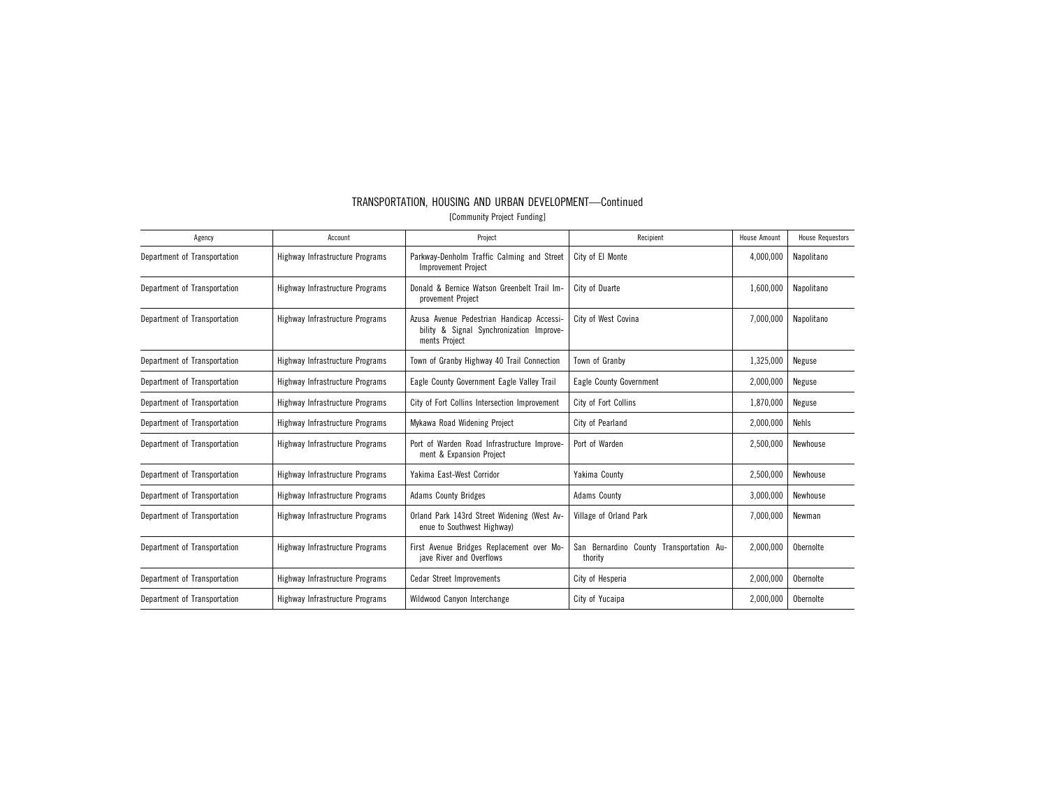# TRANSPORTATION, HOUSING AND URBAN DEVELOPMENT—Continued

[Community Project Funding]

| Agency | Account | Project | Recipient | House Amount | House Requestors |
|---|---|---|---|---|---|
| Department of Transportation | Highway Infrastructure Programs | Parkway-Denholm Traffic Calming and Street Improvement Project | City of El Monte | 4,000,000 | Napolitano |
| Department of Transportation | Highway Infrastructure Programs | Donald & Bernice Watson Greenbelt Trail Improvement Project | City of Duarte | 1,600,000 | Napolitano |
| Department of Transportation | Highway Infrastructure Programs | Azusa Avenue Pedestrian Handicap Accessibility & Signal Synchronization Improvements Project | City of West Covina | 7,000,000 | Napolitano |
| Department of Transportation | Highway Infrastructure Programs | Town of Granby Highway 40 Trail Connection | Town of Granby | 1,325,000 | Neguse |
| Department of Transportation | Highway Infrastructure Programs | Eagle County Government Eagle Valley Trail | Eagle County Government | 2,000,000 | Neguse |
| Department of Transportation | Highway Infrastructure Programs | City of Fort Collins Intersection Improvement | City of Fort Collins | 1,870,000 | Neguse |
| Department of Transportation | Highway Infrastructure Programs | Mykawa Road Widening Project | City of Pearland | 2,000,000 | Nehls |
| Department of Transportation | Highway Infrastructure Programs | Port of Warden Road Infrastructure Improvement & Expansion Project | Port of Warden | 2,500,000 | Newhouse |
| Department of Transportation | Highway Infrastructure Programs | Yakima East-West Corridor | Yakima County | 2,500,000 | Newhouse |
| Department of Transportation | Highway Infrastructure Programs | Adams County Bridges | Adams County | 3,000,000 | Newhouse |
| Department of Transportation | Highway Infrastructure Programs | Orland Park 143rd Street Widening (West Avenue to Southwest Highway) | Village of Orland Park | 7,000,000 | Newman |
| Department of Transportation | Highway Infrastructure Programs | First Avenue Bridges Replacement over Mojave River and Overflows | San Bernardino County Transportation Authority | 2,000,000 | Obernolte |
| Department of Transportation | Highway Infrastructure Programs | Cedar Street Improvements | City of Hesperia | 2,000,000 | Obernolte |
| Department of Transportation | Highway Infrastructure Programs | Wildwood Canyon Interchange | City of Yucaipa | 2,000,000 | Obernolte |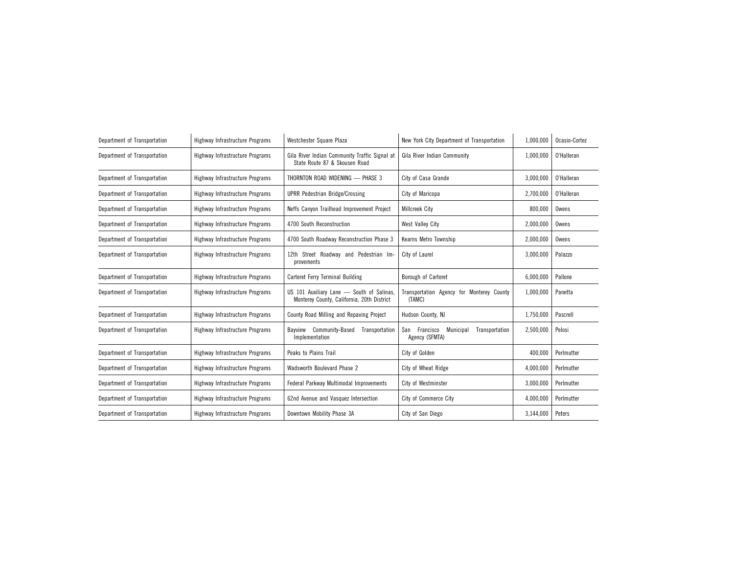| | | | | | |
|---|---|---|---|---|---|
| Department of Transportation | Highway Infrastructure Programs | Westchester Square Plaza | New York City Department of Transportation | 1,000,000 | Ocasio-Cortez |
| Department of Transportation | Highway Infrastructure Programs | Gila River Indian Community Traffic Signal at State Route 87 & Skousen Road | Gila River Indian Community | 1,000,000 | O'Halleran |
| Department of Transportation | Highway Infrastructure Programs | THORNTON ROAD WIDENING — PHASE 3 | City of Casa Grande | 3,000,000 | O'Halleran |
| Department of Transportation | Highway Infrastructure Programs | UPRR Pedestrian Bridge/Crossing | City of Maricopa | 2,700,000 | O'Halleran |
| Department of Transportation | Highway Infrastructure Programs | Neffs Canyon Trailhead Improvement Project | Millcreek City | 800,000 | Owens |
| Department of Transportation | Highway Infrastructure Programs | 4700 South Reconstruction | West Valley City | 2,000,000 | Owens |
| Department of Transportation | Highway Infrastructure Programs | 4700 South Roadway Reconstruction Phase 3 | Kearns Metro Township | 2,000,000 | Owens |
| Department of Transportation | Highway Infrastructure Programs | 12th Street Roadway and Pedestrian Improvements | City of Laurel | 3,000,000 | Palazzo |
| Department of Transportation | Highway Infrastructure Programs | Carteret Ferry Terminal Building | Borough of Carteret | 6,000,000 | Pallone |
| Department of Transportation | Highway Infrastructure Programs | US 101 Auxiliary Lane — South of Salinas, Monterey County, California, 20th District | Transportation Agency for Monterey County (TAMC) | 1,000,000 | Panetta |
| Department of Transportation | Highway Infrastructure Programs | County Road Milling and Repaving Project | Hudson County, NJ | 1,750,000 | Pascrell |
| Department of Transportation | Highway Infrastructure Programs | Bayview Community-Based Transportation Implementation | San Francisco Municipal Transportation Agency (SFMTA) | 2,500,000 | Pelosi |
| Department of Transportation | Highway Infrastructure Programs | Peaks to Plains Trail | City of Golden | 400,000 | Perlmutter |
| Department of Transportation | Highway Infrastructure Programs | Wadsworth Boulevard Phase 2 | City of Wheat Ridge | 4,000,000 | Perlmutter |
| Department of Transportation | Highway Infrastructure Programs | Federal Parkway Multimodal Improvements | City of Westminster | 3,000,000 | Perlmutter |
| Department of Transportation | Highway Infrastructure Programs | 62nd Avenue and Vasquez Intersection | City of Commerce City | 4,000,000 | Perlmutter |
| Department of Transportation | Highway Infrastructure Programs | Downtown Mobility Phase 3A | City of San Diego | 3,144,000 | Peters |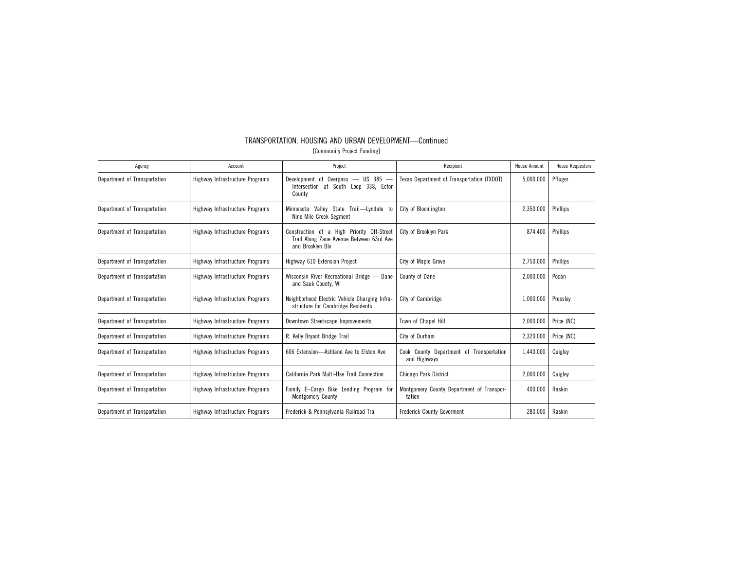TRANSPORTATION, HOUSING AND URBAN DEVELOPMENT—Continued

[Community Project Funding]

| Agency | Account | Project | Recipient | House Amount | House Requestors |
|---|---|---|---|---|---|
| Department of Transportation | Highway Infrastructure Programs | Development of Overpass — US 385 — Intersection at South Loop 338, Ector County | Texas Department of Transportation (TXDOT) | 5,000,000 | Pfluger |
| Department of Transportation | Highway Infrastructure Programs | Minnesota Valley State Trail—Lyndale to Nine Mile Creek Segment | City of Bloomington | 2,350,000 | Phillips |
| Department of Transportation | Highway Infrastructure Programs | Construction of a High Priority Off-Street Trail Along Zane Avenue Between 63rd Ave and Brooklyn Blv | City of Brooklyn Park | 874,400 | Phillips |
| Department of Transportation | Highway Infrastructure Programs | Highway 610 Extension Project | City of Maple Grove | 2,750,000 | Phillips |
| Department of Transportation | Highway Infrastructure Programs | Wisconsin River Recreational Bridge — Dane and Sauk County, WI | County of Dane | 2,000,000 | Pocan |
| Department of Transportation | Highway Infrastructure Programs | Neighborhood Electric Vehicle Charging Infrastructure for Cambridge Residents | City of Cambridge | 1,000,000 | Pressley |
| Department of Transportation | Highway Infrastructure Programs | Downtown Streetscape Improvements | Town of Chapel Hill | 2,000,000 | Price (NC) |
| Department of Transportation | Highway Infrastructure Programs | R. Kelly Bryant Bridge Trail | City of Durham | 2,320,000 | Price (NC) |
| Department of Transportation | Highway Infrastructure Programs | 606 Extension—Ashland Ave to Elston Ave | Cook County Department of Transportation and Highways | 1,440,000 | Quigley |
| Department of Transportation | Highway Infrastructure Programs | California Park Multi-Use Trail Connection | Chicago Park District | 2,000,000 | Quigley |
| Department of Transportation | Highway Infrastructure Programs | Family E–Cargo Bike Lending Program for Montgomery County | Montgomery County Department of Transportation | 400,000 | Raskin |
| Department of Transportation | Highway Infrastructure Programs | Frederick & Pennsylvania Railroad Trai | Frederick County Goverment | 280,000 | Raskin |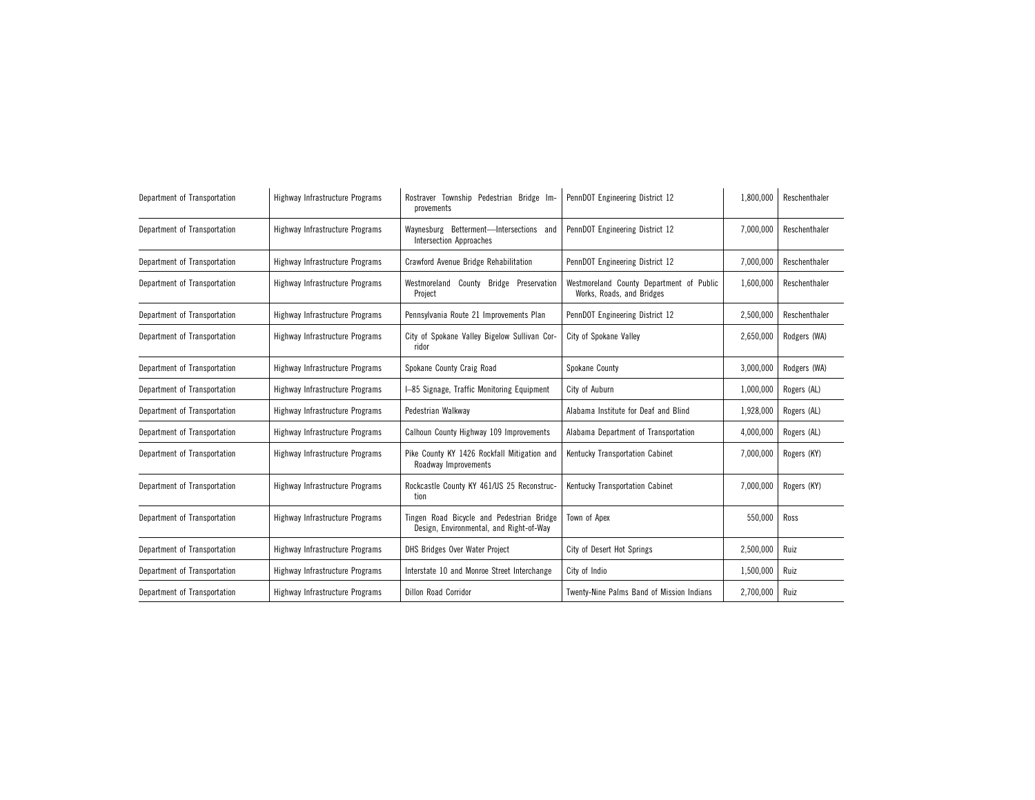| | | | | | |
|---|---|---|---|---|---|
| Department of Transportation | Highway Infrastructure Programs | Rostraver Township Pedestrian Bridge Improvements | PennDOT Engineering District 12 | 1,800,000 | Reschenthaler |
| Department of Transportation | Highway Infrastructure Programs | Waynesburg Betterment—Intersections and Intersection Approaches | PennDOT Engineering District 12 | 7,000,000 | Reschenthaler |
| Department of Transportation | Highway Infrastructure Programs | Crawford Avenue Bridge Rehabilitation | PennDOT Engineering District 12 | 7,000,000 | Reschenthaler |
| Department of Transportation | Highway Infrastructure Programs | Westmoreland County Bridge Preservation Project | Westmoreland County Department of Public Works, Roads, and Bridges | 1,600,000 | Reschenthaler |
| Department of Transportation | Highway Infrastructure Programs | Pennsylvania Route 21 Improvements Plan | PennDOT Engineering District 12 | 2,500,000 | Reschenthaler |
| Department of Transportation | Highway Infrastructure Programs | City of Spokane Valley Bigelow Sullivan Corridor | City of Spokane Valley | 2,650,000 | Rodgers (WA) |
| Department of Transportation | Highway Infrastructure Programs | Spokane County Craig Road | Spokane County | 3,000,000 | Rodgers (WA) |
| Department of Transportation | Highway Infrastructure Programs | I–85 Signage, Traffic Monitoring Equipment | City of Auburn | 1,000,000 | Rogers (AL) |
| Department of Transportation | Highway Infrastructure Programs | Pedestrian Walkway | Alabama Institute for Deaf and Blind | 1,928,000 | Rogers (AL) |
| Department of Transportation | Highway Infrastructure Programs | Calhoun County Highway 109 Improvements | Alabama Department of Transportation | 4,000,000 | Rogers (AL) |
| Department of Transportation | Highway Infrastructure Programs | Pike County KY 1426 Rockfall Mitigation and Roadway Improvements | Kentucky Transportation Cabinet | 7,000,000 | Rogers (KY) |
| Department of Transportation | Highway Infrastructure Programs | Rockcastle County KY 461/US 25 Reconstruction | Kentucky Transportation Cabinet | 7,000,000 | Rogers (KY) |
| Department of Transportation | Highway Infrastructure Programs | Tingen Road Bicycle and Pedestrian Bridge Design, Environmental, and Right-of-Way | Town of Apex | 550,000 | Ross |
| Department of Transportation | Highway Infrastructure Programs | DHS Bridges Over Water Project | City of Desert Hot Springs | 2,500,000 | Ruiz |
| Department of Transportation | Highway Infrastructure Programs | Interstate 10 and Monroe Street Interchange | City of Indio | 1,500,000 | Ruiz |
| Department of Transportation | Highway Infrastructure Programs | Dillon Road Corridor | Twenty-Nine Palms Band of Mission Indians | 2,700,000 | Ruiz |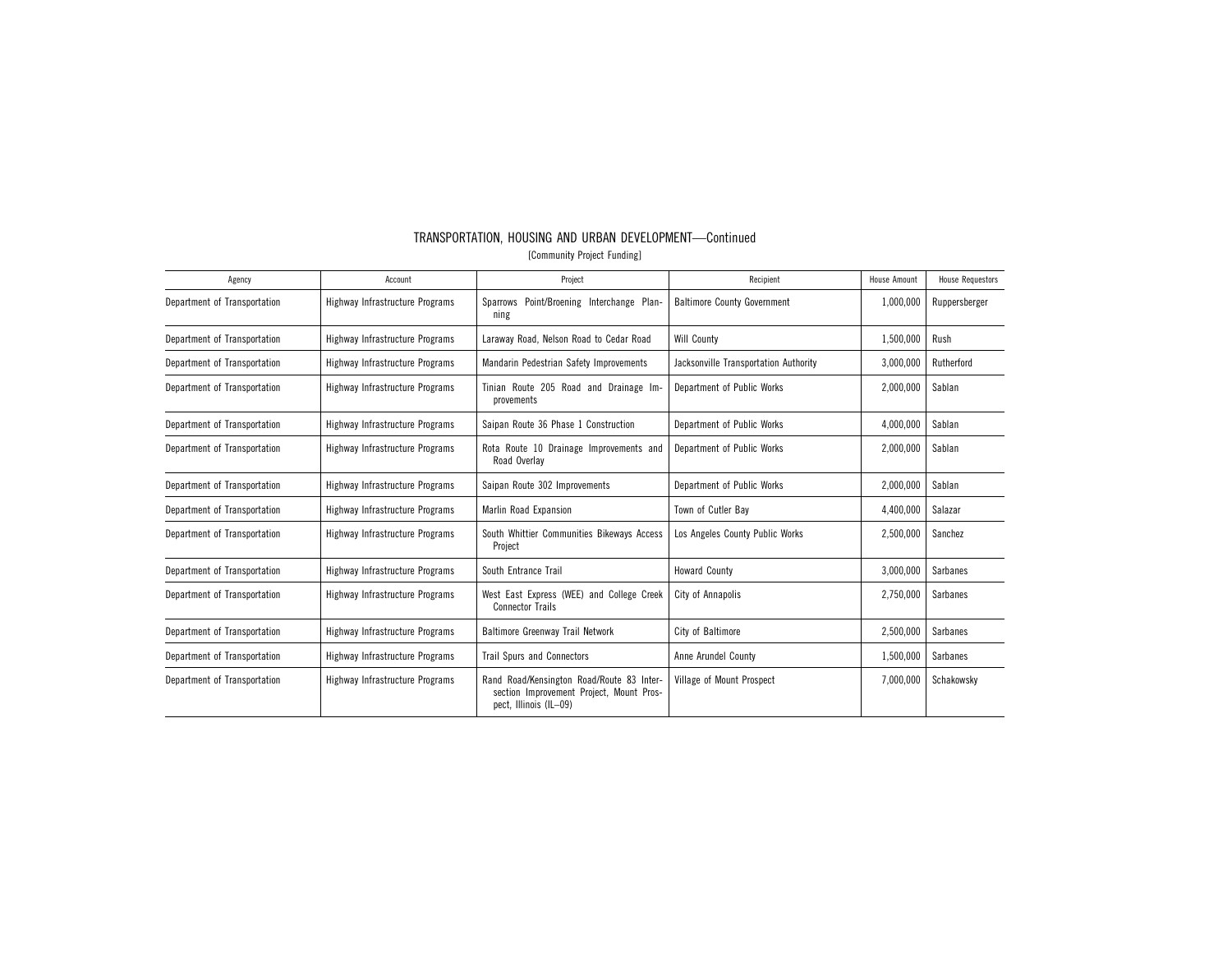## TRANSPORTATION, HOUSING AND URBAN DEVELOPMENT—Continued

[Community Project Funding]

| Agency | Account | Project | Recipient | House Amount | House Requestors |
|---|---|---|---|---|---|
| Department of Transportation | Highway Infrastructure Programs | Sparrows Point/Broening Interchange Planning | Baltimore County Government | 1,000,000 | Ruppersberger |
| Department of Transportation | Highway Infrastructure Programs | Laraway Road, Nelson Road to Cedar Road | Will County | 1,500,000 | Rush |
| Department of Transportation | Highway Infrastructure Programs | Mandarin Pedestrian Safety Improvements | Jacksonville Transportation Authority | 3,000,000 | Rutherford |
| Department of Transportation | Highway Infrastructure Programs | Tinian Route 205 Road and Drainage Improvements | Department of Public Works | 2,000,000 | Sablan |
| Department of Transportation | Highway Infrastructure Programs | Saipan Route 36 Phase 1 Construction | Department of Public Works | 4,000,000 | Sablan |
| Department of Transportation | Highway Infrastructure Programs | Rota Route 10 Drainage Improvements and Road Overlay | Department of Public Works | 2,000,000 | Sablan |
| Department of Transportation | Highway Infrastructure Programs | Saipan Route 302 Improvements | Department of Public Works | 2,000,000 | Sablan |
| Department of Transportation | Highway Infrastructure Programs | Marlin Road Expansion | Town of Cutler Bay | 4,400,000 | Salazar |
| Department of Transportation | Highway Infrastructure Programs | South Whittier Communities Bikeways Access Project | Los Angeles County Public Works | 2,500,000 | Sanchez |
| Department of Transportation | Highway Infrastructure Programs | South Entrance Trail | Howard County | 3,000,000 | Sarbanes |
| Department of Transportation | Highway Infrastructure Programs | West East Express (WEE) and College Creek Connector Trails | City of Annapolis | 2,750,000 | Sarbanes |
| Department of Transportation | Highway Infrastructure Programs | Baltimore Greenway Trail Network | City of Baltimore | 2,500,000 | Sarbanes |
| Department of Transportation | Highway Infrastructure Programs | Trail Spurs and Connectors | Anne Arundel County | 1,500,000 | Sarbanes |
| Department of Transportation | Highway Infrastructure Programs | Rand Road/Kensington Road/Route 83 Intersection Improvement Project, Mount Prospect, Illinois (IL–09) | Village of Mount Prospect | 7,000,000 | Schakowsky |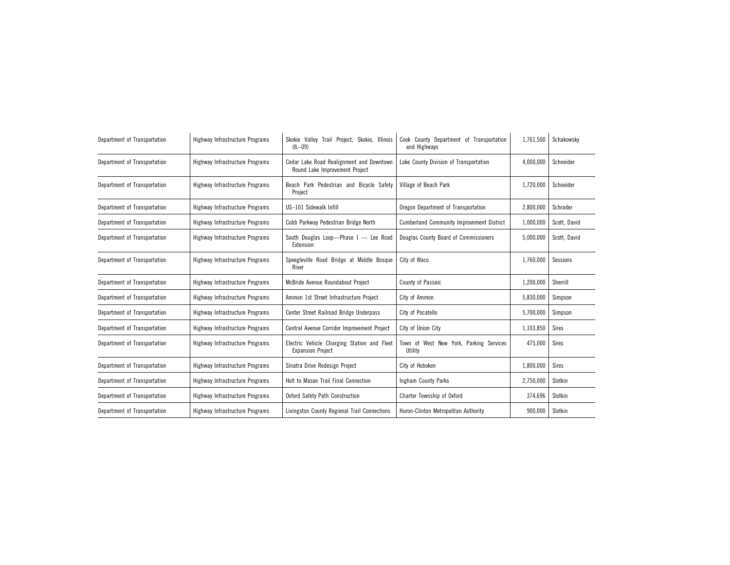| Department of Transportation | Highway Infrastructure Programs | Skokie Valley Trail Project, Skokie, Illinois (IL–09) | Cook County Department of Transportation and Highways | 1,761,500 | Schakowsky |
|---|---|---|---|---|---|
| Department of Transportation | Highway Infrastructure Programs | Cedar Lake Road Realignment and Downtown Round Lake Improvement Project | Lake County Division of Transportation | 4,000,000 | Schneider |
| Department of Transportation | Highway Infrastructure Programs | Beach Park Pedestrian and Bicycle Safety Project | Village of Beach Park | 1,720,000 | Schneider |
| Department of Transportation | Highway Infrastructure Programs | US–101 Sidewalk Infill | Oregon Department of Transportation | 2,800,000 | Schrader |
| Department of Transportation | Highway Infrastructure Programs | Cobb Parkway Pedestrian Bridge North | Cumberland Community Improvement District | 1,000,000 | Scott, David |
| Department of Transportation | Highway Infrastructure Programs | South Douglas Loop—Phase I — Lee Road Extension | Douglas County Board of Commissioners | 5,000,000 | Scott, David |
| Department of Transportation | Highway Infrastructure Programs | Speegleville Road Bridge at Middle Bosque River | City of Waco | 1,760,000 | Sessions |
| Department of Transportation | Highway Infrastructure Programs | McBride Avenue Roundabout Project | County of Passaic | 1,200,000 | Sherrill |
| Department of Transportation | Highway Infrastructure Programs | Ammon 1st Street Infrastructure Project | City of Ammon | 5,830,000 | Simpson |
| Department of Transportation | Highway Infrastructure Programs | Center Street Railroad Bridge Underpass | City of Pocatello | 5,700,000 | Simpson |
| Department of Transportation | Highway Infrastructure Programs | Central Avenue Corridor Improvement Project | City of Union City | 1,103,850 | Sires |
| Department of Transportation | Highway Infrastructure Programs | Electric Vehicle Charging Station and Fleet Expansion Project | Town of West New York, Parking Services Utility | 475,000 | Sires |
| Department of Transportation | Highway Infrastructure Programs | Sinatra Drive Redesign Project | City of Hoboken | 1,800,000 | Sires |
| Department of Transportation | Highway Infrastructure Programs | Holt to Mason Trail Final Connection | Ingham County Parks | 2,750,000 | Slotkin |
| Department of Transportation | Highway Infrastructure Programs | Oxford Safety Path Construction | Charter Township of Oxford | 374,696 | Slotkin |
| Department of Transportation | Highway Infrastructure Programs | Livingston County Regional Trail Connections | Huron-Clinton Metropolitan Authority | 900,000 | Slotkin |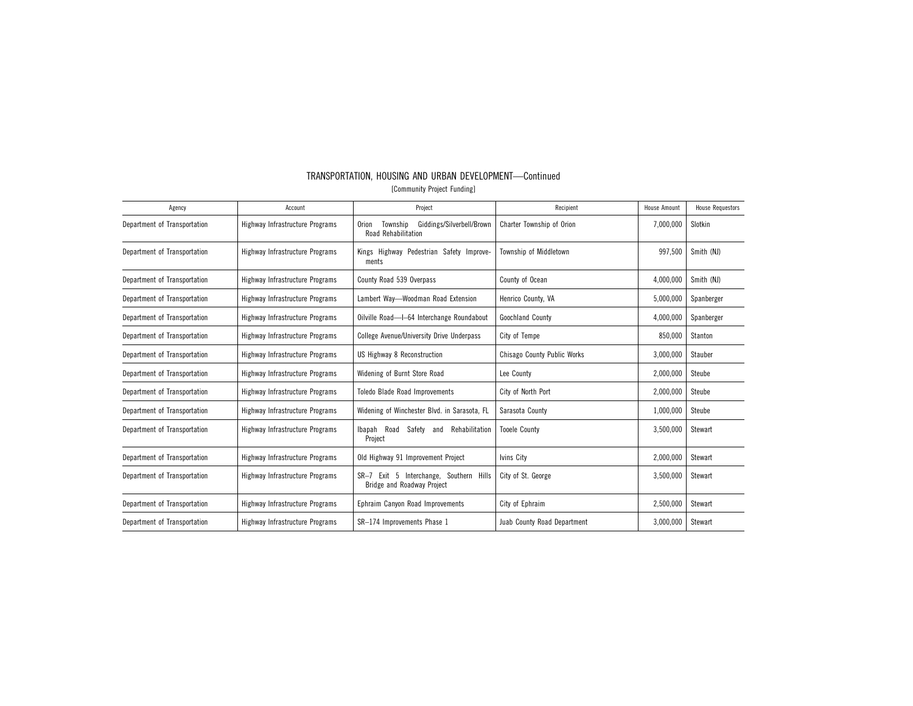## TRANSPORTATION, HOUSING AND URBAN DEVELOPMENT—Continued

[Community Project Funding]

| Agency | Account | Project | Recipient | House Amount | House Requestors |
|---|---|---|---|---|---|
| Department of Transportation | Highway Infrastructure Programs | Orion Township Giddings/Silverbell/Brown Road Rehabilitation | Charter Township of Orion | 7,000,000 | Slotkin |
| Department of Transportation | Highway Infrastructure Programs | Kings Highway Pedestrian Safety Improvements | Township of Middletown | 997,500 | Smith (NJ) |
| Department of Transportation | Highway Infrastructure Programs | County Road 539 Overpass | County of Ocean | 4,000,000 | Smith (NJ) |
| Department of Transportation | Highway Infrastructure Programs | Lambert Way—Woodman Road Extension | Henrico County, VA | 5,000,000 | Spanberger |
| Department of Transportation | Highway Infrastructure Programs | Oilville Road—I–64 Interchange Roundabout | Goochland County | 4,000,000 | Spanberger |
| Department of Transportation | Highway Infrastructure Programs | College Avenue/University Drive Underpass | City of Tempe | 850,000 | Stanton |
| Department of Transportation | Highway Infrastructure Programs | US Highway 8 Reconstruction | Chisago County Public Works | 3,000,000 | Stauber |
| Department of Transportation | Highway Infrastructure Programs | Widening of Burnt Store Road | Lee County | 2,000,000 | Steube |
| Department of Transportation | Highway Infrastructure Programs | Toledo Blade Road Improvements | City of North Port | 2,000,000 | Steube |
| Department of Transportation | Highway Infrastructure Programs | Widening of Winchester Blvd. in Sarasota, FL | Sarasota County | 1,000,000 | Steube |
| Department of Transportation | Highway Infrastructure Programs | Ibapah Road Safety and Rehabilitation Project | Tooele County | 3,500,000 | Stewart |
| Department of Transportation | Highway Infrastructure Programs | Old Highway 91 Improvement Project | Ivins City | 2,000,000 | Stewart |
| Department of Transportation | Highway Infrastructure Programs | SR–7 Exit 5 Interchange, Southern Hills Bridge and Roadway Project | City of St. George | 3,500,000 | Stewart |
| Department of Transportation | Highway Infrastructure Programs | Ephraim Canyon Road Improvements | City of Ephraim | 2,500,000 | Stewart |
| Department of Transportation | Highway Infrastructure Programs | SR–174 Improvements Phase 1 | Juab County Road Department | 3,000,000 | Stewart |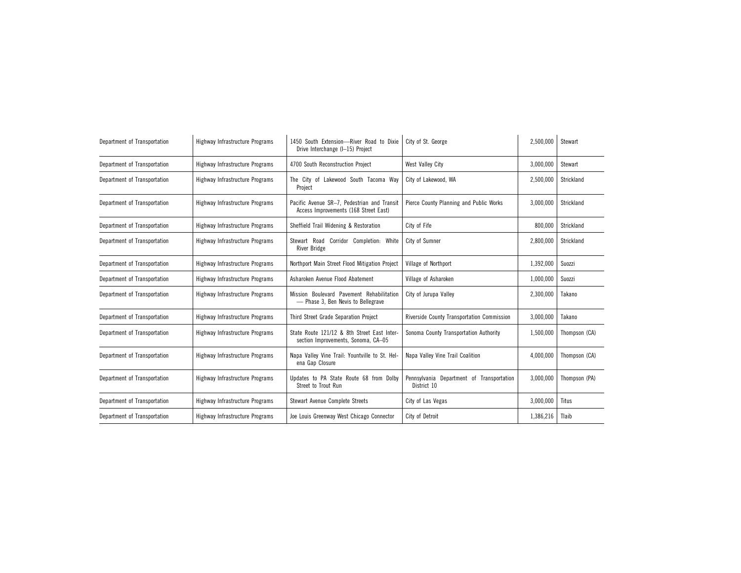| Department of Transportation | Highway Infrastructure Programs | 1450 South Extension—River Road to Dixie Drive Interchange (I–15) Project | City of St. George | 2,500,000 | Stewart |
|---|---|---|---|---|---|
| Department of Transportation | Highway Infrastructure Programs | 4700 South Reconstruction Project | West Valley City | 3,000,000 | Stewart |
| Department of Transportation | Highway Infrastructure Programs | The City of Lakewood South Tacoma Way Project | City of Lakewood, WA | 2,500,000 | Strickland |
| Department of Transportation | Highway Infrastructure Programs | Pacific Avenue SR–7, Pedestrian and Transit Access Improvements (168 Street East) | Pierce County Planning and Public Works | 3,000,000 | Strickland |
| Department of Transportation | Highway Infrastructure Programs | Sheffield Trail Widening & Restoration | City of Fife | 800,000 | Strickland |
| Department of Transportation | Highway Infrastructure Programs | Stewart Road Corridor Completion: White River Bridge | City of Sumner | 2,800,000 | Strickland |
| Department of Transportation | Highway Infrastructure Programs | Northport Main Street Flood Mitigation Project | Village of Northport | 1,392,000 | Suozzi |
| Department of Transportation | Highway Infrastructure Programs | Asharoken Avenue Flood Abatement | Village of Asharoken | 1,000,000 | Suozzi |
| Department of Transportation | Highway Infrastructure Programs | Mission Boulevard Pavement Rehabilitation — Phase 3, Ben Nevis to Bellegrave | City of Jurupa Valley | 2,300,000 | Takano |
| Department of Transportation | Highway Infrastructure Programs | Third Street Grade Separation Project | Riverside County Transportation Commission | 3,000,000 | Takano |
| Department of Transportation | Highway Infrastructure Programs | State Route 121/12 & 8th Street East Intersection Improvements, Sonoma, CA–05 | Sonoma County Transportation Authority | 1,500,000 | Thompson (CA) |
| Department of Transportation | Highway Infrastructure Programs | Napa Valley Vine Trail: Yountville to St. Helena Gap Closure | Napa Valley Vine Trail Coalition | 4,000,000 | Thompson (CA) |
| Department of Transportation | Highway Infrastructure Programs | Updates to PA State Route 68 from Dolby Street to Trout Run | Pennsylvania Department of Transportation District 10 | 3,000,000 | Thompson (PA) |
| Department of Transportation | Highway Infrastructure Programs | Stewart Avenue Complete Streets | City of Las Vegas | 3,000,000 | Titus |
| Department of Transportation | Highway Infrastructure Programs | Joe Louis Greenway West Chicago Connector | City of Detroit | 1,386,216 | Tlaib |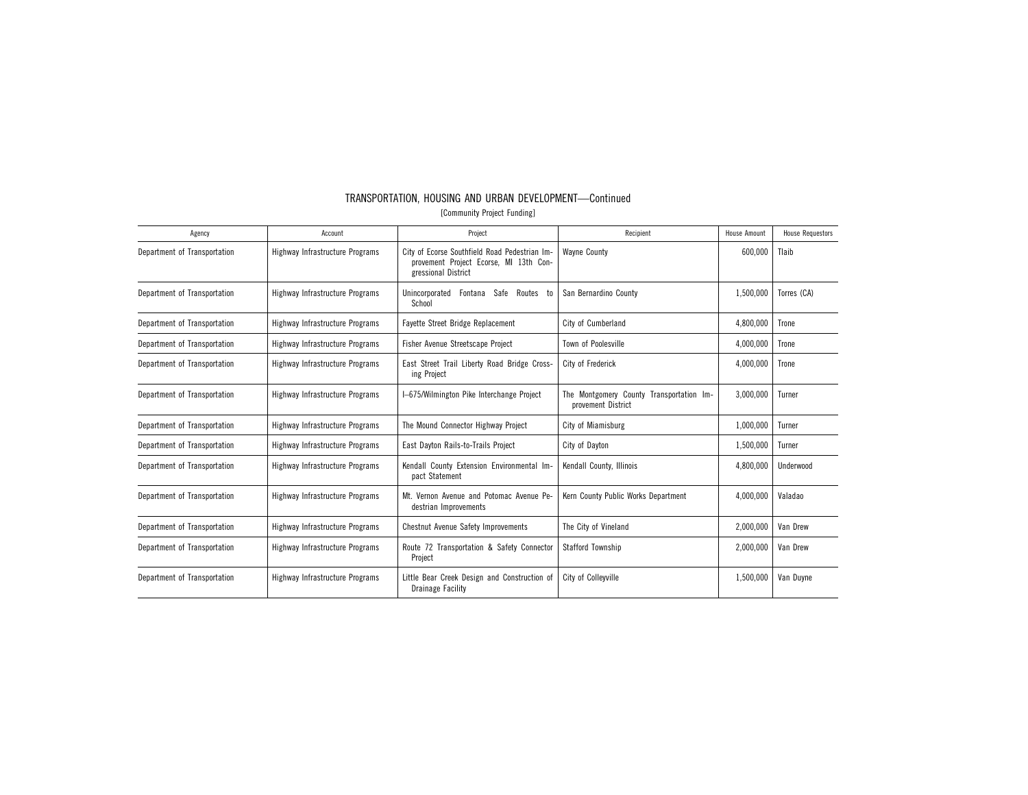## TRANSPORTATION, HOUSING AND URBAN DEVELOPMENT—Continued

[Community Project Funding]

| Agency | Account | Project | Recipient | House Amount | House Requestors |
|---|---|---|---|---|---|
| Department of Transportation | Highway Infrastructure Programs | City of Ecorse Southfield Road Pedestrian Improvement Project Ecorse, MI 13th Congressional District | Wayne County | 600,000 | Tlaib |
| Department of Transportation | Highway Infrastructure Programs | Unincorporated Fontana Safe Routes to School | San Bernardino County | 1,500,000 | Torres (CA) |
| Department of Transportation | Highway Infrastructure Programs | Fayette Street Bridge Replacement | City of Cumberland | 4,800,000 | Trone |
| Department of Transportation | Highway Infrastructure Programs | Fisher Avenue Streetscape Project | Town of Poolesville | 4,000,000 | Trone |
| Department of Transportation | Highway Infrastructure Programs | East Street Trail Liberty Road Bridge Crossing Project | City of Frederick | 4,000,000 | Trone |
| Department of Transportation | Highway Infrastructure Programs | I–675/Wilmington Pike Interchange Project | The Montgomery County Transportation Improvement District | 3,000,000 | Turner |
| Department of Transportation | Highway Infrastructure Programs | The Mound Connector Highway Project | City of Miamisburg | 1,000,000 | Turner |
| Department of Transportation | Highway Infrastructure Programs | East Dayton Rails-to-Trails Project | City of Dayton | 1,500,000 | Turner |
| Department of Transportation | Highway Infrastructure Programs | Kendall County Extension Environmental Impact Statement | Kendall County, Illinois | 4,800,000 | Underwood |
| Department of Transportation | Highway Infrastructure Programs | Mt. Vernon Avenue and Potomac Avenue Pedestrian Improvements | Kern County Public Works Department | 4,000,000 | Valadao |
| Department of Transportation | Highway Infrastructure Programs | Chestnut Avenue Safety Improvements | The City of Vineland | 2,000,000 | Van Drew |
| Department of Transportation | Highway Infrastructure Programs | Route 72 Transportation & Safety Connector Project | Stafford Township | 2,000,000 | Van Drew |
| Department of Transportation | Highway Infrastructure Programs | Little Bear Creek Design and Construction of Drainage Facility | City of Colleyville | 1,500,000 | Van Duyne |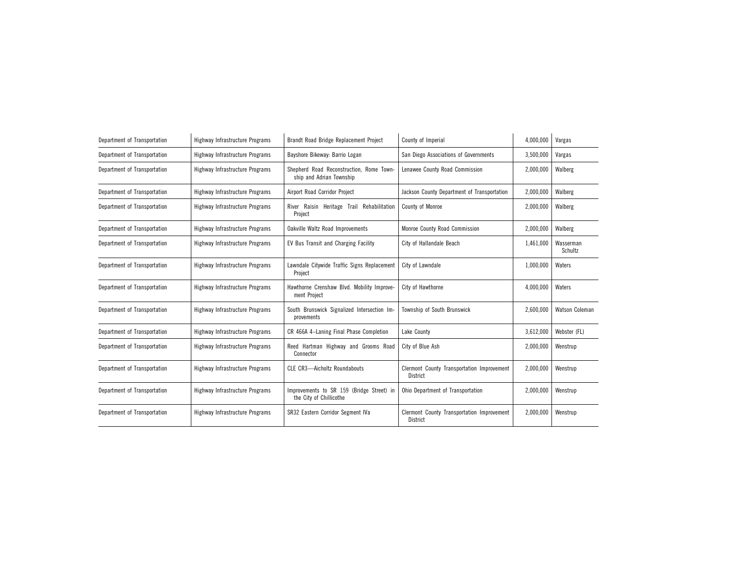| Department of Transportation | Highway Infrastructure Programs | Brandt Road Bridge Replacement Project | County of Imperial | 4,000,000 | Vargas |
|---|---|---|---|---|---|
| Department of Transportation | Highway Infrastructure Programs | Bayshore Bikeway: Barrio Logan | San Diego Associations of Governments | 3,500,000 | Vargas |
| Department of Transportation | Highway Infrastructure Programs | Shepherd Road Reconstruction, Rome Township and Adrian Township | Lenawee County Road Commission | 2,000,000 | Walberg |
| Department of Transportation | Highway Infrastructure Programs | Airport Road Corridor Project | Jackson County Department of Transportation | 2,000,000 | Walberg |
| Department of Transportation | Highway Infrastructure Programs | River Raisin Heritage Trail Rehabilitation Project | County of Monroe | 2,000,000 | Walberg |
| Department of Transportation | Highway Infrastructure Programs | Oakville Waltz Road Improvements | Monroe County Road Commission | 2,000,000 | Walberg |
| Department of Transportation | Highway Infrastructure Programs | EV Bus Transit and Charging Facility | City of Hallandale Beach | 1,461,000 | Wasserman Schultz |
| Department of Transportation | Highway Infrastructure Programs | Lawndale Citywide Traffic Signs Replacement Project | City of Lawndale | 1,000,000 | Waters |
| Department of Transportation | Highway Infrastructure Programs | Hawthorne Crenshaw Blvd. Mobility Improvement Project | City of Hawthorne | 4,000,000 | Waters |
| Department of Transportation | Highway Infrastructure Programs | South Brunswick Signalized Intersection Improvements | Township of South Brunswick | 2,600,000 | Watson Coleman |
| Department of Transportation | Highway Infrastructure Programs | CR 466A 4–Laning Final Phase Completion | Lake County | 3,612,000 | Webster (FL) |
| Department of Transportation | Highway Infrastructure Programs | Reed Hartman Highway and Grooms Road Connector | City of Blue Ash | 2,000,000 | Wenstrup |
| Department of Transportation | Highway Infrastructure Programs | CLE CR3—Aicholtz Roundabouts | Clermont County Transportation Improvement District | 2,000,000 | Wenstrup |
| Department of Transportation | Highway Infrastructure Programs | Improvements to SR 159 (Bridge Street) in the City of Chillicothe | Ohio Department of Transportation | 2,000,000 | Wenstrup |
| Department of Transportation | Highway Infrastructure Programs | SR32 Eastern Corridor Segment IVa | Clermont County Transportation Improvement District | 2,000,000 | Wenstrup |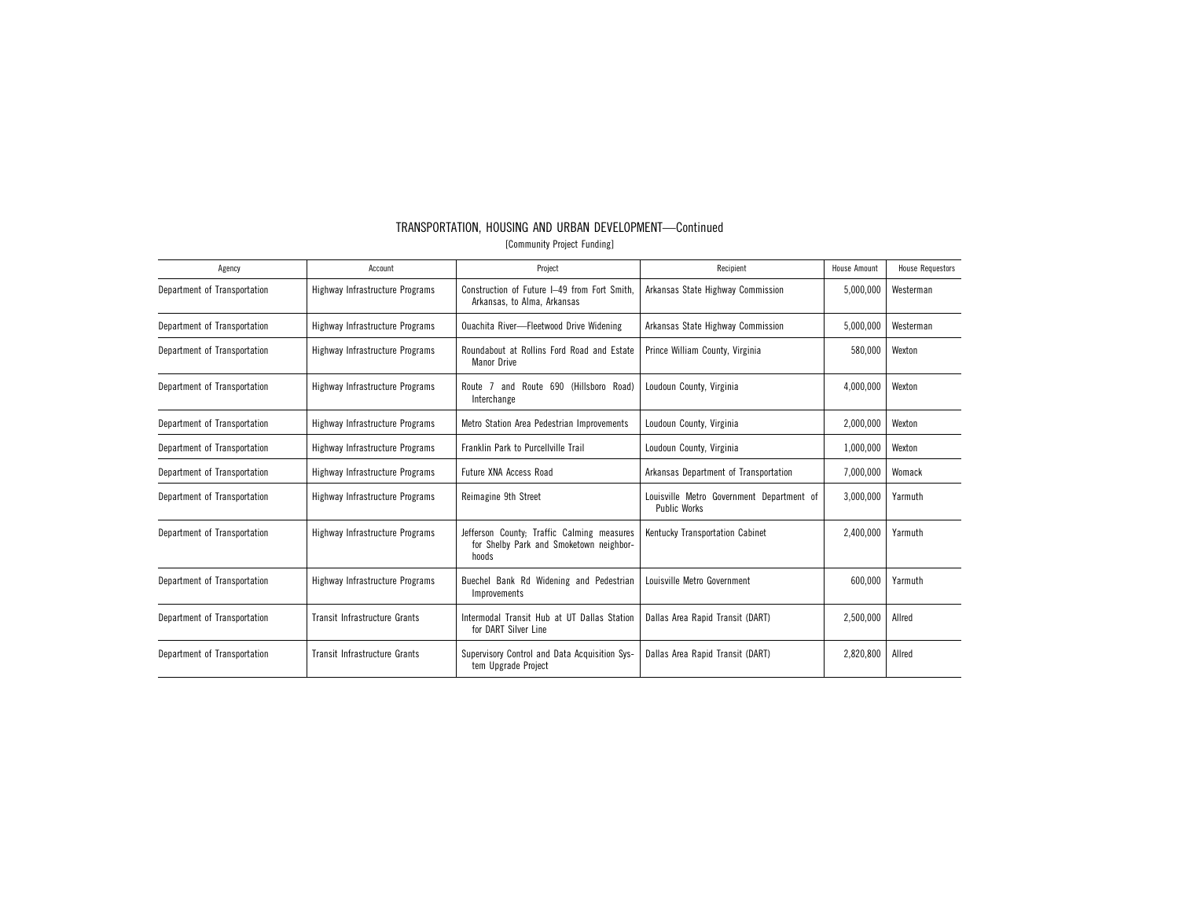## TRANSPORTATION, HOUSING AND URBAN DEVELOPMENT—Continued

[Community Project Funding]

| Agency | Account | Project | Recipient | House Amount | House Requestors |
|---|---|---|---|---|---|
| Department of Transportation | Highway Infrastructure Programs | Construction of Future I–49 from Fort Smith, Arkansas, to Alma, Arkansas | Arkansas State Highway Commission | 5,000,000 | Westerman |
| Department of Transportation | Highway Infrastructure Programs | Ouachita River—Fleetwood Drive Widening | Arkansas State Highway Commission | 5,000,000 | Westerman |
| Department of Transportation | Highway Infrastructure Programs | Roundabout at Rollins Ford Road and Estate Manor Drive | Prince William County, Virginia | 580,000 | Wexton |
| Department of Transportation | Highway Infrastructure Programs | Route 7 and Route 690 (Hillsboro Road) Interchange | Loudoun County, Virginia | 4,000,000 | Wexton |
| Department of Transportation | Highway Infrastructure Programs | Metro Station Area Pedestrian Improvements | Loudoun County, Virginia | 2,000,000 | Wexton |
| Department of Transportation | Highway Infrastructure Programs | Franklin Park to Purcellville Trail | Loudoun County, Virginia | 1,000,000 | Wexton |
| Department of Transportation | Highway Infrastructure Programs | Future XNA Access Road | Arkansas Department of Transportation | 7,000,000 | Womack |
| Department of Transportation | Highway Infrastructure Programs | Reimagine 9th Street | Louisville Metro Government Department of Public Works | 3,000,000 | Yarmuth |
| Department of Transportation | Highway Infrastructure Programs | Jefferson County; Traffic Calming measures for Shelby Park and Smoketown neighborhoods | Kentucky Transportation Cabinet | 2,400,000 | Yarmuth |
| Department of Transportation | Highway Infrastructure Programs | Buechel Bank Rd Widening and Pedestrian Improvements | Louisville Metro Government | 600,000 | Yarmuth |
| Department of Transportation | Transit Infrastructure Grants | Intermodal Transit Hub at UT Dallas Station for DART Silver Line | Dallas Area Rapid Transit (DART) | 2,500,000 | Allred |
| Department of Transportation | Transit Infrastructure Grants | Supervisory Control and Data Acquisition System Upgrade Project | Dallas Area Rapid Transit (DART) | 2,820,800 | Allred |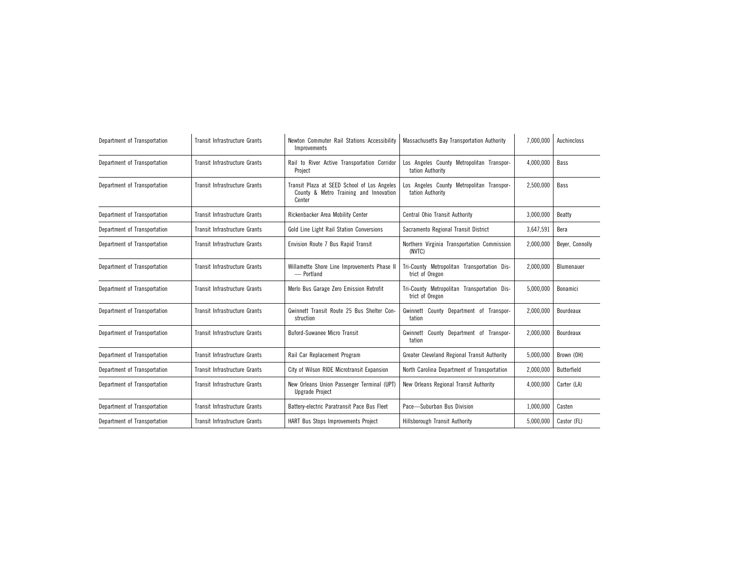| | | | | | |
|---|---|---|---|---|---|
| Department of Transportation | Transit Infrastructure Grants | Newton Commuter Rail Stations Accessibility Improvements | Massachusetts Bay Transportation Authority | 7,000,000 | Auchincloss |
| Department of Transportation | Transit Infrastructure Grants | Rail to River Active Transportation Corridor Project | Los Angeles County Metropolitan Transportation Authority | 4,000,000 | Bass |
| Department of Transportation | Transit Infrastructure Grants | Transit Plaza at SEED School of Los Angeles County & Metro Training and Innovation Center | Los Angeles County Metropolitan Transportation Authority | 2,500,000 | Bass |
| Department of Transportation | Transit Infrastructure Grants | Rickenbacker Area Mobility Center | Central Ohio Transit Authority | 3,000,000 | Beatty |
| Department of Transportation | Transit Infrastructure Grants | Gold Line Light Rail Station Conversions | Sacramento Regional Transit District | 3,647,591 | Bera |
| Department of Transportation | Transit Infrastructure Grants | Envision Route 7 Bus Rapid Transit | Northern Virginia Transportation Commission (NVTC) | 2,000,000 | Beyer, Connolly |
| Department of Transportation | Transit Infrastructure Grants | Willamette Shore Line Improvements Phase II — Portland | Tri-County Metropolitan Transportation District of Oregon | 2,000,000 | Blumenauer |
| Department of Transportation | Transit Infrastructure Grants | Merlo Bus Garage Zero Emission Retrofit | Tri-County Metropolitan Transportation District of Oregon | 5,000,000 | Bonamici |
| Department of Transportation | Transit Infrastructure Grants | Gwinnett Transit Route 25 Bus Shelter Construction | Gwinnett County Department of Transportation | 2,000,000 | Bourdeaux |
| Department of Transportation | Transit Infrastructure Grants | Buford-Suwanee Micro Transit | Gwinnett County Department of Transportation | 2,000,000 | Bourdeaux |
| Department of Transportation | Transit Infrastructure Grants | Rail Car Replacement Program | Greater Cleveland Regional Transit Authority | 5,000,000 | Brown (OH) |
| Department of Transportation | Transit Infrastructure Grants | City of Wilson RIDE Microtransit Expansion | North Carolina Department of Transportation | 2,000,000 | Butterfield |
| Department of Transportation | Transit Infrastructure Grants | New Orleans Union Passenger Terminal (UPT) Upgrade Project | New Orleans Regional Transit Authority | 4,000,000 | Carter (LA) |
| Department of Transportation | Transit Infrastructure Grants | Battery-electric Paratransit Pace Bus Fleet | Pace—Suburban Bus Division | 1,000,000 | Casten |
| Department of Transportation | Transit Infrastructure Grants | HART Bus Stops Improvements Project | Hillsborough Transit Authority | 5,000,000 | Castor (FL) |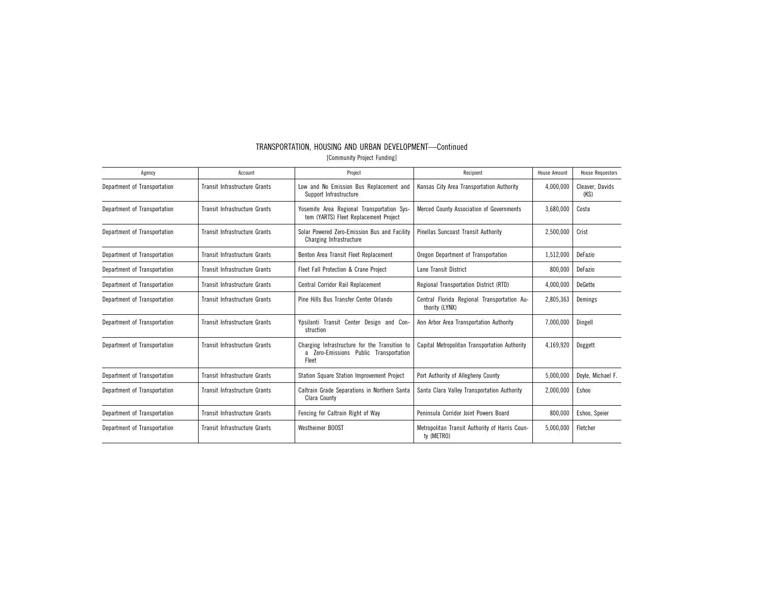## TRANSPORTATION, HOUSING AND URBAN DEVELOPMENT—Continued

[Community Project Funding]

| Agency | Account | Project | Recipient | House Amount | House Requestors |
|---|---|---|---|---|---|
| Department of Transportation | Transit Infrastructure Grants | Low and No Emission Bus Replacement and Support Infrastructure | Kansas City Area Transportation Authority | 4,000,000 | Cleaver, Davids (KS) |
| Department of Transportation | Transit Infrastructure Grants | Yosemite Area Regional Transportation System (YARTS) Fleet Replacement Project | Merced County Association of Governments | 3,680,000 | Costa |
| Department of Transportation | Transit Infrastructure Grants | Solar Powered Zero-Emission Bus and Facility Charging Infrastructure | Pinellas Suncoast Transit Authority | 2,500,000 | Crist |
| Department of Transportation | Transit Infrastructure Grants | Benton Area Transit Fleet Replacement | Oregon Department of Transportation | 1,512,000 | DeFazio |
| Department of Transportation | Transit Infrastructure Grants | Fleet Fall Protection & Crane Project | Lane Transit District | 800,000 | DeFazio |
| Department of Transportation | Transit Infrastructure Grants | Central Corridor Rail Replacement | Regional Transportation District (RTD) | 4,000,000 | DeGette |
| Department of Transportation | Transit Infrastructure Grants | Pine Hills Bus Transfer Center Orlando | Central Florida Regional Transportation Authority (LYNX) | 2,805,363 | Demings |
| Department of Transportation | Transit Infrastructure Grants | Ypsilanti Transit Center Design and Construction | Ann Arbor Area Transportation Authority | 7,000,000 | Dingell |
| Department of Transportation | Transit Infrastructure Grants | Charging Infrastructure for the Transition to a Zero-Emissions Public Transportation Fleet | Capital Metropolitan Transportation Authority | 4,169,920 | Doggett |
| Department of Transportation | Transit Infrastructure Grants | Station Square Station Improvement Project | Port Authority of Allegheny County | 5,000,000 | Doyle, Michael F. |
| Department of Transportation | Transit Infrastructure Grants | Caltrain Grade Separations in Northern Santa Clara County | Santa Clara Valley Transportation Authority | 2,000,000 | Eshoo |
| Department of Transportation | Transit Infrastructure Grants | Fencing for Caltrain Right of Way | Peninsula Corridor Joint Powers Board | 800,000 | Eshoo, Speier |
| Department of Transportation | Transit Infrastructure Grants | Westheimer BOOST | Metropolitan Transit Authority of Harris County (METRO) | 5,000,000 | Fletcher |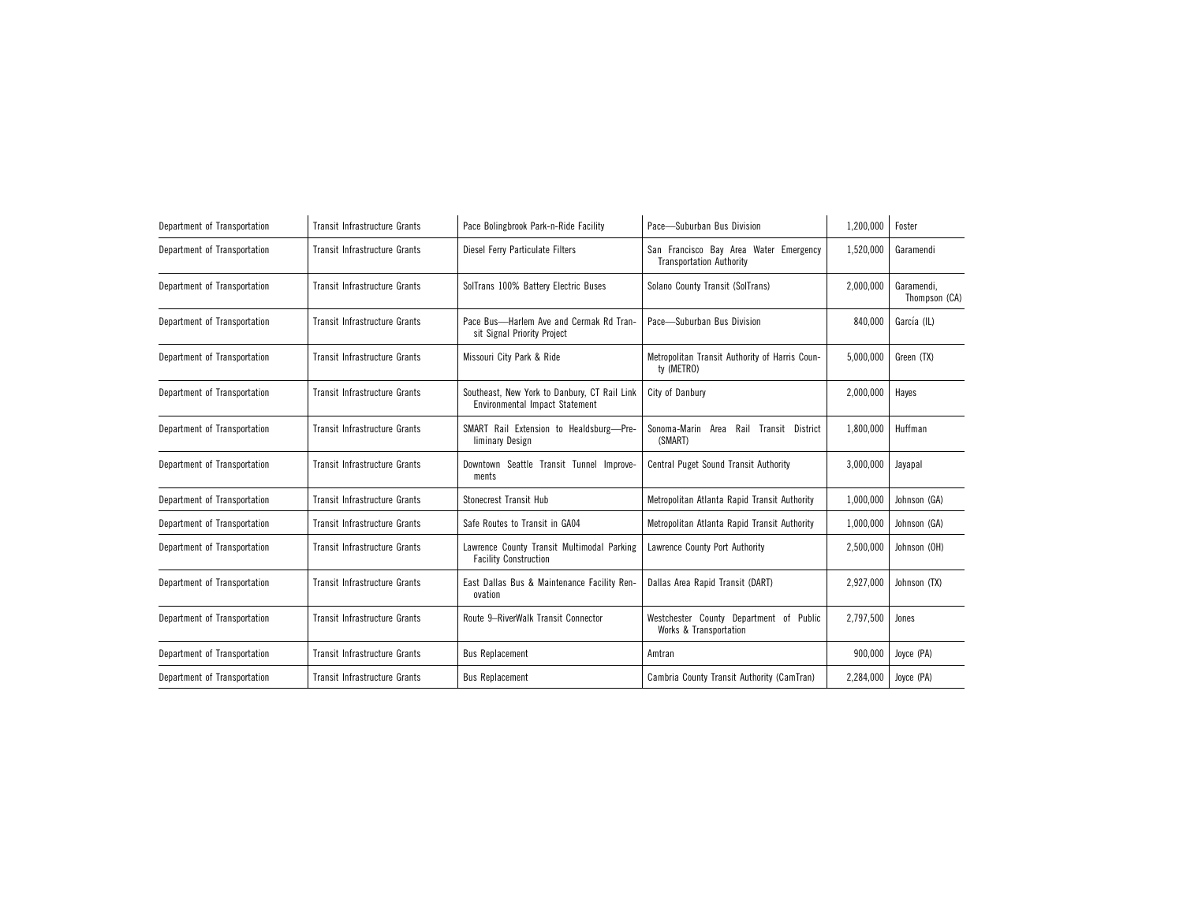| Department of Transportation | Transit Infrastructure Grants | Pace Bolingbrook Park-n-Ride Facility | Pace—Suburban Bus Division | 1,200,000 | Foster |
|---|---|---|---|---|---|
| Department of Transportation | Transit Infrastructure Grants | Diesel Ferry Particulate Filters | San Francisco Bay Area Water Emergency Transportation Authority | 1,520,000 | Garamendi |
| Department of Transportation | Transit Infrastructure Grants | SolTrans 100% Battery Electric Buses | Solano County Transit (SolTrans) | 2,000,000 | Garamendi, Thompson (CA) |
| Department of Transportation | Transit Infrastructure Grants | Pace Bus—Harlem Ave and Cermak Rd Transit Signal Priority Project | Pace—Suburban Bus Division | 840,000 | García (IL) |
| Department of Transportation | Transit Infrastructure Grants | Missouri City Park & Ride | Metropolitan Transit Authority of Harris County (METRO) | 5,000,000 | Green (TX) |
| Department of Transportation | Transit Infrastructure Grants | Southeast, New York to Danbury, CT Rail Link Environmental Impact Statement | City of Danbury | 2,000,000 | Hayes |
| Department of Transportation | Transit Infrastructure Grants | SMART Rail Extension to Healdsburg—Preliminary Design | Sonoma-Marin Area Rail Transit District (SMART) | 1,800,000 | Huffman |
| Department of Transportation | Transit Infrastructure Grants | Downtown Seattle Transit Tunnel Improvements | Central Puget Sound Transit Authority | 3,000,000 | Jayapal |
| Department of Transportation | Transit Infrastructure Grants | Stonecrest Transit Hub | Metropolitan Atlanta Rapid Transit Authority | 1,000,000 | Johnson (GA) |
| Department of Transportation | Transit Infrastructure Grants | Safe Routes to Transit in GA04 | Metropolitan Atlanta Rapid Transit Authority | 1,000,000 | Johnson (GA) |
| Department of Transportation | Transit Infrastructure Grants | Lawrence County Transit Multimodal Parking Facility Construction | Lawrence County Port Authority | 2,500,000 | Johnson (OH) |
| Department of Transportation | Transit Infrastructure Grants | East Dallas Bus & Maintenance Facility Renovation | Dallas Area Rapid Transit (DART) | 2,927,000 | Johnson (TX) |
| Department of Transportation | Transit Infrastructure Grants | Route 9–RiverWalk Transit Connector | Westchester County Department of Public Works & Transportation | 2,797,500 | Jones |
| Department of Transportation | Transit Infrastructure Grants | Bus Replacement | Amtran | 900,000 | Joyce (PA) |
| Department of Transportation | Transit Infrastructure Grants | Bus Replacement | Cambria County Transit Authority (CamTran) | 2,284,000 | Joyce (PA) |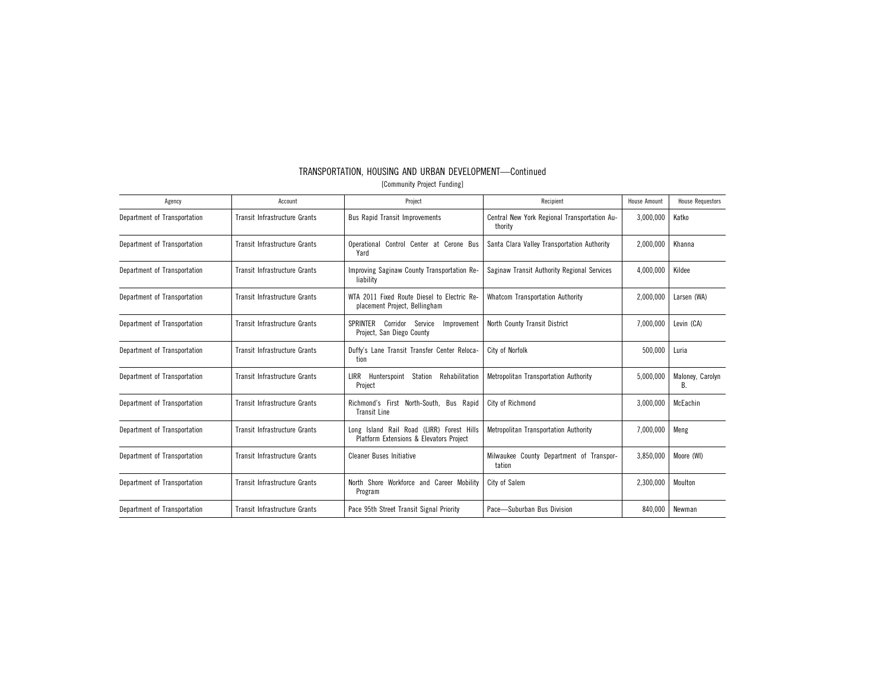# TRANSPORTATION, HOUSING AND URBAN DEVELOPMENT—Continued

[Community Project Funding]

| Agency | Account | Project | Recipient | House Amount | House Requestors |
|---|---|---|---|---|---|
| Department of Transportation | Transit Infrastructure Grants | Bus Rapid Transit Improvements | Central New York Regional Transportation Authority | 3,000,000 | Katko |
| Department of Transportation | Transit Infrastructure Grants | Operational Control Center at Cerone Bus Yard | Santa Clara Valley Transportation Authority | 2,000,000 | Khanna |
| Department of Transportation | Transit Infrastructure Grants | Improving Saginaw County Transportation Reliability | Saginaw Transit Authority Regional Services | 4,000,000 | Kildee |
| Department of Transportation | Transit Infrastructure Grants | WTA 2011 Fixed Route Diesel to Electric Replacement Project, Bellingham | Whatcom Transportation Authority | 2,000,000 | Larsen (WA) |
| Department of Transportation | Transit Infrastructure Grants | SPRINTER Corridor Service Improvement Project, San Diego County | North County Transit District | 7,000,000 | Levin (CA) |
| Department of Transportation | Transit Infrastructure Grants | Duffy's Lane Transit Transfer Center Relocation | City of Norfolk | 500,000 | Luria |
| Department of Transportation | Transit Infrastructure Grants | LIRR Hunterspoint Station Rehabilitation Project | Metropolitan Transportation Authority | 5,000,000 | Maloney, Carolyn B. |
| Department of Transportation | Transit Infrastructure Grants | Richmond's First North-South, Bus Rapid Transit Line | City of Richmond | 3,000,000 | McEachin |
| Department of Transportation | Transit Infrastructure Grants | Long Island Rail Road (LIRR) Forest Hills Platform Extensions & Elevators Project | Metropolitan Transportation Authority | 7,000,000 | Meng |
| Department of Transportation | Transit Infrastructure Grants | Cleaner Buses Initiative | Milwaukee County Department of Transportation | 3,850,000 | Moore (WI) |
| Department of Transportation | Transit Infrastructure Grants | North Shore Workforce and Career Mobility Program | City of Salem | 2,300,000 | Moulton |
| Department of Transportation | Transit Infrastructure Grants | Pace 95th Street Transit Signal Priority | Pace—Suburban Bus Division | 840,000 | Newman |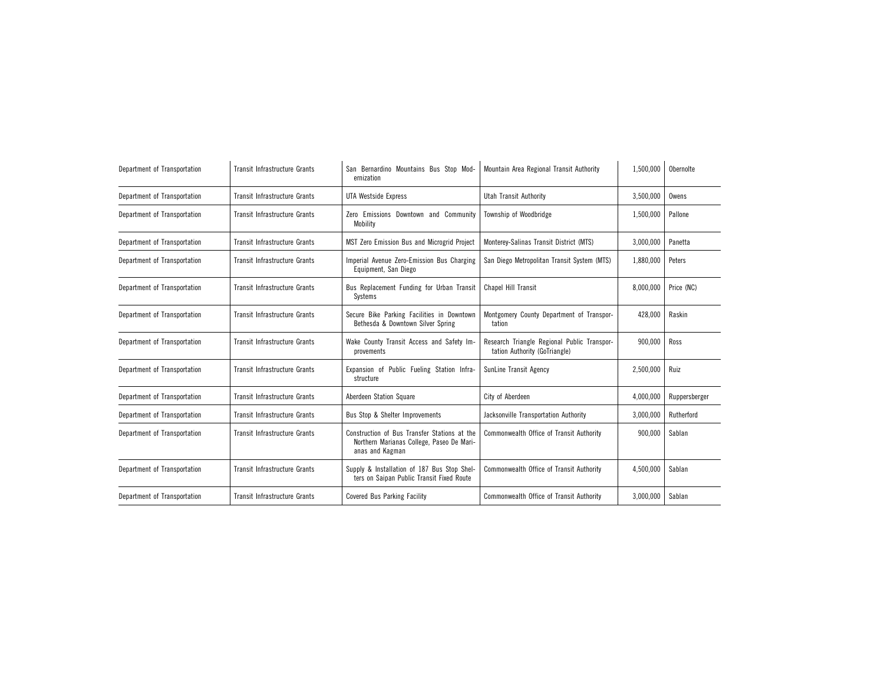| Department of Transportation | Transit Infrastructure Grants | San Bernardino Mountains Bus Stop Modernization | Mountain Area Regional Transit Authority | 1,500,000 | Obernolte |
|---|---|---|---|---|---|
| Department of Transportation | Transit Infrastructure Grants | UTA Westside Express | Utah Transit Authority | 3,500,000 | Owens |
| Department of Transportation | Transit Infrastructure Grants | Zero Emissions Downtown and Community Mobility | Township of Woodbridge | 1,500,000 | Pallone |
| Department of Transportation | Transit Infrastructure Grants | MST Zero Emission Bus and Microgrid Project | Monterey-Salinas Transit District (MTS) | 3,000,000 | Panetta |
| Department of Transportation | Transit Infrastructure Grants | Imperial Avenue Zero-Emission Bus Charging Equipment, San Diego | San Diego Metropolitan Transit System (MTS) | 1,880,000 | Peters |
| Department of Transportation | Transit Infrastructure Grants | Bus Replacement Funding for Urban Transit Systems | Chapel Hill Transit | 8,000,000 | Price (NC) |
| Department of Transportation | Transit Infrastructure Grants | Secure Bike Parking Facilities in Downtown Bethesda & Downtown Silver Spring | Montgomery County Department of Transportation | 428,000 | Raskin |
| Department of Transportation | Transit Infrastructure Grants | Wake County Transit Access and Safety Improvements | Research Triangle Regional Public Transportation Authority (GoTriangle) | 900,000 | Ross |
| Department of Transportation | Transit Infrastructure Grants | Expansion of Public Fueling Station Infrastructure | SunLine Transit Agency | 2,500,000 | Ruiz |
| Department of Transportation | Transit Infrastructure Grants | Aberdeen Station Square | City of Aberdeen | 4,000,000 | Ruppersberger |
| Department of Transportation | Transit Infrastructure Grants | Bus Stop & Shelter Improvements | Jacksonville Transportation Authority | 3,000,000 | Rutherford |
| Department of Transportation | Transit Infrastructure Grants | Construction of Bus Transfer Stations at the Northern Marianas College, Paseo De Marianas and Kagman | Commonwealth Office of Transit Authority | 900,000 | Sablan |
| Department of Transportation | Transit Infrastructure Grants | Supply & Installation of 187 Bus Stop Shelters on Saipan Public Transit Fixed Route | Commonwealth Office of Transit Authority | 4,500,000 | Sablan |
| Department of Transportation | Transit Infrastructure Grants | Covered Bus Parking Facility | Commonwealth Office of Transit Authority | 3,000,000 | Sablan |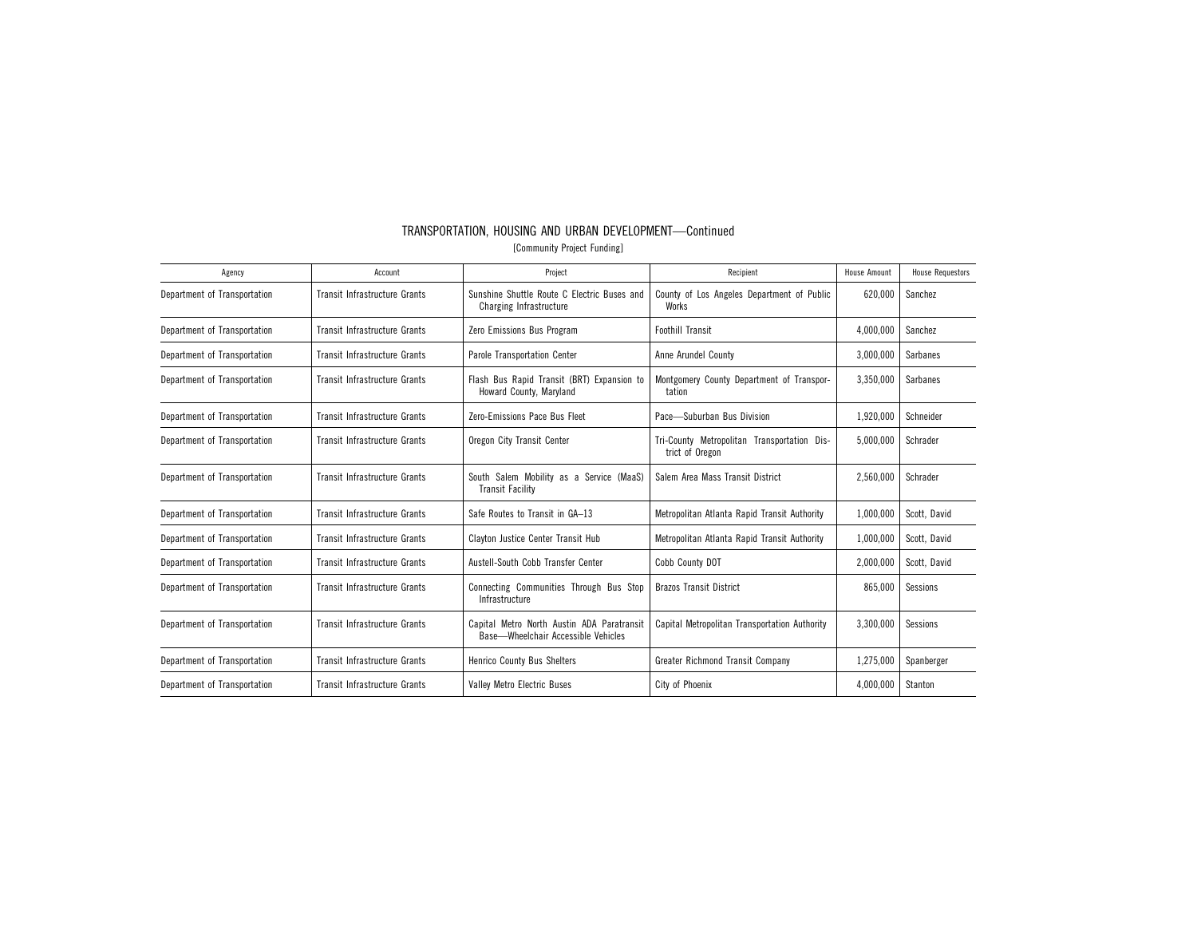# TRANSPORTATION, HOUSING AND URBAN DEVELOPMENT—Continued

[Community Project Funding]

| Agency | Account | Project | Recipient | House Amount | House Requestors |
|---|---|---|---|---|---|
| Department of Transportation | Transit Infrastructure Grants | Sunshine Shuttle Route C Electric Buses and Charging Infrastructure | County of Los Angeles Department of Public Works | 620,000 | Sanchez |
| Department of Transportation | Transit Infrastructure Grants | Zero Emissions Bus Program | Foothill Transit | 4,000,000 | Sanchez |
| Department of Transportation | Transit Infrastructure Grants | Parole Transportation Center | Anne Arundel County | 3,000,000 | Sarbanes |
| Department of Transportation | Transit Infrastructure Grants | Flash Bus Rapid Transit (BRT) Expansion to Howard County, Maryland | Montgomery County Department of Transportation | 3,350,000 | Sarbanes |
| Department of Transportation | Transit Infrastructure Grants | Zero-Emissions Pace Bus Fleet | Pace—Suburban Bus Division | 1,920,000 | Schneider |
| Department of Transportation | Transit Infrastructure Grants | Oregon City Transit Center | Tri-County Metropolitan Transportation District of Oregon | 5,000,000 | Schrader |
| Department of Transportation | Transit Infrastructure Grants | South Salem Mobility as a Service (MaaS) Transit Facility | Salem Area Mass Transit District | 2,560,000 | Schrader |
| Department of Transportation | Transit Infrastructure Grants | Safe Routes to Transit in GA–13 | Metropolitan Atlanta Rapid Transit Authority | 1,000,000 | Scott, David |
| Department of Transportation | Transit Infrastructure Grants | Clayton Justice Center Transit Hub | Metropolitan Atlanta Rapid Transit Authority | 1,000,000 | Scott, David |
| Department of Transportation | Transit Infrastructure Grants | Austell-South Cobb Transfer Center | Cobb County DOT | 2,000,000 | Scott, David |
| Department of Transportation | Transit Infrastructure Grants | Connecting Communities Through Bus Stop Infrastructure | Brazos Transit District | 865,000 | Sessions |
| Department of Transportation | Transit Infrastructure Grants | Capital Metro North Austin ADA Paratransit Base—Wheelchair Accessible Vehicles | Capital Metropolitan Transportation Authority | 3,300,000 | Sessions |
| Department of Transportation | Transit Infrastructure Grants | Henrico County Bus Shelters | Greater Richmond Transit Company | 1,275,000 | Spanberger |
| Department of Transportation | Transit Infrastructure Grants | Valley Metro Electric Buses | City of Phoenix | 4,000,000 | Stanton |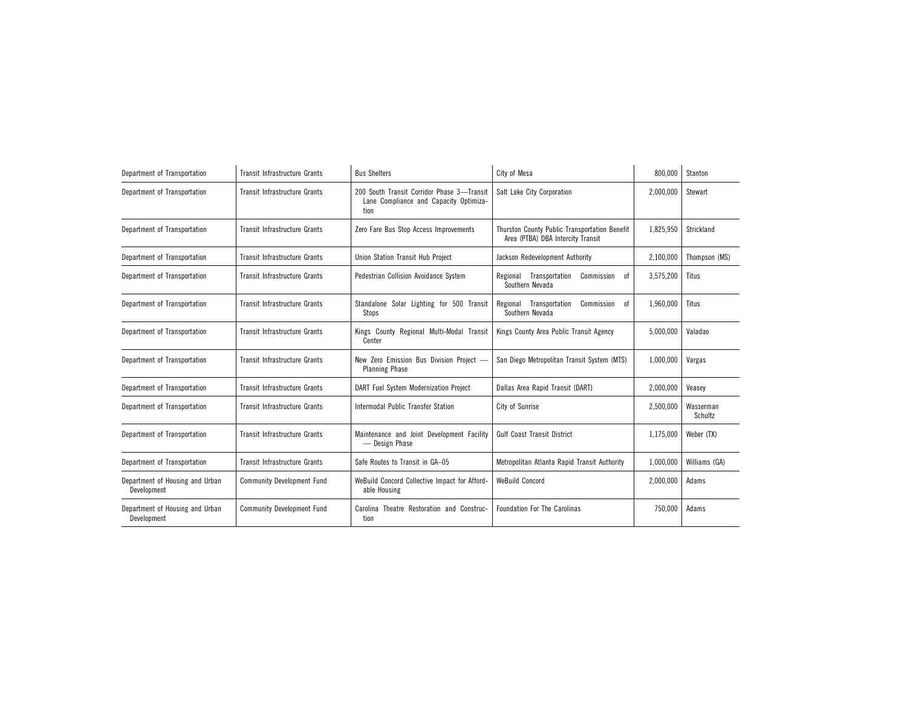| Department of Transportation | Transit Infrastructure Grants | Bus Shelters | City of Mesa | 800,000 | Stanton |
|---|---|---|---|---|---|
| Department of Transportation | Transit Infrastructure Grants | 200 South Transit Corridor Phase 3—Transit Lane Compliance and Capacity Optimization | Salt Lake City Corporation | 2,000,000 | Stewart |
| Department of Transportation | Transit Infrastructure Grants | Zero Fare Bus Stop Access Improvements | Thurston County Public Transportation Benefit Area (PTBA) DBA Intercity Transit | 1,825,950 | Strickland |
| Department of Transportation | Transit Infrastructure Grants | Union Station Transit Hub Project | Jackson Redevelopment Authority | 2,100,000 | Thompson (MS) |
| Department of Transportation | Transit Infrastructure Grants | Pedestrian Collision Avoidance System | Regional Transportation Commission of Southern Nevada | 3,575,200 | Titus |
| Department of Transportation | Transit Infrastructure Grants | Standalone Solar Lighting for 500 Transit Stops | Regional Transportation Commission of Southern Nevada | 1,960,000 | Titus |
| Department of Transportation | Transit Infrastructure Grants | Kings County Regional Multi-Modal Transit Center | Kings County Area Public Transit Agency | 5,000,000 | Valadao |
| Department of Transportation | Transit Infrastructure Grants | New Zero Emission Bus Division Project — Planning Phase | San Diego Metropolitan Transit System (MTS) | 1,000,000 | Vargas |
| Department of Transportation | Transit Infrastructure Grants | DART Fuel System Modernization Project | Dallas Area Rapid Transit (DART) | 2,000,000 | Veasey |
| Department of Transportation | Transit Infrastructure Grants | Intermodal Public Transfer Station | City of Sunrise | 2,500,000 | Wasserman Schultz |
| Department of Transportation | Transit Infrastructure Grants | Maintenance and Joint Development Facility — Design Phase | Gulf Coast Transit District | 1,175,000 | Weber (TX) |
| Department of Transportation | Transit Infrastructure Grants | Safe Routes to Transit in GA–05 | Metropolitan Atlanta Rapid Transit Authority | 1,000,000 | Williams (GA) |
| Department of Housing and Urban Development | Community Development Fund | WeBuild Concord Collective Impact for Affordable Housing | WeBuild Concord | 2,000,000 | Adams |
| Department of Housing and Urban Development | Community Development Fund | Carolina Theatre Restoration and Construction | Foundation For The Carolinas | 750,000 | Adams |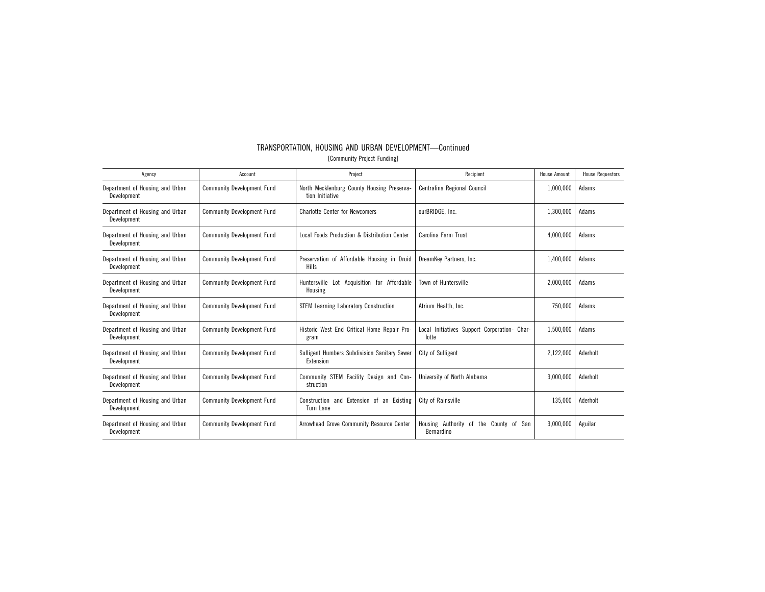## TRANSPORTATION, HOUSING AND URBAN DEVELOPMENT—Continued

[Community Project Funding]

| Agency | Account | Project | Recipient | House Amount | House Requestors |
|---|---|---|---|---|---|
| Department of Housing and Urban Development | Community Development Fund | North Mecklenburg County Housing Preservation Initiative | Centralina Regional Council | 1,000,000 | Adams |
| Department of Housing and Urban Development | Community Development Fund | Charlotte Center for Newcomers | ourBRIDGE, Inc. | 1,300,000 | Adams |
| Department of Housing and Urban Development | Community Development Fund | Local Foods Production & Distribution Center | Carolina Farm Trust | 4,000,000 | Adams |
| Department of Housing and Urban Development | Community Development Fund | Preservation of Affordable Housing in Druid Hills | DreamKey Partners, Inc. | 1,400,000 | Adams |
| Department of Housing and Urban Development | Community Development Fund | Huntersville Lot Acquisition for Affordable Housing | Town of Huntersville | 2,000,000 | Adams |
| Department of Housing and Urban Development | Community Development Fund | STEM Learning Laboratory Construction | Atrium Health, Inc. | 750,000 | Adams |
| Department of Housing and Urban Development | Community Development Fund | Historic West End Critical Home Repair Program | Local Initiatives Support Corporation- Charlotte | 1,500,000 | Adams |
| Department of Housing and Urban Development | Community Development Fund | Sulligent Humbers Subdivision Sanitary Sewer Extension | City of Sulligent | 2,122,000 | Aderholt |
| Department of Housing and Urban Development | Community Development Fund | Community STEM Facility Design and Construction | University of North Alabama | 3,000,000 | Aderholt |
| Department of Housing and Urban Development | Community Development Fund | Construction and Extension of an Existing Turn Lane | City of Rainsville | 135,000 | Aderholt |
| Department of Housing and Urban Development | Community Development Fund | Arrowhead Grove Community Resource Center | Housing Authority of the County of San Bernardino | 3,000,000 | Aguilar |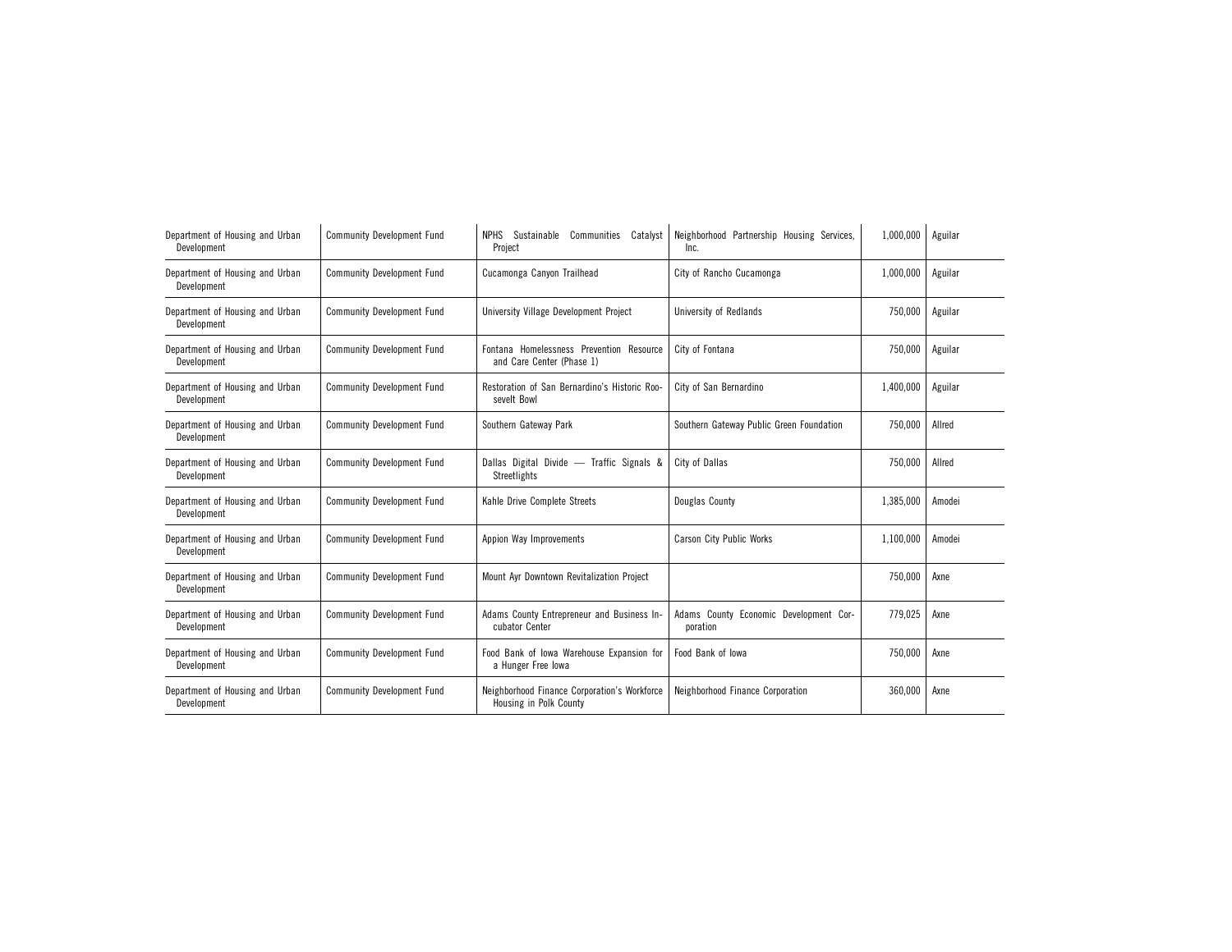| | | | | | |
|---|---|---|---|---|---|
| Department of Housing and Urban Development | Community Development Fund | NPHS Sustainable Communities Catalyst Project | Neighborhood Partnership Housing Services, Inc. | 1,000,000 | Aguilar |
| Department of Housing and Urban Development | Community Development Fund | Cucamonga Canyon Trailhead | City of Rancho Cucamonga | 1,000,000 | Aguilar |
| Department of Housing and Urban Development | Community Development Fund | University Village Development Project | University of Redlands | 750,000 | Aguilar |
| Department of Housing and Urban Development | Community Development Fund | Fontana Homelessness Prevention Resource and Care Center (Phase 1) | City of Fontana | 750,000 | Aguilar |
| Department of Housing and Urban Development | Community Development Fund | Restoration of San Bernardino's Historic Roosevelt Bowl | City of San Bernardino | 1,400,000 | Aguilar |
| Department of Housing and Urban Development | Community Development Fund | Southern Gateway Park | Southern Gateway Public Green Foundation | 750,000 | Allred |
| Department of Housing and Urban Development | Community Development Fund | Dallas Digital Divide — Traffic Signals & Streetlights | City of Dallas | 750,000 | Allred |
| Department of Housing and Urban Development | Community Development Fund | Kahle Drive Complete Streets | Douglas County | 1,385,000 | Amodei |
| Department of Housing and Urban Development | Community Development Fund | Appion Way Improvements | Carson City Public Works | 1,100,000 | Amodei |
| Department of Housing and Urban Development | Community Development Fund | Mount Ayr Downtown Revitalization Project | | 750,000 | Axne |
| Department of Housing and Urban Development | Community Development Fund | Adams County Entrepreneur and Business Incubator Center | Adams County Economic Development Corporation | 779,025 | Axne |
| Department of Housing and Urban Development | Community Development Fund | Food Bank of Iowa Warehouse Expansion for a Hunger Free Iowa | Food Bank of Iowa | 750,000 | Axne |
| Department of Housing and Urban Development | Community Development Fund | Neighborhood Finance Corporation's Workforce Housing in Polk County | Neighborhood Finance Corporation | 360,000 | Axne |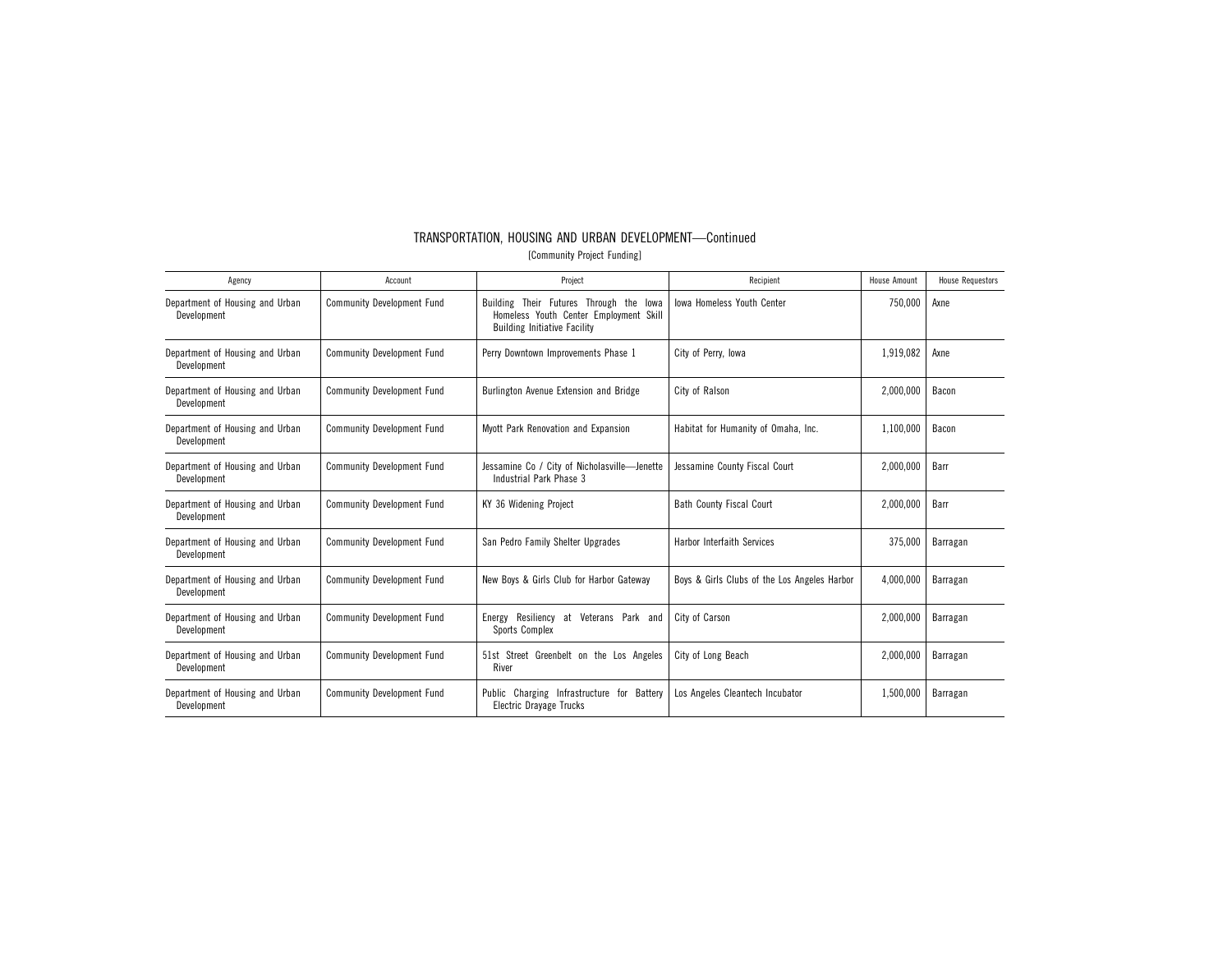## TRANSPORTATION, HOUSING AND URBAN DEVELOPMENT—Continued

[Community Project Funding]

| Agency | Account | Project | Recipient | House Amount | House Requestors |
| --- | --- | --- | --- | --- | --- |
| Department of Housing and Urban Development | Community Development Fund | Building Their Futures Through the Iowa Homeless Youth Center Employment Skill Building Initiative Facility | Iowa Homeless Youth Center | 750,000 | Axne |
| Department of Housing and Urban Development | Community Development Fund | Perry Downtown Improvements Phase 1 | City of Perry, Iowa | 1,919,082 | Axne |
| Department of Housing and Urban Development | Community Development Fund | Burlington Avenue Extension and Bridge | City of Ralson | 2,000,000 | Bacon |
| Department of Housing and Urban Development | Community Development Fund | Myott Park Renovation and Expansion | Habitat for Humanity of Omaha, Inc. | 1,100,000 | Bacon |
| Department of Housing and Urban Development | Community Development Fund | Jessamine Co / City of Nicholasville—Jenette Industrial Park Phase 3 | Jessamine County Fiscal Court | 2,000,000 | Barr |
| Department of Housing and Urban Development | Community Development Fund | KY 36 Widening Project | Bath County Fiscal Court | 2,000,000 | Barr |
| Department of Housing and Urban Development | Community Development Fund | San Pedro Family Shelter Upgrades | Harbor Interfaith Services | 375,000 | Barragan |
| Department of Housing and Urban Development | Community Development Fund | New Boys & Girls Club for Harbor Gateway | Boys & Girls Clubs of the Los Angeles Harbor | 4,000,000 | Barragan |
| Department of Housing and Urban Development | Community Development Fund | Energy Resiliency at Veterans Park and Sports Complex | City of Carson | 2,000,000 | Barragan |
| Department of Housing and Urban Development | Community Development Fund | 51st Street Greenbelt on the Los Angeles River | City of Long Beach | 2,000,000 | Barragan |
| Department of Housing and Urban Development | Community Development Fund | Public Charging Infrastructure for Battery Electric Drayage Trucks | Los Angeles Cleantech Incubator | 1,500,000 | Barragan |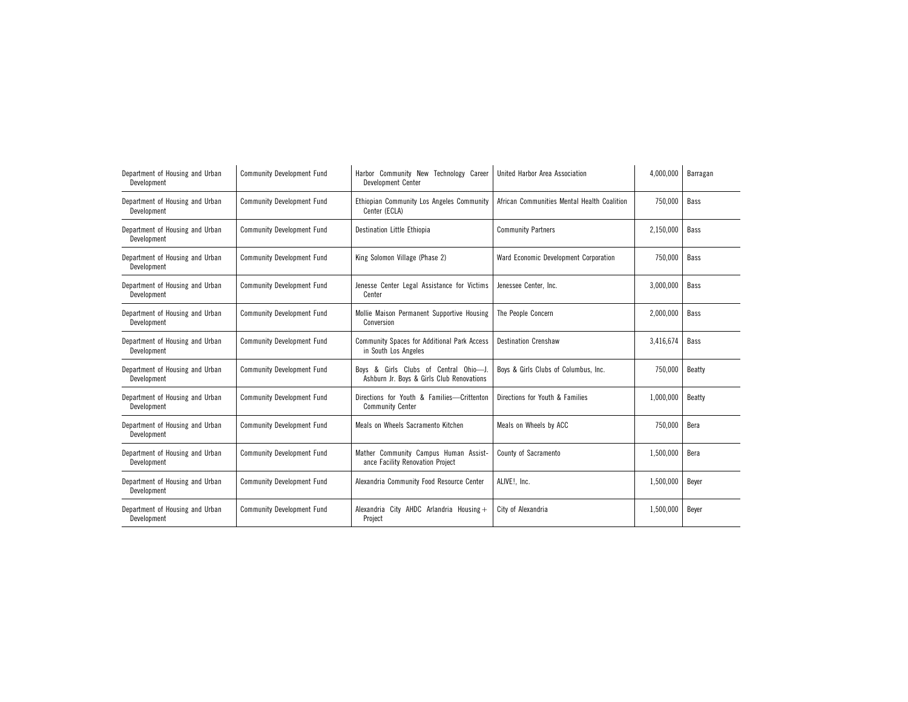| | | | | | |
|---|---|---|---|---|---|
| Department of Housing and Urban Development | Community Development Fund | Harbor Community New Technology Career Development Center | United Harbor Area Association | 4,000,000 | Barragan |
| Department of Housing and Urban Development | Community Development Fund | Ethiopian Community Los Angeles Community Center (ECLA) | African Communities Mental Health Coalition | 750,000 | Bass |
| Department of Housing and Urban Development | Community Development Fund | Destination Little Ethiopia | Community Partners | 2,150,000 | Bass |
| Department of Housing and Urban Development | Community Development Fund | King Solomon Village (Phase 2) | Ward Economic Development Corporation | 750,000 | Bass |
| Department of Housing and Urban Development | Community Development Fund | Jenesse Center Legal Assistance for Victims Center | Jenessee Center, Inc. | 3,000,000 | Bass |
| Department of Housing and Urban Development | Community Development Fund | Mollie Maison Permanent Supportive Housing Conversion | The People Concern | 2,000,000 | Bass |
| Department of Housing and Urban Development | Community Development Fund | Community Spaces for Additional Park Access in South Los Angeles | Destination Crenshaw | 3,416,674 | Bass |
| Department of Housing and Urban Development | Community Development Fund | Boys & Girls Clubs of Central Ohio—J. Ashburn Jr. Boys & Girls Club Renovations | Boys & Girls Clubs of Columbus, Inc. | 750,000 | Beatty |
| Department of Housing and Urban Development | Community Development Fund | Directions for Youth & Families—Crittenton Community Center | Directions for Youth & Families | 1,000,000 | Beatty |
| Department of Housing and Urban Development | Community Development Fund | Meals on Wheels Sacramento Kitchen | Meals on Wheels by ACC | 750,000 | Bera |
| Department of Housing and Urban Development | Community Development Fund | Mather Community Campus Human Assistance Facility Renovation Project | County of Sacramento | 1,500,000 | Bera |
| Department of Housing and Urban Development | Community Development Fund | Alexandria Community Food Resource Center | ALIVE!, Inc. | 1,500,000 | Beyer |
| Department of Housing and Urban Development | Community Development Fund | Alexandria City AHDC Arlandria Housing+ Project | City of Alexandria | 1,500,000 | Beyer |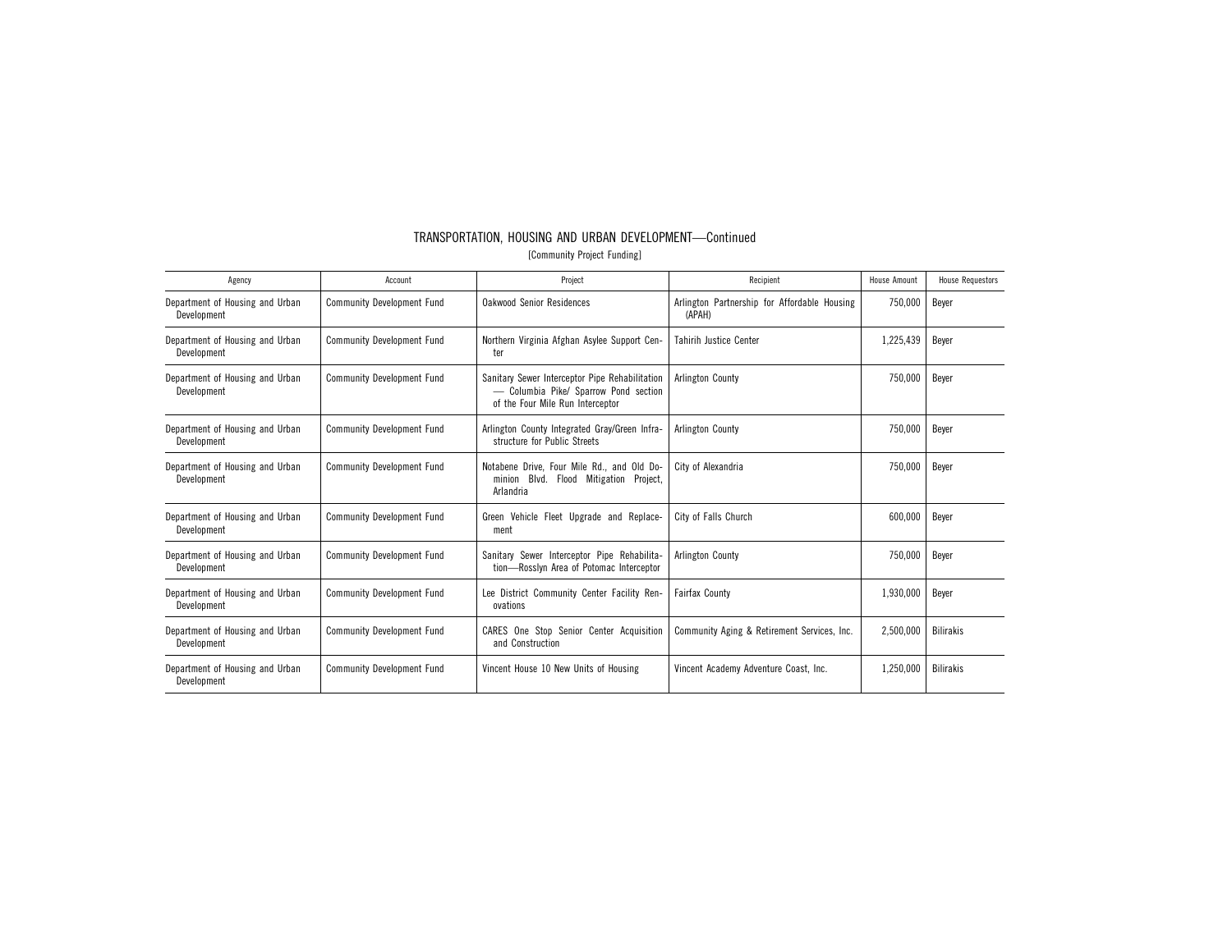# TRANSPORTATION, HOUSING AND URBAN DEVELOPMENT—Continued

[Community Project Funding]

| Agency | Account | Project | Recipient | House Amount | House Requestors |
|---|---|---|---|---|---|
| Department of Housing and Urban Development | Community Development Fund | Oakwood Senior Residences | Arlington Partnership for Affordable Housing (APAH) | 750,000 | Beyer |
| Department of Housing and Urban Development | Community Development Fund | Northern Virginia Afghan Asylee Support Center | Tahirih Justice Center | 1,225,439 | Beyer |
| Department of Housing and Urban Development | Community Development Fund | Sanitary Sewer Interceptor Pipe Rehabilitation — Columbia Pike/ Sparrow Pond section of the Four Mile Run Interceptor | Arlington County | 750,000 | Beyer |
| Department of Housing and Urban Development | Community Development Fund | Arlington County Integrated Gray/Green Infrastructure for Public Streets | Arlington County | 750,000 | Beyer |
| Department of Housing and Urban Development | Community Development Fund | Notabene Drive, Four Mile Rd., and Old Dominion Blvd. Flood Mitigation Project, Arlandria | City of Alexandria | 750,000 | Beyer |
| Department of Housing and Urban Development | Community Development Fund | Green Vehicle Fleet Upgrade and Replacement | City of Falls Church | 600,000 | Beyer |
| Department of Housing and Urban Development | Community Development Fund | Sanitary Sewer Interceptor Pipe Rehabilitation—Rosslyn Area of Potomac Interceptor | Arlington County | 750,000 | Beyer |
| Department of Housing and Urban Development | Community Development Fund | Lee District Community Center Facility Renovations | Fairfax County | 1,930,000 | Beyer |
| Department of Housing and Urban Development | Community Development Fund | CARES One Stop Senior Center Acquisition and Construction | Community Aging & Retirement Services, Inc. | 2,500,000 | Bilirakis |
| Department of Housing and Urban Development | Community Development Fund | Vincent House 10 New Units of Housing | Vincent Academy Adventure Coast, Inc. | 1,250,000 | Bilirakis |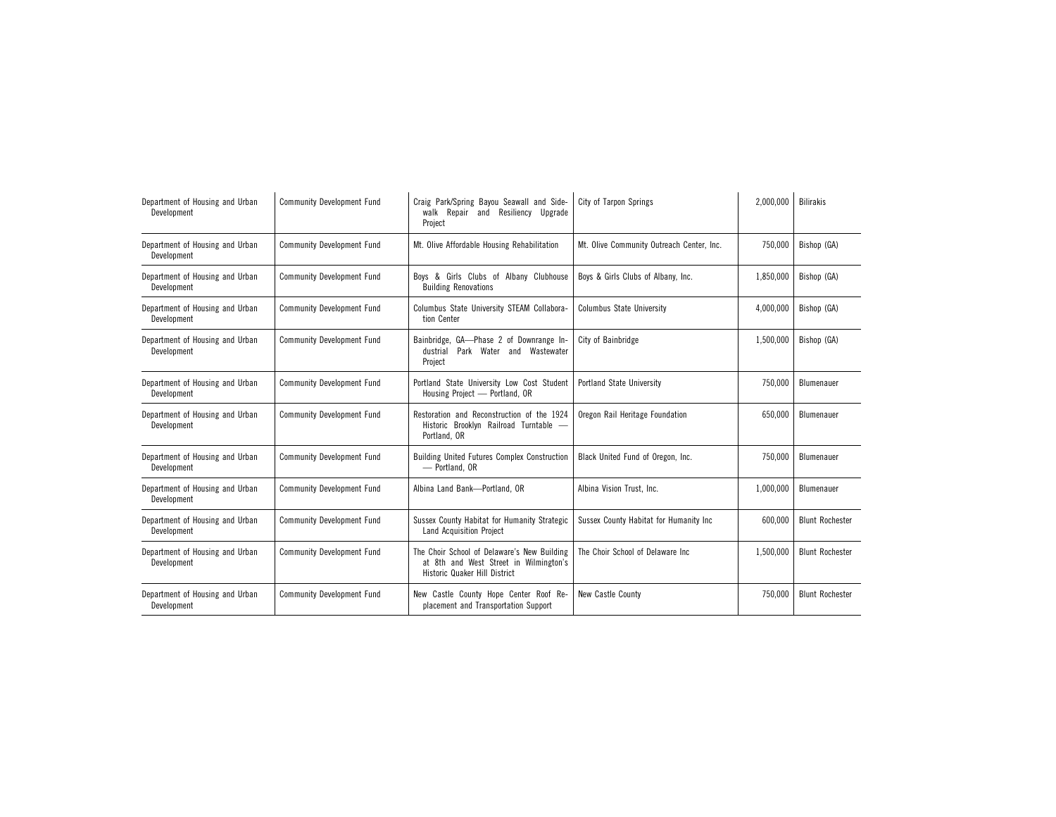| Department of Housing and Urban Development | Community Development Fund | Craig Park/Spring Bayou Seawall and Sidewalk Repair and Resiliency Upgrade Project | City of Tarpon Springs | 2,000,000 | Bilirakis |
|---|---|---|---|---|---|
| Department of Housing and Urban Development | Community Development Fund | Mt. Olive Affordable Housing Rehabilitation | Mt. Olive Community Outreach Center, Inc. | 750,000 | Bishop (GA) |
| Department of Housing and Urban Development | Community Development Fund | Boys & Girls Clubs of Albany Clubhouse Building Renovations | Boys & Girls Clubs of Albany, Inc. | 1,850,000 | Bishop (GA) |
| Department of Housing and Urban Development | Community Development Fund | Columbus State University STEAM Collaboration Center | Columbus State University | 4,000,000 | Bishop (GA) |
| Department of Housing and Urban Development | Community Development Fund | Bainbridge, GA—Phase 2 of Downrange Industrial Park Water and Wastewater Project | City of Bainbridge | 1,500,000 | Bishop (GA) |
| Department of Housing and Urban Development | Community Development Fund | Portland State University Low Cost Student Housing Project — Portland, OR | Portland State University | 750,000 | Blumenauer |
| Department of Housing and Urban Development | Community Development Fund | Restoration and Reconstruction of the 1924 Historic Brooklyn Railroad Turntable — Portland, OR | Oregon Rail Heritage Foundation | 650,000 | Blumenauer |
| Department of Housing and Urban Development | Community Development Fund | Building United Futures Complex Construction — Portland, OR | Black United Fund of Oregon, Inc. | 750,000 | Blumenauer |
| Department of Housing and Urban Development | Community Development Fund | Albina Land Bank—Portland, OR | Albina Vision Trust, Inc. | 1,000,000 | Blumenauer |
| Department of Housing and Urban Development | Community Development Fund | Sussex County Habitat for Humanity Strategic Land Acquisition Project | Sussex County Habitat for Humanity Inc | 600,000 | Blunt Rochester |
| Department of Housing and Urban Development | Community Development Fund | The Choir School of Delaware's New Building at 8th and West Street in Wilmington's Historic Quaker Hill District | The Choir School of Delaware Inc | 1,500,000 | Blunt Rochester |
| Department of Housing and Urban Development | Community Development Fund | New Castle County Hope Center Roof Replacement and Transportation Support | New Castle County | 750,000 | Blunt Rochester |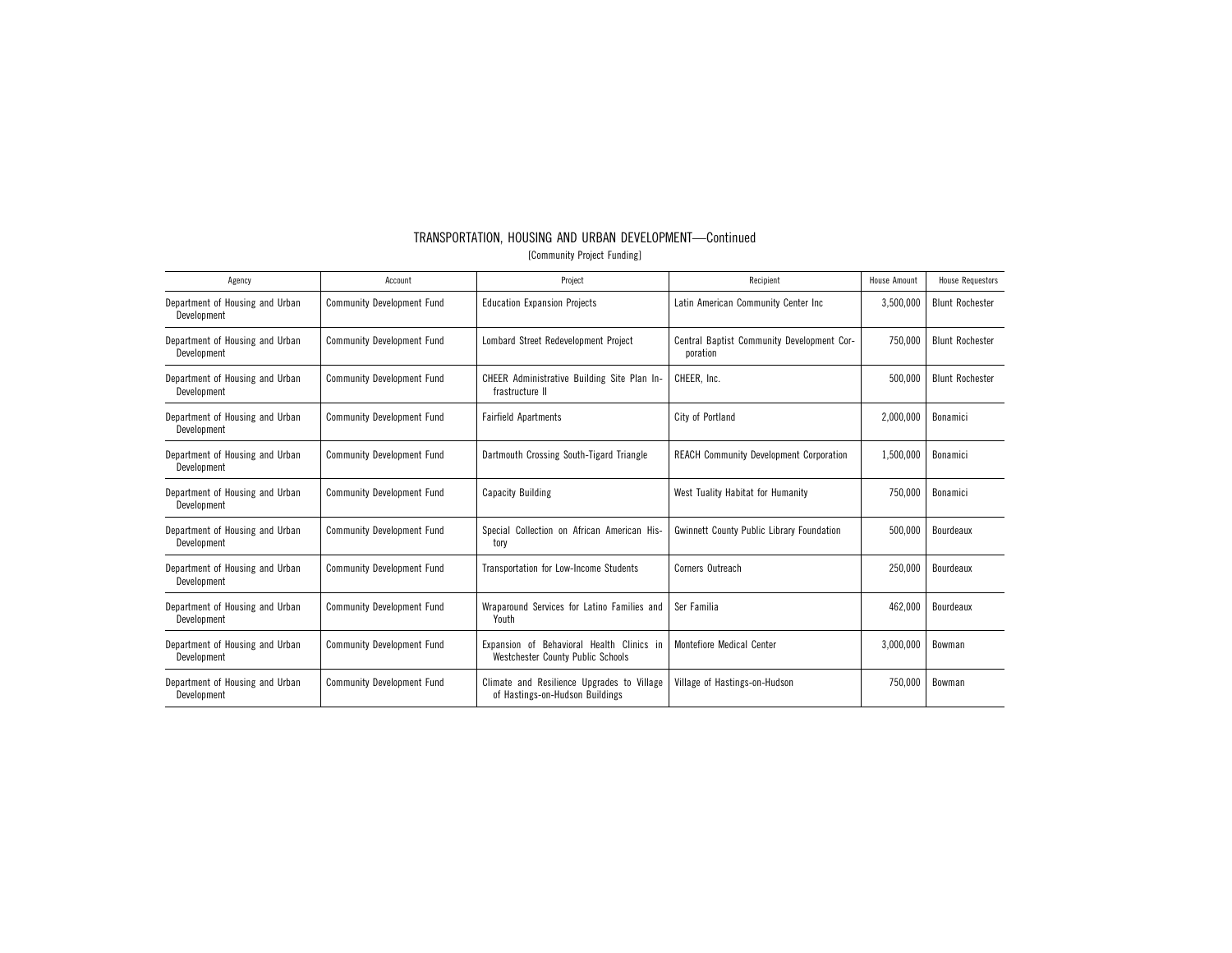# TRANSPORTATION, HOUSING AND URBAN DEVELOPMENT—Continued

[Community Project Funding]

| Agency | Account | Project | Recipient | House Amount | House Requestors |
|---|---|---|---|---|---|
| Department of Housing and Urban Development | Community Development Fund | Education Expansion Projects | Latin American Community Center Inc | 3,500,000 | Blunt Rochester |
| Department of Housing and Urban Development | Community Development Fund | Lombard Street Redevelopment Project | Central Baptist Community Development Corporation | 750,000 | Blunt Rochester |
| Department of Housing and Urban Development | Community Development Fund | CHEER Administrative Building Site Plan Infrastructure II | CHEER, Inc. | 500,000 | Blunt Rochester |
| Department of Housing and Urban Development | Community Development Fund | Fairfield Apartments | City of Portland | 2,000,000 | Bonamici |
| Department of Housing and Urban Development | Community Development Fund | Dartmouth Crossing South-Tigard Triangle | REACH Community Development Corporation | 1,500,000 | Bonamici |
| Department of Housing and Urban Development | Community Development Fund | Capacity Building | West Tuality Habitat for Humanity | 750,000 | Bonamici |
| Department of Housing and Urban Development | Community Development Fund | Special Collection on African American History | Gwinnett County Public Library Foundation | 500,000 | Bourdeaux |
| Department of Housing and Urban Development | Community Development Fund | Transportation for Low-Income Students | Corners Outreach | 250,000 | Bourdeaux |
| Department of Housing and Urban Development | Community Development Fund | Wraparound Services for Latino Families and Youth | Ser Familia | 462,000 | Bourdeaux |
| Department of Housing and Urban Development | Community Development Fund | Expansion of Behavioral Health Clinics in Westchester County Public Schools | Montefiore Medical Center | 3,000,000 | Bowman |
| Department of Housing and Urban Development | Community Development Fund | Climate and Resilience Upgrades to Village of Hastings-on-Hudson Buildings | Village of Hastings-on-Hudson | 750,000 | Bowman |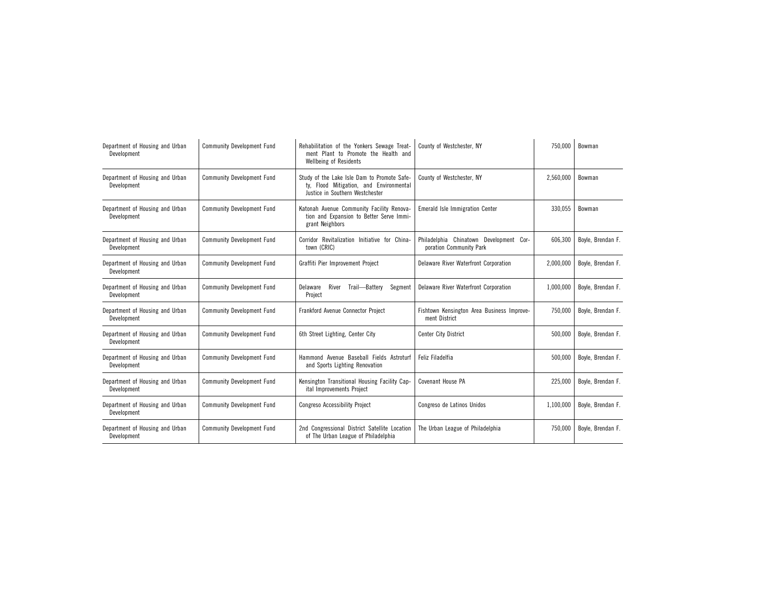| Department of Housing and Urban Development | Community Development Fund | Rehabilitation of the Yonkers Sewage Treatment Plant to Promote the Health and Wellbeing of Residents | County of Westchester, NY | 750,000 | Bowman |
|---|---|---|---|---|---|
| Department of Housing and Urban Development | Community Development Fund | Study of the Lake Isle Dam to Promote Safety, Flood Mitigation, and Environmental Justice in Southern Westchester | County of Westchester, NY | 2,560,000 | Bowman |
| Department of Housing and Urban Development | Community Development Fund | Katonah Avenue Community Facility Renovation and Expansion to Better Serve Immigrant Neighbors | Emerald Isle Immigration Center | 330,055 | Bowman |
| Department of Housing and Urban Development | Community Development Fund | Corridor Revitalization Initiative for Chinatown (CRIC) | Philadelphia Chinatown Development Corporation Community Park | 606,300 | Boyle, Brendan F. |
| Department of Housing and Urban Development | Community Development Fund | Graffiti Pier Improvement Project | Delaware River Waterfront Corporation | 2,000,000 | Boyle, Brendan F. |
| Department of Housing and Urban Development | Community Development Fund | Delaware River Trail—Battery Segment Project | Delaware River Waterfront Corporation | 1,000,000 | Boyle, Brendan F. |
| Department of Housing and Urban Development | Community Development Fund | Frankford Avenue Connector Project | Fishtown Kensington Area Business Improvement District | 750,000 | Boyle, Brendan F. |
| Department of Housing and Urban Development | Community Development Fund | 6th Street Lighting, Center City | Center City District | 500,000 | Boyle, Brendan F. |
| Department of Housing and Urban Development | Community Development Fund | Hammond Avenue Baseball Fields Astroturf and Sports Lighting Renovation | Feliz Filadelfia | 500,000 | Boyle, Brendan F. |
| Department of Housing and Urban Development | Community Development Fund | Kensington Transitional Housing Facility Capital Improvements Project | Covenant House PA | 225,000 | Boyle, Brendan F. |
| Department of Housing and Urban Development | Community Development Fund | Congreso Accessibility Project | Congreso de Latinos Unidos | 1,100,000 | Boyle, Brendan F. |
| Department of Housing and Urban Development | Community Development Fund | 2nd Congressional District Satellite Location of The Urban League of Philadelphia | The Urban League of Philadelphia | 750,000 | Boyle, Brendan F. |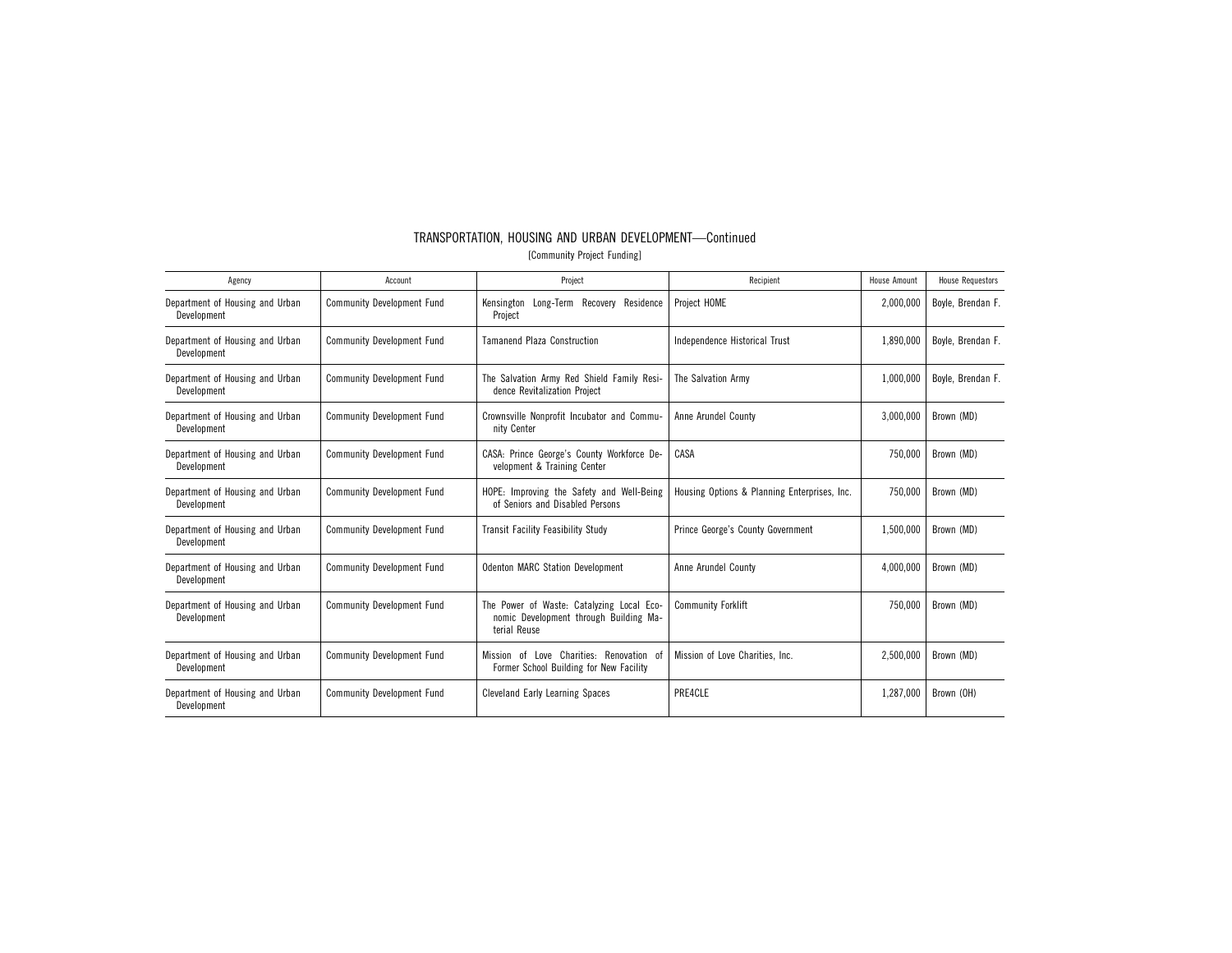# TRANSPORTATION, HOUSING AND URBAN DEVELOPMENT—Continued

[Community Project Funding]

| Agency | Account | Project | Recipient | House Amount | House Requestors |
|---|---|---|---|---|---|
| Department of Housing and Urban Development | Community Development Fund | Kensington Long-Term Recovery Residence Project | Project HOME | 2,000,000 | Boyle, Brendan F. |
| Department of Housing and Urban Development | Community Development Fund | Tamanend Plaza Construction | Independence Historical Trust | 1,890,000 | Boyle, Brendan F. |
| Department of Housing and Urban Development | Community Development Fund | The Salvation Army Red Shield Family Residence Revitalization Project | The Salvation Army | 1,000,000 | Boyle, Brendan F. |
| Department of Housing and Urban Development | Community Development Fund | Crownsville Nonprofit Incubator and Community Center | Anne Arundel County | 3,000,000 | Brown (MD) |
| Department of Housing and Urban Development | Community Development Fund | CASA: Prince George's County Workforce Development & Training Center | CASA | 750,000 | Brown (MD) |
| Department of Housing and Urban Development | Community Development Fund | HOPE: Improving the Safety and Well-Being of Seniors and Disabled Persons | Housing Options & Planning Enterprises, Inc. | 750,000 | Brown (MD) |
| Department of Housing and Urban Development | Community Development Fund | Transit Facility Feasibility Study | Prince George's County Government | 1,500,000 | Brown (MD) |
| Department of Housing and Urban Development | Community Development Fund | Odenton MARC Station Development | Anne Arundel County | 4,000,000 | Brown (MD) |
| Department of Housing and Urban Development | Community Development Fund | The Power of Waste: Catalyzing Local Economic Development through Building Material Reuse | Community Forklift | 750,000 | Brown (MD) |
| Department of Housing and Urban Development | Community Development Fund | Mission of Love Charities: Renovation of Former School Building for New Facility | Mission of Love Charities, Inc. | 2,500,000 | Brown (MD) |
| Department of Housing and Urban Development | Community Development Fund | Cleveland Early Learning Spaces | PRE4CLE | 1,287,000 | Brown (OH) |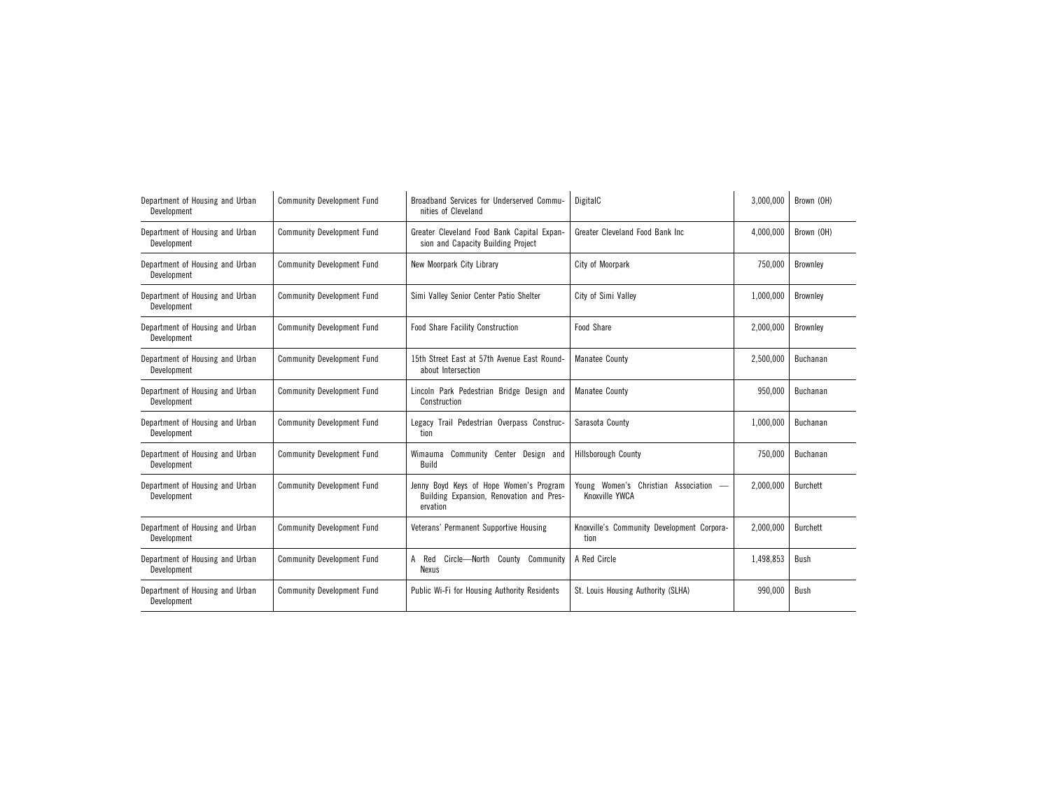| | | | | | |
|---|---|---|---|---|---|
| Department of Housing and Urban Development | Community Development Fund | Broadband Services for Underserved Communities of Cleveland | DigitalC | 3,000,000 | Brown (OH) |
| Department of Housing and Urban Development | Community Development Fund | Greater Cleveland Food Bank Capital Expansion and Capacity Building Project | Greater Cleveland Food Bank Inc | 4,000,000 | Brown (OH) |
| Department of Housing and Urban Development | Community Development Fund | New Moorpark City Library | City of Moorpark | 750,000 | Brownley |
| Department of Housing and Urban Development | Community Development Fund | Simi Valley Senior Center Patio Shelter | City of Simi Valley | 1,000,000 | Brownley |
| Department of Housing and Urban Development | Community Development Fund | Food Share Facility Construction | Food Share | 2,000,000 | Brownley |
| Department of Housing and Urban Development | Community Development Fund | 15th Street East at 57th Avenue East Roundabout Intersection | Manatee County | 2,500,000 | Buchanan |
| Department of Housing and Urban Development | Community Development Fund | Lincoln Park Pedestrian Bridge Design and Construction | Manatee County | 950,000 | Buchanan |
| Department of Housing and Urban Development | Community Development Fund | Legacy Trail Pedestrian Overpass Construction | Sarasota County | 1,000,000 | Buchanan |
| Department of Housing and Urban Development | Community Development Fund | Wimauma Community Center Design and Build | Hillsborough County | 750,000 | Buchanan |
| Department of Housing and Urban Development | Community Development Fund | Jenny Boyd Keys of Hope Women's Program Building Expansion, Renovation and Preservation | Young Women's Christian Association — Knoxville YWCA | 2,000,000 | Burchett |
| Department of Housing and Urban Development | Community Development Fund | Veterans' Permanent Supportive Housing | Knoxville's Community Development Corporation | 2,000,000 | Burchett |
| Department of Housing and Urban Development | Community Development Fund | A Red Circle—North County Community Nexus | A Red Circle | 1,498,853 | Bush |
| Department of Housing and Urban Development | Community Development Fund | Public Wi-Fi for Housing Authority Residents | St. Louis Housing Authority (SLHA) | 990,000 | Bush |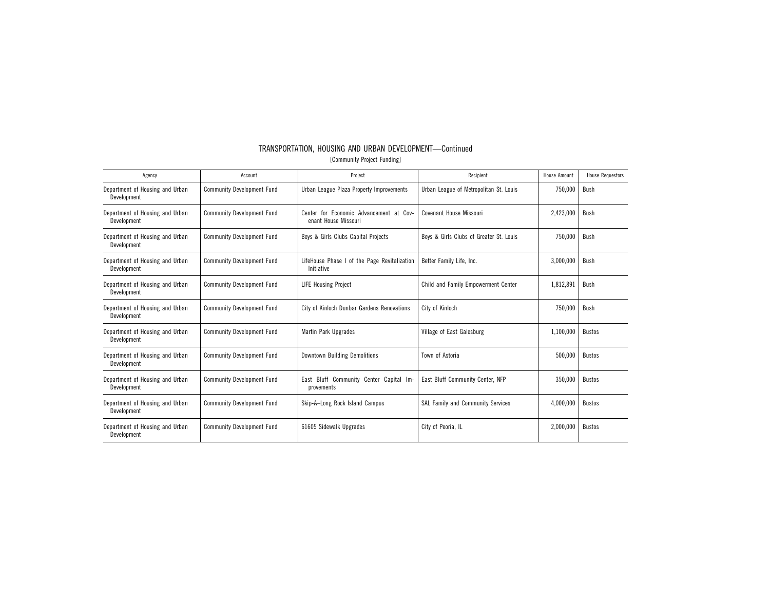# TRANSPORTATION, HOUSING AND URBAN DEVELOPMENT—Continued

[Community Project Funding]

| Agency | Account | Project | Recipient | House Amount | House Requestors |
|---|---|---|---|---|---|
| Department of Housing and Urban Development | Community Development Fund | Urban League Plaza Property Improvements | Urban League of Metropolitan St. Louis | 750,000 | Bush |
| Department of Housing and Urban Development | Community Development Fund | Center for Economic Advancement at Covenant House Missouri | Covenant House Missouri | 2,423,000 | Bush |
| Department of Housing and Urban Development | Community Development Fund | Boys & Girls Clubs Capital Projects | Boys & Girls Clubs of Greater St. Louis | 750,000 | Bush |
| Department of Housing and Urban Development | Community Development Fund | LifeHouse Phase I of the Page Revitalization Initiative | Better Family Life, Inc. | 3,000,000 | Bush |
| Department of Housing and Urban Development | Community Development Fund | LIFE Housing Project | Child and Family Empowerment Center | 1,812,891 | Bush |
| Department of Housing and Urban Development | Community Development Fund | City of Kinloch Dunbar Gardens Renovations | City of Kinloch | 750,000 | Bush |
| Department of Housing and Urban Development | Community Development Fund | Martin Park Upgrades | Village of East Galesburg | 1,100,000 | Bustos |
| Department of Housing and Urban Development | Community Development Fund | Downtown Building Demolitions | Town of Astoria | 500,000 | Bustos |
| Department of Housing and Urban Development | Community Development Fund | East Bluff Community Center Capital Improvements | East Bluff Community Center, NFP | 350,000 | Bustos |
| Department of Housing and Urban Development | Community Development Fund | Skip-A–Long Rock Island Campus | SAL Family and Community Services | 4,000,000 | Bustos |
| Department of Housing and Urban Development | Community Development Fund | 61605 Sidewalk Upgrades | City of Peoria, IL | 2,000,000 | Bustos |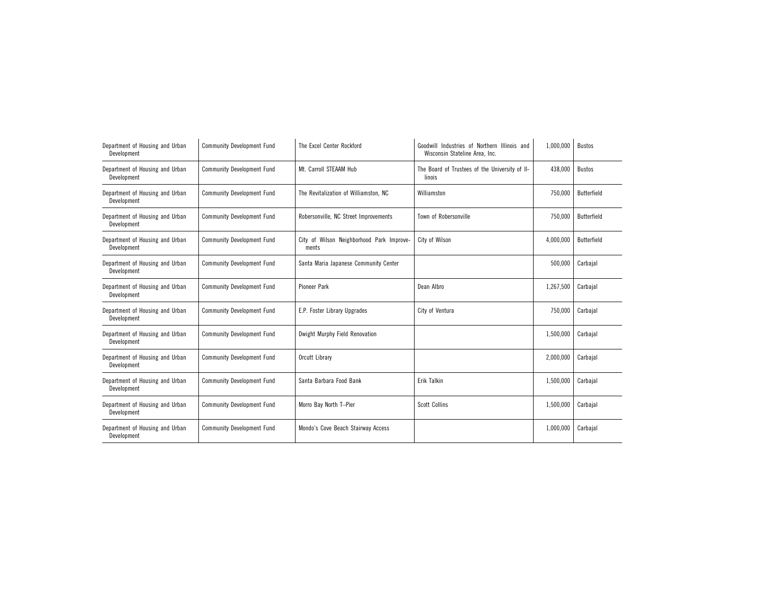| | | | | | |
|---|---|---|---|---|---|
| Department of Housing and Urban Development | Community Development Fund | The Excel Center Rockford | Goodwill Industries of Northern Illinois and Wisconsin Stateline Area, Inc. | 1,000,000 | Bustos |
| Department of Housing and Urban Development | Community Development Fund | Mt. Carroll STEAAM Hub | The Board of Trustees of the University of Illinois | 438,000 | Bustos |
| Department of Housing and Urban Development | Community Development Fund | The Revitalization of Williamston, NC | Williamston | 750,000 | Butterfield |
| Department of Housing and Urban Development | Community Development Fund | Robersonville, NC Street Improvements | Town of Robersonville | 750,000 | Butterfield |
| Department of Housing and Urban Development | Community Development Fund | City of Wilson Neighborhood Park Improvements | City of Wilson | 4,000,000 | Butterfield |
| Department of Housing and Urban Development | Community Development Fund | Santa Maria Japanese Community Center | | 500,000 | Carbajal |
| Department of Housing and Urban Development | Community Development Fund | Pioneer Park | Dean Albro | 1,267,500 | Carbajal |
| Department of Housing and Urban Development | Community Development Fund | E.P. Foster Library Upgrades | City of Ventura | 750,000 | Carbajal |
| Department of Housing and Urban Development | Community Development Fund | Dwight Murphy Field Renovation | | 1,500,000 | Carbajal |
| Department of Housing and Urban Development | Community Development Fund | Orcutt Library | | 2,000,000 | Carbajal |
| Department of Housing and Urban Development | Community Development Fund | Santa Barbara Food Bank | Erik Talkin | 1,500,000 | Carbajal |
| Department of Housing and Urban Development | Community Development Fund | Morro Bay North T–Pier | Scott Collins | 1,500,000 | Carbajal |
| Department of Housing and Urban Development | Community Development Fund | Mondo's Cove Beach Stairway Access | | 1,000,000 | Carbajal |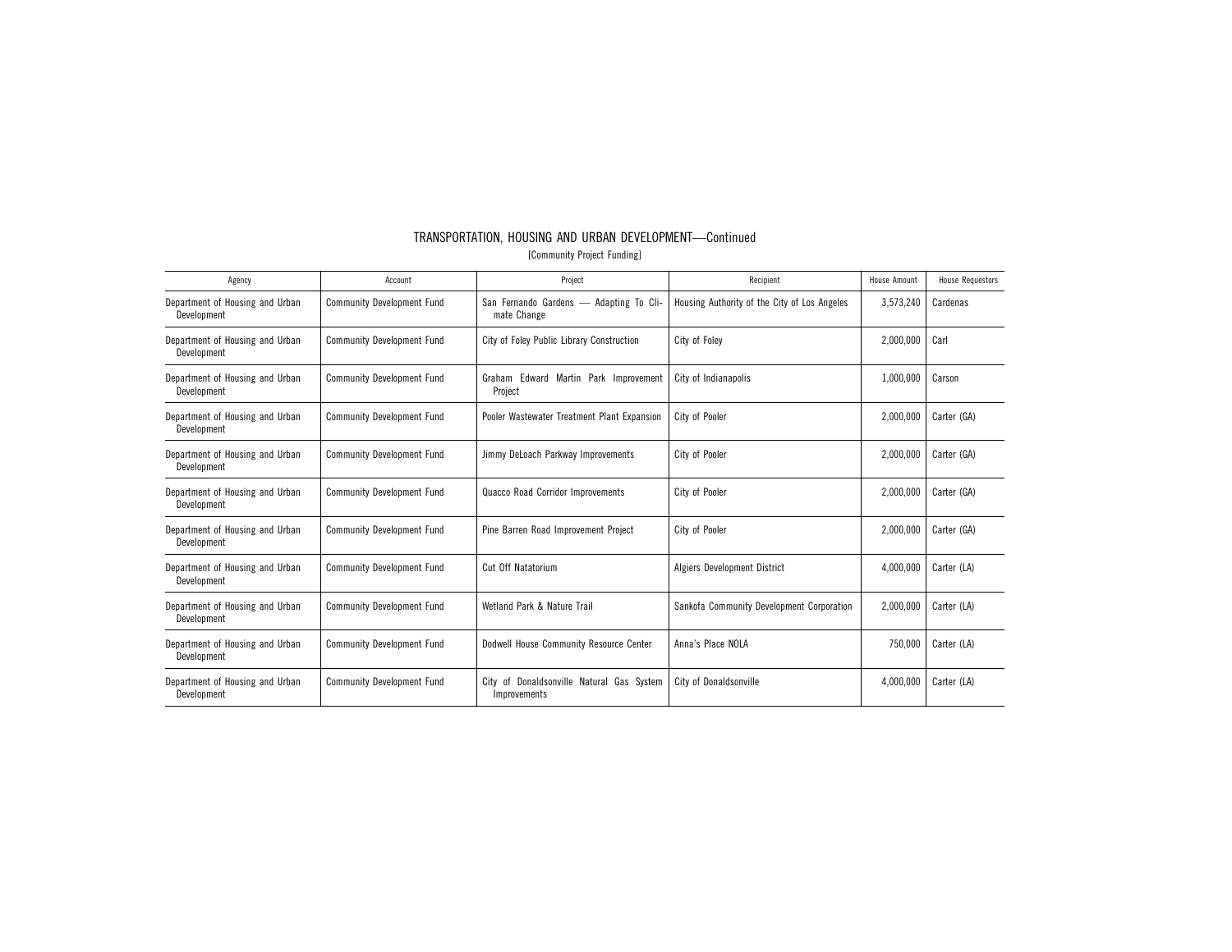## TRANSPORTATION, HOUSING AND URBAN DEVELOPMENT—Continued

[Community Project Funding]

| Agency | Account | Project | Recipient | House Amount | House Requestors |
|---|---|---|---|---|---|
| Department of Housing and Urban Development | Community Development Fund | San Fernando Gardens — Adapting To Climate Change | Housing Authority of the City of Los Angeles | 3,573,240 | Cardenas |
| Department of Housing and Urban Development | Community Development Fund | City of Foley Public Library Construction | City of Foley | 2,000,000 | Carl |
| Department of Housing and Urban Development | Community Development Fund | Graham Edward Martin Park Improvement Project | City of Indianapolis | 1,000,000 | Carson |
| Department of Housing and Urban Development | Community Development Fund | Pooler Wastewater Treatment Plant Expansion | City of Pooler | 2,000,000 | Carter (GA) |
| Department of Housing and Urban Development | Community Development Fund | Jimmy DeLoach Parkway Improvements | City of Pooler | 2,000,000 | Carter (GA) |
| Department of Housing and Urban Development | Community Development Fund | Quacco Road Corridor Improvements | City of Pooler | 2,000,000 | Carter (GA) |
| Department of Housing and Urban Development | Community Development Fund | Pine Barren Road Improvement Project | City of Pooler | 2,000,000 | Carter (GA) |
| Department of Housing and Urban Development | Community Development Fund | Cut Off Natatorium | Algiers Development District | 4,000,000 | Carter (LA) |
| Department of Housing and Urban Development | Community Development Fund | Wetland Park & Nature Trail | Sankofa Community Development Corporation | 2,000,000 | Carter (LA) |
| Department of Housing and Urban Development | Community Development Fund | Dodwell House Community Resource Center | Anna's Place NOLA | 750,000 | Carter (LA) |
| Department of Housing and Urban Development | Community Development Fund | City of Donaldsonville Natural Gas System Improvements | City of Donaldsonville | 4,000,000 | Carter (LA) |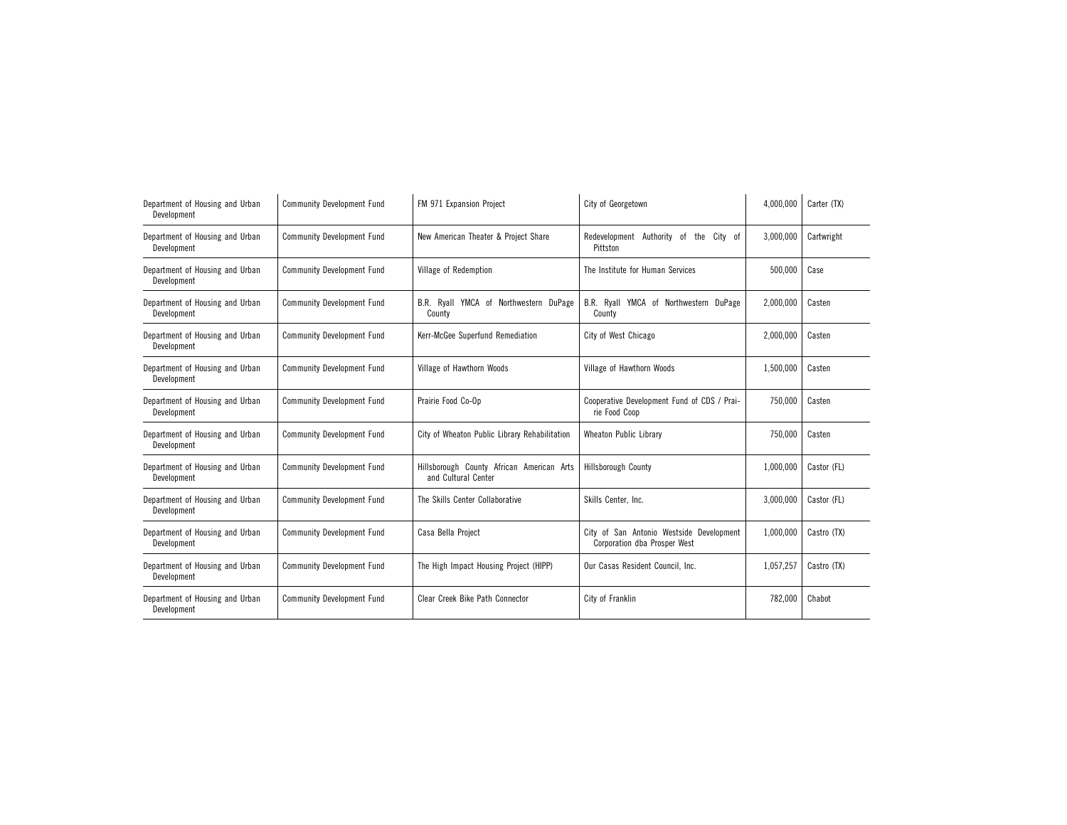| | | | | | |
|---|---|---|---|---|---|
| Department of Housing and Urban Development | Community Development Fund | FM 971 Expansion Project | City of Georgetown | 4,000,000 | Carter (TX) |
| Department of Housing and Urban Development | Community Development Fund | New American Theater & Project Share | Redevelopment Authority of the City of Pittston | 3,000,000 | Cartwright |
| Department of Housing and Urban Development | Community Development Fund | Village of Redemption | The Institute for Human Services | 500,000 | Case |
| Department of Housing and Urban Development | Community Development Fund | B.R. Ryall YMCA of Northwestern DuPage County | B.R. Ryall YMCA of Northwestern DuPage County | 2,000,000 | Casten |
| Department of Housing and Urban Development | Community Development Fund | Kerr-McGee Superfund Remediation | City of West Chicago | 2,000,000 | Casten |
| Department of Housing and Urban Development | Community Development Fund | Village of Hawthorn Woods | Village of Hawthorn Woods | 1,500,000 | Casten |
| Department of Housing and Urban Development | Community Development Fund | Prairie Food Co-Op | Cooperative Development Fund of CDS / Prairie Food Coop | 750,000 | Casten |
| Department of Housing and Urban Development | Community Development Fund | City of Wheaton Public Library Rehabilitation | Wheaton Public Library | 750,000 | Casten |
| Department of Housing and Urban Development | Community Development Fund | Hillsborough County African American Arts and Cultural Center | Hillsborough County | 1,000,000 | Castor (FL) |
| Department of Housing and Urban Development | Community Development Fund | The Skills Center Collaborative | Skills Center, Inc. | 3,000,000 | Castor (FL) |
| Department of Housing and Urban Development | Community Development Fund | Casa Bella Project | City of San Antonio Westside Development Corporation dba Prosper West | 1,000,000 | Castro (TX) |
| Department of Housing and Urban Development | Community Development Fund | The High Impact Housing Project (HIPP) | Our Casas Resident Council, Inc. | 1,057,257 | Castro (TX) |
| Department of Housing and Urban Development | Community Development Fund | Clear Creek Bike Path Connector | City of Franklin | 782,000 | Chabot |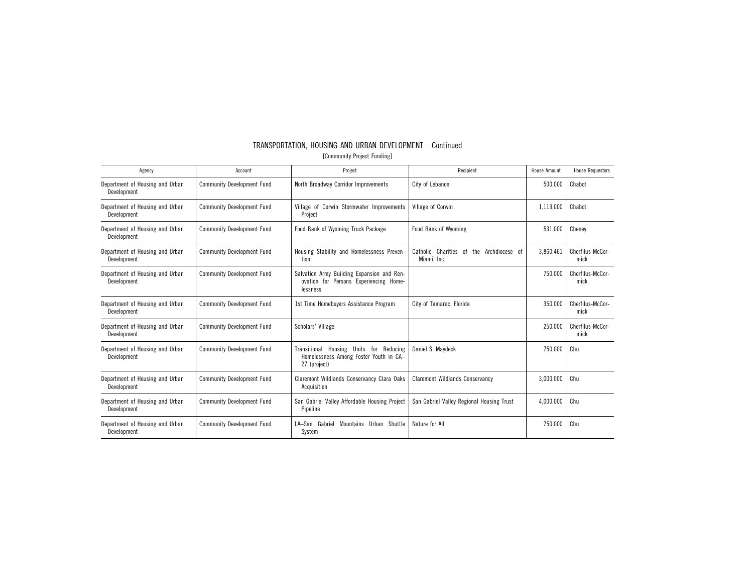TRANSPORTATION, HOUSING AND URBAN DEVELOPMENT—Continued

[Community Project Funding]

| Agency | Account | Project | Recipient | House Amount | House Requestors |
|---|---|---|---|---|---|
| Department of Housing and Urban Development | Community Development Fund | North Broadway Corridor Improvements | City of Lebanon | 500,000 | Chabot |
| Department of Housing and Urban Development | Community Development Fund | Village of Corwin Stormwater Improvements Project | Village of Corwin | 1,119,000 | Chabot |
| Department of Housing and Urban Development | Community Development Fund | Food Bank of Wyoming Truck Package | Food Bank of Wyoming | 531,000 | Cheney |
| Department of Housing and Urban Development | Community Development Fund | Housing Stability and Homelessness Prevention | Catholic Charities of the Archdiocese of Miami, Inc. | 3,860,461 | Cherfilus-McCormick |
| Department of Housing and Urban Development | Community Development Fund | Salvation Army Building Expansion and Renovation for Persons Experiencing Homelessness | | 750,000 | Cherfilus-McCormick |
| Department of Housing and Urban Development | Community Development Fund | 1st Time Homebuyers Assistance Program | City of Tamarac, Florida | 350,000 | Cherfilus-McCormick |
| Department of Housing and Urban Development | Community Development Fund | Scholars' Village | | 250,000 | Cherfilus-McCormick |
| Department of Housing and Urban Development | Community Development Fund | Transitional Housing Units for Reducing Homelessness Among Foster Youth in CA–27 (project) | Daniel S. Maydeck | 750,000 | Chu |
| Department of Housing and Urban Development | Community Development Fund | Claremont Wildlands Conservancy Clara Oaks Acquisition | Claremont Wildlands Conservancy | 3,000,000 | Chu |
| Department of Housing and Urban Development | Community Development Fund | San Gabriel Valley Affordable Housing Project Pipeline | San Gabriel Valley Regional Housing Trust | 4,000,000 | Chu |
| Department of Housing and Urban Development | Community Development Fund | LA–San Gabriel Mountains Urban Shuttle System | Nature for All | 750,000 | Chu |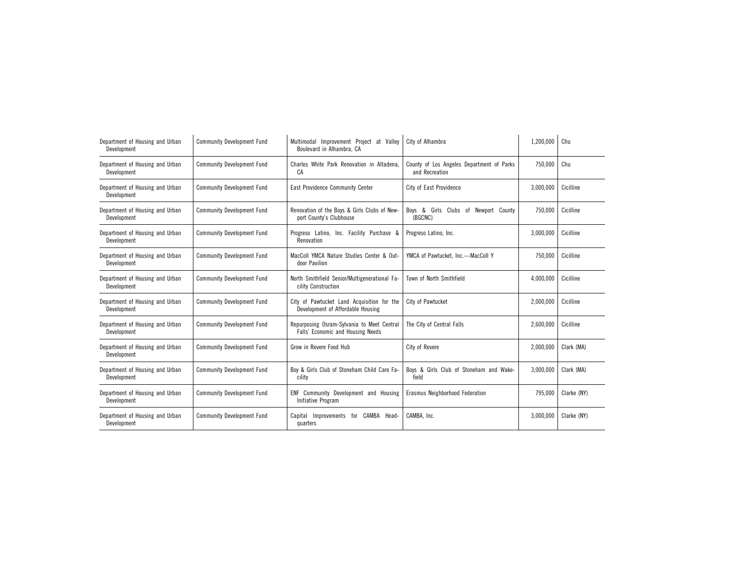| Department of Housing and Urban Development | Community Development Fund | Multimodal Improvement Project at Valley Boulevard in Alhambra, CA | City of Alhambra | 1,200,000 | Chu |
|---|---|---|---|---|---|
| Department of Housing and Urban Development | Community Development Fund | Charles White Park Renovation in Altadena, CA | County of Los Angeles Department of Parks and Recreation | 750,000 | Chu |
| Department of Housing and Urban Development | Community Development Fund | East Providence Community Center | City of East Providence | 3,000,000 | Cicilline |
| Department of Housing and Urban Development | Community Development Fund | Renovation of the Boys & Girls Clubs of Newport County's Clubhouse | Boys & Girls Clubs of Newport County (BGCNC) | 750,000 | Cicilline |
| Department of Housing and Urban Development | Community Development Fund | Progreso Latino, Inc. Facility Purchase & Renovation | Progreso Latino, Inc. | 3,000,000 | Cicilline |
| Department of Housing and Urban Development | Community Development Fund | MacColl YMCA Nature Studies Center & Outdoor Pavilion | YMCA of Pawtucket, Inc.—MacColl Y | 750,000 | Cicilline |
| Department of Housing and Urban Development | Community Development Fund | North Smithfield Senior/Multigenerational Facility Construction | Town of North Smithfield | 4,000,000 | Cicilline |
| Department of Housing and Urban Development | Community Development Fund | City of Pawtucket Land Acquisition for the Development of Affordable Housing | City of Pawtucket | 2,000,000 | Cicilline |
| Department of Housing and Urban Development | Community Development Fund | Repurposing Osram-Sylvania to Meet Central Falls' Economic and Housing Needs | The City of Central Falls | 2,600,000 | Cicilline |
| Department of Housing and Urban Development | Community Development Fund | Grow in Revere Food Hub | City of Revere | 2,000,000 | Clark (MA) |
| Department of Housing and Urban Development | Community Development Fund | Boy & Girls Club of Stoneham Child Care Facility | Boys & Girls Club of Stoneham and Wakefield | 3,000,000 | Clark (MA) |
| Department of Housing and Urban Development | Community Development Fund | ENF Community Development and Housing Initiative Program | Erasmus Neighborhood Federation | 795,000 | Clarke (NY) |
| Department of Housing and Urban Development | Community Development Fund | Capital Improvements for CAMBA Headquarters | CAMBA, Inc. | 3,000,000 | Clarke (NY) |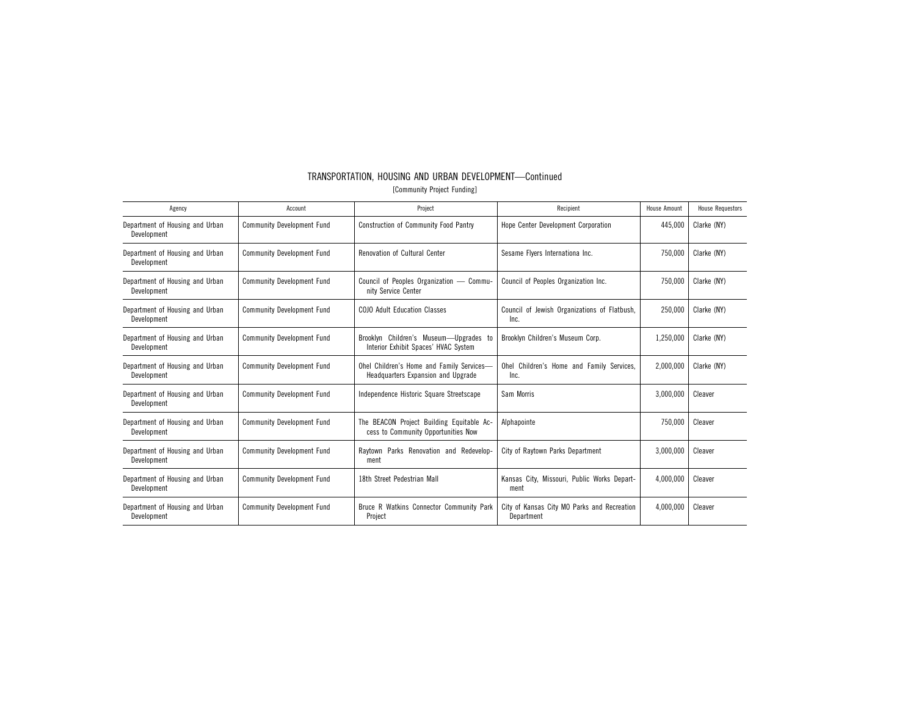## TRANSPORTATION, HOUSING AND URBAN DEVELOPMENT—Continued

[Community Project Funding]

| Agency | Account | Project | Recipient | House Amount | House Requestors |
| --- | --- | --- | --- | --- | --- |
| Department of Housing and Urban Development | Community Development Fund | Construction of Community Food Pantry | Hope Center Development Corporation | 445,000 | Clarke (NY) |
| Department of Housing and Urban Development | Community Development Fund | Renovation of Cultural Center | Sesame Flyers Internationa Inc. | 750,000 | Clarke (NY) |
| Department of Housing and Urban Development | Community Development Fund | Council of Peoples Organization — Community Service Center | Council of Peoples Organization Inc. | 750,000 | Clarke (NY) |
| Department of Housing and Urban Development | Community Development Fund | COJO Adult Education Classes | Council of Jewish Organizations of Flatbush, Inc. | 250,000 | Clarke (NY) |
| Department of Housing and Urban Development | Community Development Fund | Brooklyn Children's Museum—Upgrades to Interior Exhibit Spaces' HVAC System | Brooklyn Children's Museum Corp. | 1,250,000 | Clarke (NY) |
| Department of Housing and Urban Development | Community Development Fund | Ohel Children's Home and Family Services—Headquarters Expansion and Upgrade | Ohel Children's Home and Family Services, Inc. | 2,000,000 | Clarke (NY) |
| Department of Housing and Urban Development | Community Development Fund | Independence Historic Square Streetscape | Sam Morris | 3,000,000 | Cleaver |
| Department of Housing and Urban Development | Community Development Fund | The BEACON Project Building Equitable Access to Community Opportunities Now | Alphapointe | 750,000 | Cleaver |
| Department of Housing and Urban Development | Community Development Fund | Raytown Parks Renovation and Redevelopment | City of Raytown Parks Department | 3,000,000 | Cleaver |
| Department of Housing and Urban Development | Community Development Fund | 18th Street Pedestrian Mall | Kansas City, Missouri, Public Works Department | 4,000,000 | Cleaver |
| Department of Housing and Urban Development | Community Development Fund | Bruce R Watkins Connector Community Park Project | City of Kansas City MO Parks and Recreation Department | 4,000,000 | Cleaver |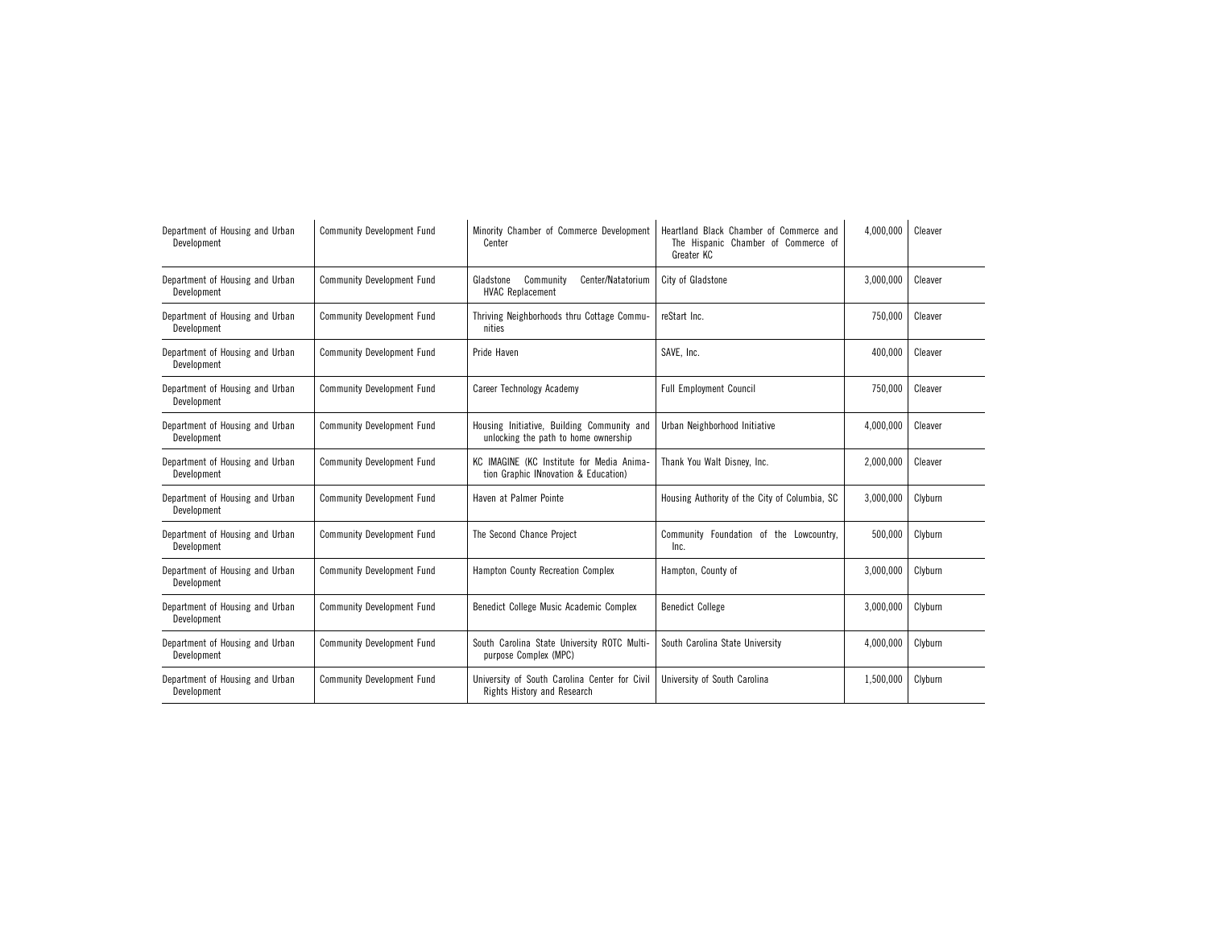| | | | | | |
|---|---|---|---|---|---|
| Department of Housing and Urban Development | Community Development Fund | Minority Chamber of Commerce Development Center | Heartland Black Chamber of Commerce and The Hispanic Chamber of Commerce of Greater KC | 4,000,000 | Cleaver |
| Department of Housing and Urban Development | Community Development Fund | Gladstone Community Center/Natatorium HVAC Replacement | City of Gladstone | 3,000,000 | Cleaver |
| Department of Housing and Urban Development | Community Development Fund | Thriving Neighborhoods thru Cottage Communities | reStart Inc. | 750,000 | Cleaver |
| Department of Housing and Urban Development | Community Development Fund | Pride Haven | SAVE, Inc. | 400,000 | Cleaver |
| Department of Housing and Urban Development | Community Development Fund | Career Technology Academy | Full Employment Council | 750,000 | Cleaver |
| Department of Housing and Urban Development | Community Development Fund | Housing Initiative, Building Community and unlocking the path to home ownership | Urban Neighborhood Initiative | 4,000,000 | Cleaver |
| Department of Housing and Urban Development | Community Development Fund | KC IMAGINE (KC Institute for Media Animation Graphic INnovation & Education) | Thank You Walt Disney, Inc. | 2,000,000 | Cleaver |
| Department of Housing and Urban Development | Community Development Fund | Haven at Palmer Pointe | Housing Authority of the City of Columbia, SC | 3,000,000 | Clyburn |
| Department of Housing and Urban Development | Community Development Fund | The Second Chance Project | Community Foundation of the Lowcountry, Inc. | 500,000 | Clyburn |
| Department of Housing and Urban Development | Community Development Fund | Hampton County Recreation Complex | Hampton, County of | 3,000,000 | Clyburn |
| Department of Housing and Urban Development | Community Development Fund | Benedict College Music Academic Complex | Benedict College | 3,000,000 | Clyburn |
| Department of Housing and Urban Development | Community Development Fund | South Carolina State University ROTC Multipurpose Complex (MPC) | South Carolina State University | 4,000,000 | Clyburn |
| Department of Housing and Urban Development | Community Development Fund | University of South Carolina Center for Civil Rights History and Research | University of South Carolina | 1,500,000 | Clyburn |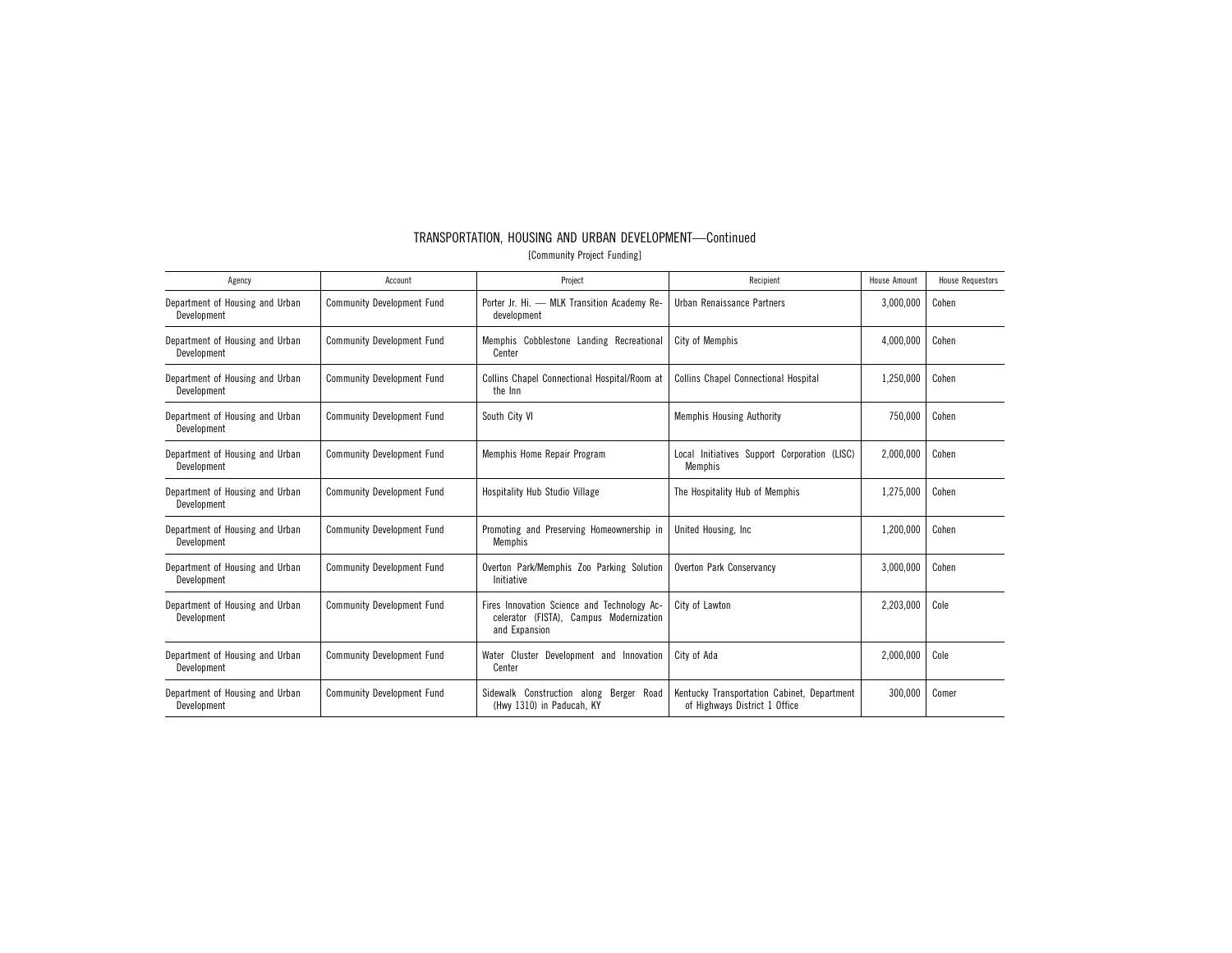## TRANSPORTATION, HOUSING AND URBAN DEVELOPMENT—Continued

[Community Project Funding]

| Agency | Account | Project | Recipient | House Amount | House Requestors |
|---|---|---|---|---|---|
| Department of Housing and Urban Development | Community Development Fund | Porter Jr. Hi. — MLK Transition Academy Redevelopment | Urban Renaissance Partners | 3,000,000 | Cohen |
| Department of Housing and Urban Development | Community Development Fund | Memphis Cobblestone Landing Recreational Center | City of Memphis | 4,000,000 | Cohen |
| Department of Housing and Urban Development | Community Development Fund | Collins Chapel Connectional Hospital/Room at the Inn | Collins Chapel Connectional Hospital | 1,250,000 | Cohen |
| Department of Housing and Urban Development | Community Development Fund | South City VI | Memphis Housing Authority | 750,000 | Cohen |
| Department of Housing and Urban Development | Community Development Fund | Memphis Home Repair Program | Local Initiatives Support Corporation (LISC) Memphis | 2,000,000 | Cohen |
| Department of Housing and Urban Development | Community Development Fund | Hospitality Hub Studio Village | The Hospitality Hub of Memphis | 1,275,000 | Cohen |
| Department of Housing and Urban Development | Community Development Fund | Promoting and Preserving Homeownership in Memphis | United Housing, Inc | 1,200,000 | Cohen |
| Department of Housing and Urban Development | Community Development Fund | Overton Park/Memphis Zoo Parking Solution Initiative | Overton Park Conservancy | 3,000,000 | Cohen |
| Department of Housing and Urban Development | Community Development Fund | Fires Innovation Science and Technology Accelerator (FISTA), Campus Modernization and Expansion | City of Lawton | 2,203,000 | Cole |
| Department of Housing and Urban Development | Community Development Fund | Water Cluster Development and Innovation Center | City of Ada | 2,000,000 | Cole |
| Department of Housing and Urban Development | Community Development Fund | Sidewalk Construction along Berger Road (Hwy 1310) in Paducah, KY | Kentucky Transportation Cabinet, Department of Highways District 1 Office | 300,000 | Comer |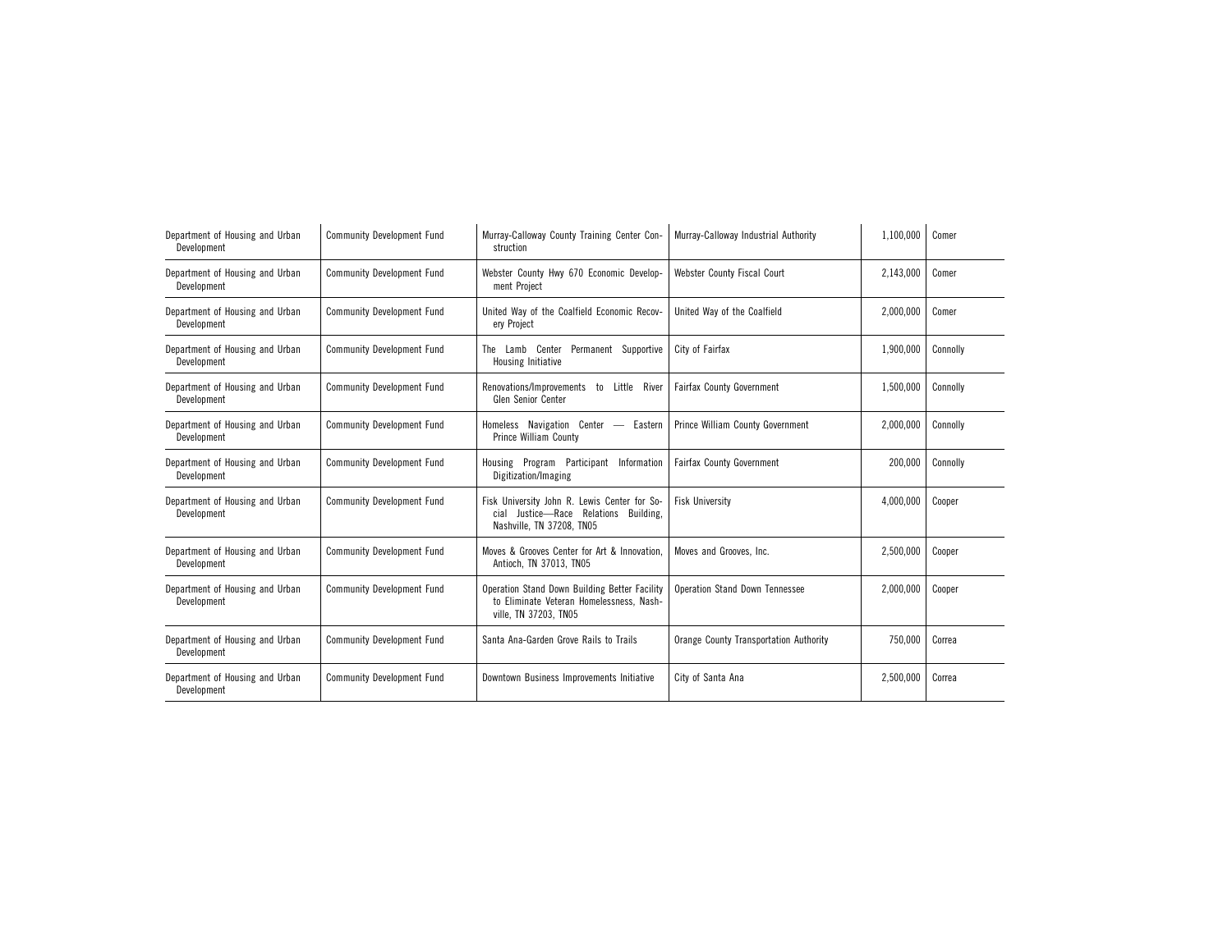| Department of Housing and Urban Development | Community Development Fund | Murray-Calloway County Training Center Construction | Murray-Calloway Industrial Authority | 1,100,000 | Comer |
|---|---|---|---|---|---|
| Department of Housing and Urban Development | Community Development Fund | Webster County Hwy 670 Economic Development Project | Webster County Fiscal Court | 2,143,000 | Comer |
| Department of Housing and Urban Development | Community Development Fund | United Way of the Coalfield Economic Recovery Project | United Way of the Coalfield | 2,000,000 | Comer |
| Department of Housing and Urban Development | Community Development Fund | The Lamb Center Permanent Supportive Housing Initiative | City of Fairfax | 1,900,000 | Connolly |
| Department of Housing and Urban Development | Community Development Fund | Renovations/Improvements to Little River Glen Senior Center | Fairfax County Government | 1,500,000 | Connolly |
| Department of Housing and Urban Development | Community Development Fund | Homeless Navigation Center — Eastern Prince William County | Prince William County Government | 2,000,000 | Connolly |
| Department of Housing and Urban Development | Community Development Fund | Housing Program Participant Information Digitization/Imaging | Fairfax County Government | 200,000 | Connolly |
| Department of Housing and Urban Development | Community Development Fund | Fisk University John R. Lewis Center for Social Justice—Race Relations Building, Nashville, TN 37208, TN05 | Fisk University | 4,000,000 | Cooper |
| Department of Housing and Urban Development | Community Development Fund | Moves & Grooves Center for Art & Innovation, Antioch, TN 37013, TN05 | Moves and Grooves, Inc. | 2,500,000 | Cooper |
| Department of Housing and Urban Development | Community Development Fund | Operation Stand Down Building Better Facility to Eliminate Veteran Homelessness, Nashville, TN 37203, TN05 | Operation Stand Down Tennessee | 2,000,000 | Cooper |
| Department of Housing and Urban Development | Community Development Fund | Santa Ana-Garden Grove Rails to Trails | Orange County Transportation Authority | 750,000 | Correa |
| Department of Housing and Urban Development | Community Development Fund | Downtown Business Improvements Initiative | City of Santa Ana | 2,500,000 | Correa |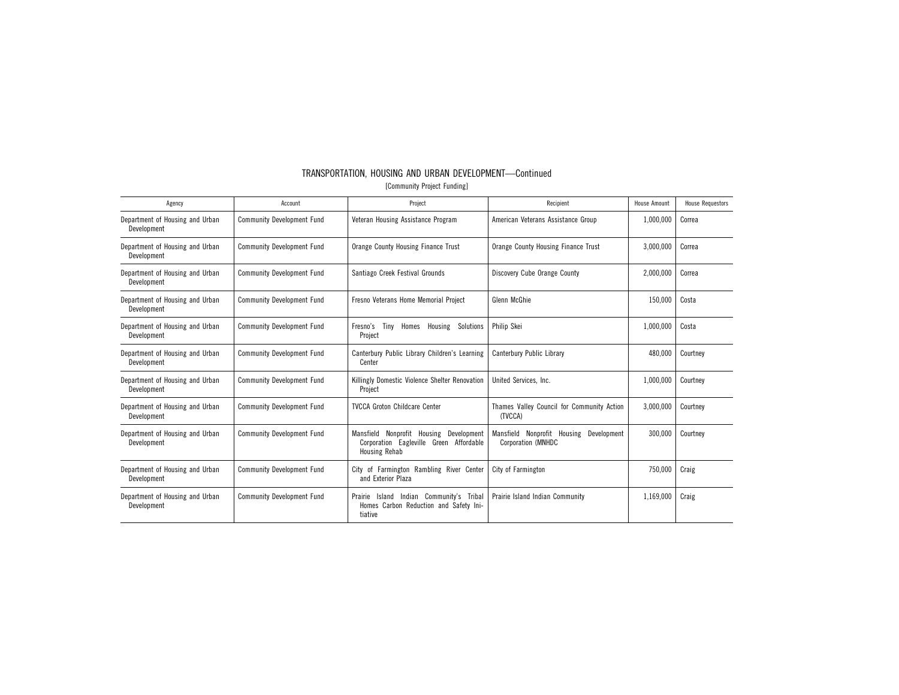## TRANSPORTATION, HOUSING AND URBAN DEVELOPMENT—Continued

[Community Project Funding]

| Agency | Account | Project | Recipient | House Amount | House Requestors |
|---|---|---|---|---|---|
| Department of Housing and Urban Development | Community Development Fund | Veteran Housing Assistance Program | American Veterans Assistance Group | 1,000,000 | Correa |
| Department of Housing and Urban Development | Community Development Fund | Orange County Housing Finance Trust | Orange County Housing Finance Trust | 3,000,000 | Correa |
| Department of Housing and Urban Development | Community Development Fund | Santiago Creek Festival Grounds | Discovery Cube Orange County | 2,000,000 | Correa |
| Department of Housing and Urban Development | Community Development Fund | Fresno Veterans Home Memorial Project | Glenn McGhie | 150,000 | Costa |
| Department of Housing and Urban Development | Community Development Fund | Fresno's Tiny Homes Housing Solutions Project | Philip Skei | 1,000,000 | Costa |
| Department of Housing and Urban Development | Community Development Fund | Canterbury Public Library Children's Learning Center | Canterbury Public Library | 480,000 | Courtney |
| Department of Housing and Urban Development | Community Development Fund | Killingly Domestic Violence Shelter Renovation Project | United Services, Inc. | 1,000,000 | Courtney |
| Department of Housing and Urban Development | Community Development Fund | TVCCA Groton Childcare Center | Thames Valley Council for Community Action (TVCCA) | 3,000,000 | Courtney |
| Department of Housing and Urban Development | Community Development Fund | Mansfield Nonprofit Housing Development Corporation Eagleville Green Affordable Housing Rehab | Mansfield Nonprofit Housing Development Corporation (MNHDC | 300,000 | Courtney |
| Department of Housing and Urban Development | Community Development Fund | City of Farmington Rambling River Center and Exterior Plaza | City of Farmington | 750,000 | Craig |
| Department of Housing and Urban Development | Community Development Fund | Prairie Island Indian Community's Tribal Homes Carbon Reduction and Safety Initiative | Prairie Island Indian Community | 1,169,000 | Craig |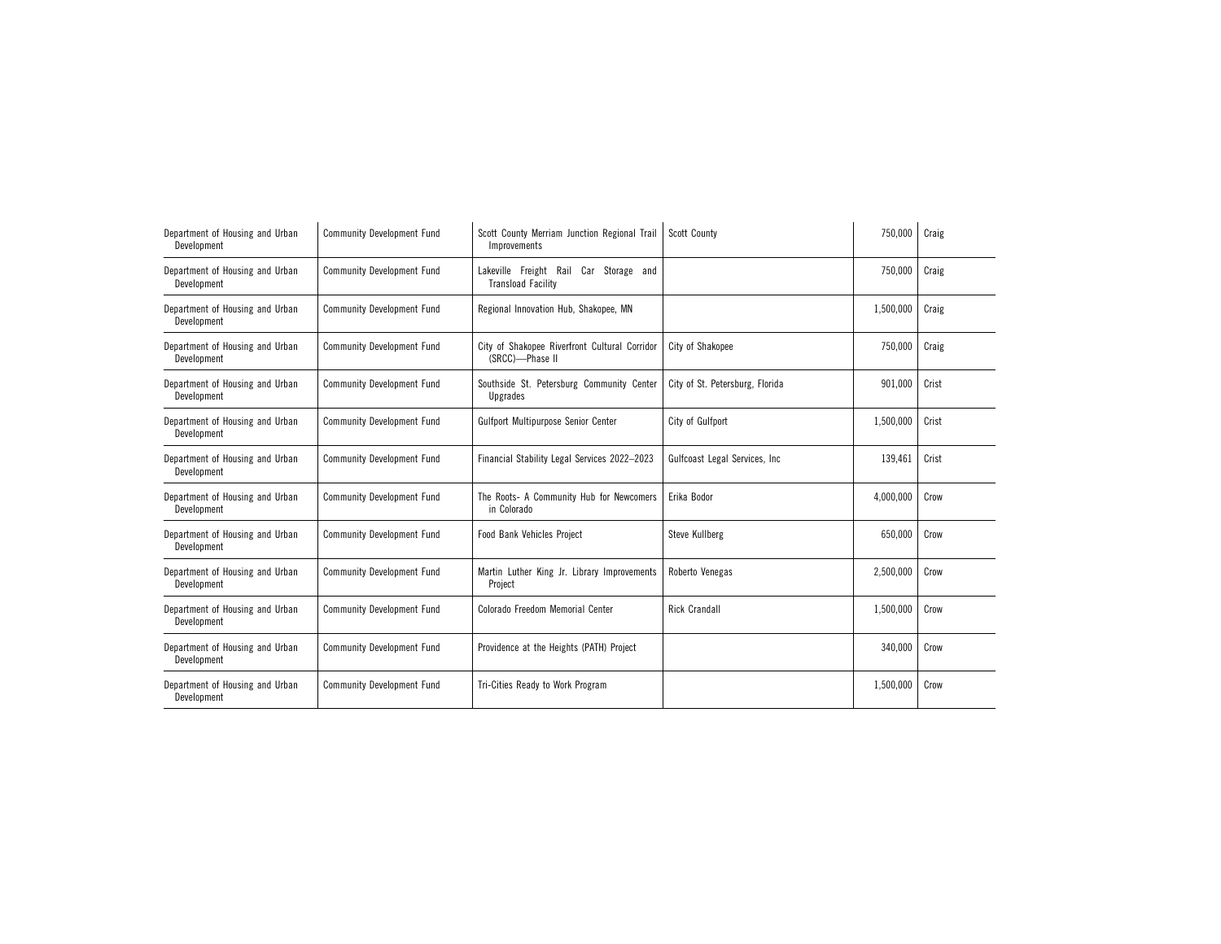| Department of Housing and Urban Development | Community Development Fund | Scott County Merriam Junction Regional Trail Improvements | Scott County | 750,000 | Craig |
|---|---|---|---|---|---|
| Department of Housing and Urban Development | Community Development Fund | Lakeville Freight Rail Car Storage and Transload Facility | | 750,000 | Craig |
| Department of Housing and Urban Development | Community Development Fund | Regional Innovation Hub, Shakopee, MN | | 1,500,000 | Craig |
| Department of Housing and Urban Development | Community Development Fund | City of Shakopee Riverfront Cultural Corridor (SRCC)—Phase II | City of Shakopee | 750,000 | Craig |
| Department of Housing and Urban Development | Community Development Fund | Southside St. Petersburg Community Center Upgrades | City of St. Petersburg, Florida | 901,000 | Crist |
| Department of Housing and Urban Development | Community Development Fund | Gulfport Multipurpose Senior Center | City of Gulfport | 1,500,000 | Crist |
| Department of Housing and Urban Development | Community Development Fund | Financial Stability Legal Services 2022–2023 | Gulfcoast Legal Services, Inc | 139,461 | Crist |
| Department of Housing and Urban Development | Community Development Fund | The Roots- A Community Hub for Newcomers in Colorado | Erika Bodor | 4,000,000 | Crow |
| Department of Housing and Urban Development | Community Development Fund | Food Bank Vehicles Project | Steve Kullberg | 650,000 | Crow |
| Department of Housing and Urban Development | Community Development Fund | Martin Luther King Jr. Library Improvements Project | Roberto Venegas | 2,500,000 | Crow |
| Department of Housing and Urban Development | Community Development Fund | Colorado Freedom Memorial Center | Rick Crandall | 1,500,000 | Crow |
| Department of Housing and Urban Development | Community Development Fund | Providence at the Heights (PATH) Project | | 340,000 | Crow |
| Department of Housing and Urban Development | Community Development Fund | Tri-Cities Ready to Work Program | | 1,500,000 | Crow |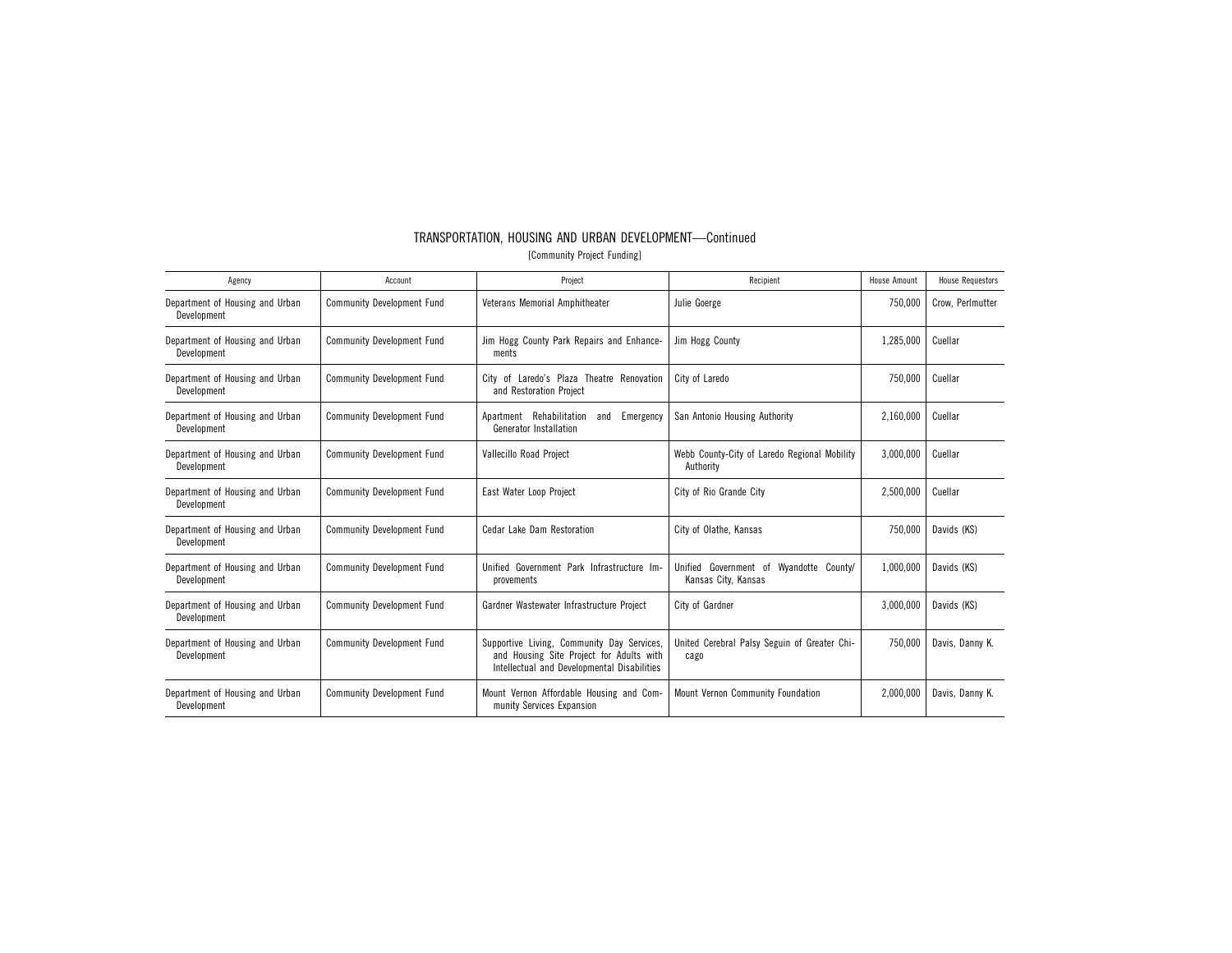# TRANSPORTATION, HOUSING AND URBAN DEVELOPMENT—Continued

[Community Project Funding]

| Agency | Account | Project | Recipient | House Amount | House Requestors |
|---|---|---|---|---|---|
| Department of Housing and Urban Development | Community Development Fund | Veterans Memorial Amphitheater | Julie Goerge | 750,000 | Crow, Perlmutter |
| Department of Housing and Urban Development | Community Development Fund | Jim Hogg County Park Repairs and Enhancements | Jim Hogg County | 1,285,000 | Cuellar |
| Department of Housing and Urban Development | Community Development Fund | City of Laredo's Plaza Theatre Renovation and Restoration Project | City of Laredo | 750,000 | Cuellar |
| Department of Housing and Urban Development | Community Development Fund | Apartment Rehabilitation and Emergency Generator Installation | San Antonio Housing Authority | 2,160,000 | Cuellar |
| Department of Housing and Urban Development | Community Development Fund | Vallecillo Road Project | Webb County-City of Laredo Regional Mobility Authority | 3,000,000 | Cuellar |
| Department of Housing and Urban Development | Community Development Fund | East Water Loop Project | City of Rio Grande City | 2,500,000 | Cuellar |
| Department of Housing and Urban Development | Community Development Fund | Cedar Lake Dam Restoration | City of Olathe, Kansas | 750,000 | Davids (KS) |
| Department of Housing and Urban Development | Community Development Fund | Unified Government Park Infrastructure Improvements | Unified Government of Wyandotte County/Kansas City, Kansas | 1,000,000 | Davids (KS) |
| Department of Housing and Urban Development | Community Development Fund | Gardner Wastewater Infrastructure Project | City of Gardner | 3,000,000 | Davids (KS) |
| Department of Housing and Urban Development | Community Development Fund | Supportive Living, Community Day Services, and Housing Site Project for Adults with Intellectual and Developmental Disabilities | United Cerebral Palsy Seguin of Greater Chicago | 750,000 | Davis, Danny K. |
| Department of Housing and Urban Development | Community Development Fund | Mount Vernon Affordable Housing and Community Services Expansion | Mount Vernon Community Foundation | 2,000,000 | Davis, Danny K. |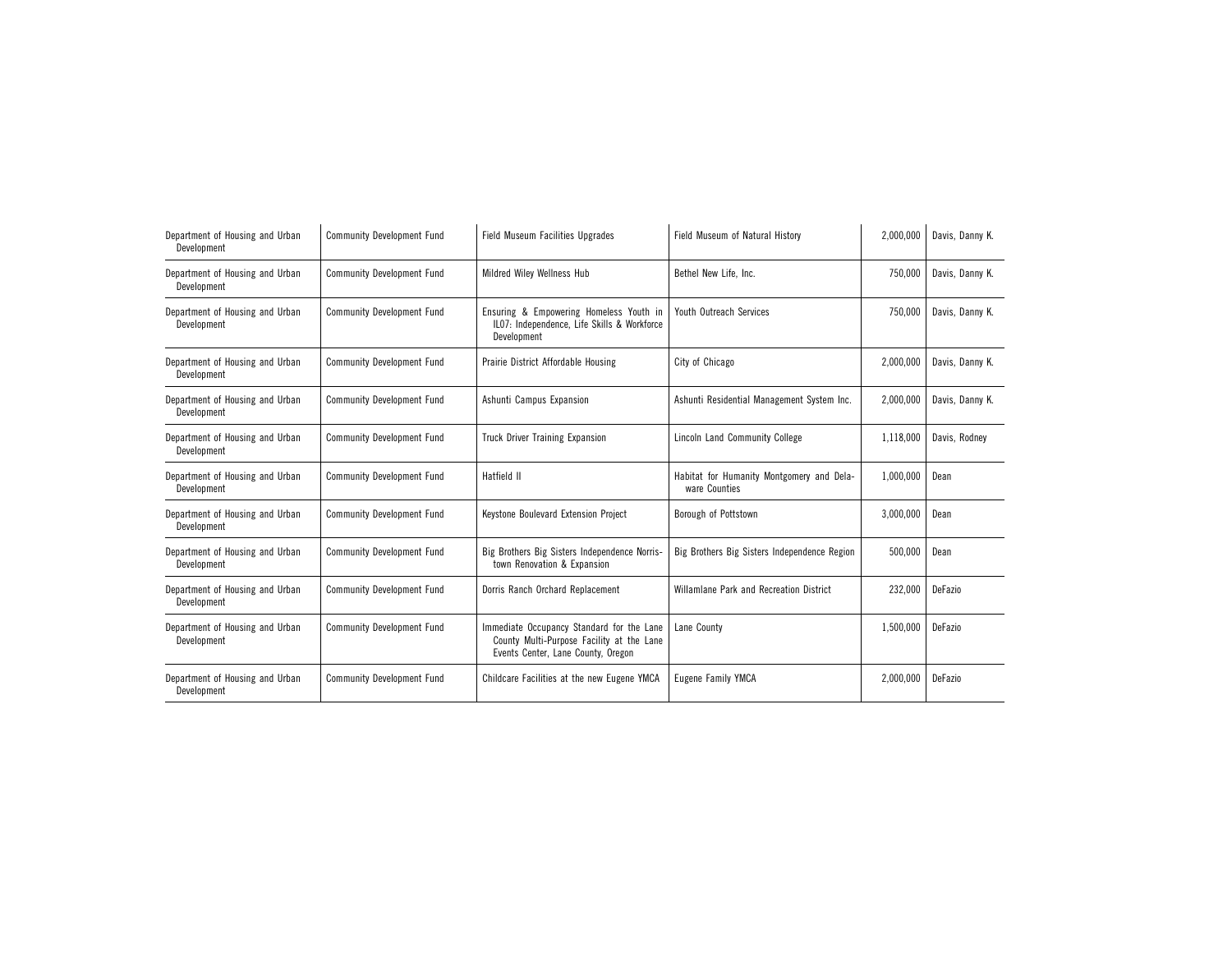| | | | | | |
|---|---|---|---|---|---|
| Department of Housing and Urban Development | Community Development Fund | Field Museum Facilities Upgrades | Field Museum of Natural History | 2,000,000 | Davis, Danny K. |
| Department of Housing and Urban Development | Community Development Fund | Mildred Wiley Wellness Hub | Bethel New Life, Inc. | 750,000 | Davis, Danny K. |
| Department of Housing and Urban Development | Community Development Fund | Ensuring & Empowering Homeless Youth in IL07: Independence, Life Skills & Workforce Development | Youth Outreach Services | 750,000 | Davis, Danny K. |
| Department of Housing and Urban Development | Community Development Fund | Prairie District Affordable Housing | City of Chicago | 2,000,000 | Davis, Danny K. |
| Department of Housing and Urban Development | Community Development Fund | Ashunti Campus Expansion | Ashunti Residential Management System Inc. | 2,000,000 | Davis, Danny K. |
| Department of Housing and Urban Development | Community Development Fund | Truck Driver Training Expansion | Lincoln Land Community College | 1,118,000 | Davis, Rodney |
| Department of Housing and Urban Development | Community Development Fund | Hatfield II | Habitat for Humanity Montgomery and Delaware Counties | 1,000,000 | Dean |
| Department of Housing and Urban Development | Community Development Fund | Keystone Boulevard Extension Project | Borough of Pottstown | 3,000,000 | Dean |
| Department of Housing and Urban Development | Community Development Fund | Big Brothers Big Sisters Independence Norristown Renovation & Expansion | Big Brothers Big Sisters Independence Region | 500,000 | Dean |
| Department of Housing and Urban Development | Community Development Fund | Dorris Ranch Orchard Replacement | Willamlane Park and Recreation District | 232,000 | DeFazio |
| Department of Housing and Urban Development | Community Development Fund | Immediate Occupancy Standard for the Lane County Multi-Purpose Facility at the Lane Events Center, Lane County, Oregon | Lane County | 1,500,000 | DeFazio |
| Department of Housing and Urban Development | Community Development Fund | Childcare Facilities at the new Eugene YMCA | Eugene Family YMCA | 2,000,000 | DeFazio |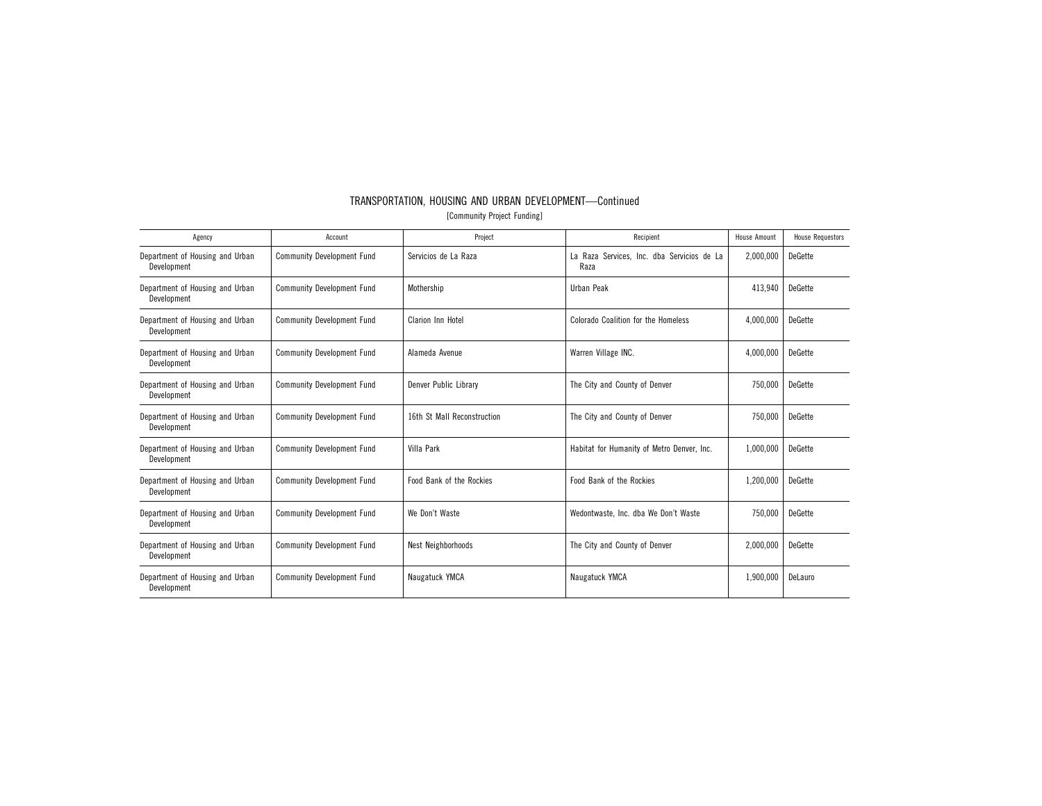## TRANSPORTATION, HOUSING AND URBAN DEVELOPMENT—Continued

[Community Project Funding]

| Agency | Account | Project | Recipient | House Amount | House Requestors |
|---|---|---|---|---|---|
| Department of Housing and Urban Development | Community Development Fund | Servicios de La Raza | La Raza Services, Inc. dba Servicios de La Raza | 2,000,000 | DeGette |
| Department of Housing and Urban Development | Community Development Fund | Mothership | Urban Peak | 413,940 | DeGette |
| Department of Housing and Urban Development | Community Development Fund | Clarion Inn Hotel | Colorado Coalition for the Homeless | 4,000,000 | DeGette |
| Department of Housing and Urban Development | Community Development Fund | Alameda Avenue | Warren Village INC. | 4,000,000 | DeGette |
| Department of Housing and Urban Development | Community Development Fund | Denver Public Library | The City and County of Denver | 750,000 | DeGette |
| Department of Housing and Urban Development | Community Development Fund | 16th St Mall Reconstruction | The City and County of Denver | 750,000 | DeGette |
| Department of Housing and Urban Development | Community Development Fund | Villa Park | Habitat for Humanity of Metro Denver, Inc. | 1,000,000 | DeGette |
| Department of Housing and Urban Development | Community Development Fund | Food Bank of the Rockies | Food Bank of the Rockies | 1,200,000 | DeGette |
| Department of Housing and Urban Development | Community Development Fund | We Don't Waste | Wedontwaste, Inc. dba We Don't Waste | 750,000 | DeGette |
| Department of Housing and Urban Development | Community Development Fund | Nest Neighborhoods | The City and County of Denver | 2,000,000 | DeGette |
| Department of Housing and Urban Development | Community Development Fund | Naugatuck YMCA | Naugatuck YMCA | 1,900,000 | DeLauro |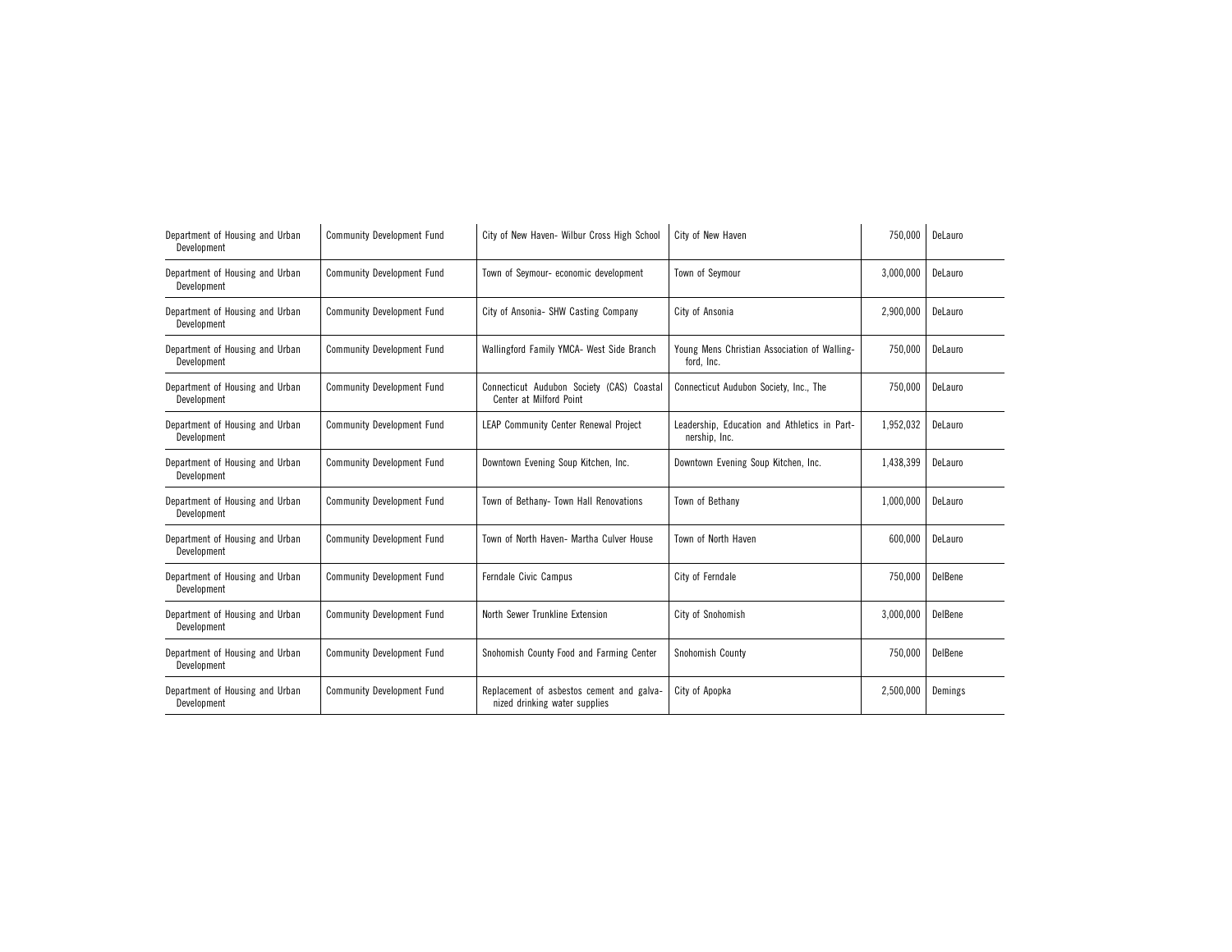| Department of Housing and Urban Development | Community Development Fund | City of New Haven- Wilbur Cross High School | City of New Haven | 750,000 | DeLauro |
|---|---|---|---|---|---|
| Department of Housing and Urban Development | Community Development Fund | Town of Seymour- economic development | Town of Seymour | 3,000,000 | DeLauro |
| Department of Housing and Urban Development | Community Development Fund | City of Ansonia- SHW Casting Company | City of Ansonia | 2,900,000 | DeLauro |
| Department of Housing and Urban Development | Community Development Fund | Wallingford Family YMCA- West Side Branch | Young Mens Christian Association of Wallingford, Inc. | 750,000 | DeLauro |
| Department of Housing and Urban Development | Community Development Fund | Connecticut Audubon Society (CAS) Coastal Center at Milford Point | Connecticut Audubon Society, Inc., The | 750,000 | DeLauro |
| Department of Housing and Urban Development | Community Development Fund | LEAP Community Center Renewal Project | Leadership, Education and Athletics in Partnership, Inc. | 1,952,032 | DeLauro |
| Department of Housing and Urban Development | Community Development Fund | Downtown Evening Soup Kitchen, Inc. | Downtown Evening Soup Kitchen, Inc. | 1,438,399 | DeLauro |
| Department of Housing and Urban Development | Community Development Fund | Town of Bethany- Town Hall Renovations | Town of Bethany | 1,000,000 | DeLauro |
| Department of Housing and Urban Development | Community Development Fund | Town of North Haven- Martha Culver House | Town of North Haven | 600,000 | DeLauro |
| Department of Housing and Urban Development | Community Development Fund | Ferndale Civic Campus | City of Ferndale | 750,000 | DelBene |
| Department of Housing and Urban Development | Community Development Fund | North Sewer Trunkline Extension | City of Snohomish | 3,000,000 | DelBene |
| Department of Housing and Urban Development | Community Development Fund | Snohomish County Food and Farming Center | Snohomish County | 750,000 | DelBene |
| Department of Housing and Urban Development | Community Development Fund | Replacement of asbestos cement and galvanized drinking water supplies | City of Apopka | 2,500,000 | Demings |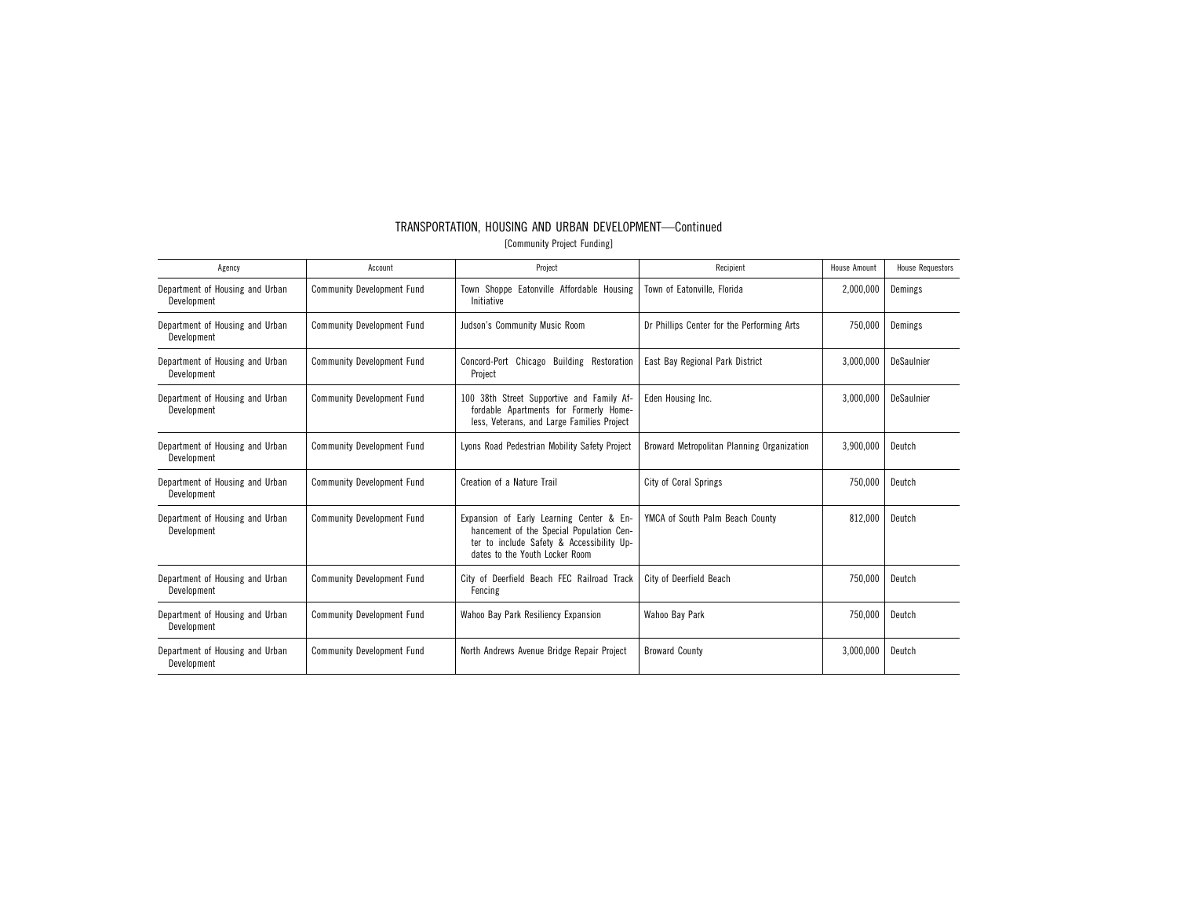## TRANSPORTATION, HOUSING AND URBAN DEVELOPMENT—Continued

[Community Project Funding]

| Agency | Account | Project | Recipient | House Amount | House Requestors |
|---|---|---|---|---|---|
| Department of Housing and Urban Development | Community Development Fund | Town Shoppe Eatonville Affordable Housing Initiative | Town of Eatonville, Florida | 2,000,000 | Demings |
| Department of Housing and Urban Development | Community Development Fund | Judson's Community Music Room | Dr Phillips Center for the Performing Arts | 750,000 | Demings |
| Department of Housing and Urban Development | Community Development Fund | Concord-Port Chicago Building Restoration Project | East Bay Regional Park District | 3,000,000 | DeSaulnier |
| Department of Housing and Urban Development | Community Development Fund | 100 38th Street Supportive and Family Affordable Apartments for Formerly Homeless, Veterans, and Large Families Project | Eden Housing Inc. | 3,000,000 | DeSaulnier |
| Department of Housing and Urban Development | Community Development Fund | Lyons Road Pedestrian Mobility Safety Project | Broward Metropolitan Planning Organization | 3,900,000 | Deutch |
| Department of Housing and Urban Development | Community Development Fund | Creation of a Nature Trail | City of Coral Springs | 750,000 | Deutch |
| Department of Housing and Urban Development | Community Development Fund | Expansion of Early Learning Center & Enhancement of the Special Population Center to include Safety & Accessibility Updates to the Youth Locker Room | YMCA of South Palm Beach County | 812,000 | Deutch |
| Department of Housing and Urban Development | Community Development Fund | City of Deerfield Beach FEC Railroad Track Fencing | City of Deerfield Beach | 750,000 | Deutch |
| Department of Housing and Urban Development | Community Development Fund | Wahoo Bay Park Resiliency Expansion | Wahoo Bay Park | 750,000 | Deutch |
| Department of Housing and Urban Development | Community Development Fund | North Andrews Avenue Bridge Repair Project | Broward County | 3,000,000 | Deutch |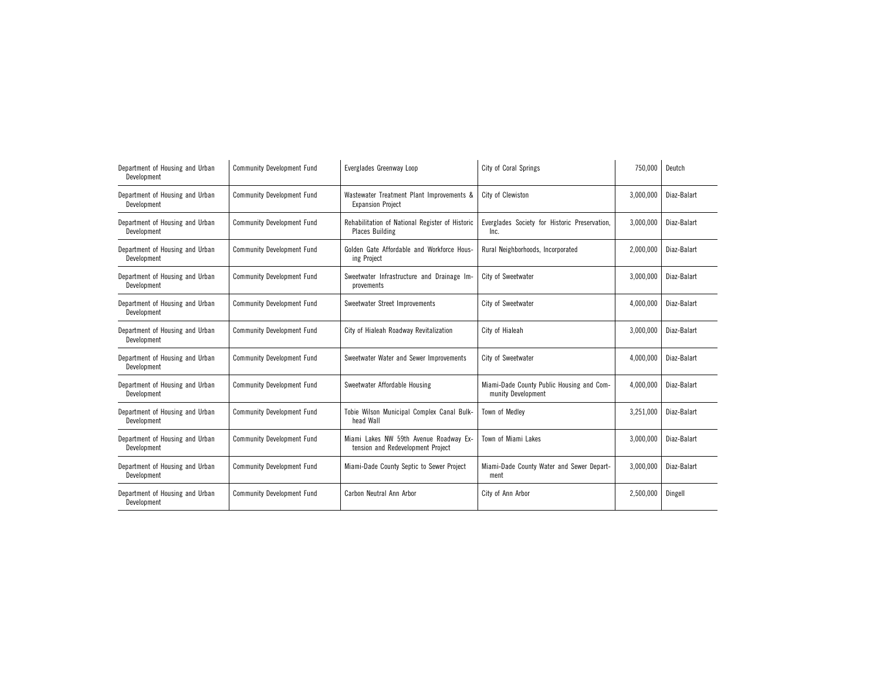| Department of Housing and Urban Development | Community Development Fund | Everglades Greenway Loop | City of Coral Springs | 750,000 | Deutch |
|---|---|---|---|---|---|
| Department of Housing and Urban Development | Community Development Fund | Wastewater Treatment Plant Improvements & Expansion Project | City of Clewiston | 3,000,000 | Diaz-Balart |
| Department of Housing and Urban Development | Community Development Fund | Rehabilitation of National Register of Historic Places Building | Everglades Society for Historic Preservation, Inc. | 3,000,000 | Diaz-Balart |
| Department of Housing and Urban Development | Community Development Fund | Golden Gate Affordable and Workforce Housing Project | Rural Neighborhoods, Incorporated | 2,000,000 | Diaz-Balart |
| Department of Housing and Urban Development | Community Development Fund | Sweetwater Infrastructure and Drainage Improvements | City of Sweetwater | 3,000,000 | Diaz-Balart |
| Department of Housing and Urban Development | Community Development Fund | Sweetwater Street Improvements | City of Sweetwater | 4,000,000 | Diaz-Balart |
| Department of Housing and Urban Development | Community Development Fund | City of Hialeah Roadway Revitalization | City of Hialeah | 3,000,000 | Diaz-Balart |
| Department of Housing and Urban Development | Community Development Fund | Sweetwater Water and Sewer Improvements | City of Sweetwater | 4,000,000 | Diaz-Balart |
| Department of Housing and Urban Development | Community Development Fund | Sweetwater Affordable Housing | Miami-Dade County Public Housing and Community Development | 4,000,000 | Diaz-Balart |
| Department of Housing and Urban Development | Community Development Fund | Tobie Wilson Municipal Complex Canal Bulkhead Wall | Town of Medley | 3,251,000 | Diaz-Balart |
| Department of Housing and Urban Development | Community Development Fund | Miami Lakes NW 59th Avenue Roadway Extension and Redevelopment Project | Town of Miami Lakes | 3,000,000 | Diaz-Balart |
| Department of Housing and Urban Development | Community Development Fund | Miami-Dade County Septic to Sewer Project | Miami-Dade County Water and Sewer Department | 3,000,000 | Diaz-Balart |
| Department of Housing and Urban Development | Community Development Fund | Carbon Neutral Ann Arbor | City of Ann Arbor | 2,500,000 | Dingell |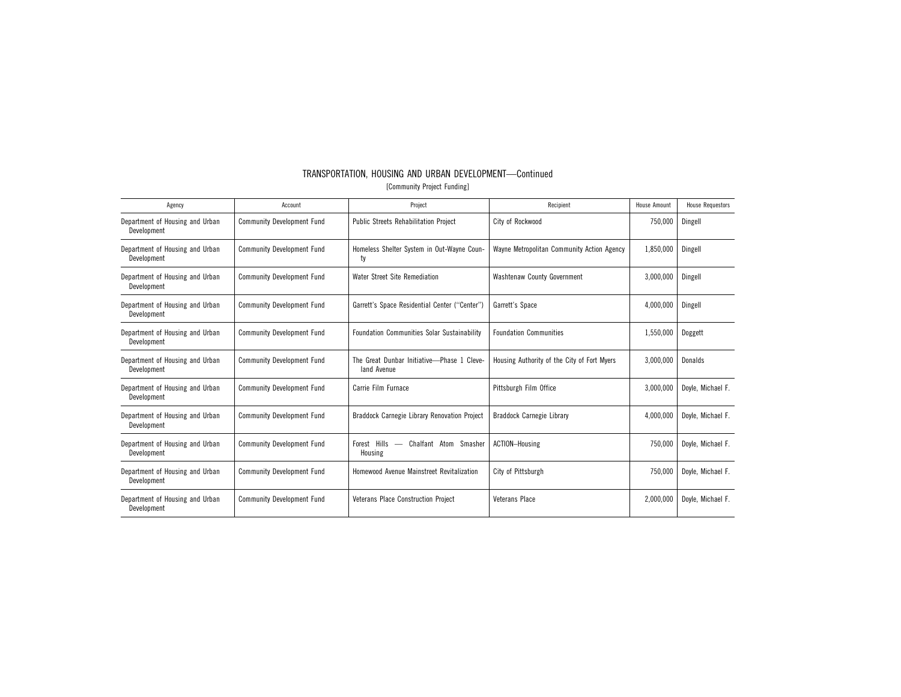# TRANSPORTATION, HOUSING AND URBAN DEVELOPMENT—Continued

[Community Project Funding]

| Agency | Account | Project | Recipient | House Amount | House Requestors |
|---|---|---|---|---|---|
| Department of Housing and Urban Development | Community Development Fund | Public Streets Rehabilitation Project | City of Rockwood | 750,000 | Dingell |
| Department of Housing and Urban Development | Community Development Fund | Homeless Shelter System in Out-Wayne County | Wayne Metropolitan Community Action Agency | 1,850,000 | Dingell |
| Department of Housing and Urban Development | Community Development Fund | Water Street Site Remediation | Washtenaw County Government | 3,000,000 | Dingell |
| Department of Housing and Urban Development | Community Development Fund | Garrett's Space Residential Center (''Center'') | Garrett's Space | 4,000,000 | Dingell |
| Department of Housing and Urban Development | Community Development Fund | Foundation Communities Solar Sustainability | Foundation Communities | 1,550,000 | Doggett |
| Department of Housing and Urban Development | Community Development Fund | The Great Dunbar Initiative—Phase 1 Cleveland Avenue | Housing Authority of the City of Fort Myers | 3,000,000 | Donalds |
| Department of Housing and Urban Development | Community Development Fund | Carrie Film Furnace | Pittsburgh Film Office | 3,000,000 | Doyle, Michael F. |
| Department of Housing and Urban Development | Community Development Fund | Braddock Carnegie Library Renovation Project | Braddock Carnegie Library | 4,000,000 | Doyle, Michael F. |
| Department of Housing and Urban Development | Community Development Fund | Forest Hills — Chalfant Atom Smasher Housing | ACTION–Housing | 750,000 | Doyle, Michael F. |
| Department of Housing and Urban Development | Community Development Fund | Homewood Avenue Mainstreet Revitalization | City of Pittsburgh | 750,000 | Doyle, Michael F. |
| Department of Housing and Urban Development | Community Development Fund | Veterans Place Construction Project | Veterans Place | 2,000,000 | Doyle, Michael F. |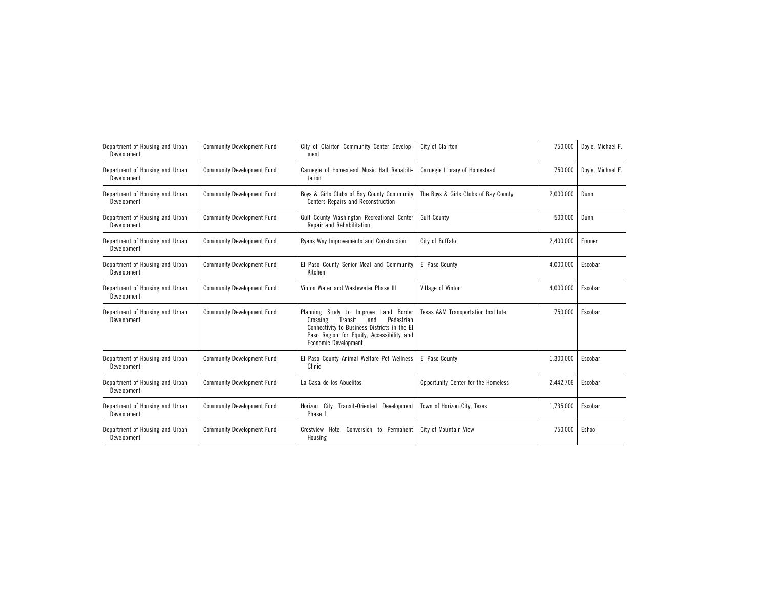| Department of Housing and Urban Development | Community Development Fund | City of Clairton Community Center Development | City of Clairton | 750,000 | Doyle, Michael F. |
|---|---|---|---|---|---|
| Department of Housing and Urban Development | Community Development Fund | Carnegie of Homestead Music Hall Rehabilitation | Carnegie Library of Homestead | 750,000 | Doyle, Michael F. |
| Department of Housing and Urban Development | Community Development Fund | Boys & Girls Clubs of Bay County Community Centers Repairs and Reconstruction | The Boys & Girls Clubs of Bay County | 2,000,000 | Dunn |
| Department of Housing and Urban Development | Community Development Fund | Gulf County Washington Recreational Center Repair and Rehabilitation | Gulf County | 500,000 | Dunn |
| Department of Housing and Urban Development | Community Development Fund | Ryans Way Improvements and Construction | City of Buffalo | 2,400,000 | Emmer |
| Department of Housing and Urban Development | Community Development Fund | El Paso County Senior Meal and Community Kitchen | El Paso County | 4,000,000 | Escobar |
| Department of Housing and Urban Development | Community Development Fund | Vinton Water and Wastewater Phase III | Village of Vinton | 4,000,000 | Escobar |
| Department of Housing and Urban Development | Community Development Fund | Planning Study to Improve Land Border Crossing Transit and Pedestrian Connectivity to Business Districts in the El Paso Region for Equity, Accessibility and Economic Development | Texas A&M Transportation Institute | 750,000 | Escobar |
| Department of Housing and Urban Development | Community Development Fund | El Paso County Animal Welfare Pet Wellness Clinic | El Paso County | 1,300,000 | Escobar |
| Department of Housing and Urban Development | Community Development Fund | La Casa de los Abuelitos | Opportunity Center for the Homeless | 2,442,706 | Escobar |
| Department of Housing and Urban Development | Community Development Fund | Horizon City Transit-Oriented Development Phase 1 | Town of Horizon City, Texas | 1,735,000 | Escobar |
| Department of Housing and Urban Development | Community Development Fund | Crestview Hotel Conversion to Permanent Housing | City of Mountain View | 750,000 | Eshoo |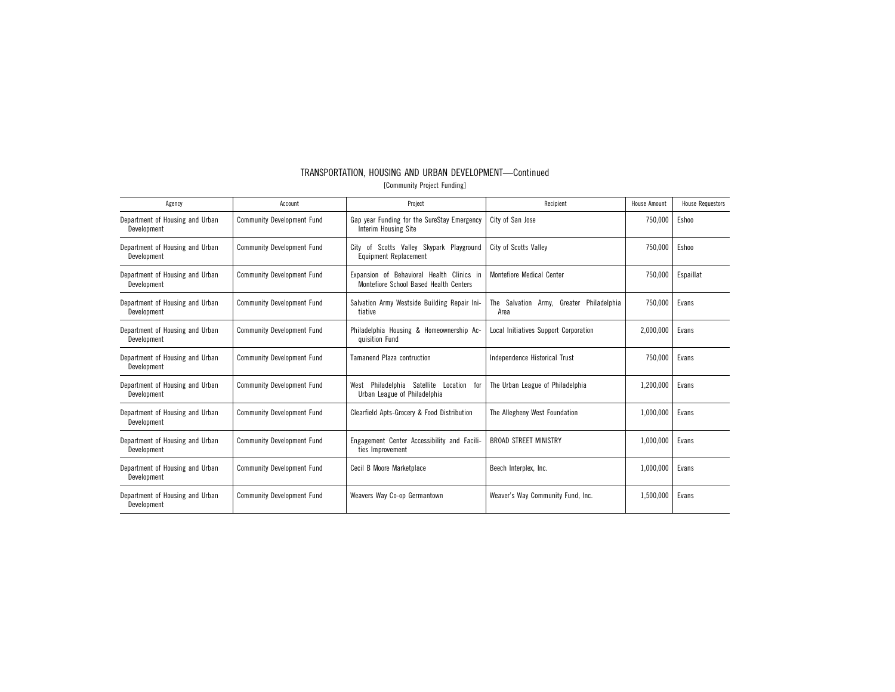TRANSPORTATION, HOUSING AND URBAN DEVELOPMENT—Continued

[Community Project Funding]

| Agency | Account | Project | Recipient | House Amount | House Requestors |
|---|---|---|---|---|---|
| Department of Housing and Urban Development | Community Development Fund | Gap year Funding for the SureStay Emergency Interim Housing Site | City of San Jose | 750,000 | Eshoo |
| Department of Housing and Urban Development | Community Development Fund | City of Scotts Valley Skypark Playground Equipment Replacement | City of Scotts Valley | 750,000 | Eshoo |
| Department of Housing and Urban Development | Community Development Fund | Expansion of Behavioral Health Clinics in Montefiore School Based Health Centers | Montefiore Medical Center | 750,000 | Espaillat |
| Department of Housing and Urban Development | Community Development Fund | Salvation Army Westside Building Repair Initiative | The Salvation Army, Greater Philadelphia Area | 750,000 | Evans |
| Department of Housing and Urban Development | Community Development Fund | Philadelphia Housing & Homeownership Acquisition Fund | Local Initiatives Support Corporation | 2,000,000 | Evans |
| Department of Housing and Urban Development | Community Development Fund | Tamanend Plaza contruction | Independence Historical Trust | 750,000 | Evans |
| Department of Housing and Urban Development | Community Development Fund | West Philadelphia Satellite Location for Urban League of Philadelphia | The Urban League of Philadelphia | 1,200,000 | Evans |
| Department of Housing and Urban Development | Community Development Fund | Clearfield Apts-Grocery & Food Distribution | The Allegheny West Foundation | 1,000,000 | Evans |
| Department of Housing and Urban Development | Community Development Fund | Engagement Center Accessibility and Facilities Improvement | BROAD STREET MINISTRY | 1,000,000 | Evans |
| Department of Housing and Urban Development | Community Development Fund | Cecil B Moore Marketplace | Beech Interplex, Inc. | 1,000,000 | Evans |
| Department of Housing and Urban Development | Community Development Fund | Weavers Way Co-op Germantown | Weaver's Way Community Fund, Inc. | 1,500,000 | Evans |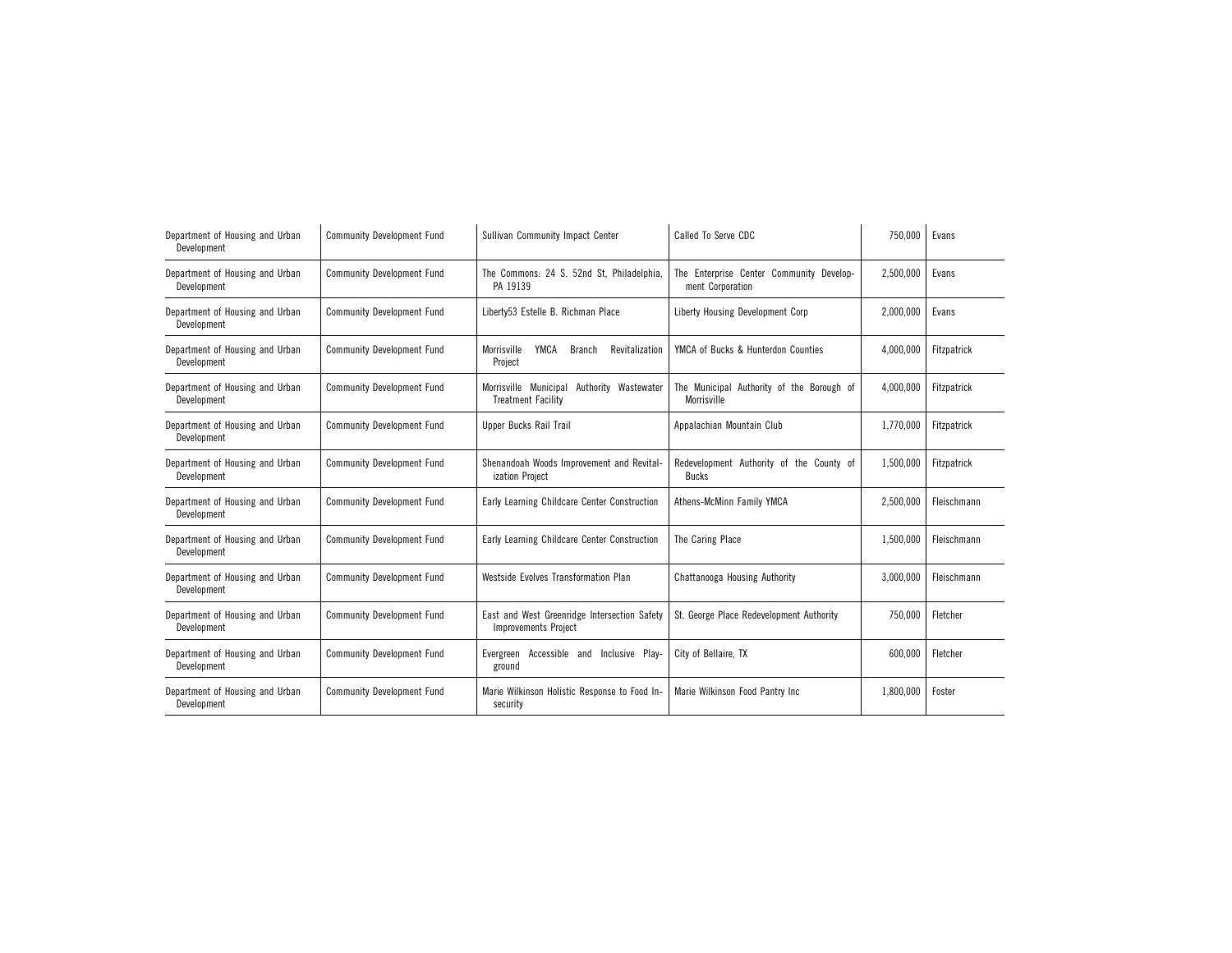| | | | | | |
|---|---|---|---|---|---|
| Department of Housing and Urban Development | Community Development Fund | Sullivan Community Impact Center | Called To Serve CDC | 750,000 | Evans |
| Department of Housing and Urban Development | Community Development Fund | The Commons: 24 S. 52nd St, Philadelphia, PA 19139 | The Enterprise Center Community Development Corporation | 2,500,000 | Evans |
| Department of Housing and Urban Development | Community Development Fund | Liberty53 Estelle B. Richman Place | Liberty Housing Development Corp | 2,000,000 | Evans |
| Department of Housing and Urban Development | Community Development Fund | Morrisville YMCA Branch Revitalization Project | YMCA of Bucks & Hunterdon Counties | 4,000,000 | Fitzpatrick |
| Department of Housing and Urban Development | Community Development Fund | Morrisville Municipal Authority Wastewater Treatment Facility | The Municipal Authority of the Borough of Morrisville | 4,000,000 | Fitzpatrick |
| Department of Housing and Urban Development | Community Development Fund | Upper Bucks Rail Trail | Appalachian Mountain Club | 1,770,000 | Fitzpatrick |
| Department of Housing and Urban Development | Community Development Fund | Shenandoah Woods Improvement and Revitalization Project | Redevelopment Authority of the County of Bucks | 1,500,000 | Fitzpatrick |
| Department of Housing and Urban Development | Community Development Fund | Early Learning Childcare Center Construction | Athens-McMinn Family YMCA | 2,500,000 | Fleischmann |
| Department of Housing and Urban Development | Community Development Fund | Early Learning Childcare Center Construction | The Caring Place | 1,500,000 | Fleischmann |
| Department of Housing and Urban Development | Community Development Fund | Westside Evolves Transformation Plan | Chattanooga Housing Authority | 3,000,000 | Fleischmann |
| Department of Housing and Urban Development | Community Development Fund | East and West Greenridge Intersection Safety Improvements Project | St. George Place Redevelopment Authority | 750,000 | Fletcher |
| Department of Housing and Urban Development | Community Development Fund | Evergreen Accessible and Inclusive Playground | City of Bellaire, TX | 600,000 | Fletcher |
| Department of Housing and Urban Development | Community Development Fund | Marie Wilkinson Holistic Response to Food Insecurity | Marie Wilkinson Food Pantry Inc | 1,800,000 | Foster |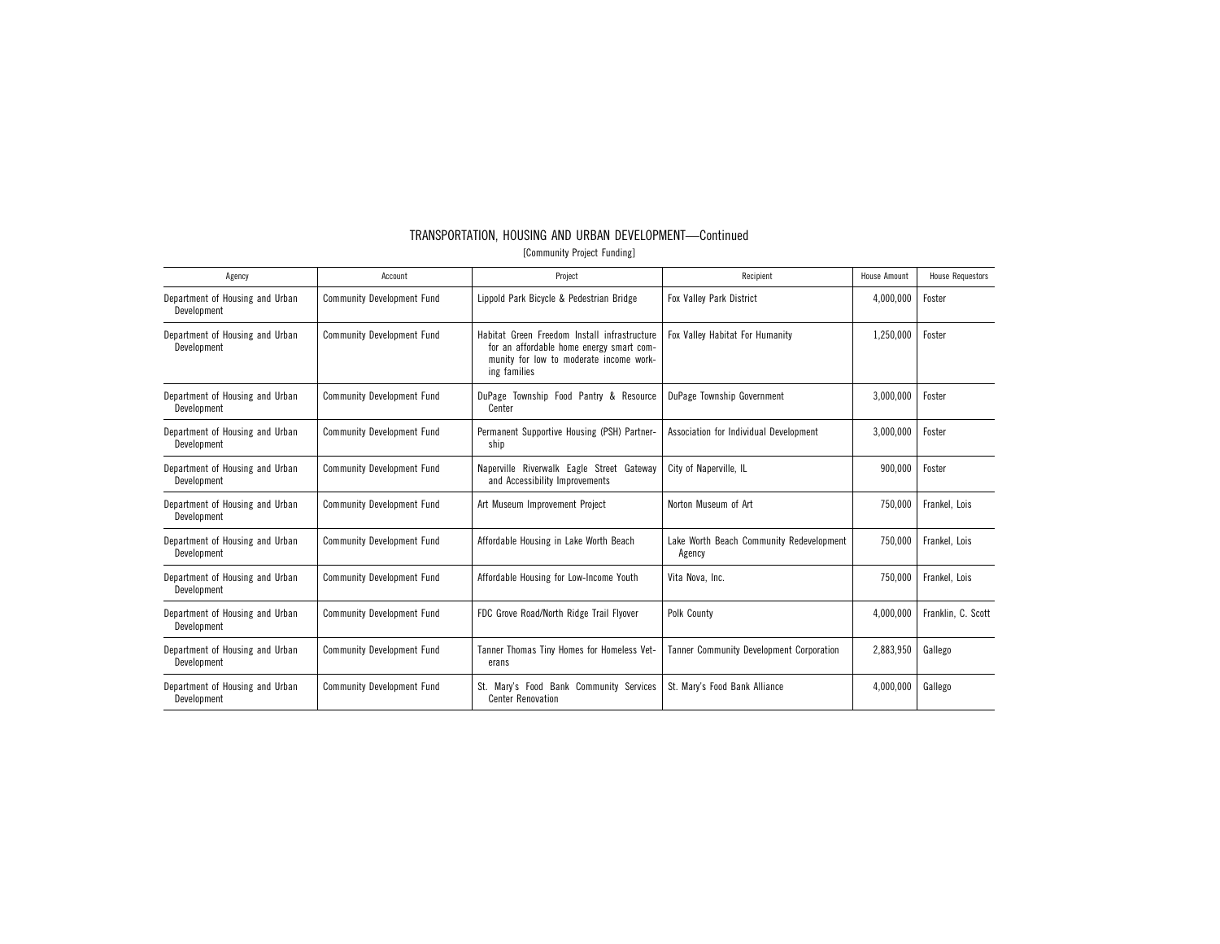## TRANSPORTATION, HOUSING AND URBAN DEVELOPMENT—Continued

[Community Project Funding]

| Agency | Account | Project | Recipient | House Amount | House Requestors |
|---|---|---|---|---|---|
| Department of Housing and Urban Development | Community Development Fund | Lippold Park Bicycle & Pedestrian Bridge | Fox Valley Park District | 4,000,000 | Foster |
| Department of Housing and Urban Development | Community Development Fund | Habitat Green Freedom Install infrastructure for an affordable home energy smart community for low to moderate income working families | Fox Valley Habitat For Humanity | 1,250,000 | Foster |
| Department of Housing and Urban Development | Community Development Fund | DuPage Township Food Pantry & Resource Center | DuPage Township Government | 3,000,000 | Foster |
| Department of Housing and Urban Development | Community Development Fund | Permanent Supportive Housing (PSH) Partnership | Association for Individual Development | 3,000,000 | Foster |
| Department of Housing and Urban Development | Community Development Fund | Naperville Riverwalk Eagle Street Gateway and Accessibility Improvements | City of Naperville, IL | 900,000 | Foster |
| Department of Housing and Urban Development | Community Development Fund | Art Museum Improvement Project | Norton Museum of Art | 750,000 | Frankel, Lois |
| Department of Housing and Urban Development | Community Development Fund | Affordable Housing in Lake Worth Beach | Lake Worth Beach Community Redevelopment Agency | 750,000 | Frankel, Lois |
| Department of Housing and Urban Development | Community Development Fund | Affordable Housing for Low-Income Youth | Vita Nova, Inc. | 750,000 | Frankel, Lois |
| Department of Housing and Urban Development | Community Development Fund | FDC Grove Road/North Ridge Trail Flyover | Polk County | 4,000,000 | Franklin, C. Scott |
| Department of Housing and Urban Development | Community Development Fund | Tanner Thomas Tiny Homes for Homeless Veterans | Tanner Community Development Corporation | 2,883,950 | Gallego |
| Department of Housing and Urban Development | Community Development Fund | St. Mary's Food Bank Community Services Center Renovation | St. Mary's Food Bank Alliance | 4,000,000 | Gallego |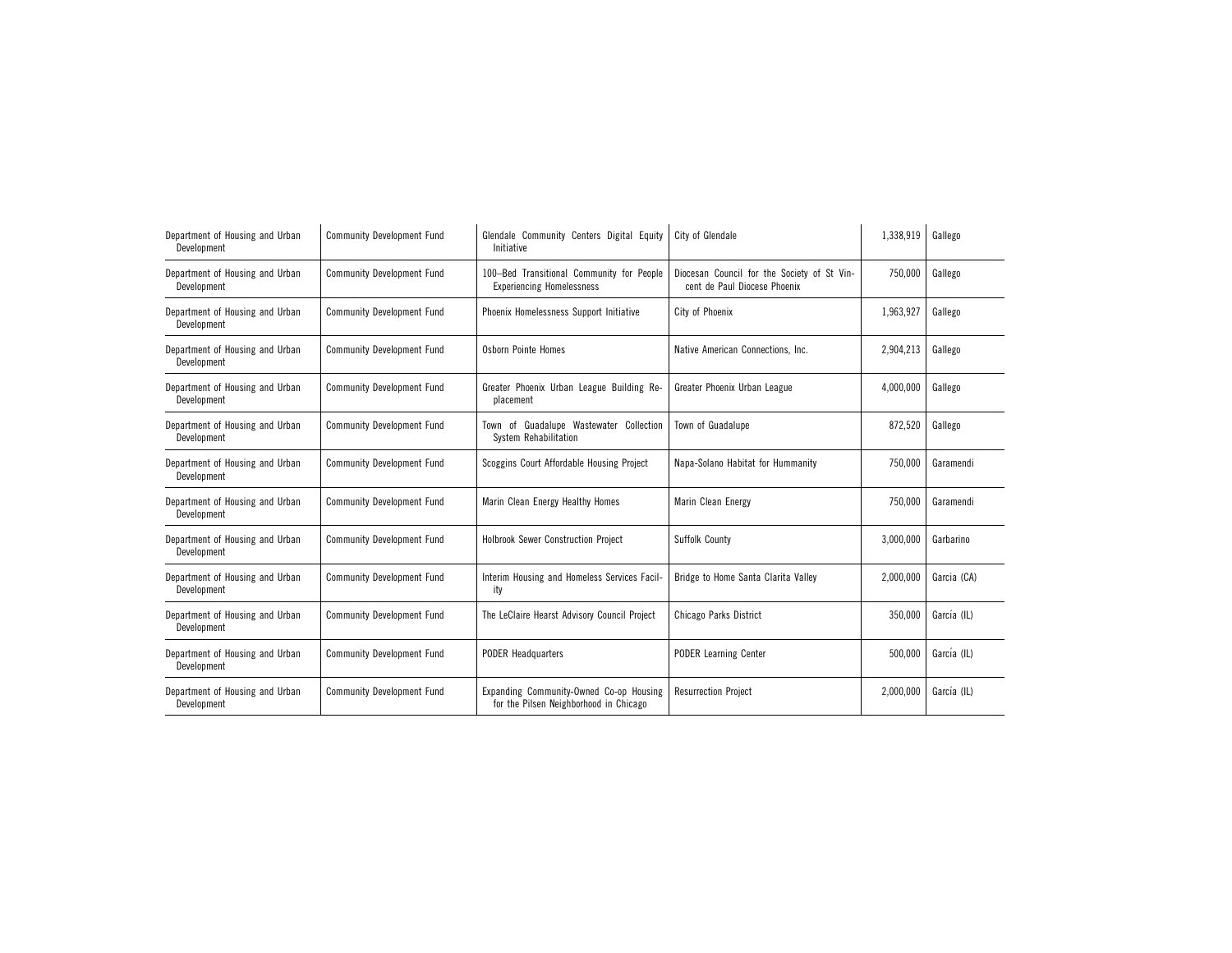| | | | | | |
|---|---|---|---|---|---|
| Department of Housing and Urban Development | Community Development Fund | Glendale Community Centers Digital Equity Initiative | City of Glendale | 1,338,919 | Gallego |
| Department of Housing and Urban Development | Community Development Fund | 100–Bed Transitional Community for People Experiencing Homelessness | Diocesan Council for the Society of St Vincent de Paul Diocese Phoenix | 750,000 | Gallego |
| Department of Housing and Urban Development | Community Development Fund | Phoenix Homelessness Support Initiative | City of Phoenix | 1,963,927 | Gallego |
| Department of Housing and Urban Development | Community Development Fund | Osborn Pointe Homes | Native American Connections, Inc. | 2,904,213 | Gallego |
| Department of Housing and Urban Development | Community Development Fund | Greater Phoenix Urban League Building Replacement | Greater Phoenix Urban League | 4,000,000 | Gallego |
| Department of Housing and Urban Development | Community Development Fund | Town of Guadalupe Wastewater Collection System Rehabilitation | Town of Guadalupe | 872,520 | Gallego |
| Department of Housing and Urban Development | Community Development Fund | Scoggins Court Affordable Housing Project | Napa-Solano Habitat for Hummanity | 750,000 | Garamendi |
| Department of Housing and Urban Development | Community Development Fund | Marin Clean Energy Healthy Homes | Marin Clean Energy | 750,000 | Garamendi |
| Department of Housing and Urban Development | Community Development Fund | Holbrook Sewer Construction Project | Suffolk County | 3,000,000 | Garbarino |
| Department of Housing and Urban Development | Community Development Fund | Interim Housing and Homeless Services Facility | Bridge to Home Santa Clarita Valley | 2,000,000 | Garcia (CA) |
| Department of Housing and Urban Development | Community Development Fund | The LeClaire Hearst Advisory Council Project | Chicago Parks District | 350,000 | García (IL) |
| Department of Housing and Urban Development | Community Development Fund | PODER Headquarters | PODER Learning Center | 500,000 | García (IL) |
| Department of Housing and Urban Development | Community Development Fund | Expanding Community-Owned Co-op Housing for the Pilsen Neighborhood in Chicago | Resurrection Project | 2,000,000 | García (IL) |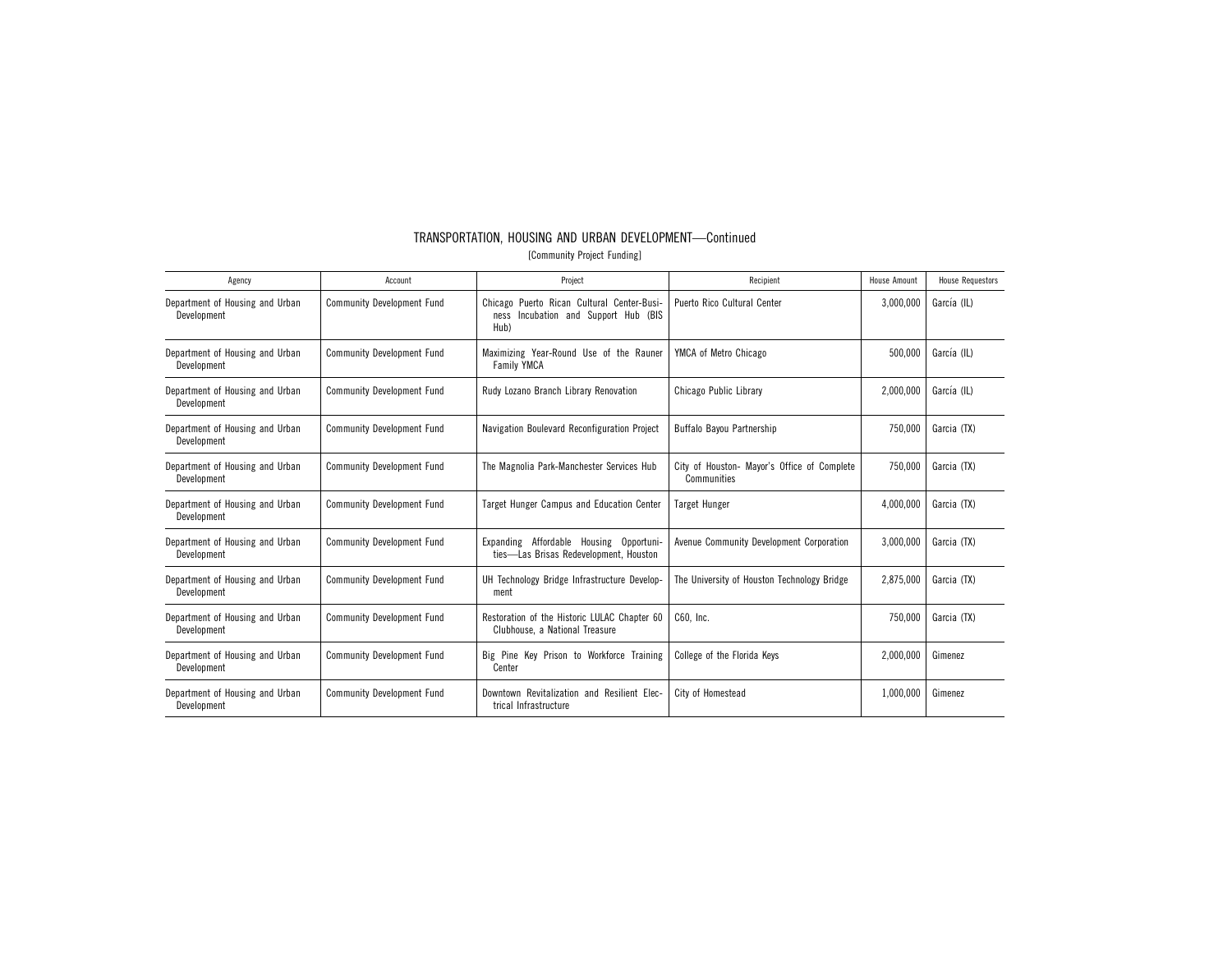TRANSPORTATION, HOUSING AND URBAN DEVELOPMENT—Continued

[Community Project Funding]

| Agency | Account | Project | Recipient | House Amount | House Requestors |
|---|---|---|---|---|---|
| Department of Housing and Urban Development | Community Development Fund | Chicago Puerto Rican Cultural Center-Business Incubation and Support Hub (BIS Hub) | Puerto Rico Cultural Center | 3,000,000 | García (IL) |
| Department of Housing and Urban Development | Community Development Fund | Maximizing Year-Round Use of the Rauner Family YMCA | YMCA of Metro Chicago | 500,000 | García (IL) |
| Department of Housing and Urban Development | Community Development Fund | Rudy Lozano Branch Library Renovation | Chicago Public Library | 2,000,000 | García (IL) |
| Department of Housing and Urban Development | Community Development Fund | Navigation Boulevard Reconfiguration Project | Buffalo Bayou Partnership | 750,000 | Garcia (TX) |
| Department of Housing and Urban Development | Community Development Fund | The Magnolia Park-Manchester Services Hub | City of Houston- Mayor's Office of Complete Communities | 750,000 | Garcia (TX) |
| Department of Housing and Urban Development | Community Development Fund | Target Hunger Campus and Education Center | Target Hunger | 4,000,000 | Garcia (TX) |
| Department of Housing and Urban Development | Community Development Fund | Expanding Affordable Housing Opportunities—Las Brisas Redevelopment, Houston | Avenue Community Development Corporation | 3,000,000 | Garcia (TX) |
| Department of Housing and Urban Development | Community Development Fund | UH Technology Bridge Infrastructure Development | The University of Houston Technology Bridge | 2,875,000 | Garcia (TX) |
| Department of Housing and Urban Development | Community Development Fund | Restoration of the Historic LULAC Chapter 60 Clubhouse, a National Treasure | C60, Inc. | 750,000 | Garcia (TX) |
| Department of Housing and Urban Development | Community Development Fund | Big Pine Key Prison to Workforce Training Center | College of the Florida Keys | 2,000,000 | Gimenez |
| Department of Housing and Urban Development | Community Development Fund | Downtown Revitalization and Resilient Electrical Infrastructure | City of Homestead | 1,000,000 | Gimenez |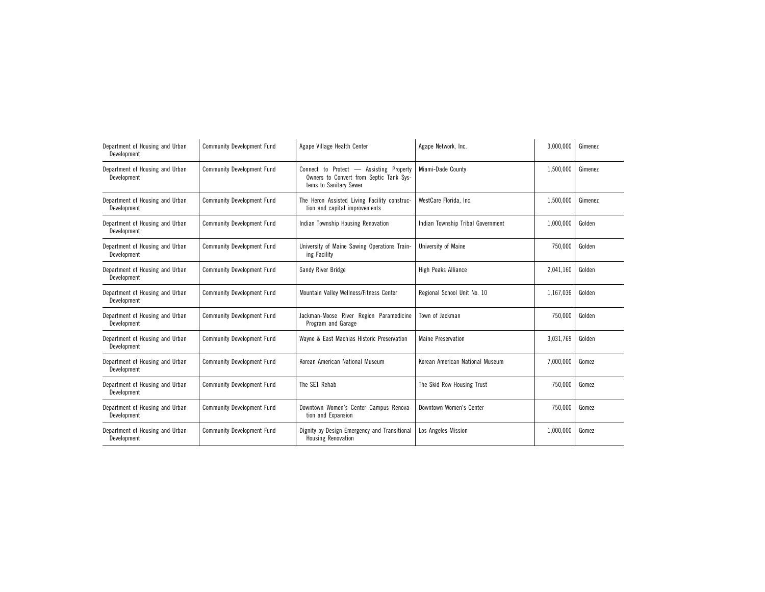| Department of Housing and Urban Development | Community Development Fund | Agape Village Health Center | Agape Network, Inc. | 3,000,000 | Gimenez |
|---|---|---|---|---|---|
| Department of Housing and Urban Development | Community Development Fund | Connect to Protect — Assisting Property Owners to Convert from Septic Tank Systems to Sanitary Sewer | Miami-Dade County | 1,500,000 | Gimenez |
| Department of Housing and Urban Development | Community Development Fund | The Heron Assisted Living Facility construction and capital improvements | WestCare Florida, Inc. | 1,500,000 | Gimenez |
| Department of Housing and Urban Development | Community Development Fund | Indian Township Housing Renovation | Indian Township Tribal Government | 1,000,000 | Golden |
| Department of Housing and Urban Development | Community Development Fund | University of Maine Sawing Operations Training Facility | University of Maine | 750,000 | Golden |
| Department of Housing and Urban Development | Community Development Fund | Sandy River Bridge | High Peaks Alliance | 2,041,160 | Golden |
| Department of Housing and Urban Development | Community Development Fund | Mountain Valley Wellness/Fitness Center | Regional School Unit No. 10 | 1,167,036 | Golden |
| Department of Housing and Urban Development | Community Development Fund | Jackman-Moose River Region Paramedicine Program and Garage | Town of Jackman | 750,000 | Golden |
| Department of Housing and Urban Development | Community Development Fund | Wayne & East Machias Historic Preservation | Maine Preservation | 3,031,769 | Golden |
| Department of Housing and Urban Development | Community Development Fund | Korean American National Museum | Korean American National Museum | 7,000,000 | Gomez |
| Department of Housing and Urban Development | Community Development Fund | The SE1 Rehab | The Skid Row Housing Trust | 750,000 | Gomez |
| Department of Housing and Urban Development | Community Development Fund | Downtown Women's Center Campus Renovation and Expansion | Downtown Women's Center | 750,000 | Gomez |
| Department of Housing and Urban Development | Community Development Fund | Dignity by Design Emergency and Transitional Housing Renovation | Los Angeles Mission | 1,000,000 | Gomez |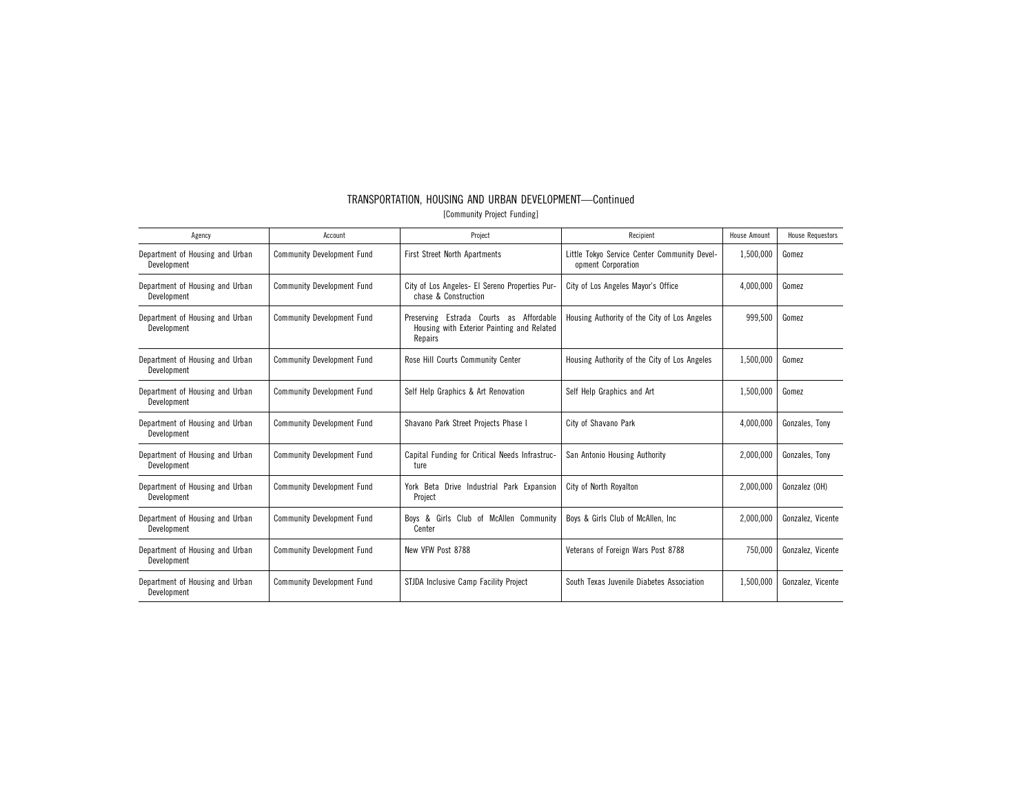## TRANSPORTATION, HOUSING AND URBAN DEVELOPMENT—Continued

[Community Project Funding]

| Agency | Account | Project | Recipient | House Amount | House Requestors |
|---|---|---|---|---|---|
| Department of Housing and Urban Development | Community Development Fund | First Street North Apartments | Little Tokyo Service Center Community Development Corporation | 1,500,000 | Gomez |
| Department of Housing and Urban Development | Community Development Fund | City of Los Angeles- El Sereno Properties Purchase & Construction | City of Los Angeles Mayor's Office | 4,000,000 | Gomez |
| Department of Housing and Urban Development | Community Development Fund | Preserving Estrada Courts as Affordable Housing with Exterior Painting and Related Repairs | Housing Authority of the City of Los Angeles | 999,500 | Gomez |
| Department of Housing and Urban Development | Community Development Fund | Rose Hill Courts Community Center | Housing Authority of the City of Los Angeles | 1,500,000 | Gomez |
| Department of Housing and Urban Development | Community Development Fund | Self Help Graphics & Art Renovation | Self Help Graphics and Art | 1,500,000 | Gomez |
| Department of Housing and Urban Development | Community Development Fund | Shavano Park Street Projects Phase I | City of Shavano Park | 4,000,000 | Gonzales, Tony |
| Department of Housing and Urban Development | Community Development Fund | Capital Funding for Critical Needs Infrastructure | San Antonio Housing Authority | 2,000,000 | Gonzales, Tony |
| Department of Housing and Urban Development | Community Development Fund | York Beta Drive Industrial Park Expansion Project | City of North Royalton | 2,000,000 | Gonzalez (OH) |
| Department of Housing and Urban Development | Community Development Fund | Boys & Girls Club of McAllen Community Center | Boys & Girls Club of McAllen, Inc | 2,000,000 | Gonzalez, Vicente |
| Department of Housing and Urban Development | Community Development Fund | New VFW Post 8788 | Veterans of Foreign Wars Post 8788 | 750,000 | Gonzalez, Vicente |
| Department of Housing and Urban Development | Community Development Fund | STJDA Inclusive Camp Facility Project | South Texas Juvenile Diabetes Association | 1,500,000 | Gonzalez, Vicente |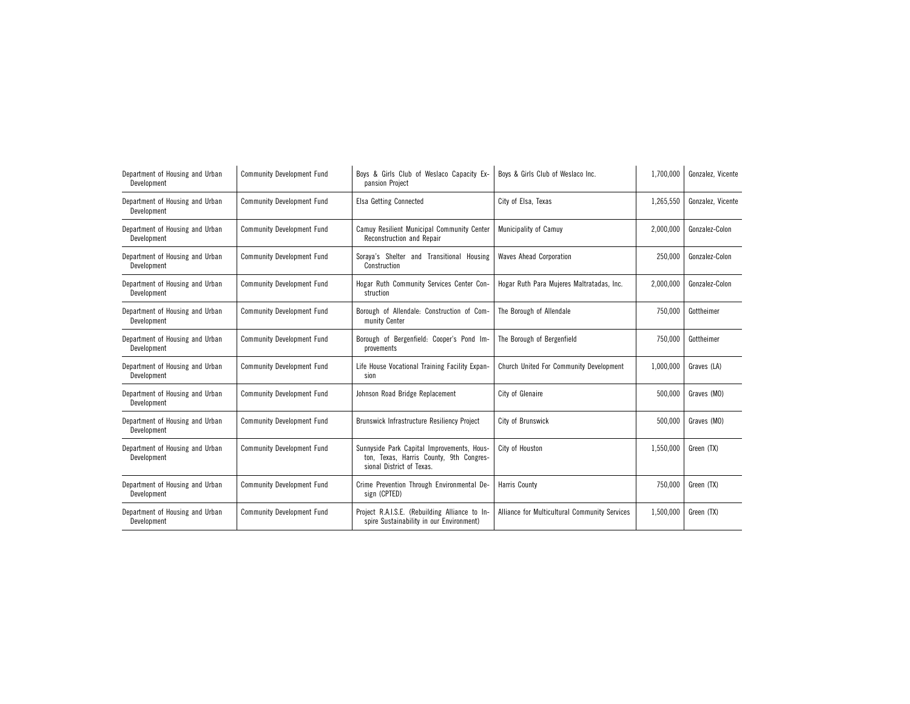| Department of Housing and Urban Development | Community Development Fund | Boys & Girls Club of Weslaco Capacity Expansion Project | Boys & Girls Club of Weslaco Inc. | 1,700,000 | Gonzalez, Vicente |
|---|---|---|---|---|---|
| Department of Housing and Urban Development | Community Development Fund | Elsa Getting Connected | City of Elsa, Texas | 1,265,550 | Gonzalez, Vicente |
| Department of Housing and Urban Development | Community Development Fund | Camuy Resilient Municipal Community Center Reconstruction and Repair | Municipality of Camuy | 2,000,000 | Gonzalez-Colon |
| Department of Housing and Urban Development | Community Development Fund | Soraya's Shelter and Transitional Housing Construction | Waves Ahead Corporation | 250,000 | Gonzalez-Colon |
| Department of Housing and Urban Development | Community Development Fund | Hogar Ruth Community Services Center Construction | Hogar Ruth Para Mujeres Maltratadas, Inc. | 2,000,000 | Gonzalez-Colon |
| Department of Housing and Urban Development | Community Development Fund | Borough of Allendale: Construction of Community Center | The Borough of Allendale | 750,000 | Gottheimer |
| Department of Housing and Urban Development | Community Development Fund | Borough of Bergenfield: Cooper's Pond Improvements | The Borough of Bergenfield | 750,000 | Gottheimer |
| Department of Housing and Urban Development | Community Development Fund | Life House Vocational Training Facility Expansion | Church United For Community Development | 1,000,000 | Graves (LA) |
| Department of Housing and Urban Development | Community Development Fund | Johnson Road Bridge Replacement | City of Glenaire | 500,000 | Graves (MO) |
| Department of Housing and Urban Development | Community Development Fund | Brunswick Infrastructure Resiliency Project | City of Brunswick | 500,000 | Graves (MO) |
| Department of Housing and Urban Development | Community Development Fund | Sunnyside Park Capital Improvements, Houston, Texas, Harris County, 9th Congressional District of Texas. | City of Houston | 1,550,000 | Green (TX) |
| Department of Housing and Urban Development | Community Development Fund | Crime Prevention Through Environmental Design (CPTED) | Harris County | 750,000 | Green (TX) |
| Department of Housing and Urban Development | Community Development Fund | Project R.A.I.S.E. (Rebuilding Alliance to Inspire Sustainability in our Environment) | Alliance for Multicultural Community Services | 1,500,000 | Green (TX) |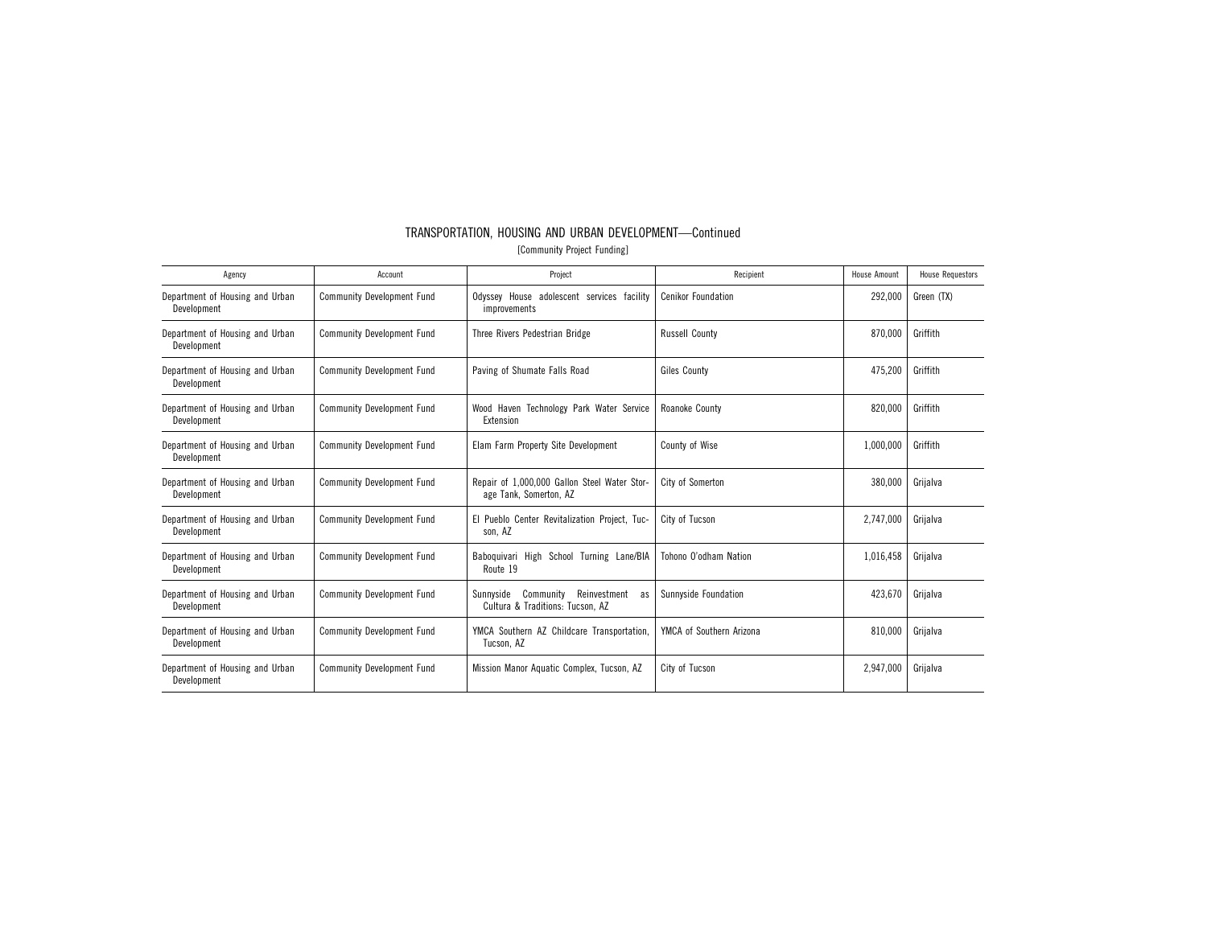# TRANSPORTATION, HOUSING AND URBAN DEVELOPMENT—Continued

[Community Project Funding]

| Agency | Account | Project | Recipient | House Amount | House Requestors |
|---|---|---|---|---|---|
| Department of Housing and Urban Development | Community Development Fund | Odyssey House adolescent services facility improvements | Cenikor Foundation | 292,000 | Green (TX) |
| Department of Housing and Urban Development | Community Development Fund | Three Rivers Pedestrian Bridge | Russell County | 870,000 | Griffith |
| Department of Housing and Urban Development | Community Development Fund | Paving of Shumate Falls Road | Giles County | 475,200 | Griffith |
| Department of Housing and Urban Development | Community Development Fund | Wood Haven Technology Park Water Service Extension | Roanoke County | 820,000 | Griffith |
| Department of Housing and Urban Development | Community Development Fund | Elam Farm Property Site Development | County of Wise | 1,000,000 | Griffith |
| Department of Housing and Urban Development | Community Development Fund | Repair of 1,000,000 Gallon Steel Water Storage Tank, Somerton, AZ | City of Somerton | 380,000 | Grijalva |
| Department of Housing and Urban Development | Community Development Fund | El Pueblo Center Revitalization Project, Tucson, AZ | City of Tucson | 2,747,000 | Grijalva |
| Department of Housing and Urban Development | Community Development Fund | Baboquivari High School Turning Lane/BIA Route 19 | Tohono O'odham Nation | 1,016,458 | Grijalva |
| Department of Housing and Urban Development | Community Development Fund | Sunnyside Community Reinvestment as Cultura & Traditions: Tucson, AZ | Sunnyside Foundation | 423,670 | Grijalva |
| Department of Housing and Urban Development | Community Development Fund | YMCA Southern AZ Childcare Transportation, Tucson, AZ | YMCA of Southern Arizona | 810,000 | Grijalva |
| Department of Housing and Urban Development | Community Development Fund | Mission Manor Aquatic Complex, Tucson, AZ | City of Tucson | 2,947,000 | Grijalva |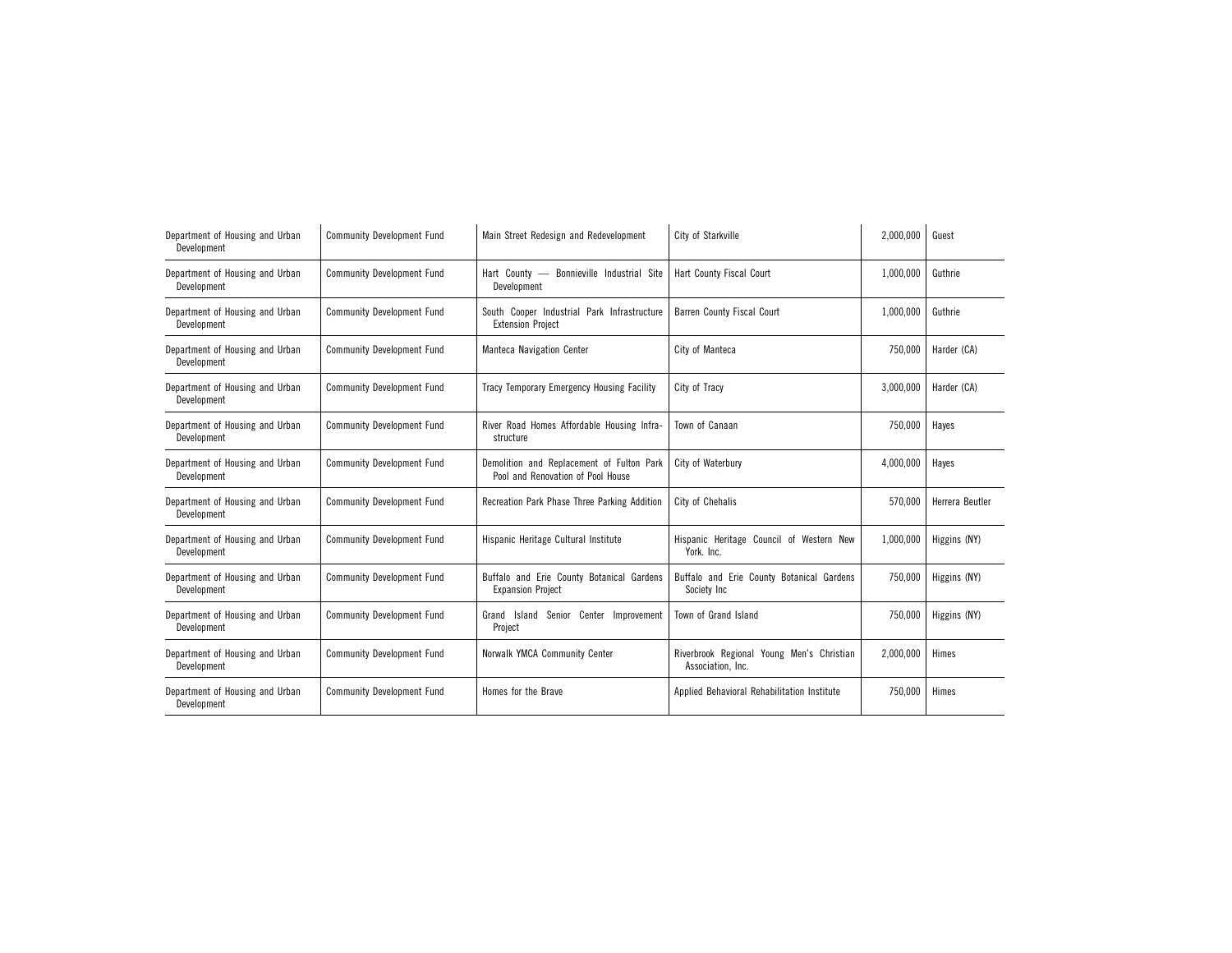| Department of Housing and Urban Development | Community Development Fund | Main Street Redesign and Redevelopment | City of Starkville | 2,000,000 | Guest |
|---|---|---|---|---|---|
| Department of Housing and Urban Development | Community Development Fund | Hart County — Bonnieville Industrial Site Development | Hart County Fiscal Court | 1,000,000 | Guthrie |
| Department of Housing and Urban Development | Community Development Fund | South Cooper Industrial Park Infrastructure Extension Project | Barren County Fiscal Court | 1,000,000 | Guthrie |
| Department of Housing and Urban Development | Community Development Fund | Manteca Navigation Center | City of Manteca | 750,000 | Harder (CA) |
| Department of Housing and Urban Development | Community Development Fund | Tracy Temporary Emergency Housing Facility | City of Tracy | 3,000,000 | Harder (CA) |
| Department of Housing and Urban Development | Community Development Fund | River Road Homes Affordable Housing Infrastructure | Town of Canaan | 750,000 | Hayes |
| Department of Housing and Urban Development | Community Development Fund | Demolition and Replacement of Fulton Park Pool and Renovation of Pool House | City of Waterbury | 4,000,000 | Hayes |
| Department of Housing and Urban Development | Community Development Fund | Recreation Park Phase Three Parking Addition | City of Chehalis | 570,000 | Herrera Beutler |
| Department of Housing and Urban Development | Community Development Fund | Hispanic Heritage Cultural Institute | Hispanic Heritage Council of Western New York. Inc. | 1,000,000 | Higgins (NY) |
| Department of Housing and Urban Development | Community Development Fund | Buffalo and Erie County Botanical Gardens Expansion Project | Buffalo and Erie County Botanical Gardens Society Inc | 750,000 | Higgins (NY) |
| Department of Housing and Urban Development | Community Development Fund | Grand Island Senior Center Improvement Project | Town of Grand Island | 750,000 | Higgins (NY) |
| Department of Housing and Urban Development | Community Development Fund | Norwalk YMCA Community Center | Riverbrook Regional Young Men's Christian Association, Inc. | 2,000,000 | Himes |
| Department of Housing and Urban Development | Community Development Fund | Homes for the Brave | Applied Behavioral Rehabilitation Institute | 750,000 | Himes |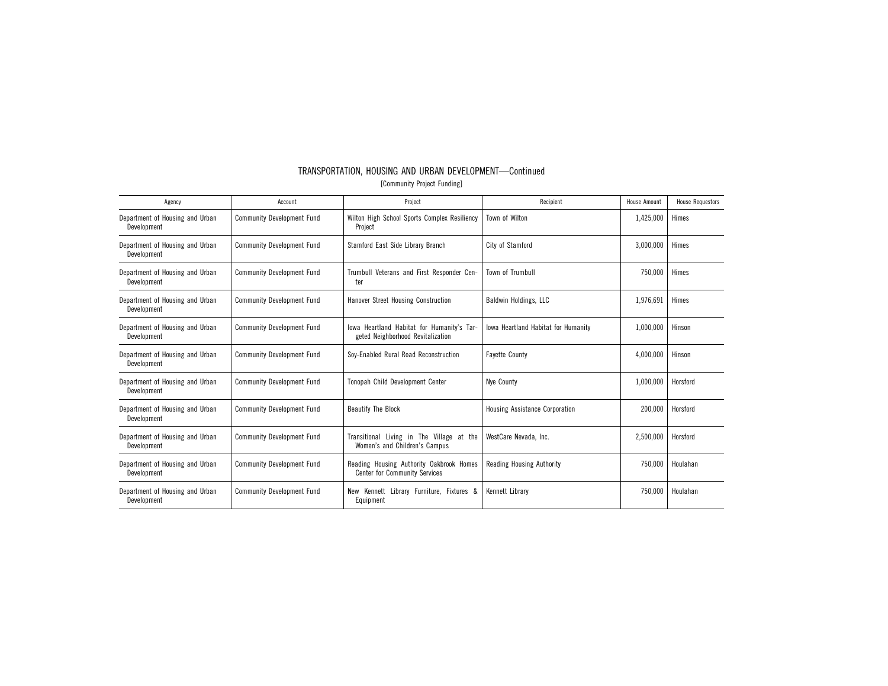# TRANSPORTATION, HOUSING AND URBAN DEVELOPMENT—Continued

[Community Project Funding]

| Agency | Account | Project | Recipient | House Amount | House Requestors |
|---|---|---|---|---|---|
| Department of Housing and Urban Development | Community Development Fund | Wilton High School Sports Complex Resiliency Project | Town of Wilton | 1,425,000 | Himes |
| Department of Housing and Urban Development | Community Development Fund | Stamford East Side Library Branch | City of Stamford | 3,000,000 | Himes |
| Department of Housing and Urban Development | Community Development Fund | Trumbull Veterans and First Responder Center | Town of Trumbull | 750,000 | Himes |
| Department of Housing and Urban Development | Community Development Fund | Hanover Street Housing Construction | Baldwin Holdings, LLC | 1,976,691 | Himes |
| Department of Housing and Urban Development | Community Development Fund | Iowa Heartland Habitat for Humanity's Targeted Neighborhood Revitalization | Iowa Heartland Habitat for Humanity | 1,000,000 | Hinson |
| Department of Housing and Urban Development | Community Development Fund | Soy-Enabled Rural Road Reconstruction | Fayette County | 4,000,000 | Hinson |
| Department of Housing and Urban Development | Community Development Fund | Tonopah Child Development Center | Nye County | 1,000,000 | Horsford |
| Department of Housing and Urban Development | Community Development Fund | Beautify The Block | Housing Assistance Corporation | 200,000 | Horsford |
| Department of Housing and Urban Development | Community Development Fund | Transitional Living in The Village at the Women's and Children's Campus | WestCare Nevada, Inc. | 2,500,000 | Horsford |
| Department of Housing and Urban Development | Community Development Fund | Reading Housing Authority Oakbrook Homes Center for Community Services | Reading Housing Authority | 750,000 | Houlahan |
| Department of Housing and Urban Development | Community Development Fund | New Kennett Library Furniture, Fixtures & Equipment | Kennett Library | 750,000 | Houlahan |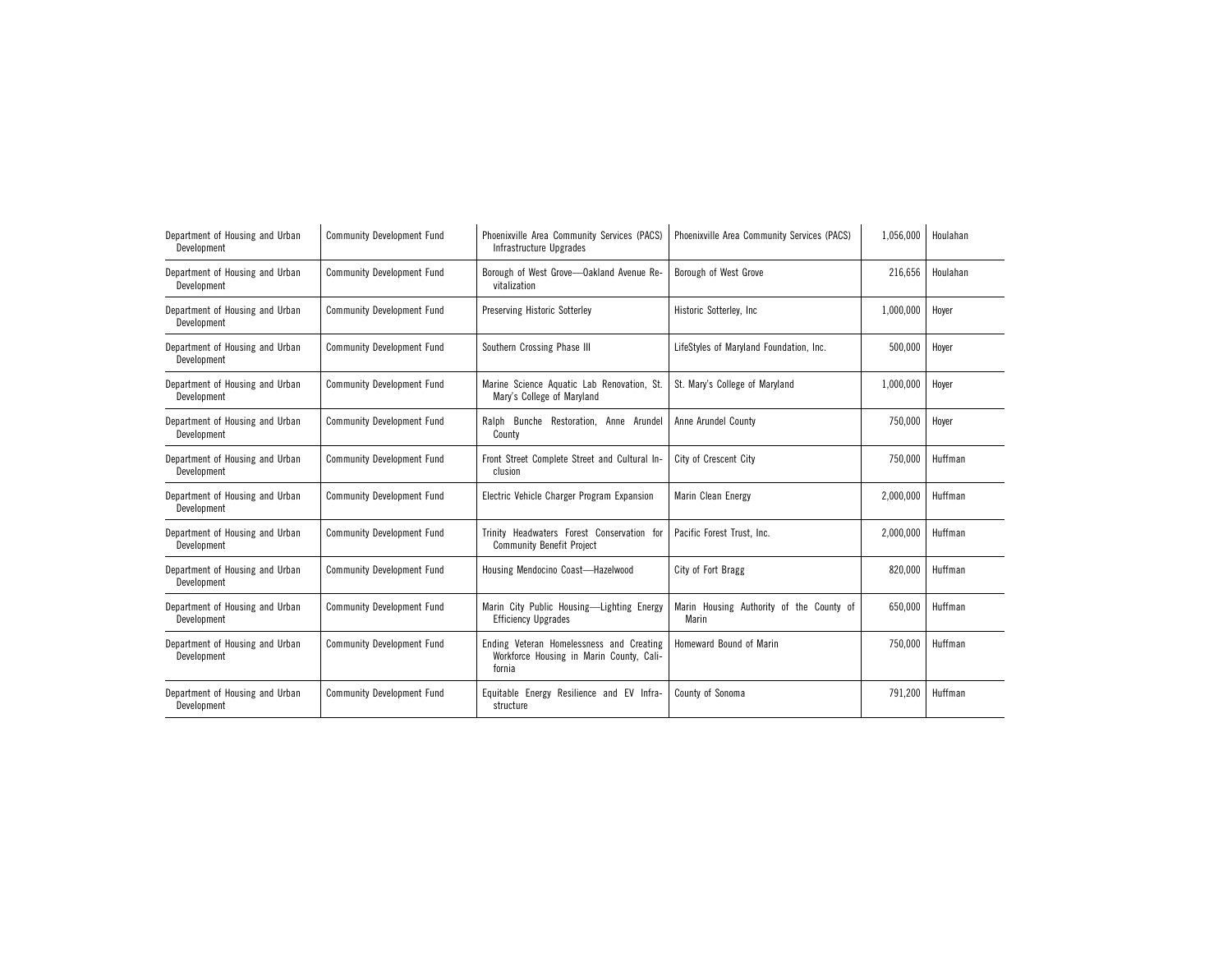| Department of Housing and Urban Development | Community Development Fund | Phoenixville Area Community Services (PACS) Infrastructure Upgrades | Phoenixville Area Community Services (PACS) | 1,056,000 | Houlahan |
|---|---|---|---|---|---|
| Department of Housing and Urban Development | Community Development Fund | Borough of West Grove—Oakland Avenue Revitalization | Borough of West Grove | 216,656 | Houlahan |
| Department of Housing and Urban Development | Community Development Fund | Preserving Historic Sotterley | Historic Sotterley, Inc | 1,000,000 | Hoyer |
| Department of Housing and Urban Development | Community Development Fund | Southern Crossing Phase III | LifeStyles of Maryland Foundation, Inc. | 500,000 | Hoyer |
| Department of Housing and Urban Development | Community Development Fund | Marine Science Aquatic Lab Renovation, St. Mary's College of Maryland | St. Mary's College of Maryland | 1,000,000 | Hoyer |
| Department of Housing and Urban Development | Community Development Fund | Ralph Bunche Restoration, Anne Arundel County | Anne Arundel County | 750,000 | Hoyer |
| Department of Housing and Urban Development | Community Development Fund | Front Street Complete Street and Cultural Inclusion | City of Crescent City | 750,000 | Huffman |
| Department of Housing and Urban Development | Community Development Fund | Electric Vehicle Charger Program Expansion | Marin Clean Energy | 2,000,000 | Huffman |
| Department of Housing and Urban Development | Community Development Fund | Trinity Headwaters Forest Conservation for Community Benefit Project | Pacific Forest Trust, Inc. | 2,000,000 | Huffman |
| Department of Housing and Urban Development | Community Development Fund | Housing Mendocino Coast—Hazelwood | City of Fort Bragg | 820,000 | Huffman |
| Department of Housing and Urban Development | Community Development Fund | Marin City Public Housing—Lighting Energy Efficiency Upgrades | Marin Housing Authority of the County of Marin | 650,000 | Huffman |
| Department of Housing and Urban Development | Community Development Fund | Ending Veteran Homelessness and Creating Workforce Housing in Marin County, California | Homeward Bound of Marin | 750,000 | Huffman |
| Department of Housing and Urban Development | Community Development Fund | Equitable Energy Resilience and EV Infrastructure | County of Sonoma | 791,200 | Huffman |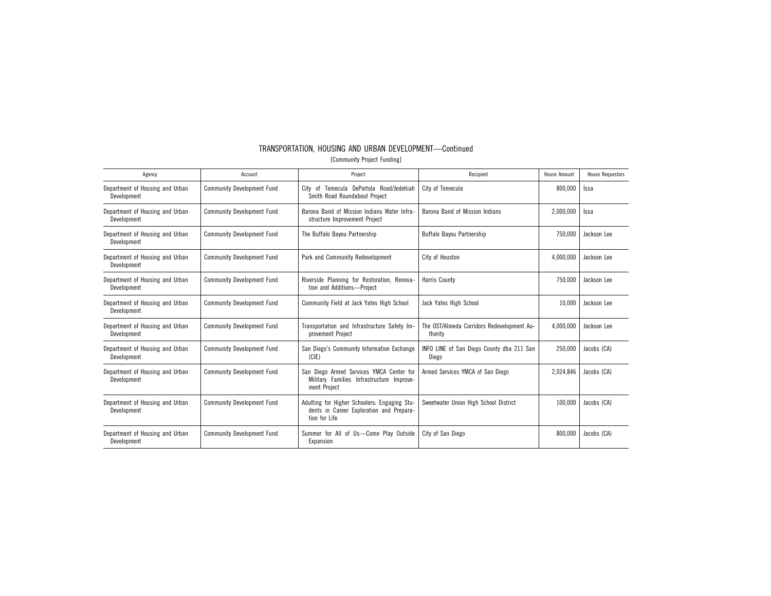# TRANSPORTATION, HOUSING AND URBAN DEVELOPMENT—Continued

[Community Project Funding]

| Agency | Account | Project | Recipient | House Amount | House Requestors |
|---|---|---|---|---|---|
| Department of Housing and Urban Development | Community Development Fund | City of Temecula DePortola Road/Jedehiah Smith Road Roundabout Project | City of Temecula | 800,000 | Issa |
| Department of Housing and Urban Development | Community Development Fund | Barona Band of Mission Indians Water Infrastructure Improvement Project | Barona Band of Mission Indians | 2,000,000 | Issa |
| Department of Housing and Urban Development | Community Development Fund | The Buffalo Bayou Partnership | Buffalo Bayou Partnership | 750,000 | Jackson Lee |
| Department of Housing and Urban Development | Community Development Fund | Park and Community Redevelopment | City of Houston | 4,000,000 | Jackson Lee |
| Department of Housing and Urban Development | Community Development Fund | Riverside Planning for Restoration, Renovation and Additions—Project | Harris County | 750,000 | Jackson Lee |
| Department of Housing and Urban Development | Community Development Fund | Community Field at Jack Yates High School | Jack Yates High School | 10,000 | Jackson Lee |
| Department of Housing and Urban Development | Community Development Fund | Transportation and Infrastructure Safety Improvement Project | The OST/Almeda Corridors Redevelopment Authority | 4,000,000 | Jackson Lee |
| Department of Housing and Urban Development | Community Development Fund | San Diego's Community Information Exchange (CIE) | INFO LINE of San Diego County dba 211 San Diego | 250,000 | Jacobs (CA) |
| Department of Housing and Urban Development | Community Development Fund | San Diego Armed Services YMCA Center for Military Families Infrastructure Improvement Project | Armed Services YMCA of San Diego | 2,024,846 | Jacobs (CA) |
| Department of Housing and Urban Development | Community Development Fund | Adulting for Higher Schoolers: Engaging Students in Career Exploration and Preparation for Life | Sweetwater Union High School District | 100,000 | Jacobs (CA) |
| Department of Housing and Urban Development | Community Development Fund | Summer for All of Us—Come Play Outside Expansion | City of San Diego | 800,000 | Jacobs (CA) |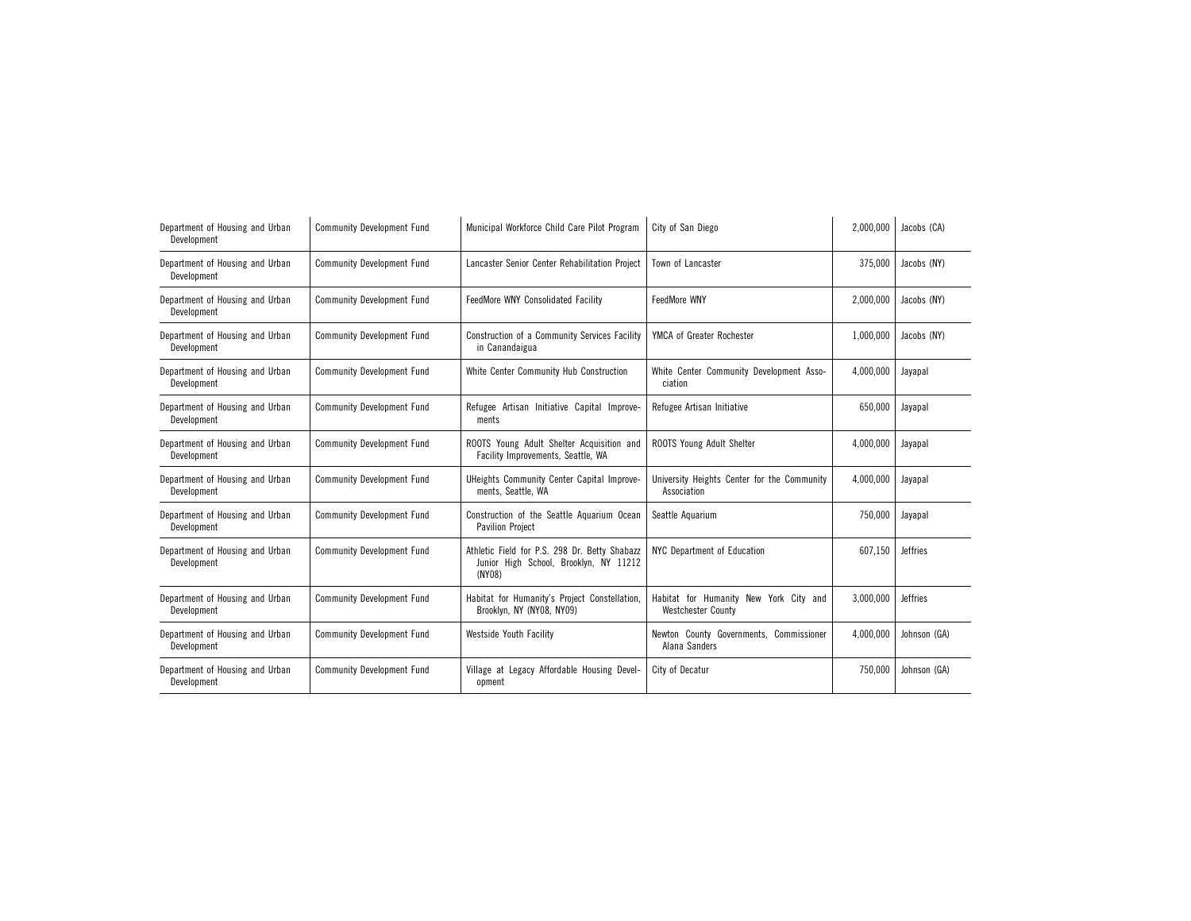| | | | | | |
|---|---|---|---|---|---|
| Department of Housing and Urban Development | Community Development Fund | Municipal Workforce Child Care Pilot Program | City of San Diego | 2,000,000 | Jacobs (CA) |
| Department of Housing and Urban Development | Community Development Fund | Lancaster Senior Center Rehabilitation Project | Town of Lancaster | 375,000 | Jacobs (NY) |
| Department of Housing and Urban Development | Community Development Fund | FeedMore WNY Consolidated Facility | FeedMore WNY | 2,000,000 | Jacobs (NY) |
| Department of Housing and Urban Development | Community Development Fund | Construction of a Community Services Facility in Canandaigua | YMCA of Greater Rochester | 1,000,000 | Jacobs (NY) |
| Department of Housing and Urban Development | Community Development Fund | White Center Community Hub Construction | White Center Community Development Association | 4,000,000 | Jayapal |
| Department of Housing and Urban Development | Community Development Fund | Refugee Artisan Initiative Capital Improvements | Refugee Artisan Initiative | 650,000 | Jayapal |
| Department of Housing and Urban Development | Community Development Fund | ROOTS Young Adult Shelter Acquisition and Facility Improvements, Seattle, WA | ROOTS Young Adult Shelter | 4,000,000 | Jayapal |
| Department of Housing and Urban Development | Community Development Fund | UHeights Community Center Capital Improvements, Seattle, WA | University Heights Center for the Community Association | 4,000,000 | Jayapal |
| Department of Housing and Urban Development | Community Development Fund | Construction of the Seattle Aquarium Ocean Pavilion Project | Seattle Aquarium | 750,000 | Jayapal |
| Department of Housing and Urban Development | Community Development Fund | Athletic Field for P.S. 298 Dr. Betty Shabazz Junior High School, Brooklyn, NY 11212 (NY08) | NYC Department of Education | 607,150 | Jeffries |
| Department of Housing and Urban Development | Community Development Fund | Habitat for Humanity's Project Constellation, Brooklyn, NY (NY08, NY09) | Habitat for Humanity New York City and Westchester County | 3,000,000 | Jeffries |
| Department of Housing and Urban Development | Community Development Fund | Westside Youth Facility | Newton County Governments, Commissioner Alana Sanders | 4,000,000 | Johnson (GA) |
| Department of Housing and Urban Development | Community Development Fund | Village at Legacy Affordable Housing Development | City of Decatur | 750,000 | Johnson (GA) |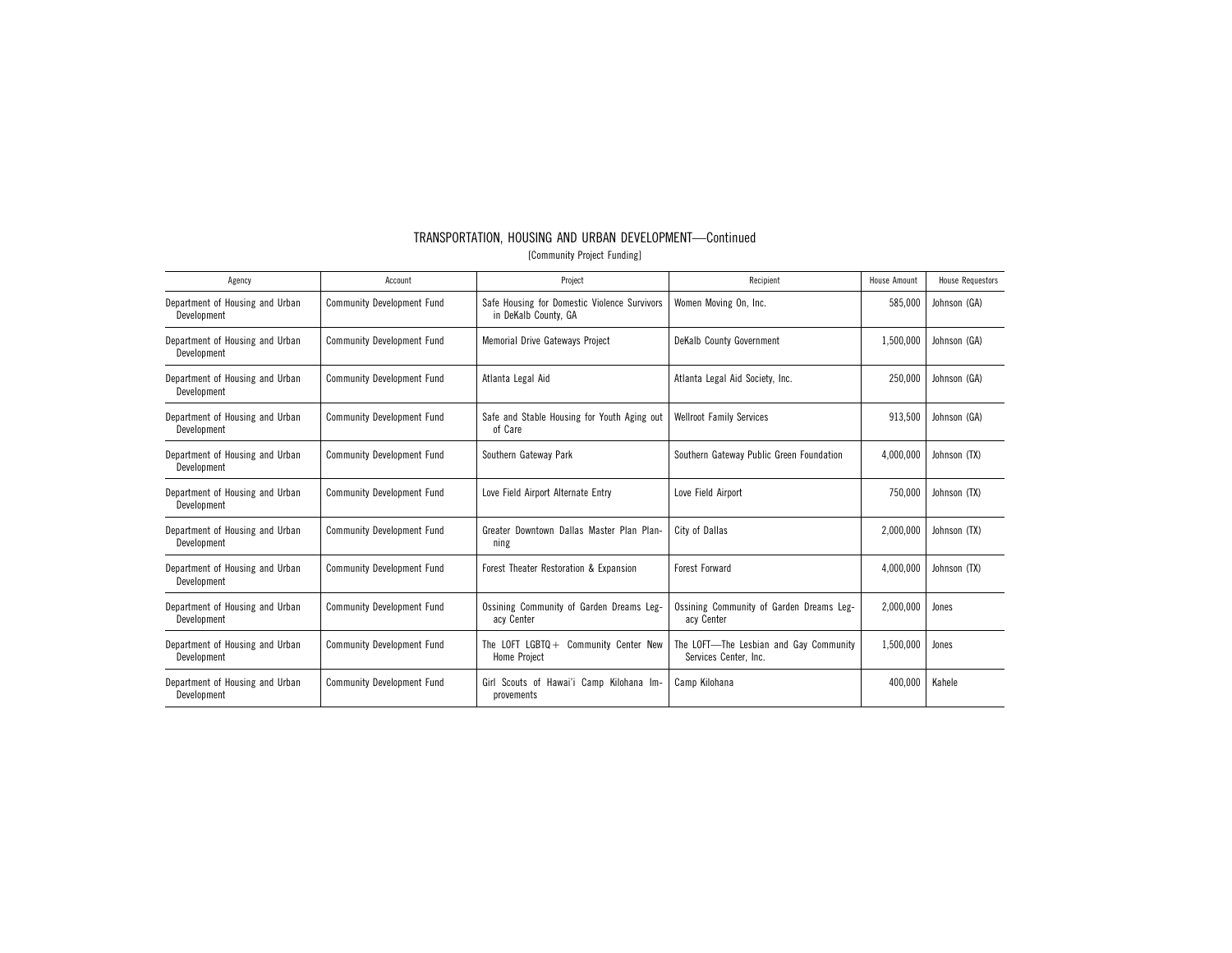## TRANSPORTATION, HOUSING AND URBAN DEVELOPMENT—Continued

[Community Project Funding]

| Agency | Account | Project | Recipient | House Amount | House Requestors |
|---|---|---|---|---|---|
| Department of Housing and Urban Development | Community Development Fund | Safe Housing for Domestic Violence Survivors in DeKalb County, GA | Women Moving On, Inc. | 585,000 | Johnson (GA) |
| Department of Housing and Urban Development | Community Development Fund | Memorial Drive Gateways Project | DeKalb County Government | 1,500,000 | Johnson (GA) |
| Department of Housing and Urban Development | Community Development Fund | Atlanta Legal Aid | Atlanta Legal Aid Society, Inc. | 250,000 | Johnson (GA) |
| Department of Housing and Urban Development | Community Development Fund | Safe and Stable Housing for Youth Aging out of Care | Wellroot Family Services | 913,500 | Johnson (GA) |
| Department of Housing and Urban Development | Community Development Fund | Southern Gateway Park | Southern Gateway Public Green Foundation | 4,000,000 | Johnson (TX) |
| Department of Housing and Urban Development | Community Development Fund | Love Field Airport Alternate Entry | Love Field Airport | 750,000 | Johnson (TX) |
| Department of Housing and Urban Development | Community Development Fund | Greater Downtown Dallas Master Plan Planning | City of Dallas | 2,000,000 | Johnson (TX) |
| Department of Housing and Urban Development | Community Development Fund | Forest Theater Restoration & Expansion | Forest Forward | 4,000,000 | Johnson (TX) |
| Department of Housing and Urban Development | Community Development Fund | Ossining Community of Garden Dreams Legacy Center | Ossining Community of Garden Dreams Legacy Center | 2,000,000 | Jones |
| Department of Housing and Urban Development | Community Development Fund | The LOFT LGBTQ+ Community Center New Home Project | The LOFT—The Lesbian and Gay Community Services Center, Inc. | 1,500,000 | Jones |
| Department of Housing and Urban Development | Community Development Fund | Girl Scouts of Hawai'i Camp Kilohana Improvements | Camp Kilohana | 400,000 | Kahele |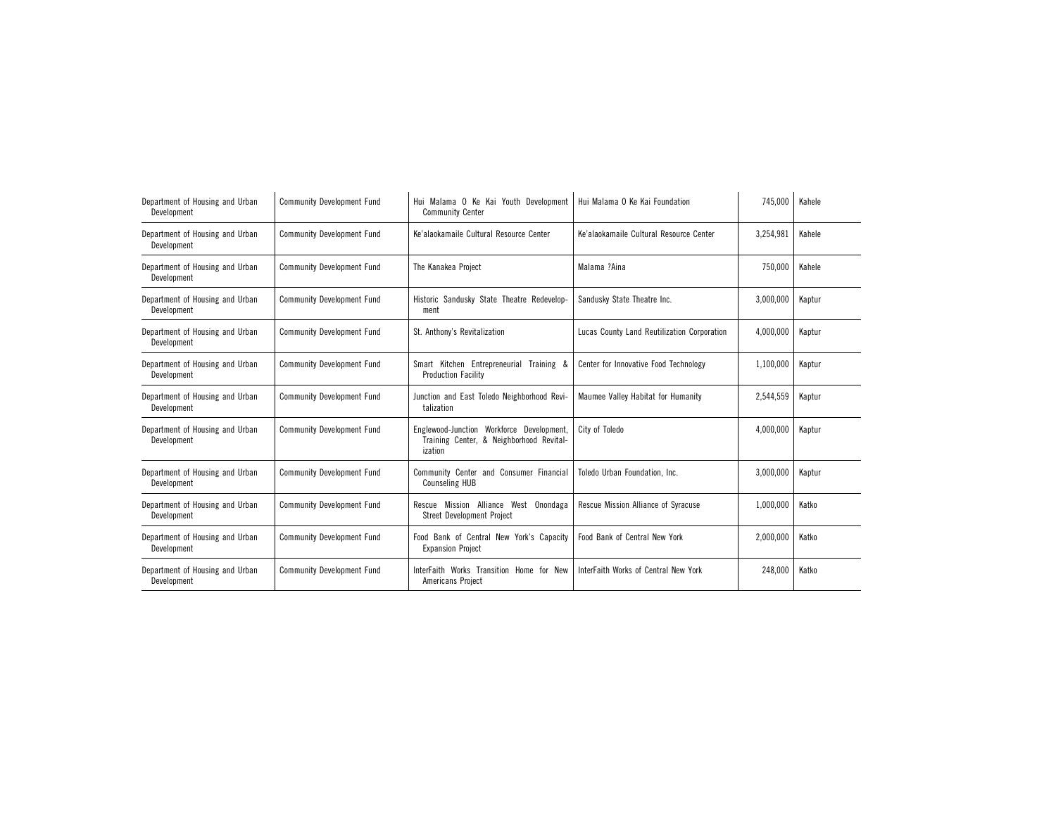| | | | | | |
|---|---|---|---|---|---|
| Department of Housing and Urban Development | Community Development Fund | Hui Malama O Ke Kai Youth Development Community Center | Hui Malama O Ke Kai Foundation | 745,000 | Kahele |
| Department of Housing and Urban Development | Community Development Fund | Ke'alaokamaile Cultural Resource Center | Ke'alaokamaile Cultural Resource Center | 3,254,981 | Kahele |
| Department of Housing and Urban Development | Community Development Fund | The Kanakea Project | Malama ?Aina | 750,000 | Kahele |
| Department of Housing and Urban Development | Community Development Fund | Historic Sandusky State Theatre Redevelopment | Sandusky State Theatre Inc. | 3,000,000 | Kaptur |
| Department of Housing and Urban Development | Community Development Fund | St. Anthony's Revitalization | Lucas County Land Reutilization Corporation | 4,000,000 | Kaptur |
| Department of Housing and Urban Development | Community Development Fund | Smart Kitchen Entrepreneurial Training & Production Facility | Center for Innovative Food Technology | 1,100,000 | Kaptur |
| Department of Housing and Urban Development | Community Development Fund | Junction and East Toledo Neighborhood Revitalization | Maumee Valley Habitat for Humanity | 2,544,559 | Kaptur |
| Department of Housing and Urban Development | Community Development Fund | Englewood-Junction Workforce Development, Training Center, & Neighborhood Revitalization | City of Toledo | 4,000,000 | Kaptur |
| Department of Housing and Urban Development | Community Development Fund | Community Center and Consumer Financial Counseling HUB | Toledo Urban Foundation, Inc. | 3,000,000 | Kaptur |
| Department of Housing and Urban Development | Community Development Fund | Rescue Mission Alliance West Onondaga Street Development Project | Rescue Mission Alliance of Syracuse | 1,000,000 | Katko |
| Department of Housing and Urban Development | Community Development Fund | Food Bank of Central New York's Capacity Expansion Project | Food Bank of Central New York | 2,000,000 | Katko |
| Department of Housing and Urban Development | Community Development Fund | InterFaith Works Transition Home for New Americans Project | InterFaith Works of Central New York | 248,000 | Katko |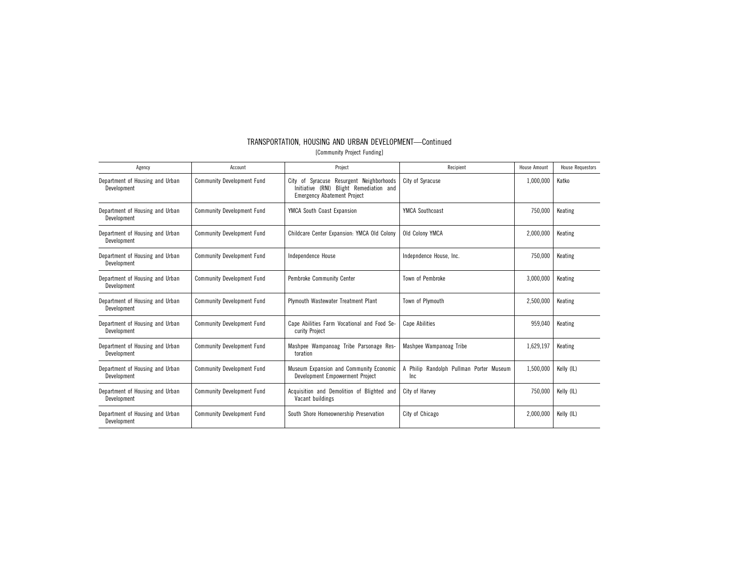## TRANSPORTATION, HOUSING AND URBAN DEVELOPMENT—Continued

[Community Project Funding]

| Agency | Account | Project | Recipient | House Amount | House Requestors |
|---|---|---|---|---|---|
| Department of Housing and Urban Development | Community Development Fund | City of Syracuse Resurgent Neighborhoods Initiative (RNI) Blight Remediation and Emergency Abatement Project | City of Syracuse | 1,000,000 | Katko |
| Department of Housing and Urban Development | Community Development Fund | YMCA South Coast Expansion | YMCA Southcoast | 750,000 | Keating |
| Department of Housing and Urban Development | Community Development Fund | Childcare Center Expansion: YMCA Old Colony | Old Colony YMCA | 2,000,000 | Keating |
| Department of Housing and Urban Development | Community Development Fund | Independence House | Indepndence House, Inc. | 750,000 | Keating |
| Department of Housing and Urban Development | Community Development Fund | Pembroke Community Center | Town of Pembroke | 3,000,000 | Keating |
| Department of Housing and Urban Development | Community Development Fund | Plymouth Wastewater Treatment Plant | Town of Plymouth | 2,500,000 | Keating |
| Department of Housing and Urban Development | Community Development Fund | Cape Abilities Farm Vocational and Food Security Project | Cape Abilities | 959,040 | Keating |
| Department of Housing and Urban Development | Community Development Fund | Mashpee Wampanoag Tribe Parsonage Restoration | Mashpee Wampanoag Tribe | 1,629,197 | Keating |
| Department of Housing and Urban Development | Community Development Fund | Museum Expansion and Community Economic Development Empowerment Project | A Philip Randolph Pullman Porter Museum Inc | 1,500,000 | Kelly (IL) |
| Department of Housing and Urban Development | Community Development Fund | Acquisition and Demolition of Blighted and Vacant buildings | City of Harvey | 750,000 | Kelly (IL) |
| Department of Housing and Urban Development | Community Development Fund | South Shore Homeownership Preservation | City of Chicago | 2,000,000 | Kelly (IL) |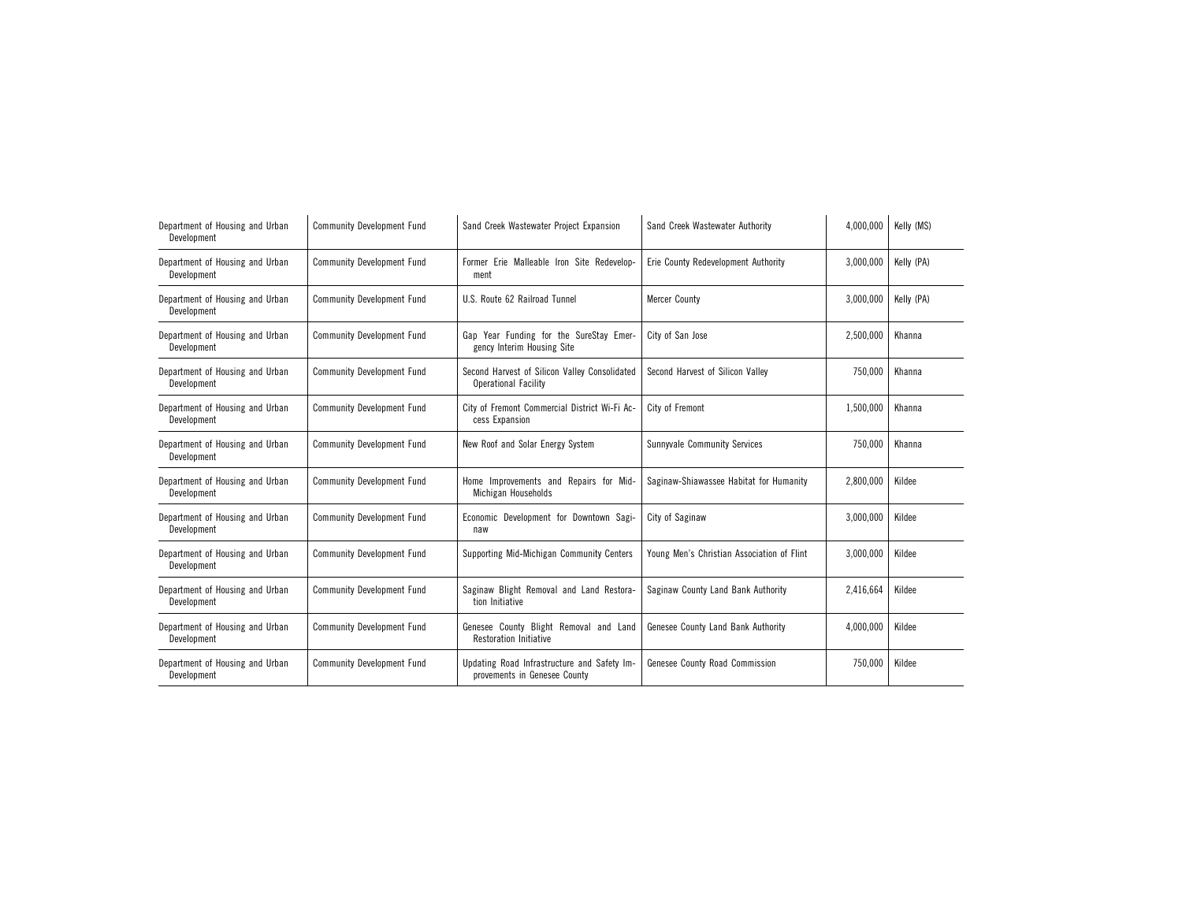| | | | | | |
|---|---|---|---|---|---|
| Department of Housing and Urban Development | Community Development Fund | Sand Creek Wastewater Project Expansion | Sand Creek Wastewater Authority | 4,000,000 | Kelly (MS) |
| Department of Housing and Urban Development | Community Development Fund | Former Erie Malleable Iron Site Redevelopment | Erie County Redevelopment Authority | 3,000,000 | Kelly (PA) |
| Department of Housing and Urban Development | Community Development Fund | U.S. Route 62 Railroad Tunnel | Mercer County | 3,000,000 | Kelly (PA) |
| Department of Housing and Urban Development | Community Development Fund | Gap Year Funding for the SureStay Emergency Interim Housing Site | City of San Jose | 2,500,000 | Khanna |
| Department of Housing and Urban Development | Community Development Fund | Second Harvest of Silicon Valley Consolidated Operational Facility | Second Harvest of Silicon Valley | 750,000 | Khanna |
| Department of Housing and Urban Development | Community Development Fund | City of Fremont Commercial District Wi-Fi Access Expansion | City of Fremont | 1,500,000 | Khanna |
| Department of Housing and Urban Development | Community Development Fund | New Roof and Solar Energy System | Sunnyvale Community Services | 750,000 | Khanna |
| Department of Housing and Urban Development | Community Development Fund | Home Improvements and Repairs for Mid-Michigan Households | Saginaw-Shiawassee Habitat for Humanity | 2,800,000 | Kildee |
| Department of Housing and Urban Development | Community Development Fund | Economic Development for Downtown Saginaw | City of Saginaw | 3,000,000 | Kildee |
| Department of Housing and Urban Development | Community Development Fund | Supporting Mid-Michigan Community Centers | Young Men's Christian Association of Flint | 3,000,000 | Kildee |
| Department of Housing and Urban Development | Community Development Fund | Saginaw Blight Removal and Land Restoration Initiative | Saginaw County Land Bank Authority | 2,416,664 | Kildee |
| Department of Housing and Urban Development | Community Development Fund | Genesee County Blight Removal and Land Restoration Initiative | Genesee County Land Bank Authority | 4,000,000 | Kildee |
| Department of Housing and Urban Development | Community Development Fund | Updating Road Infrastructure and Safety Improvements in Genesee County | Genesee County Road Commission | 750,000 | Kildee |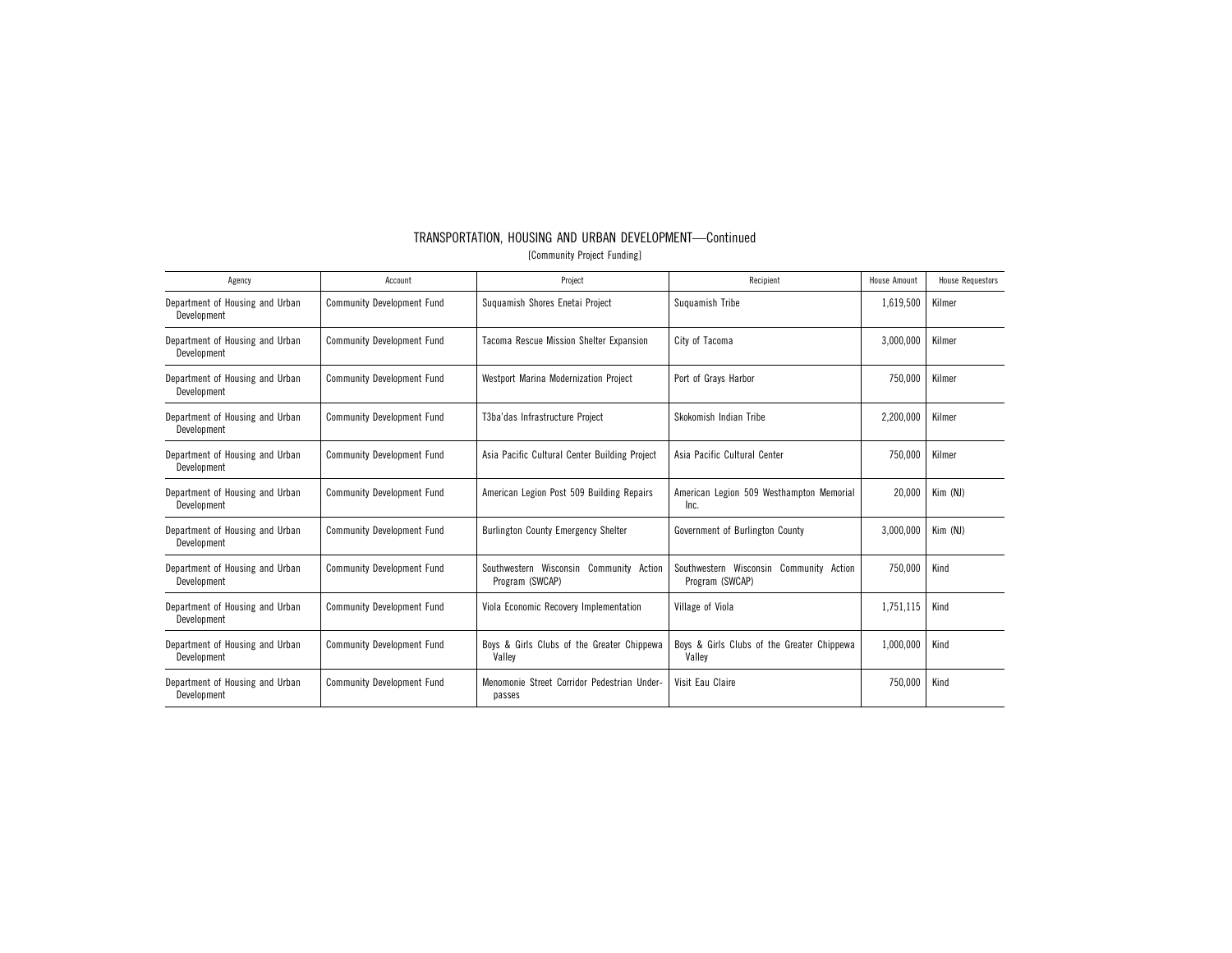## TRANSPORTATION, HOUSING AND URBAN DEVELOPMENT—Continued

[Community Project Funding]

| Agency | Account | Project | Recipient | House Amount | House Requestors |
|---|---|---|---|---|---|
| Department of Housing and Urban Development | Community Development Fund | Suquamish Shores Enetai Project | Suquamish Tribe | 1,619,500 | Kilmer |
| Department of Housing and Urban Development | Community Development Fund | Tacoma Rescue Mission Shelter Expansion | City of Tacoma | 3,000,000 | Kilmer |
| Department of Housing and Urban Development | Community Development Fund | Westport Marina Modernization Project | Port of Grays Harbor | 750,000 | Kilmer |
| Department of Housing and Urban Development | Community Development Fund | T3ba'das Infrastructure Project | Skokomish Indian Tribe | 2,200,000 | Kilmer |
| Department of Housing and Urban Development | Community Development Fund | Asia Pacific Cultural Center Building Project | Asia Pacific Cultural Center | 750,000 | Kilmer |
| Department of Housing and Urban Development | Community Development Fund | American Legion Post 509 Building Repairs | American Legion 509 Westhampton Memorial Inc. | 20,000 | Kim (NJ) |
| Department of Housing and Urban Development | Community Development Fund | Burlington County Emergency Shelter | Government of Burlington County | 3,000,000 | Kim (NJ) |
| Department of Housing and Urban Development | Community Development Fund | Southwestern Wisconsin Community Action Program (SWCAP) | Southwestern Wisconsin Community Action Program (SWCAP) | 750,000 | Kind |
| Department of Housing and Urban Development | Community Development Fund | Viola Economic Recovery Implementation | Village of Viola | 1,751,115 | Kind |
| Department of Housing and Urban Development | Community Development Fund | Boys & Girls Clubs of the Greater Chippewa Valley | Boys & Girls Clubs of the Greater Chippewa Valley | 1,000,000 | Kind |
| Department of Housing and Urban Development | Community Development Fund | Menomonie Street Corridor Pedestrian Underpasses | Visit Eau Claire | 750,000 | Kind |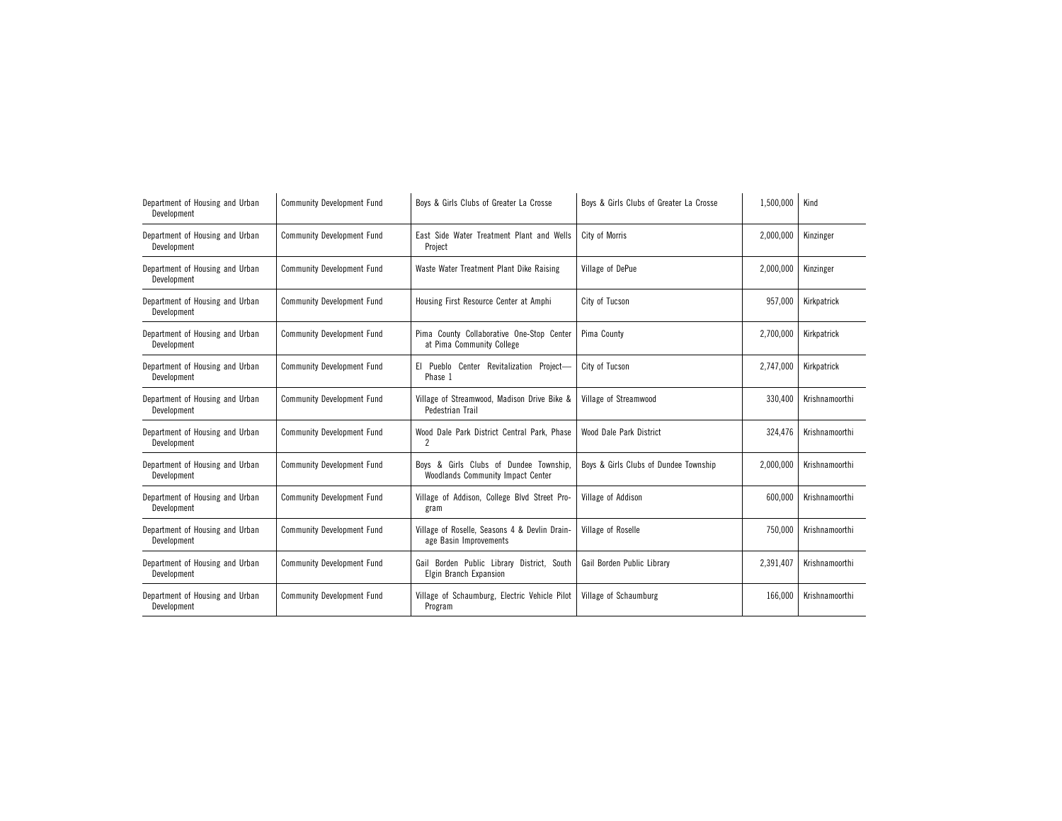| Department of Housing and Urban Development | Community Development Fund | Boys & Girls Clubs of Greater La Crosse | Boys & Girls Clubs of Greater La Crosse | 1,500,000 | Kind |
|---|---|---|---|---|---|
| Department of Housing and Urban Development | Community Development Fund | East Side Water Treatment Plant and Wells Project | City of Morris | 2,000,000 | Kinzinger |
| Department of Housing and Urban Development | Community Development Fund | Waste Water Treatment Plant Dike Raising | Village of DePue | 2,000,000 | Kinzinger |
| Department of Housing and Urban Development | Community Development Fund | Housing First Resource Center at Amphi | City of Tucson | 957,000 | Kirkpatrick |
| Department of Housing and Urban Development | Community Development Fund | Pima County Collaborative One-Stop Center at Pima Community College | Pima County | 2,700,000 | Kirkpatrick |
| Department of Housing and Urban Development | Community Development Fund | El Pueblo Center Revitalization Project—Phase 1 | City of Tucson | 2,747,000 | Kirkpatrick |
| Department of Housing and Urban Development | Community Development Fund | Village of Streamwood, Madison Drive Bike & Pedestrian Trail | Village of Streamwood | 330,400 | Krishnamoorthi |
| Department of Housing and Urban Development | Community Development Fund | Wood Dale Park District Central Park, Phase 2 | Wood Dale Park District | 324,476 | Krishnamoorthi |
| Department of Housing and Urban Development | Community Development Fund | Boys & Girls Clubs of Dundee Township, Woodlands Community Impact Center | Boys & Girls Clubs of Dundee Township | 2,000,000 | Krishnamoorthi |
| Department of Housing and Urban Development | Community Development Fund | Village of Addison, College Blvd Street Program | Village of Addison | 600,000 | Krishnamoorthi |
| Department of Housing and Urban Development | Community Development Fund | Village of Roselle, Seasons 4 & Devlin Drainage Basin Improvements | Village of Roselle | 750,000 | Krishnamoorthi |
| Department of Housing and Urban Development | Community Development Fund | Gail Borden Public Library District, South Elgin Branch Expansion | Gail Borden Public Library | 2,391,407 | Krishnamoorthi |
| Department of Housing and Urban Development | Community Development Fund | Village of Schaumburg, Electric Vehicle Pilot Program | Village of Schaumburg | 166,000 | Krishnamoorthi |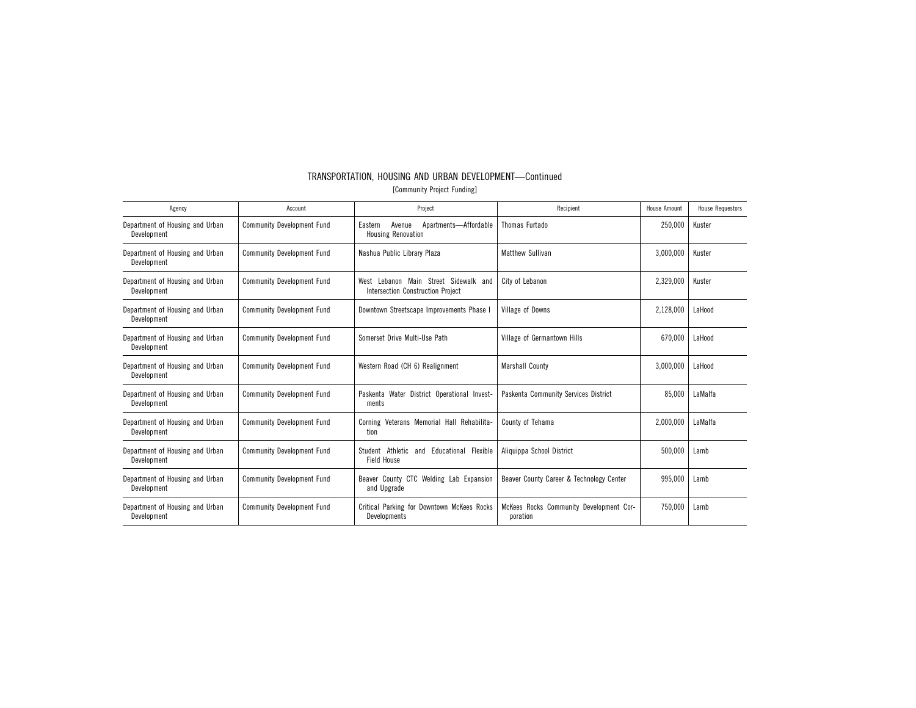## TRANSPORTATION, HOUSING AND URBAN DEVELOPMENT—Continued

[Community Project Funding]

| Agency | Account | Project | Recipient | House Amount | House Requestors |
|---|---|---|---|---|---|
| Department of Housing and Urban Development | Community Development Fund | Eastern Avenue Apartments—Affordable Housing Renovation | Thomas Furtado | 250,000 | Kuster |
| Department of Housing and Urban Development | Community Development Fund | Nashua Public Library Plaza | Matthew Sullivan | 3,000,000 | Kuster |
| Department of Housing and Urban Development | Community Development Fund | West Lebanon Main Street Sidewalk and Intersection Construction Project | City of Lebanon | 2,329,000 | Kuster |
| Department of Housing and Urban Development | Community Development Fund | Downtown Streetscape Improvements Phase I | Village of Downs | 2,128,000 | LaHood |
| Department of Housing and Urban Development | Community Development Fund | Somerset Drive Multi-Use Path | Village of Germantown Hills | 670,000 | LaHood |
| Department of Housing and Urban Development | Community Development Fund | Western Road (CH 6) Realignment | Marshall County | 3,000,000 | LaHood |
| Department of Housing and Urban Development | Community Development Fund | Paskenta Water District Operational Investments | Paskenta Community Services District | 85,000 | LaMalfa |
| Department of Housing and Urban Development | Community Development Fund | Corning Veterans Memorial Hall Rehabilitation | County of Tehama | 2,000,000 | LaMalfa |
| Department of Housing and Urban Development | Community Development Fund | Student Athletic and Educational Flexible Field House | Aliquippa School District | 500,000 | Lamb |
| Department of Housing and Urban Development | Community Development Fund | Beaver County CTC Welding Lab Expansion and Upgrade | Beaver County Career & Technology Center | 995,000 | Lamb |
| Department of Housing and Urban Development | Community Development Fund | Critical Parking for Downtown McKees Rocks Developments | McKees Rocks Community Development Corporation | 750,000 | Lamb |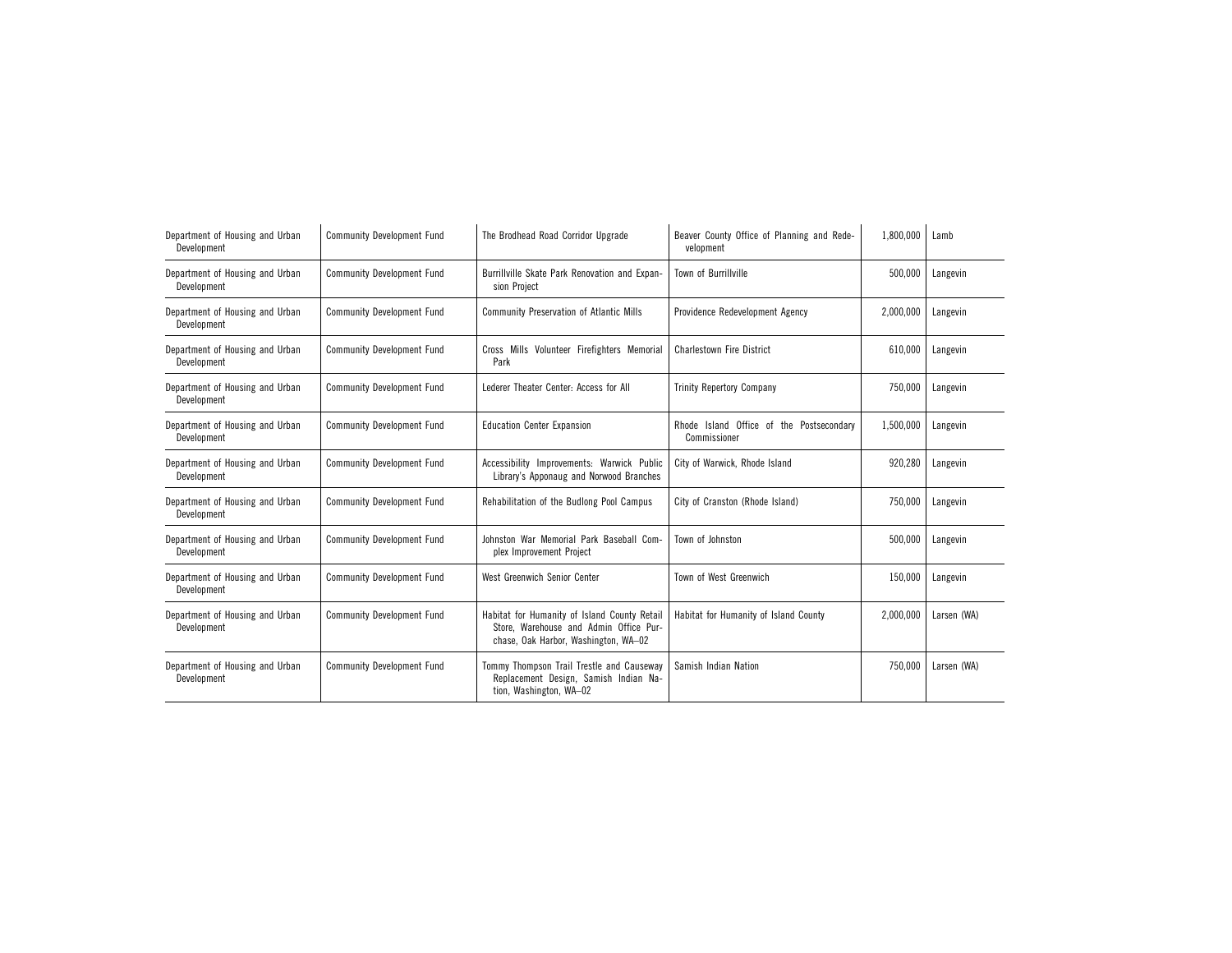| Department of Housing and Urban Development | Community Development Fund | The Brodhead Road Corridor Upgrade | Beaver County Office of Planning and Redevelopment | 1,800,000 | Lamb |
|---|---|---|---|---|---|
| Department of Housing and Urban Development | Community Development Fund | Burrillville Skate Park Renovation and Expansion Project | Town of Burrillville | 500,000 | Langevin |
| Department of Housing and Urban Development | Community Development Fund | Community Preservation of Atlantic Mills | Providence Redevelopment Agency | 2,000,000 | Langevin |
| Department of Housing and Urban Development | Community Development Fund | Cross Mills Volunteer Firefighters Memorial Park | Charlestown Fire District | 610,000 | Langevin |
| Department of Housing and Urban Development | Community Development Fund | Lederer Theater Center: Access for All | Trinity Repertory Company | 750,000 | Langevin |
| Department of Housing and Urban Development | Community Development Fund | Education Center Expansion | Rhode Island Office of the Postsecondary Commissioner | 1,500,000 | Langevin |
| Department of Housing and Urban Development | Community Development Fund | Accessibility Improvements: Warwick Public Library's Apponaug and Norwood Branches | City of Warwick, Rhode Island | 920,280 | Langevin |
| Department of Housing and Urban Development | Community Development Fund | Rehabilitation of the Budlong Pool Campus | City of Cranston (Rhode Island) | 750,000 | Langevin |
| Department of Housing and Urban Development | Community Development Fund | Johnston War Memorial Park Baseball Complex Improvement Project | Town of Johnston | 500,000 | Langevin |
| Department of Housing and Urban Development | Community Development Fund | West Greenwich Senior Center | Town of West Greenwich | 150,000 | Langevin |
| Department of Housing and Urban Development | Community Development Fund | Habitat for Humanity of Island County Retail Store, Warehouse and Admin Office Purchase, Oak Harbor, Washington, WA–02 | Habitat for Humanity of Island County | 2,000,000 | Larsen (WA) |
| Department of Housing and Urban Development | Community Development Fund | Tommy Thompson Trail Trestle and Causeway Replacement Design, Samish Indian Nation, Washington, WA–02 | Samish Indian Nation | 750,000 | Larsen (WA) |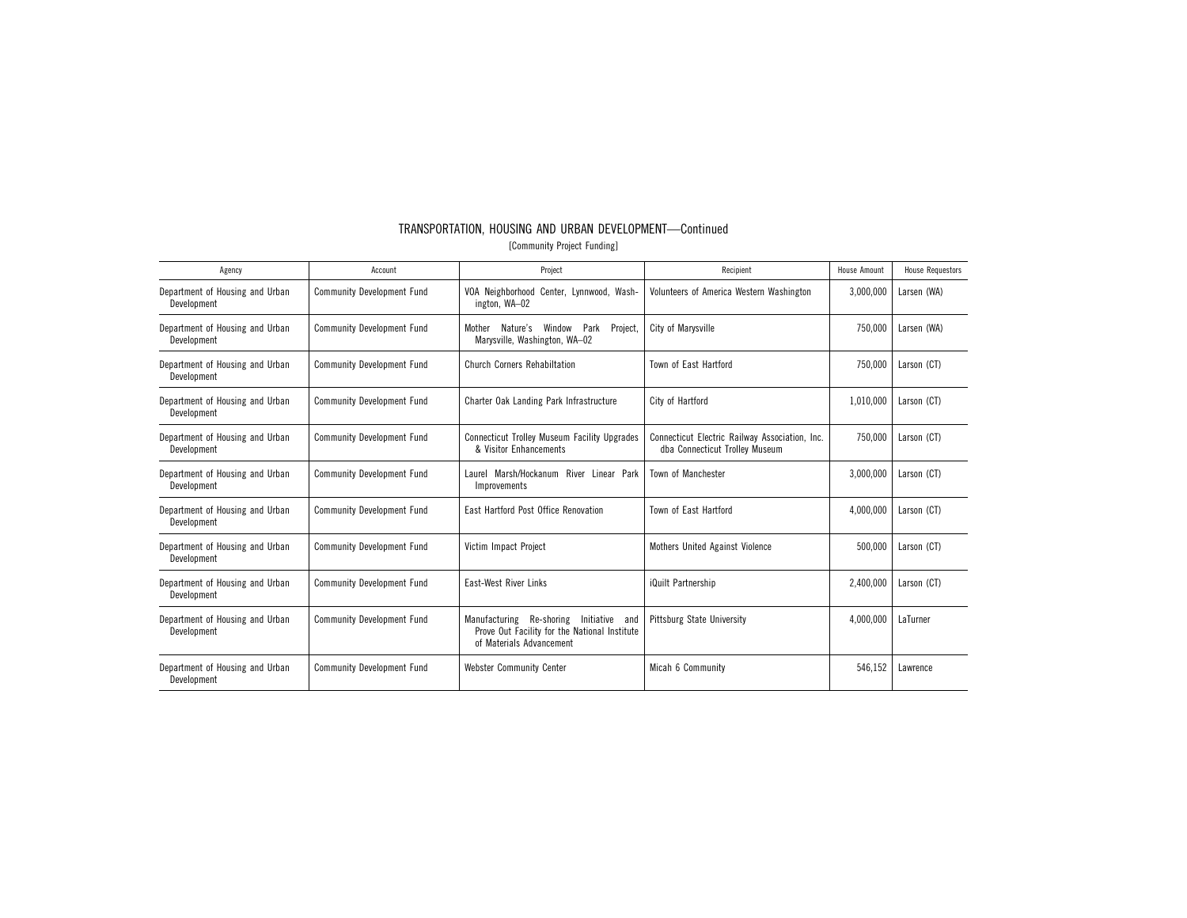## TRANSPORTATION, HOUSING AND URBAN DEVELOPMENT—Continued

[Community Project Funding]

| Agency | Account | Project | Recipient | House Amount | House Requestors |
|---|---|---|---|---|---|
| Department of Housing and Urban Development | Community Development Fund | VOA Neighborhood Center, Lynnwood, Washington, WA–02 | Volunteers of America Western Washington | 3,000,000 | Larsen (WA) |
| Department of Housing and Urban Development | Community Development Fund | Mother Nature's Window Park Project, Marysville, Washington, WA–02 | City of Marysville | 750,000 | Larsen (WA) |
| Department of Housing and Urban Development | Community Development Fund | Church Corners Rehabiltation | Town of East Hartford | 750,000 | Larson (CT) |
| Department of Housing and Urban Development | Community Development Fund | Charter Oak Landing Park Infrastructure | City of Hartford | 1,010,000 | Larson (CT) |
| Department of Housing and Urban Development | Community Development Fund | Connecticut Trolley Museum Facility Upgrades & Visitor Enhancements | Connecticut Electric Railway Association, Inc. dba Connecticut Trolley Museum | 750,000 | Larson (CT) |
| Department of Housing and Urban Development | Community Development Fund | Laurel Marsh/Hockanum River Linear Park Improvements | Town of Manchester | 3,000,000 | Larson (CT) |
| Department of Housing and Urban Development | Community Development Fund | East Hartford Post Office Renovation | Town of East Hartford | 4,000,000 | Larson (CT) |
| Department of Housing and Urban Development | Community Development Fund | Victim Impact Project | Mothers United Against Violence | 500,000 | Larson (CT) |
| Department of Housing and Urban Development | Community Development Fund | East-West River Links | iQuilt Partnership | 2,400,000 | Larson (CT) |
| Department of Housing and Urban Development | Community Development Fund | Manufacturing Re-shoring Initiative and Prove Out Facility for the National Institute of Materials Advancement | Pittsburg State University | 4,000,000 | LaTurner |
| Department of Housing and Urban Development | Community Development Fund | Webster Community Center | Micah 6 Community | 546,152 | Lawrence |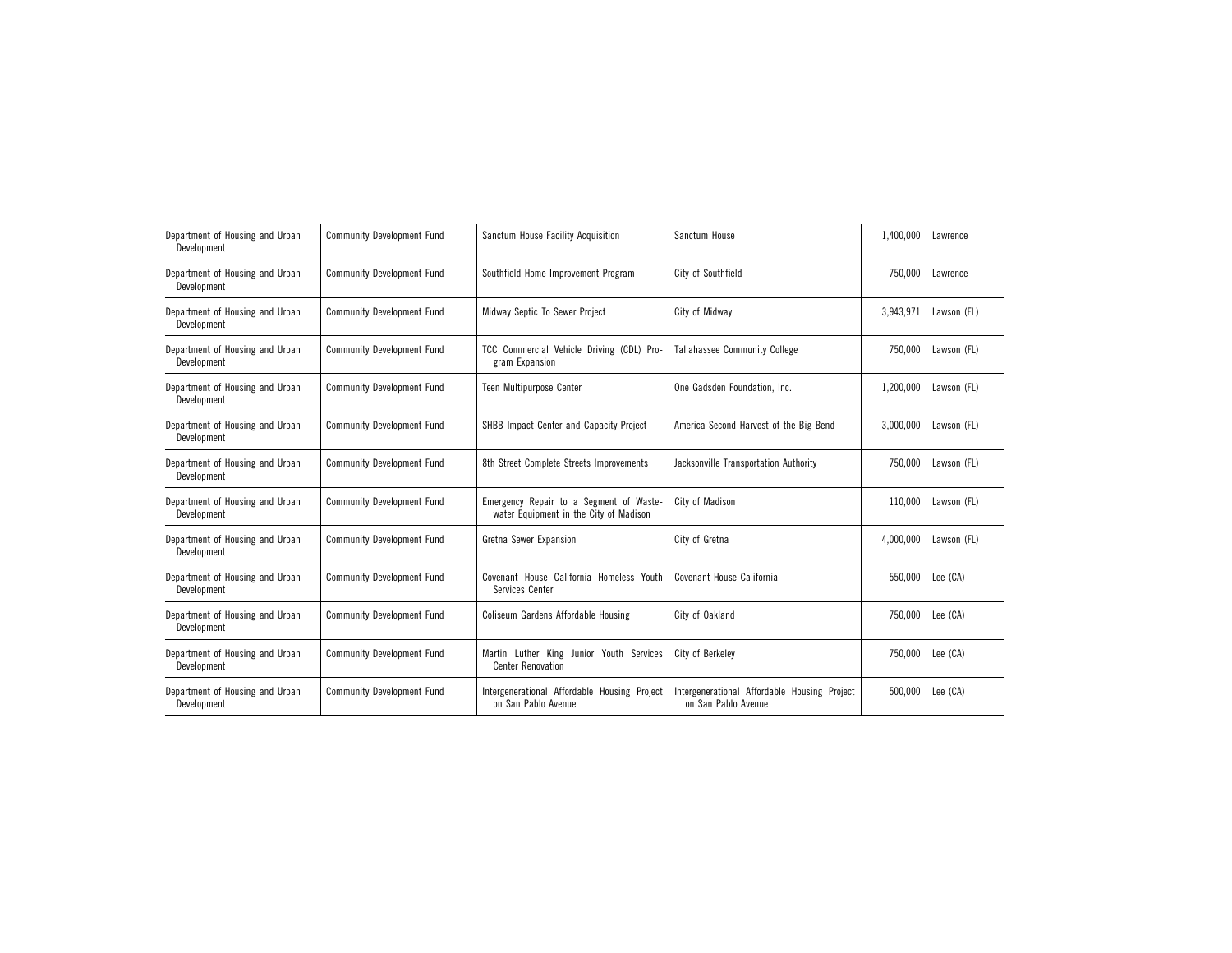| Department of Housing and Urban Development | Community Development Fund | Sanctum House Facility Acquisition | Sanctum House | 1,400,000 | Lawrence |
|---|---|---|---|---|---|
| Department of Housing and Urban Development | Community Development Fund | Southfield Home Improvement Program | City of Southfield | 750,000 | Lawrence |
| Department of Housing and Urban Development | Community Development Fund | Midway Septic To Sewer Project | City of Midway | 3,943,971 | Lawson (FL) |
| Department of Housing and Urban Development | Community Development Fund | TCC Commercial Vehicle Driving (CDL) Program Expansion | Tallahassee Community College | 750,000 | Lawson (FL) |
| Department of Housing and Urban Development | Community Development Fund | Teen Multipurpose Center | One Gadsden Foundation, Inc. | 1,200,000 | Lawson (FL) |
| Department of Housing and Urban Development | Community Development Fund | SHBB Impact Center and Capacity Project | America Second Harvest of the Big Bend | 3,000,000 | Lawson (FL) |
| Department of Housing and Urban Development | Community Development Fund | 8th Street Complete Streets Improvements | Jacksonville Transportation Authority | 750,000 | Lawson (FL) |
| Department of Housing and Urban Development | Community Development Fund | Emergency Repair to a Segment of Wastewater Equipment in the City of Madison | City of Madison | 110,000 | Lawson (FL) |
| Department of Housing and Urban Development | Community Development Fund | Gretna Sewer Expansion | City of Gretna | 4,000,000 | Lawson (FL) |
| Department of Housing and Urban Development | Community Development Fund | Covenant House California Homeless Youth Services Center | Covenant House California | 550,000 | Lee (CA) |
| Department of Housing and Urban Development | Community Development Fund | Coliseum Gardens Affordable Housing | City of Oakland | 750,000 | Lee (CA) |
| Department of Housing and Urban Development | Community Development Fund | Martin Luther King Junior Youth Services Center Renovation | City of Berkeley | 750,000 | Lee (CA) |
| Department of Housing and Urban Development | Community Development Fund | Intergenerational Affordable Housing Project on San Pablo Avenue | Intergenerational Affordable Housing Project on San Pablo Avenue | 500,000 | Lee (CA) |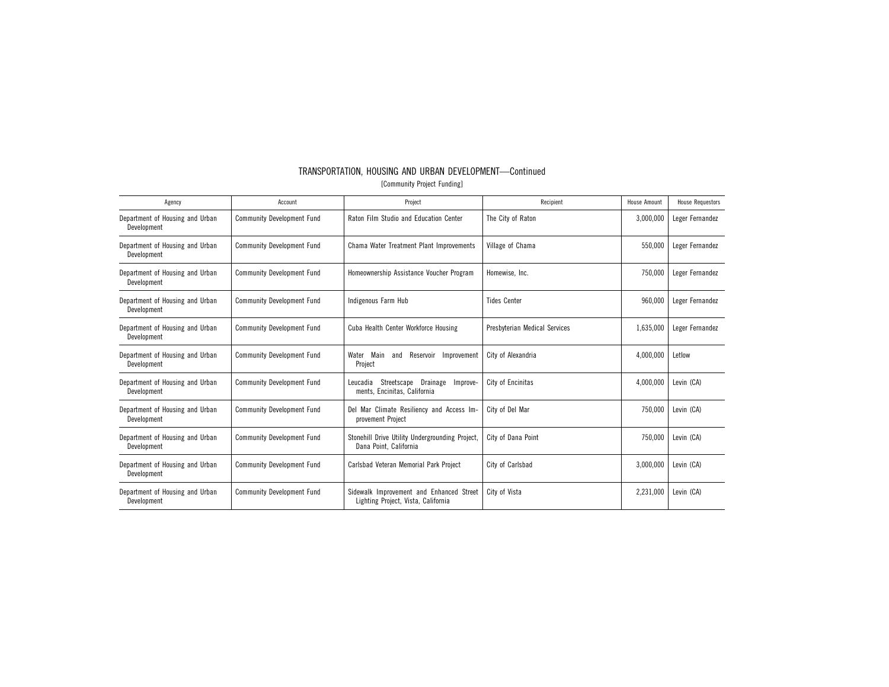## TRANSPORTATION, HOUSING AND URBAN DEVELOPMENT—Continued

[Community Project Funding]

| Agency | Account | Project | Recipient | House Amount | House Requestors |
|---|---|---|---|---|---|
| Department of Housing and Urban Development | Community Development Fund | Raton Film Studio and Education Center | The City of Raton | 3,000,000 | Leger Fernandez |
| Department of Housing and Urban Development | Community Development Fund | Chama Water Treatment Plant Improvements | Village of Chama | 550,000 | Leger Fernandez |
| Department of Housing and Urban Development | Community Development Fund | Homeownership Assistance Voucher Program | Homewise, Inc. | 750,000 | Leger Fernandez |
| Department of Housing and Urban Development | Community Development Fund | Indigenous Farm Hub | Tides Center | 960,000 | Leger Fernandez |
| Department of Housing and Urban Development | Community Development Fund | Cuba Health Center Workforce Housing | Presbyterian Medical Services | 1,635,000 | Leger Fernandez |
| Department of Housing and Urban Development | Community Development Fund | Water Main and Reservoir Improvement Project | City of Alexandria | 4,000,000 | Letlow |
| Department of Housing and Urban Development | Community Development Fund | Leucadia Streetscape Drainage Improvements, Encinitas, California | City of Encinitas | 4,000,000 | Levin (CA) |
| Department of Housing and Urban Development | Community Development Fund | Del Mar Climate Resiliency and Access Improvement Project | City of Del Mar | 750,000 | Levin (CA) |
| Department of Housing and Urban Development | Community Development Fund | Stonehill Drive Utility Undergrounding Project, Dana Point, California | City of Dana Point | 750,000 | Levin (CA) |
| Department of Housing and Urban Development | Community Development Fund | Carlsbad Veteran Memorial Park Project | City of Carlsbad | 3,000,000 | Levin (CA) |
| Department of Housing and Urban Development | Community Development Fund | Sidewalk Improvement and Enhanced Street Lighting Project, Vista, California | City of Vista | 2,231,000 | Levin (CA) |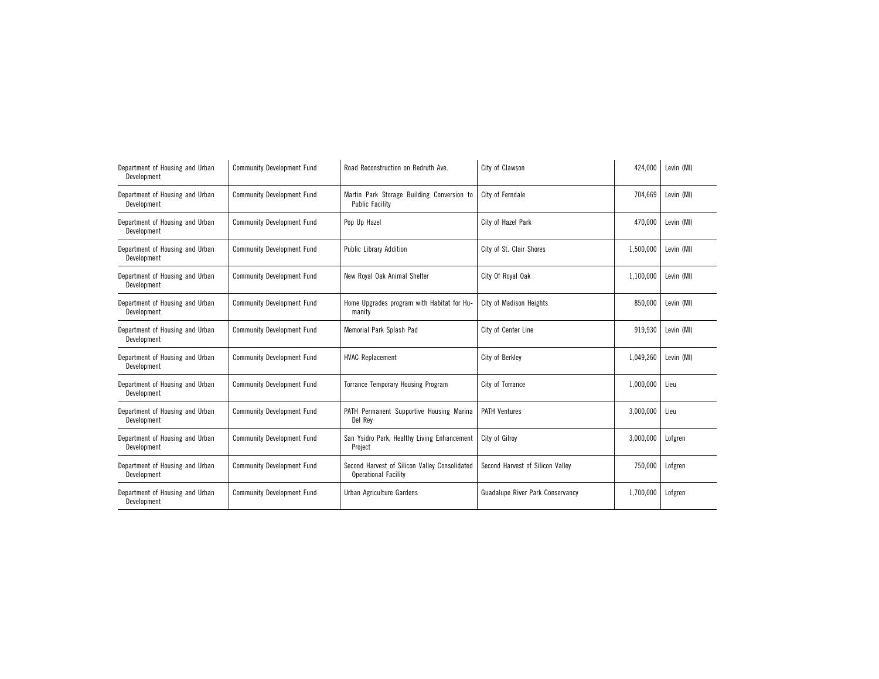| Department of Housing and Urban Development | Community Development Fund | Road Reconstruction on Redruth Ave. | City of Clawson | 424,000 | Levin (MI) |
|---|---|---|---|---|---|
| Department of Housing and Urban Development | Community Development Fund | Martin Park Storage Building Conversion to Public Facility | City of Ferndale | 704,669 | Levin (MI) |
| Department of Housing and Urban Development | Community Development Fund | Pop Up Hazel | City of Hazel Park | 470,000 | Levin (MI) |
| Department of Housing and Urban Development | Community Development Fund | Public Library Addition | City of St. Clair Shores | 1,500,000 | Levin (MI) |
| Department of Housing and Urban Development | Community Development Fund | New Royal Oak Animal Shelter | City Of Royal Oak | 1,100,000 | Levin (MI) |
| Department of Housing and Urban Development | Community Development Fund | Home Upgrades program with Habitat for Humanity | City of Madison Heights | 850,000 | Levin (MI) |
| Department of Housing and Urban Development | Community Development Fund | Memorial Park Splash Pad | City of Center Line | 919,930 | Levin (MI) |
| Department of Housing and Urban Development | Community Development Fund | HVAC Replacement | City of Berkley | 1,049,260 | Levin (MI) |
| Department of Housing and Urban Development | Community Development Fund | Torrance Temporary Housing Program | City of Torrance | 1,000,000 | Lieu |
| Department of Housing and Urban Development | Community Development Fund | PATH Permanent Supportive Housing Marina Del Rey | PATH Ventures | 3,000,000 | Lieu |
| Department of Housing and Urban Development | Community Development Fund | San Ysidro Park, Healthy Living Enhancement Project | City of Gilroy | 3,000,000 | Lofgren |
| Department of Housing and Urban Development | Community Development Fund | Second Harvest of Silicon Valley Consolidated Operational Facility | Second Harvest of Silicon Valley | 750,000 | Lofgren |
| Department of Housing and Urban Development | Community Development Fund | Urban Agriculture Gardens | Guadalupe River Park Conservancy | 1,700,000 | Lofgren |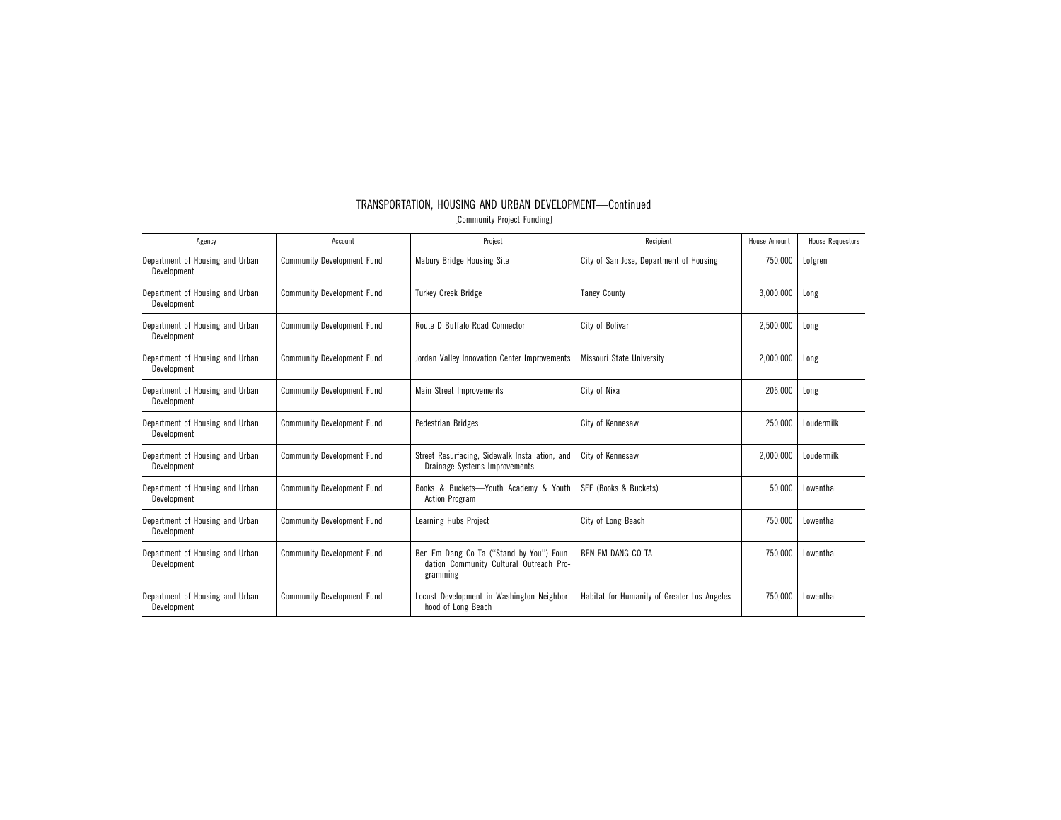# TRANSPORTATION, HOUSING AND URBAN DEVELOPMENT—Continued

[Community Project Funding]

| Agency | Account | Project | Recipient | House Amount | House Requestors |
|---|---|---|---|---|---|
| Department of Housing and Urban Development | Community Development Fund | Mabury Bridge Housing Site | City of San Jose, Department of Housing | 750,000 | Lofgren |
| Department of Housing and Urban Development | Community Development Fund | Turkey Creek Bridge | Taney County | 3,000,000 | Long |
| Department of Housing and Urban Development | Community Development Fund | Route D Buffalo Road Connector | City of Bolivar | 2,500,000 | Long |
| Department of Housing and Urban Development | Community Development Fund | Jordan Valley Innovation Center Improvements | Missouri State University | 2,000,000 | Long |
| Department of Housing and Urban Development | Community Development Fund | Main Street Improvements | City of Nixa | 206,000 | Long |
| Department of Housing and Urban Development | Community Development Fund | Pedestrian Bridges | City of Kennesaw | 250,000 | Loudermilk |
| Department of Housing and Urban Development | Community Development Fund | Street Resurfacing, Sidewalk Installation, and Drainage Systems Improvements | City of Kennesaw | 2,000,000 | Loudermilk |
| Department of Housing and Urban Development | Community Development Fund | Books & Buckets—Youth Academy & Youth Action Program | SEE (Books & Buckets) | 50,000 | Lowenthal |
| Department of Housing and Urban Development | Community Development Fund | Learning Hubs Project | City of Long Beach | 750,000 | Lowenthal |
| Department of Housing and Urban Development | Community Development Fund | Ben Em Dang Co Ta (''Stand by You'') Foundation Community Cultural Outreach Programming | BEN EM DANG CO TA | 750,000 | Lowenthal |
| Department of Housing and Urban Development | Community Development Fund | Locust Development in Washington Neighborhood of Long Beach | Habitat for Humanity of Greater Los Angeles | 750,000 | Lowenthal |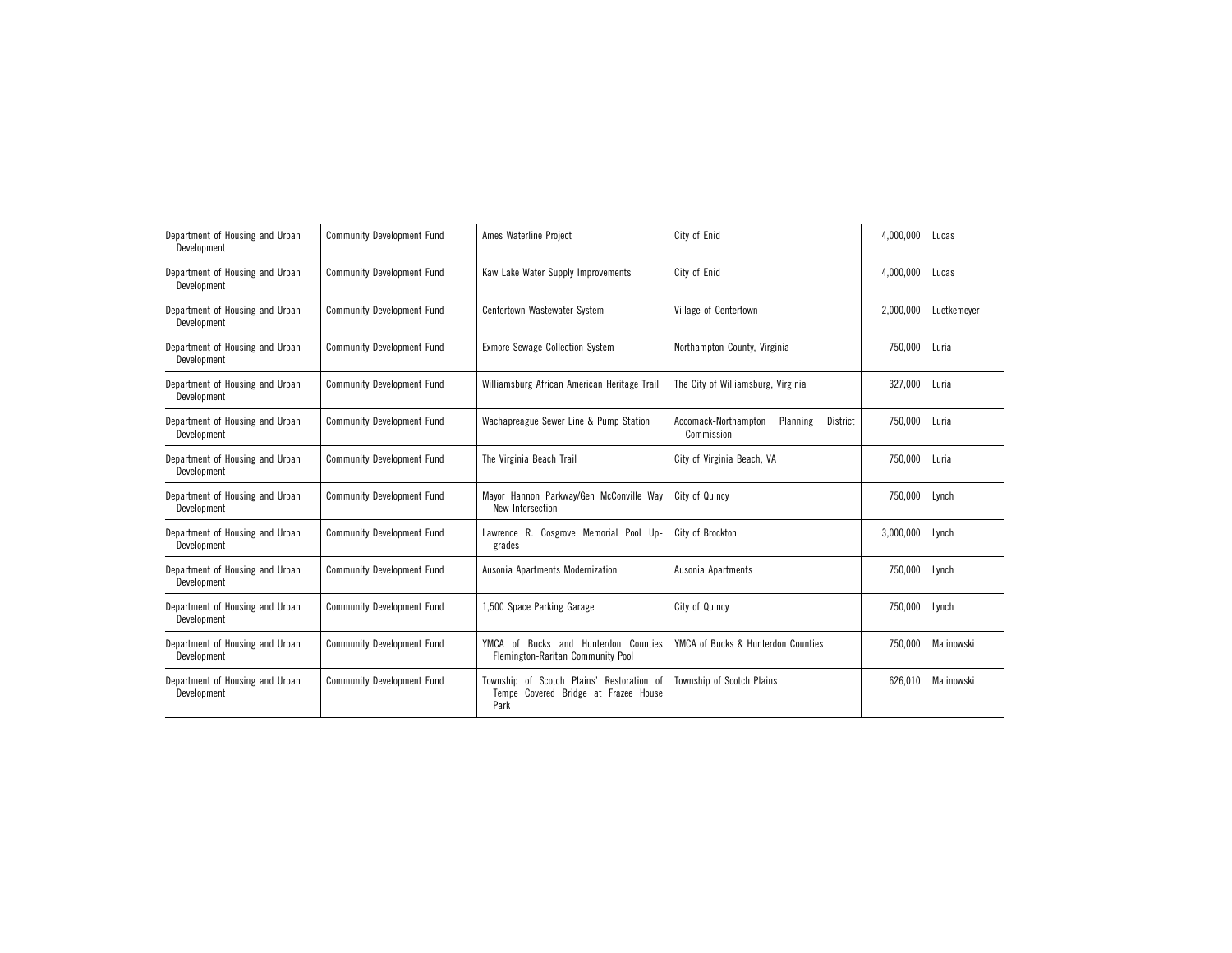| Department of Housing and Urban Development | Community Development Fund | Ames Waterline Project | City of Enid | 4,000,000 | Lucas |
|---|---|---|---|---|---|
| Department of Housing and Urban Development | Community Development Fund | Kaw Lake Water Supply Improvements | City of Enid | 4,000,000 | Lucas |
| Department of Housing and Urban Development | Community Development Fund | Centertown Wastewater System | Village of Centertown | 2,000,000 | Luetkemeyer |
| Department of Housing and Urban Development | Community Development Fund | Exmore Sewage Collection System | Northampton County, Virginia | 750,000 | Luria |
| Department of Housing and Urban Development | Community Development Fund | Williamsburg African American Heritage Trail | The City of Williamsburg, Virginia | 327,000 | Luria |
| Department of Housing and Urban Development | Community Development Fund | Wachapreague Sewer Line & Pump Station | Accomack-Northampton Planning District Commission | 750,000 | Luria |
| Department of Housing and Urban Development | Community Development Fund | The Virginia Beach Trail | City of Virginia Beach, VA | 750,000 | Luria |
| Department of Housing and Urban Development | Community Development Fund | Mayor Hannon Parkway/Gen McConville Way New Intersection | City of Quincy | 750,000 | Lynch |
| Department of Housing and Urban Development | Community Development Fund | Lawrence R. Cosgrove Memorial Pool Upgrades | City of Brockton | 3,000,000 | Lynch |
| Department of Housing and Urban Development | Community Development Fund | Ausonia Apartments Modernization | Ausonia Apartments | 750,000 | Lynch |
| Department of Housing and Urban Development | Community Development Fund | 1,500 Space Parking Garage | City of Quincy | 750,000 | Lynch |
| Department of Housing and Urban Development | Community Development Fund | YMCA of Bucks and Hunterdon Counties Flemington-Raritan Community Pool | YMCA of Bucks & Hunterdon Counties | 750,000 | Malinowski |
| Department of Housing and Urban Development | Community Development Fund | Township of Scotch Plains' Restoration of Tempe Covered Bridge at Frazee House Park | Township of Scotch Plains | 626,010 | Malinowski |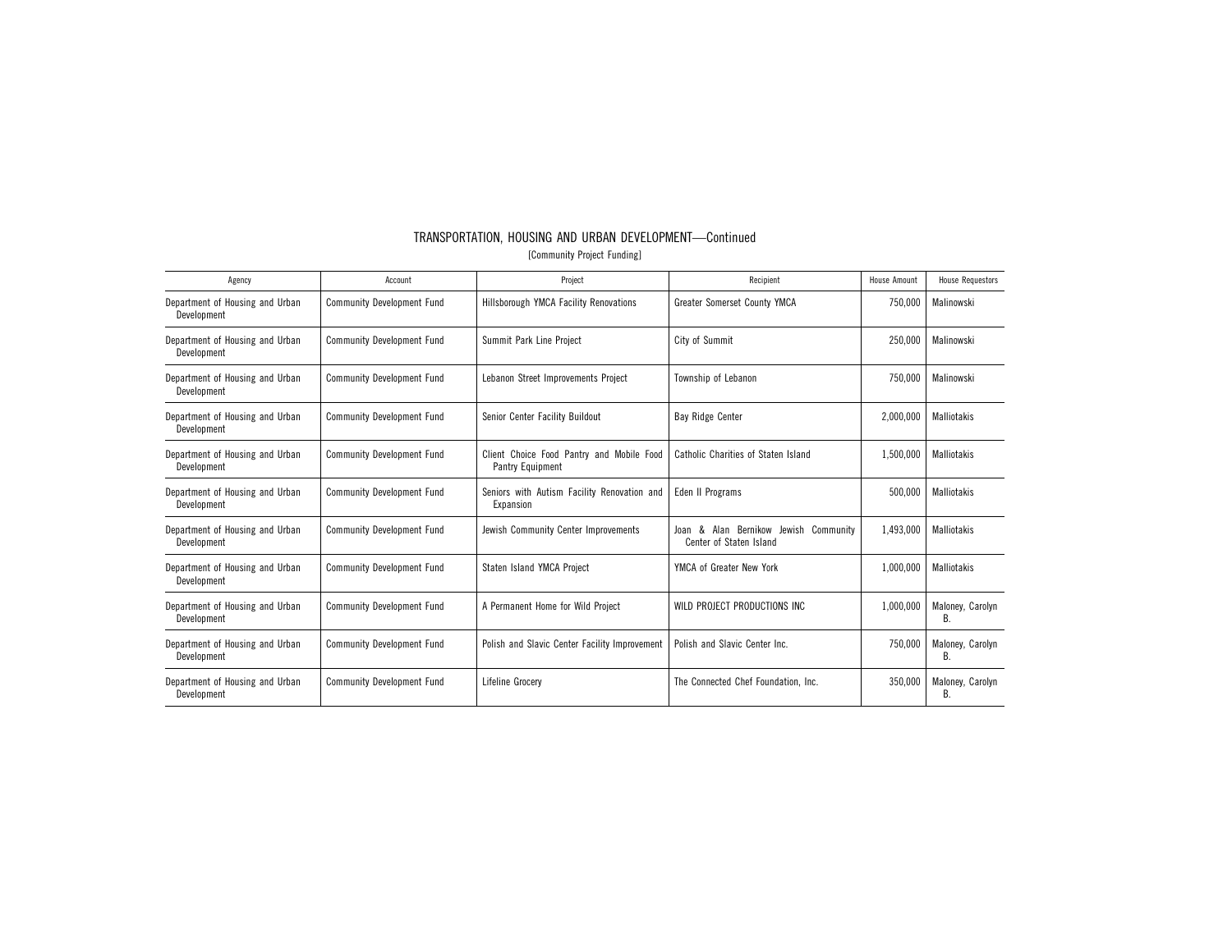## TRANSPORTATION, HOUSING AND URBAN DEVELOPMENT—Continued

[Community Project Funding]

| Agency | Account | Project | Recipient | House Amount | House Requestors |
|---|---|---|---|---|---|
| Department of Housing and Urban Development | Community Development Fund | Hillsborough YMCA Facility Renovations | Greater Somerset County YMCA | 750,000 | Malinowski |
| Department of Housing and Urban Development | Community Development Fund | Summit Park Line Project | City of Summit | 250,000 | Malinowski |
| Department of Housing and Urban Development | Community Development Fund | Lebanon Street Improvements Project | Township of Lebanon | 750,000 | Malinowski |
| Department of Housing and Urban Development | Community Development Fund | Senior Center Facility Buildout | Bay Ridge Center | 2,000,000 | Malliotakis |
| Department of Housing and Urban Development | Community Development Fund | Client Choice Food Pantry and Mobile Food Pantry Equipment | Catholic Charities of Staten Island | 1,500,000 | Malliotakis |
| Department of Housing and Urban Development | Community Development Fund | Seniors with Autism Facility Renovation and Expansion | Eden II Programs | 500,000 | Malliotakis |
| Department of Housing and Urban Development | Community Development Fund | Jewish Community Center Improvements | Joan & Alan Bernikow Jewish Community Center of Staten Island | 1,493,000 | Malliotakis |
| Department of Housing and Urban Development | Community Development Fund | Staten Island YMCA Project | YMCA of Greater New York | 1,000,000 | Malliotakis |
| Department of Housing and Urban Development | Community Development Fund | A Permanent Home for Wild Project | WILD PROJECT PRODUCTIONS INC | 1,000,000 | Maloney, Carolyn B. |
| Department of Housing and Urban Development | Community Development Fund | Polish and Slavic Center Facility Improvement | Polish and Slavic Center Inc. | 750,000 | Maloney, Carolyn B. |
| Department of Housing and Urban Development | Community Development Fund | Lifeline Grocery | The Connected Chef Foundation, Inc. | 350,000 | Maloney, Carolyn B. |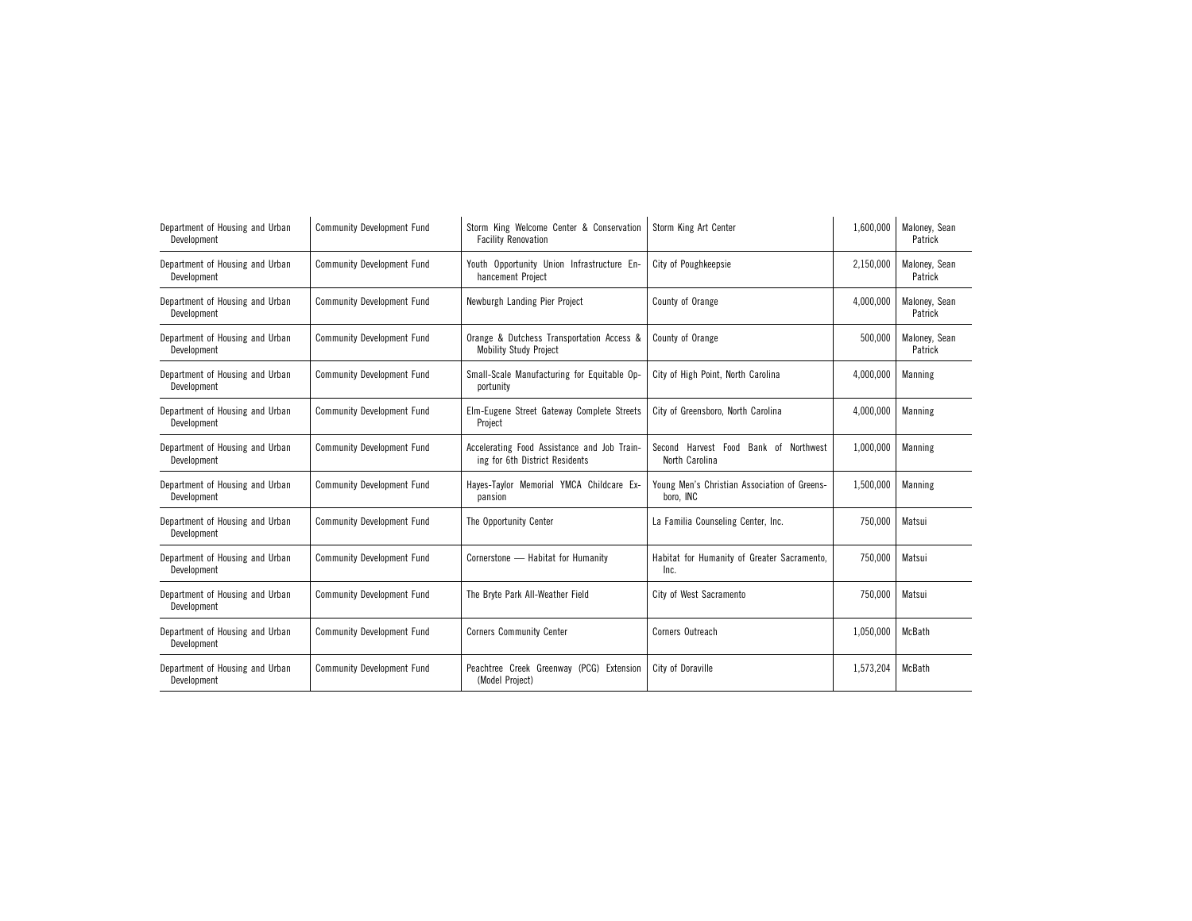| Department of Housing and Urban Development | Community Development Fund | Storm King Welcome Center & Conservation Facility Renovation | Storm King Art Center | 1,600,000 | Maloney, Sean Patrick |
|---|---|---|---|---|---|
| Department of Housing and Urban Development | Community Development Fund | Youth Opportunity Union Infrastructure Enhancement Project | City of Poughkeepsie | 2,150,000 | Maloney, Sean Patrick |
| Department of Housing and Urban Development | Community Development Fund | Newburgh Landing Pier Project | County of Orange | 4,000,000 | Maloney, Sean Patrick |
| Department of Housing and Urban Development | Community Development Fund | Orange & Dutchess Transportation Access & Mobility Study Project | County of Orange | 500,000 | Maloney, Sean Patrick |
| Department of Housing and Urban Development | Community Development Fund | Small-Scale Manufacturing for Equitable Opportunity | City of High Point, North Carolina | 4,000,000 | Manning |
| Department of Housing and Urban Development | Community Development Fund | Elm-Eugene Street Gateway Complete Streets Project | City of Greensboro, North Carolina | 4,000,000 | Manning |
| Department of Housing and Urban Development | Community Development Fund | Accelerating Food Assistance and Job Training for 6th District Residents | Second Harvest Food Bank of Northwest North Carolina | 1,000,000 | Manning |
| Department of Housing and Urban Development | Community Development Fund | Hayes-Taylor Memorial YMCA Childcare Expansion | Young Men's Christian Association of Greensboro, INC | 1,500,000 | Manning |
| Department of Housing and Urban Development | Community Development Fund | The Opportunity Center | La Familia Counseling Center, Inc. | 750,000 | Matsui |
| Department of Housing and Urban Development | Community Development Fund | Cornerstone — Habitat for Humanity | Habitat for Humanity of Greater Sacramento, Inc. | 750,000 | Matsui |
| Department of Housing and Urban Development | Community Development Fund | The Bryte Park All-Weather Field | City of West Sacramento | 750,000 | Matsui |
| Department of Housing and Urban Development | Community Development Fund | Corners Community Center | Corners Outreach | 1,050,000 | McBath |
| Department of Housing and Urban Development | Community Development Fund | Peachtree Creek Greenway (PCG) Extension (Model Project) | City of Doraville | 1,573,204 | McBath |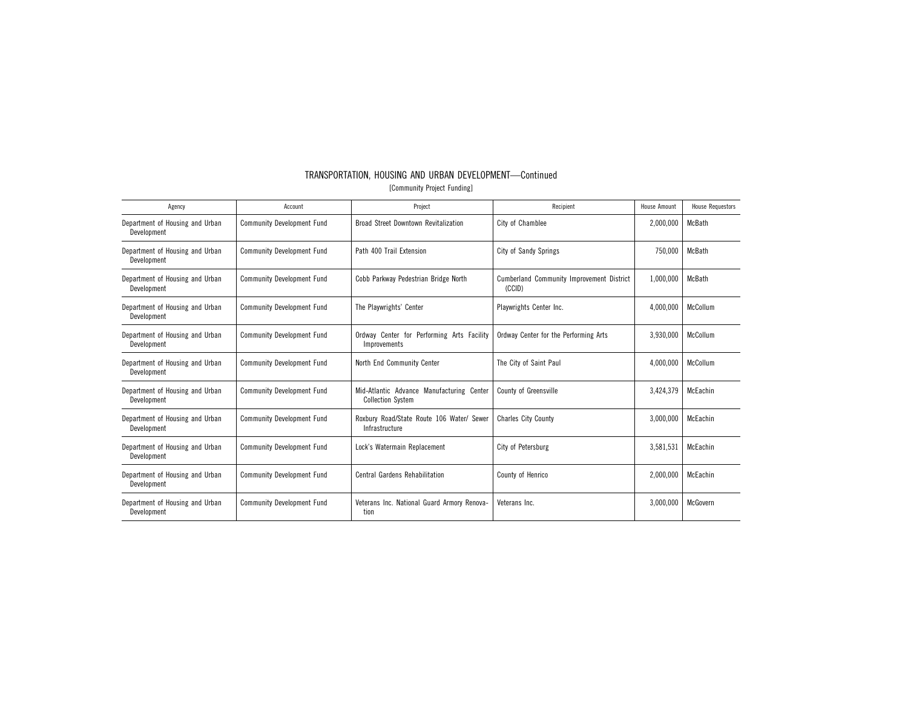# TRANSPORTATION, HOUSING AND URBAN DEVELOPMENT—Continued

[Community Project Funding]

| Agency | Account | Project | Recipient | House Amount | House Requestors |
|---|---|---|---|---|---|
| Department of Housing and Urban Development | Community Development Fund | Broad Street Downtown Revitalization | City of Chamblee | 2,000,000 | McBath |
| Department of Housing and Urban Development | Community Development Fund | Path 400 Trail Extension | City of Sandy Springs | 750,000 | McBath |
| Department of Housing and Urban Development | Community Development Fund | Cobb Parkway Pedestrian Bridge North | Cumberland Community Improvement District (CCID) | 1,000,000 | McBath |
| Department of Housing and Urban Development | Community Development Fund | The Playwrights' Center | Playwrights Center Inc. | 4,000,000 | McCollum |
| Department of Housing and Urban Development | Community Development Fund | Ordway Center for Performing Arts Facility Improvements | Ordway Center for the Performing Arts | 3,930,000 | McCollum |
| Department of Housing and Urban Development | Community Development Fund | North End Community Center | The City of Saint Paul | 4,000,000 | McCollum |
| Department of Housing and Urban Development | Community Development Fund | Mid-Atlantic Advance Manufacturing Center Collection System | County of Greensville | 3,424,379 | McEachin |
| Department of Housing and Urban Development | Community Development Fund | Roxbury Road/State Route 106 Water/ Sewer Infrastructure | Charles City County | 3,000,000 | McEachin |
| Department of Housing and Urban Development | Community Development Fund | Lock's Watermain Replacement | City of Petersburg | 3,581,531 | McEachin |
| Department of Housing and Urban Development | Community Development Fund | Central Gardens Rehabilitation | County of Henrico | 2,000,000 | McEachin |
| Department of Housing and Urban Development | Community Development Fund | Veterans Inc. National Guard Armory Renovation | Veterans Inc. | 3,000,000 | McGovern |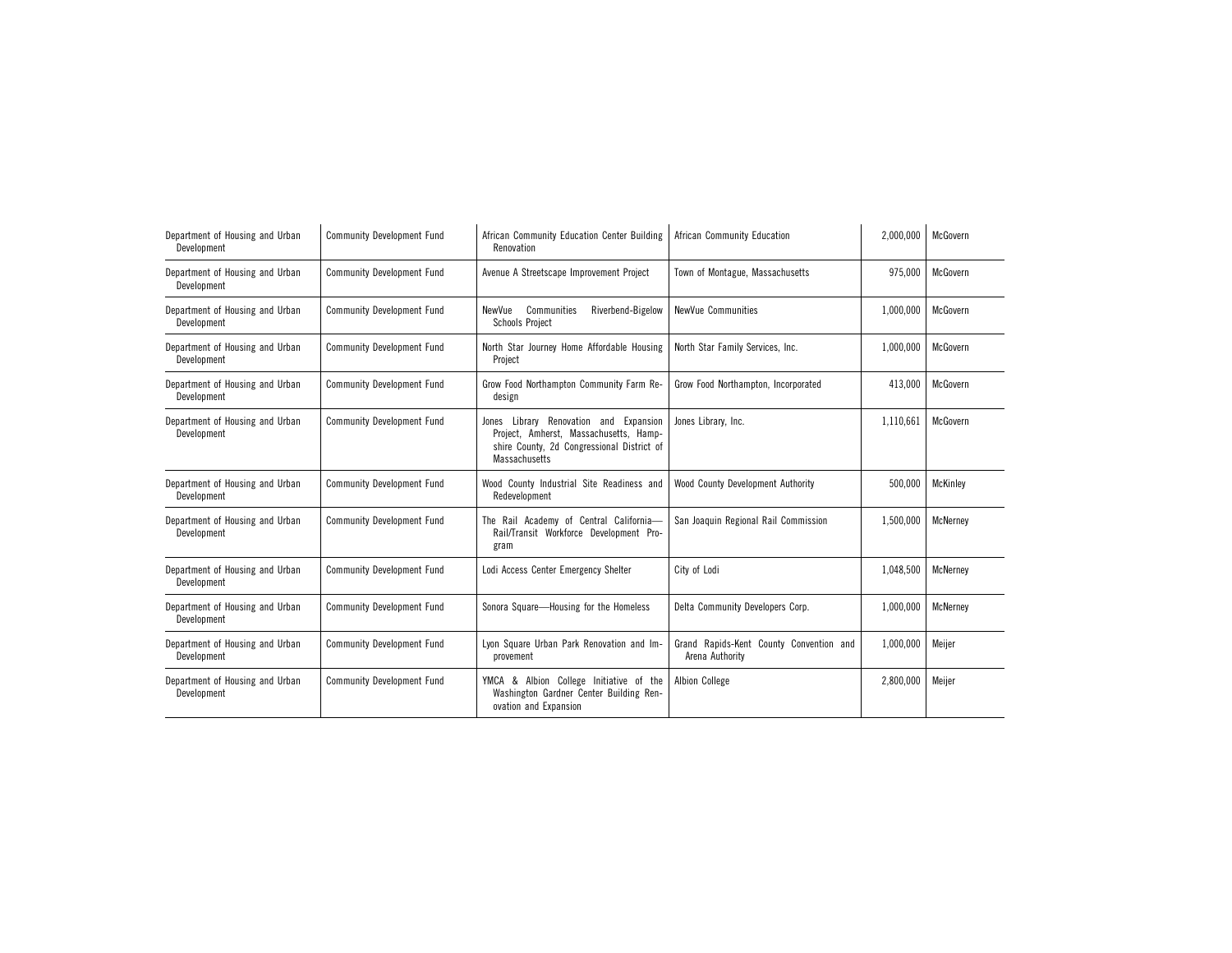| Department of Housing and Urban Development | Community Development Fund | African Community Education Center Building Renovation | African Community Education | 2,000,000 | McGovern |
|---|---|---|---|---|---|
| Department of Housing and Urban Development | Community Development Fund | Avenue A Streetscape Improvement Project | Town of Montague, Massachusetts | 975,000 | McGovern |
| Department of Housing and Urban Development | Community Development Fund | NewVue Communities Riverbend-Bigelow Schools Project | NewVue Communities | 1,000,000 | McGovern |
| Department of Housing and Urban Development | Community Development Fund | North Star Journey Home Affordable Housing Project | North Star Family Services, Inc. | 1,000,000 | McGovern |
| Department of Housing and Urban Development | Community Development Fund | Grow Food Northampton Community Farm Redesign | Grow Food Northampton, Incorporated | 413,000 | McGovern |
| Department of Housing and Urban Development | Community Development Fund | Jones Library Renovation and Expansion Project, Amherst, Massachusetts, Hampshire County, 2d Congressional District of Massachusetts | Jones Library, Inc. | 1,110,661 | McGovern |
| Department of Housing and Urban Development | Community Development Fund | Wood County Industrial Site Readiness and Redevelopment | Wood County Development Authority | 500,000 | McKinley |
| Department of Housing and Urban Development | Community Development Fund | The Rail Academy of Central California—Rail/Transit Workforce Development Program | San Joaquin Regional Rail Commission | 1,500,000 | McNerney |
| Department of Housing and Urban Development | Community Development Fund | Lodi Access Center Emergency Shelter | City of Lodi | 1,048,500 | McNerney |
| Department of Housing and Urban Development | Community Development Fund | Sonora Square—Housing for the Homeless | Delta Community Developers Corp. | 1,000,000 | McNerney |
| Department of Housing and Urban Development | Community Development Fund | Lyon Square Urban Park Renovation and Improvement | Grand Rapids-Kent County Convention and Arena Authority | 1,000,000 | Meijer |
| Department of Housing and Urban Development | Community Development Fund | YMCA & Albion College Initiative of the Washington Gardner Center Building Renovation and Expansion | Albion College | 2,800,000 | Meijer |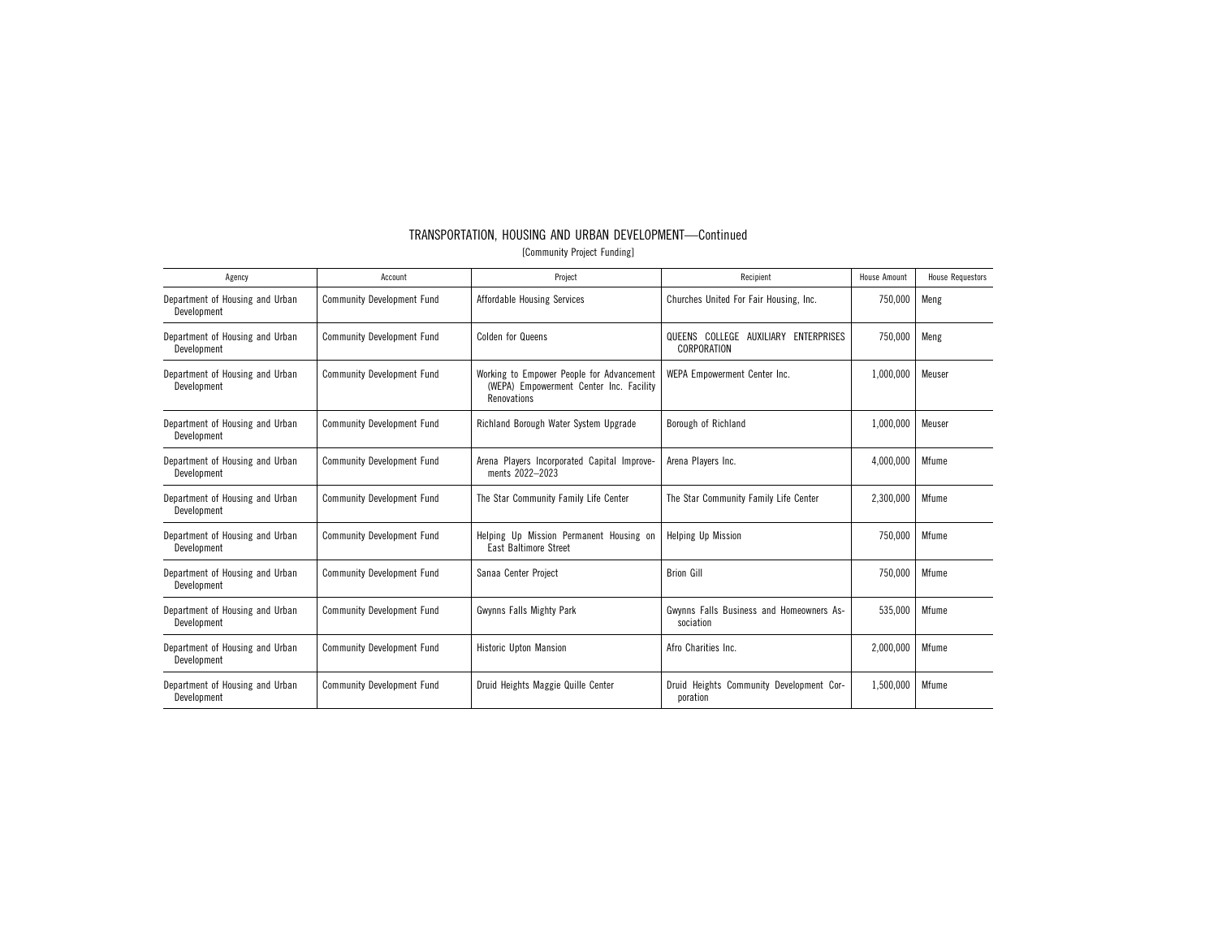## TRANSPORTATION, HOUSING AND URBAN DEVELOPMENT—Continued

[Community Project Funding]

| Agency | Account | Project | Recipient | House Amount | House Requestors |
|---|---|---|---|---|---|
| Department of Housing and Urban Development | Community Development Fund | Affordable Housing Services | Churches United For Fair Housing, Inc. | 750,000 | Meng |
| Department of Housing and Urban Development | Community Development Fund | Colden for Queens | QUEENS COLLEGE AUXILIARY ENTERPRISES CORPORATION | 750,000 | Meng |
| Department of Housing and Urban Development | Community Development Fund | Working to Empower People for Advancement (WEPA) Empowerment Center Inc. Facility Renovations | WEPA Empowerment Center Inc. | 1,000,000 | Meuser |
| Department of Housing and Urban Development | Community Development Fund | Richland Borough Water System Upgrade | Borough of Richland | 1,000,000 | Meuser |
| Department of Housing and Urban Development | Community Development Fund | Arena Players Incorporated Capital Improvements 2022–2023 | Arena Players Inc. | 4,000,000 | Mfume |
| Department of Housing and Urban Development | Community Development Fund | The Star Community Family Life Center | The Star Community Family Life Center | 2,300,000 | Mfume |
| Department of Housing and Urban Development | Community Development Fund | Helping Up Mission Permanent Housing on East Baltimore Street | Helping Up Mission | 750,000 | Mfume |
| Department of Housing and Urban Development | Community Development Fund | Sanaa Center Project | Brion Gill | 750,000 | Mfume |
| Department of Housing and Urban Development | Community Development Fund | Gwynns Falls Mighty Park | Gwynns Falls Business and Homeowners Association | 535,000 | Mfume |
| Department of Housing and Urban Development | Community Development Fund | Historic Upton Mansion | Afro Charities Inc. | 2,000,000 | Mfume |
| Department of Housing and Urban Development | Community Development Fund | Druid Heights Maggie Quille Center | Druid Heights Community Development Corporation | 1,500,000 | Mfume |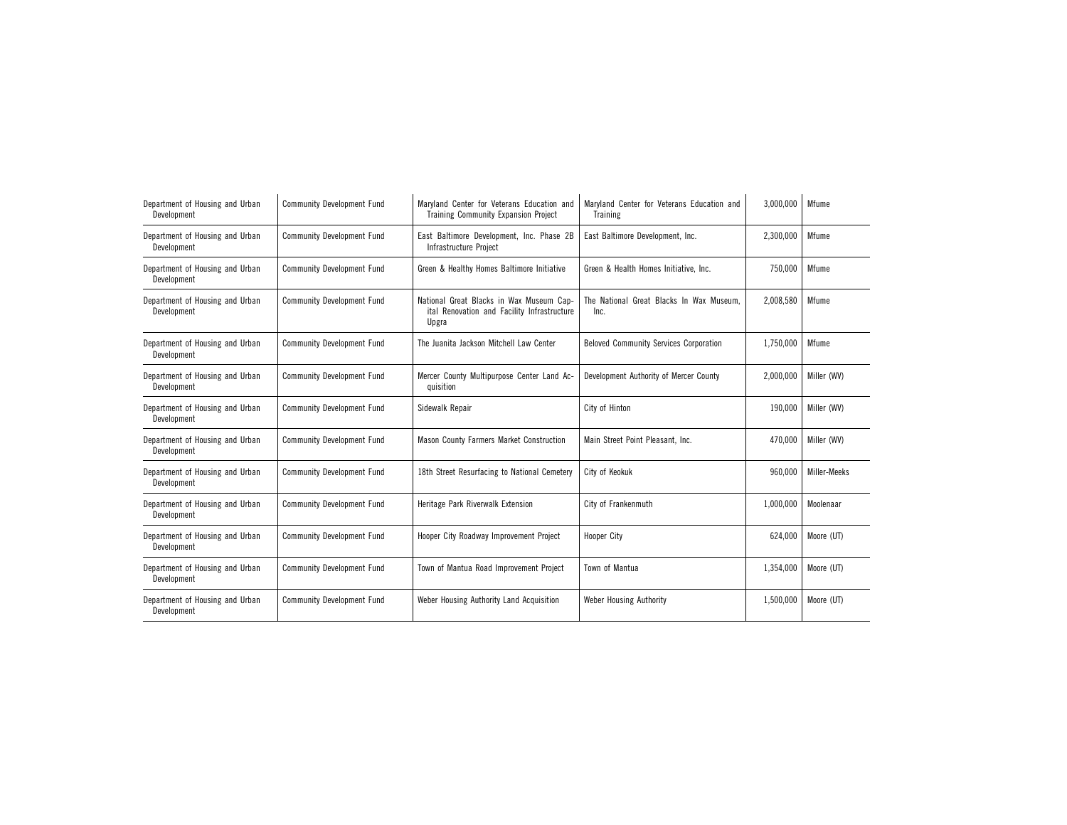| | | | | | |
|---|---|---|---|---|---|
| Department of Housing and Urban Development | Community Development Fund | Maryland Center for Veterans Education and Training Community Expansion Project | Maryland Center for Veterans Education and Training | 3,000,000 | Mfume |
| Department of Housing and Urban Development | Community Development Fund | East Baltimore Development, Inc. Phase 2B Infrastructure Project | East Baltimore Development, Inc. | 2,300,000 | Mfume |
| Department of Housing and Urban Development | Community Development Fund | Green & Healthy Homes Baltimore Initiative | Green & Health Homes Initiative, Inc. | 750,000 | Mfume |
| Department of Housing and Urban Development | Community Development Fund | National Great Blacks in Wax Museum Capital Renovation and Facility Infrastructure Upgra | The National Great Blacks In Wax Museum, Inc. | 2,008,580 | Mfume |
| Department of Housing and Urban Development | Community Development Fund | The Juanita Jackson Mitchell Law Center | Beloved Community Services Corporation | 1,750,000 | Mfume |
| Department of Housing and Urban Development | Community Development Fund | Mercer County Multipurpose Center Land Acquisition | Development Authority of Mercer County | 2,000,000 | Miller (WV) |
| Department of Housing and Urban Development | Community Development Fund | Sidewalk Repair | City of Hinton | 190,000 | Miller (WV) |
| Department of Housing and Urban Development | Community Development Fund | Mason County Farmers Market Construction | Main Street Point Pleasant, Inc. | 470,000 | Miller (WV) |
| Department of Housing and Urban Development | Community Development Fund | 18th Street Resurfacing to National Cemetery | City of Keokuk | 960,000 | Miller-Meeks |
| Department of Housing and Urban Development | Community Development Fund | Heritage Park Riverwalk Extension | City of Frankenmuth | 1,000,000 | Moolenaar |
| Department of Housing and Urban Development | Community Development Fund | Hooper City Roadway Improvement Project | Hooper City | 624,000 | Moore (UT) |
| Department of Housing and Urban Development | Community Development Fund | Town of Mantua Road Improvement Project | Town of Mantua | 1,354,000 | Moore (UT) |
| Department of Housing and Urban Development | Community Development Fund | Weber Housing Authority Land Acquisition | Weber Housing Authority | 1,500,000 | Moore (UT) |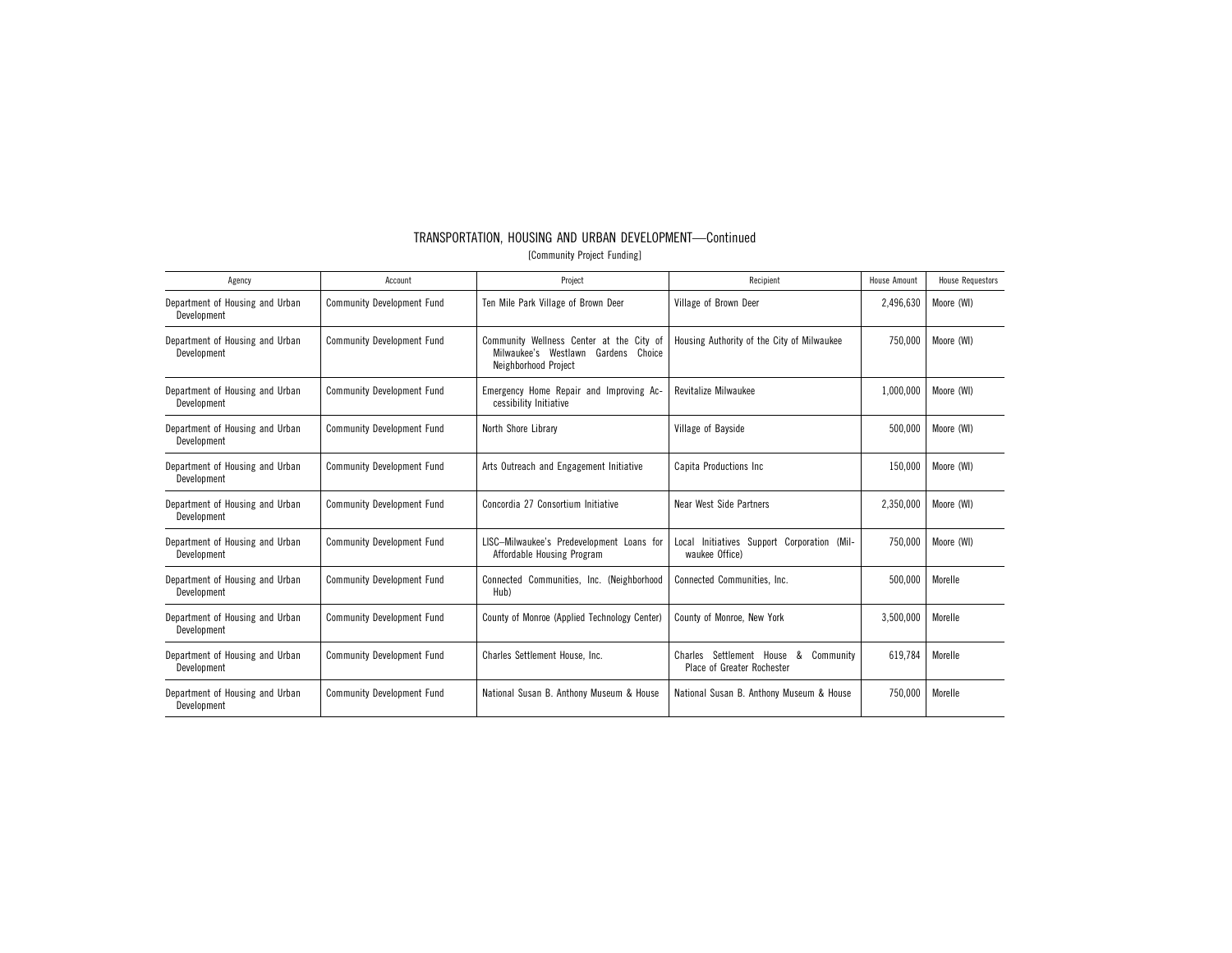# TRANSPORTATION, HOUSING AND URBAN DEVELOPMENT—Continued

[Community Project Funding]

| Agency | Account | Project | Recipient | House Amount | House Requestors |
|---|---|---|---|---|---|
| Department of Housing and Urban Development | Community Development Fund | Ten Mile Park Village of Brown Deer | Village of Brown Deer | 2,496,630 | Moore (WI) |
| Department of Housing and Urban Development | Community Development Fund | Community Wellness Center at the City of Milwaukee's Westlawn Gardens Choice Neighborhood Project | Housing Authority of the City of Milwaukee | 750,000 | Moore (WI) |
| Department of Housing and Urban Development | Community Development Fund | Emergency Home Repair and Improving Accessibility Initiative | Revitalize Milwaukee | 1,000,000 | Moore (WI) |
| Department of Housing and Urban Development | Community Development Fund | North Shore Library | Village of Bayside | 500,000 | Moore (WI) |
| Department of Housing and Urban Development | Community Development Fund | Arts Outreach and Engagement Initiative | Capita Productions Inc | 150,000 | Moore (WI) |
| Department of Housing and Urban Development | Community Development Fund | Concordia 27 Consortium Initiative | Near West Side Partners | 2,350,000 | Moore (WI) |
| Department of Housing and Urban Development | Community Development Fund | LISC–Milwaukee's Predevelopment Loans for Affordable Housing Program | Local Initiatives Support Corporation (Milwaukee Office) | 750,000 | Moore (WI) |
| Department of Housing and Urban Development | Community Development Fund | Connected Communities, Inc. (Neighborhood Hub) | Connected Communities, Inc. | 500,000 | Morelle |
| Department of Housing and Urban Development | Community Development Fund | County of Monroe (Applied Technology Center) | County of Monroe, New York | 3,500,000 | Morelle |
| Department of Housing and Urban Development | Community Development Fund | Charles Settlement House, Inc. | Charles Settlement House & Community Place of Greater Rochester | 619,784 | Morelle |
| Department of Housing and Urban Development | Community Development Fund | National Susan B. Anthony Museum & House | National Susan B. Anthony Museum & House | 750,000 | Morelle |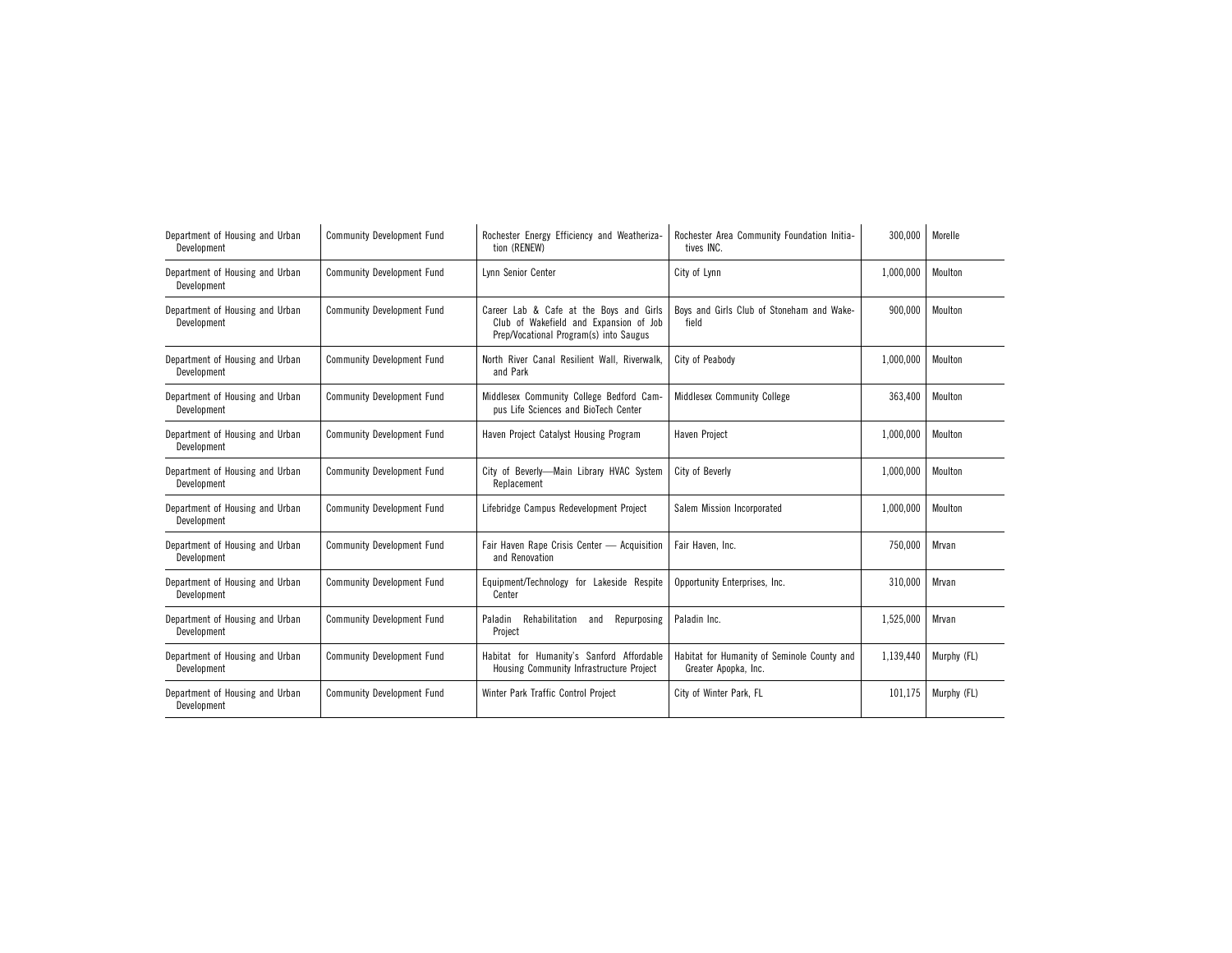| Department of Housing and Urban Development | Community Development Fund | Rochester Energy Efficiency and Weatherization (RENEW) | Rochester Area Community Foundation Initiatives INC. | 300,000 | Morelle |
|---|---|---|---|---|---|
| Department of Housing and Urban Development | Community Development Fund | Lynn Senior Center | City of Lynn | 1,000,000 | Moulton |
| Department of Housing and Urban Development | Community Development Fund | Career Lab & Cafe at the Boys and Girls Club of Wakefield and Expansion of Job Prep/Vocational Program(s) into Saugus | Boys and Girls Club of Stoneham and Wakefield | 900,000 | Moulton |
| Department of Housing and Urban Development | Community Development Fund | North River Canal Resilient Wall, Riverwalk, and Park | City of Peabody | 1,000,000 | Moulton |
| Department of Housing and Urban Development | Community Development Fund | Middlesex Community College Bedford Campus Life Sciences and BioTech Center | Middlesex Community College | 363,400 | Moulton |
| Department of Housing and Urban Development | Community Development Fund | Haven Project Catalyst Housing Program | Haven Project | 1,000,000 | Moulton |
| Department of Housing and Urban Development | Community Development Fund | City of Beverly—Main Library HVAC System Replacement | City of Beverly | 1,000,000 | Moulton |
| Department of Housing and Urban Development | Community Development Fund | Lifebridge Campus Redevelopment Project | Salem Mission Incorporated | 1,000,000 | Moulton |
| Department of Housing and Urban Development | Community Development Fund | Fair Haven Rape Crisis Center — Acquisition and Renovation | Fair Haven, Inc. | 750,000 | Mrvan |
| Department of Housing and Urban Development | Community Development Fund | Equipment/Technology for Lakeside Respite Center | Opportunity Enterprises, Inc. | 310,000 | Mrvan |
| Department of Housing and Urban Development | Community Development Fund | Paladin Rehabilitation and Repurposing Project | Paladin Inc. | 1,525,000 | Mrvan |
| Department of Housing and Urban Development | Community Development Fund | Habitat for Humanity's Sanford Affordable Housing Community Infrastructure Project | Habitat for Humanity of Seminole County and Greater Apopka, Inc. | 1,139,440 | Murphy (FL) |
| Department of Housing and Urban Development | Community Development Fund | Winter Park Traffic Control Project | City of Winter Park, FL | 101,175 | Murphy (FL) |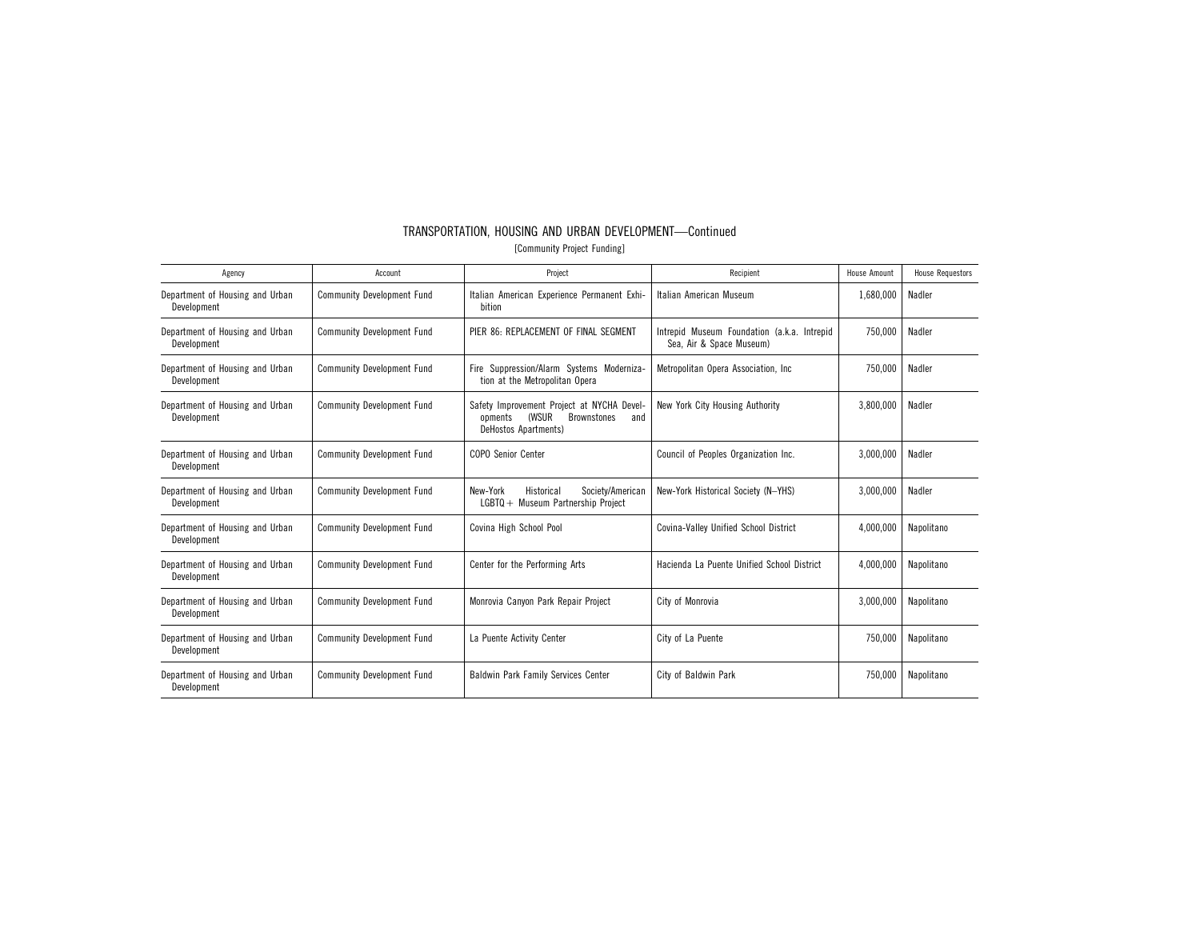## TRANSPORTATION, HOUSING AND URBAN DEVELOPMENT—Continued

[Community Project Funding]

| Agency | Account | Project | Recipient | House Amount | House Requestors |
| --- | --- | --- | --- | --- | --- |
| Department of Housing and Urban Development | Community Development Fund | Italian American Experience Permanent Exhibition | Italian American Museum | 1,680,000 | Nadler |
| Department of Housing and Urban Development | Community Development Fund | PIER 86: REPLACEMENT OF FINAL SEGMENT | Intrepid Museum Foundation (a.k.a. Intrepid Sea, Air & Space Museum) | 750,000 | Nadler |
| Department of Housing and Urban Development | Community Development Fund | Fire Suppression/Alarm Systems Modernization at the Metropolitan Opera | Metropolitan Opera Association, Inc | 750,000 | Nadler |
| Department of Housing and Urban Development | Community Development Fund | Safety Improvement Project at NYCHA Developments (WSUR Brownstones and DeHostos Apartments) | New York City Housing Authority | 3,800,000 | Nadler |
| Department of Housing and Urban Development | Community Development Fund | COPO Senior Center | Council of Peoples Organization Inc. | 3,000,000 | Nadler |
| Department of Housing and Urban Development | Community Development Fund | New-York Historical Society/American LGBTQ+ Museum Partnership Project | New-York Historical Society (N–YHS) | 3,000,000 | Nadler |
| Department of Housing and Urban Development | Community Development Fund | Covina High School Pool | Covina-Valley Unified School District | 4,000,000 | Napolitano |
| Department of Housing and Urban Development | Community Development Fund | Center for the Performing Arts | Hacienda La Puente Unified School District | 4,000,000 | Napolitano |
| Department of Housing and Urban Development | Community Development Fund | Monrovia Canyon Park Repair Project | City of Monrovia | 3,000,000 | Napolitano |
| Department of Housing and Urban Development | Community Development Fund | La Puente Activity Center | City of La Puente | 750,000 | Napolitano |
| Department of Housing and Urban Development | Community Development Fund | Baldwin Park Family Services Center | City of Baldwin Park | 750,000 | Napolitano |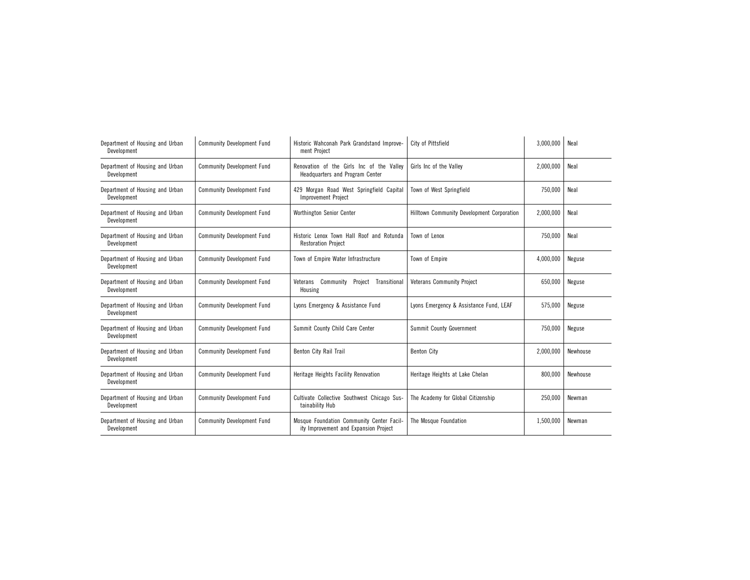| Department of Housing and Urban Development | Community Development Fund | Historic Wahconah Park Grandstand Improvement Project | City of Pittsfield | 3,000,000 | Neal |
|---|---|---|---|---|---|
| Department of Housing and Urban Development | Community Development Fund | Renovation of the Girls Inc of the Valley Headquarters and Program Center | Girls Inc of the Valley | 2,000,000 | Neal |
| Department of Housing and Urban Development | Community Development Fund | 429 Morgan Road West Springfield Capital Improvement Project | Town of West Springfield | 750,000 | Neal |
| Department of Housing and Urban Development | Community Development Fund | Worthington Senior Center | Hilltown Community Development Corporation | 2,000,000 | Neal |
| Department of Housing and Urban Development | Community Development Fund | Historic Lenox Town Hall Roof and Rotunda Restoration Project | Town of Lenox | 750,000 | Neal |
| Department of Housing and Urban Development | Community Development Fund | Town of Empire Water Infrastructure | Town of Empire | 4,000,000 | Neguse |
| Department of Housing and Urban Development | Community Development Fund | Veterans Community Project Transitional Housing | Veterans Community Project | 650,000 | Neguse |
| Department of Housing and Urban Development | Community Development Fund | Lyons Emergency & Assistance Fund | Lyons Emergency & Assistance Fund, LEAF | 575,000 | Neguse |
| Department of Housing and Urban Development | Community Development Fund | Summit County Child Care Center | Summit County Government | 750,000 | Neguse |
| Department of Housing and Urban Development | Community Development Fund | Benton City Rail Trail | Benton City | 2,000,000 | Newhouse |
| Department of Housing and Urban Development | Community Development Fund | Heritage Heights Facility Renovation | Heritage Heights at Lake Chelan | 800,000 | Newhouse |
| Department of Housing and Urban Development | Community Development Fund | Cultivate Collective Southwest Chicago Sustainability Hub | The Academy for Global Citizenship | 250,000 | Newman |
| Department of Housing and Urban Development | Community Development Fund | Mosque Foundation Community Center Facility Improvement and Expansion Project | The Mosque Foundation | 1,500,000 | Newman |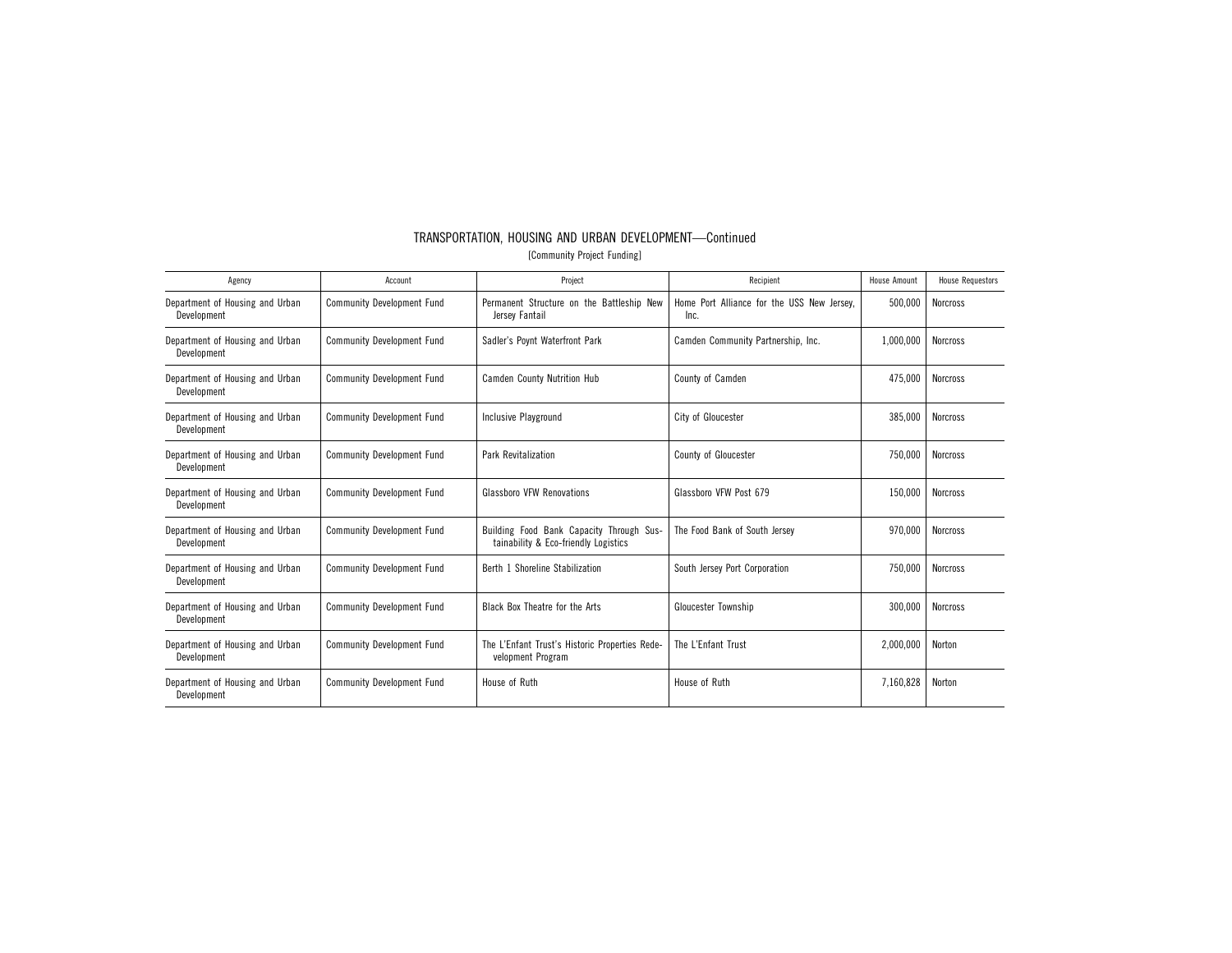## TRANSPORTATION, HOUSING AND URBAN DEVELOPMENT—Continued

[Community Project Funding]

| Agency | Account | Project | Recipient | House Amount | House Requestors |
|---|---|---|---|---|---|
| Department of Housing and Urban Development | Community Development Fund | Permanent Structure on the Battleship New Jersey Fantail | Home Port Alliance for the USS New Jersey, Inc. | 500,000 | Norcross |
| Department of Housing and Urban Development | Community Development Fund | Sadler's Poynt Waterfront Park | Camden Community Partnership, Inc. | 1,000,000 | Norcross |
| Department of Housing and Urban Development | Community Development Fund | Camden County Nutrition Hub | County of Camden | 475,000 | Norcross |
| Department of Housing and Urban Development | Community Development Fund | Inclusive Playground | City of Gloucester | 385,000 | Norcross |
| Department of Housing and Urban Development | Community Development Fund | Park Revitalization | County of Gloucester | 750,000 | Norcross |
| Department of Housing and Urban Development | Community Development Fund | Glassboro VFW Renovations | Glassboro VFW Post 679 | 150,000 | Norcross |
| Department of Housing and Urban Development | Community Development Fund | Building Food Bank Capacity Through Sustainability & Eco-friendly Logistics | The Food Bank of South Jersey | 970,000 | Norcross |
| Department of Housing and Urban Development | Community Development Fund | Berth 1 Shoreline Stabilization | South Jersey Port Corporation | 750,000 | Norcross |
| Department of Housing and Urban Development | Community Development Fund | Black Box Theatre for the Arts | Gloucester Township | 300,000 | Norcross |
| Department of Housing and Urban Development | Community Development Fund | The L'Enfant Trust's Historic Properties Redevelopment Program | The L'Enfant Trust | 2,000,000 | Norton |
| Department of Housing and Urban Development | Community Development Fund | House of Ruth | House of Ruth | 7,160,828 | Norton |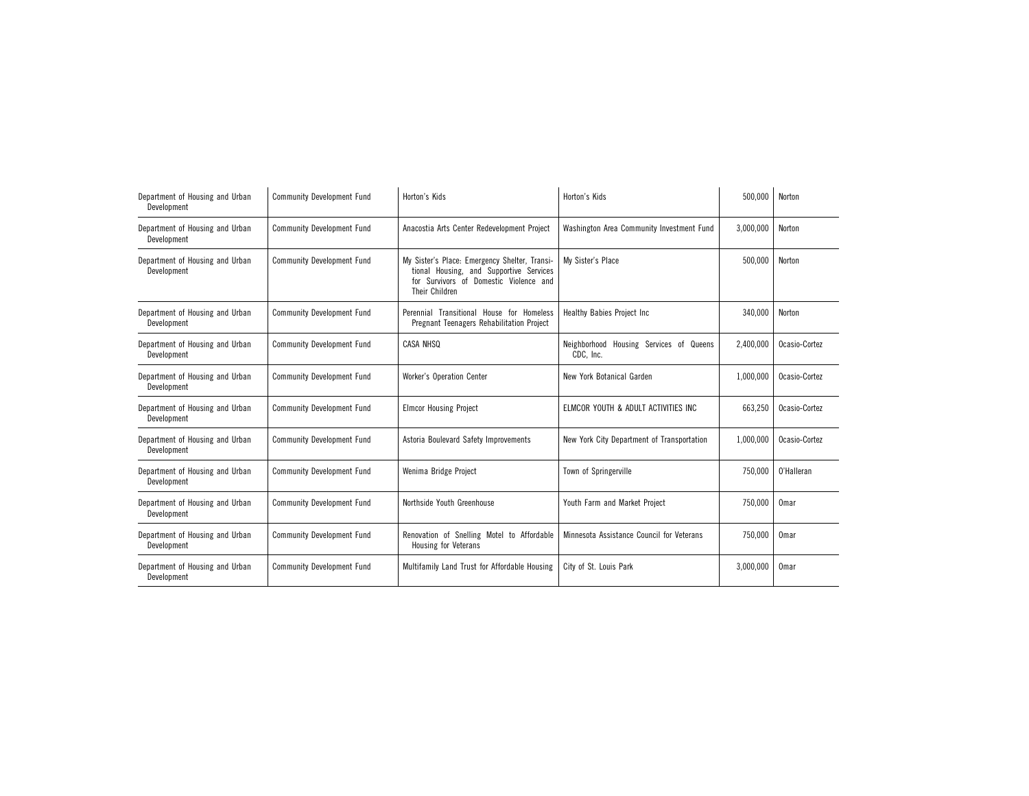| | | | | | |
|---|---|---|---|---|---|
| Department of Housing and Urban Development | Community Development Fund | Horton's Kids | Horton's Kids | 500,000 | Norton |
| Department of Housing and Urban Development | Community Development Fund | Anacostia Arts Center Redevelopment Project | Washington Area Community Investment Fund | 3,000,000 | Norton |
| Department of Housing and Urban Development | Community Development Fund | My Sister's Place: Emergency Shelter, Transitional Housing, and Supportive Services for Survivors of Domestic Violence and Their Children | My Sister's Place | 500,000 | Norton |
| Department of Housing and Urban Development | Community Development Fund | Perennial Transitional House for Homeless Pregnant Teenagers Rehabilitation Project | Healthy Babies Project Inc | 340,000 | Norton |
| Department of Housing and Urban Development | Community Development Fund | CASA NHSQ | Neighborhood Housing Services of Queens CDC, Inc. | 2,400,000 | Ocasio-Cortez |
| Department of Housing and Urban Development | Community Development Fund | Worker's Operation Center | New York Botanical Garden | 1,000,000 | Ocasio-Cortez |
| Department of Housing and Urban Development | Community Development Fund | Elmcor Housing Project | ELMCOR YOUTH & ADULT ACTIVITIES INC | 663,250 | Ocasio-Cortez |
| Department of Housing and Urban Development | Community Development Fund | Astoria Boulevard Safety Improvements | New York City Department of Transportation | 1,000,000 | Ocasio-Cortez |
| Department of Housing and Urban Development | Community Development Fund | Wenima Bridge Project | Town of Springerville | 750,000 | O'Halleran |
| Department of Housing and Urban Development | Community Development Fund | Northside Youth Greenhouse | Youth Farm and Market Project | 750,000 | Omar |
| Department of Housing and Urban Development | Community Development Fund | Renovation of Snelling Motel to Affordable Housing for Veterans | Minnesota Assistance Council for Veterans | 750,000 | Omar |
| Department of Housing and Urban Development | Community Development Fund | Multifamily Land Trust for Affordable Housing | City of St. Louis Park | 3,000,000 | Omar |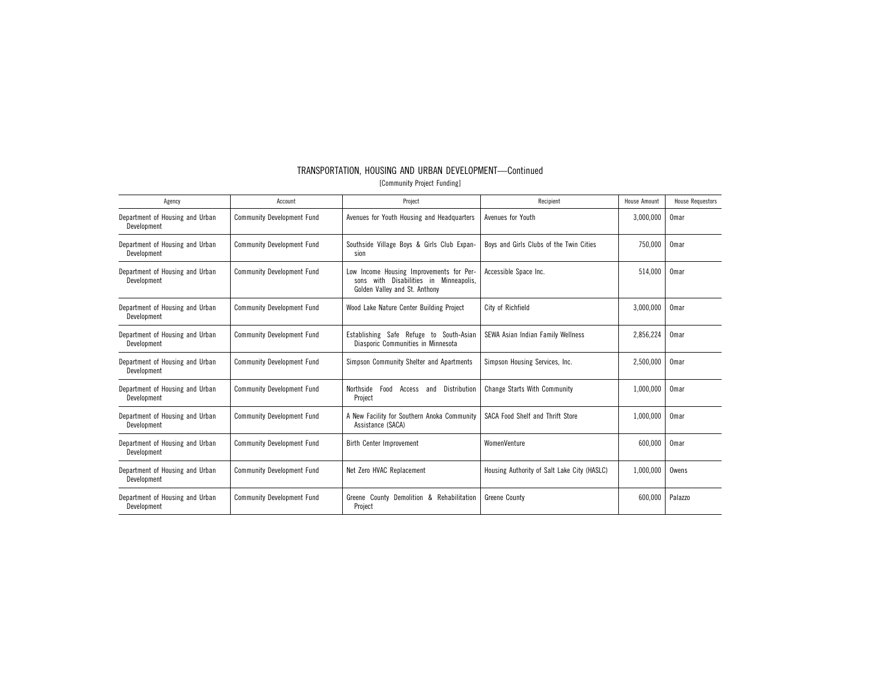## TRANSPORTATION, HOUSING AND URBAN DEVELOPMENT—Continued

[Community Project Funding]

| Agency | Account | Project | Recipient | House Amount | House Requestors |
|---|---|---|---|---|---|
| Department of Housing and Urban Development | Community Development Fund | Avenues for Youth Housing and Headquarters | Avenues for Youth | 3,000,000 | Omar |
| Department of Housing and Urban Development | Community Development Fund | Southside Village Boys & Girls Club Expansion | Boys and Girls Clubs of the Twin Cities | 750,000 | Omar |
| Department of Housing and Urban Development | Community Development Fund | Low Income Housing Improvements for Persons with Disabilities in Minneapolis, Golden Valley and St. Anthony | Accessible Space Inc. | 514,000 | Omar |
| Department of Housing and Urban Development | Community Development Fund | Wood Lake Nature Center Building Project | City of Richfield | 3,000,000 | Omar |
| Department of Housing and Urban Development | Community Development Fund | Establishing Safe Refuge to South-Asian Diasporic Communities in Minnesota | SEWA Asian Indian Family Wellness | 2,856,224 | Omar |
| Department of Housing and Urban Development | Community Development Fund | Simpson Community Shelter and Apartments | Simpson Housing Services, Inc. | 2,500,000 | Omar |
| Department of Housing and Urban Development | Community Development Fund | Northside Food Access and Distribution Project | Change Starts With Community | 1,000,000 | Omar |
| Department of Housing and Urban Development | Community Development Fund | A New Facility for Southern Anoka Community Assistance (SACA) | SACA Food Shelf and Thrift Store | 1,000,000 | Omar |
| Department of Housing and Urban Development | Community Development Fund | Birth Center Improvement | WomenVenture | 600,000 | Omar |
| Department of Housing and Urban Development | Community Development Fund | Net Zero HVAC Replacement | Housing Authority of Salt Lake City (HASLC) | 1,000,000 | Owens |
| Department of Housing and Urban Development | Community Development Fund | Greene County Demolition & Rehabilitation Project | Greene County | 600,000 | Palazzo |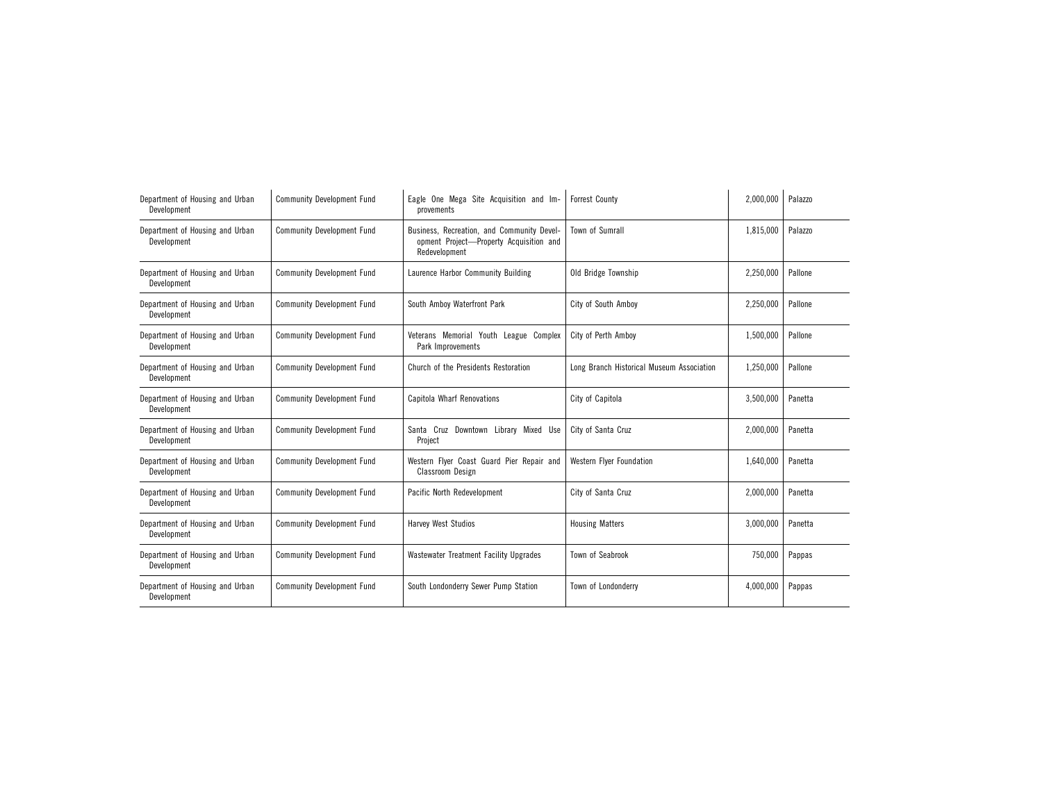| Department of Housing and Urban Development | Community Development Fund | Eagle One Mega Site Acquisition and Improvements | Forrest County | 2,000,000 | Palazzo |
|---|---|---|---|---|---|
| Department of Housing and Urban Development | Community Development Fund | Business, Recreation, and Community Development Project—Property Acquisition and Redevelopment | Town of Sumrall | 1,815,000 | Palazzo |
| Department of Housing and Urban Development | Community Development Fund | Laurence Harbor Community Building | Old Bridge Township | 2,250,000 | Pallone |
| Department of Housing and Urban Development | Community Development Fund | South Amboy Waterfront Park | City of South Amboy | 2,250,000 | Pallone |
| Department of Housing and Urban Development | Community Development Fund | Veterans Memorial Youth League Complex Park Improvements | City of Perth Amboy | 1,500,000 | Pallone |
| Department of Housing and Urban Development | Community Development Fund | Church of the Presidents Restoration | Long Branch Historical Museum Association | 1,250,000 | Pallone |
| Department of Housing and Urban Development | Community Development Fund | Capitola Wharf Renovations | City of Capitola | 3,500,000 | Panetta |
| Department of Housing and Urban Development | Community Development Fund | Santa Cruz Downtown Library Mixed Use Project | City of Santa Cruz | 2,000,000 | Panetta |
| Department of Housing and Urban Development | Community Development Fund | Western Flyer Coast Guard Pier Repair and Classroom Design | Western Flyer Foundation | 1,640,000 | Panetta |
| Department of Housing and Urban Development | Community Development Fund | Pacific North Redevelopment | City of Santa Cruz | 2,000,000 | Panetta |
| Department of Housing and Urban Development | Community Development Fund | Harvey West Studios | Housing Matters | 3,000,000 | Panetta |
| Department of Housing and Urban Development | Community Development Fund | Wastewater Treatment Facility Upgrades | Town of Seabrook | 750,000 | Pappas |
| Department of Housing and Urban Development | Community Development Fund | South Londonderry Sewer Pump Station | Town of Londonderry | 4,000,000 | Pappas |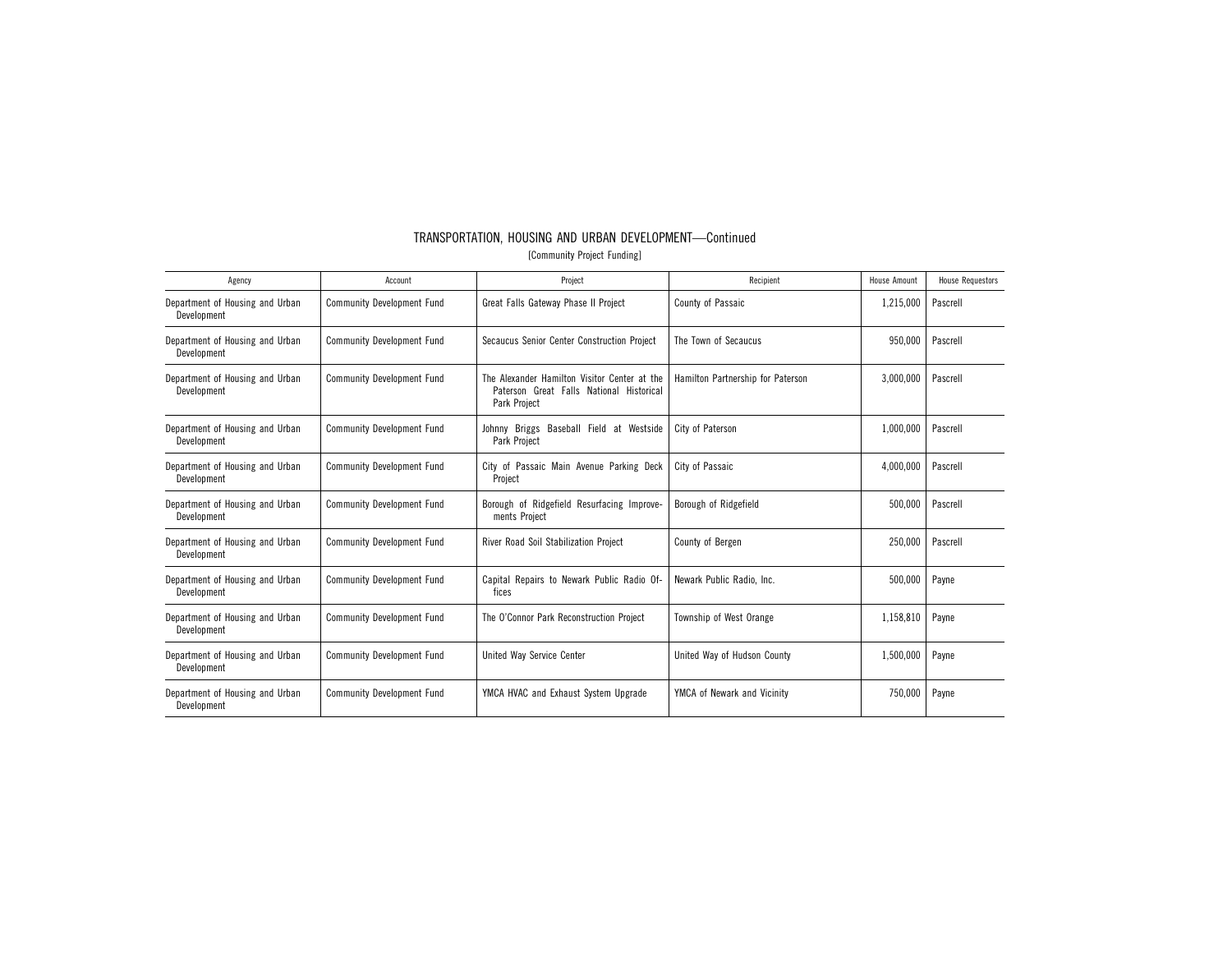## TRANSPORTATION, HOUSING AND URBAN DEVELOPMENT—Continued

[Community Project Funding]

| Agency | Account | Project | Recipient | House Amount | House Requestors |
|---|---|---|---|---|---|
| Department of Housing and Urban Development | Community Development Fund | Great Falls Gateway Phase II Project | County of Passaic | 1,215,000 | Pascrell |
| Department of Housing and Urban Development | Community Development Fund | Secaucus Senior Center Construction Project | The Town of Secaucus | 950,000 | Pascrell |
| Department of Housing and Urban Development | Community Development Fund | The Alexander Hamilton Visitor Center at the Paterson Great Falls National Historical Park Project | Hamilton Partnership for Paterson | 3,000,000 | Pascrell |
| Department of Housing and Urban Development | Community Development Fund | Johnny Briggs Baseball Field at Westside Park Project | City of Paterson | 1,000,000 | Pascrell |
| Department of Housing and Urban Development | Community Development Fund | City of Passaic Main Avenue Parking Deck Project | City of Passaic | 4,000,000 | Pascrell |
| Department of Housing and Urban Development | Community Development Fund | Borough of Ridgefield Resurfacing Improvements Project | Borough of Ridgefield | 500,000 | Pascrell |
| Department of Housing and Urban Development | Community Development Fund | River Road Soil Stabilization Project | County of Bergen | 250,000 | Pascrell |
| Department of Housing and Urban Development | Community Development Fund | Capital Repairs to Newark Public Radio Offices | Newark Public Radio, Inc. | 500,000 | Payne |
| Department of Housing and Urban Development | Community Development Fund | The O'Connor Park Reconstruction Project | Township of West Orange | 1,158,810 | Payne |
| Department of Housing and Urban Development | Community Development Fund | United Way Service Center | United Way of Hudson County | 1,500,000 | Payne |
| Department of Housing and Urban Development | Community Development Fund | YMCA HVAC and Exhaust System Upgrade | YMCA of Newark and Vicinity | 750,000 | Payne |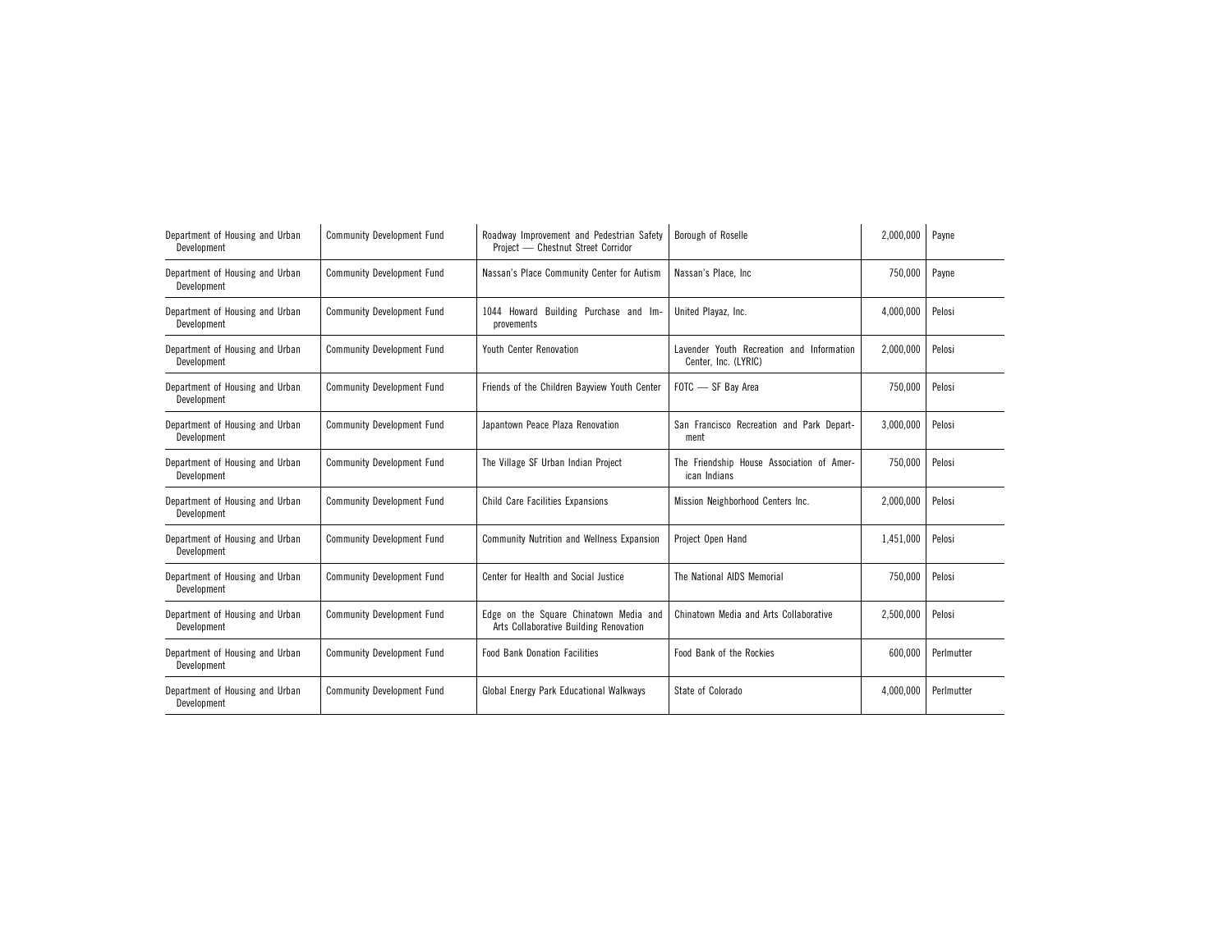| | | | | | |
|---|---|---|---|---|---|
| Department of Housing and Urban Development | Community Development Fund | Roadway Improvement and Pedestrian Safety Project — Chestnut Street Corridor | Borough of Roselle | 2,000,000 | Payne |
| Department of Housing and Urban Development | Community Development Fund | Nassan's Place Community Center for Autism | Nassan's Place, Inc | 750,000 | Payne |
| Department of Housing and Urban Development | Community Development Fund | 1044 Howard Building Purchase and Improvements | United Playaz, Inc. | 4,000,000 | Pelosi |
| Department of Housing and Urban Development | Community Development Fund | Youth Center Renovation | Lavender Youth Recreation and Information Center, Inc. (LYRIC) | 2,000,000 | Pelosi |
| Department of Housing and Urban Development | Community Development Fund | Friends of the Children Bayview Youth Center | FOTC — SF Bay Area | 750,000 | Pelosi |
| Department of Housing and Urban Development | Community Development Fund | Japantown Peace Plaza Renovation | San Francisco Recreation and Park Department | 3,000,000 | Pelosi |
| Department of Housing and Urban Development | Community Development Fund | The Village SF Urban Indian Project | The Friendship House Association of American Indians | 750,000 | Pelosi |
| Department of Housing and Urban Development | Community Development Fund | Child Care Facilities Expansions | Mission Neighborhood Centers Inc. | 2,000,000 | Pelosi |
| Department of Housing and Urban Development | Community Development Fund | Community Nutrition and Wellness Expansion | Project Open Hand | 1,451,000 | Pelosi |
| Department of Housing and Urban Development | Community Development Fund | Center for Health and Social Justice | The National AIDS Memorial | 750,000 | Pelosi |
| Department of Housing and Urban Development | Community Development Fund | Edge on the Square Chinatown Media and Arts Collaborative Building Renovation | Chinatown Media and Arts Collaborative | 2,500,000 | Pelosi |
| Department of Housing and Urban Development | Community Development Fund | Food Bank Donation Facilities | Food Bank of the Rockies | 600,000 | Perlmutter |
| Department of Housing and Urban Development | Community Development Fund | Global Energy Park Educational Walkways | State of Colorado | 4,000,000 | Perlmutter |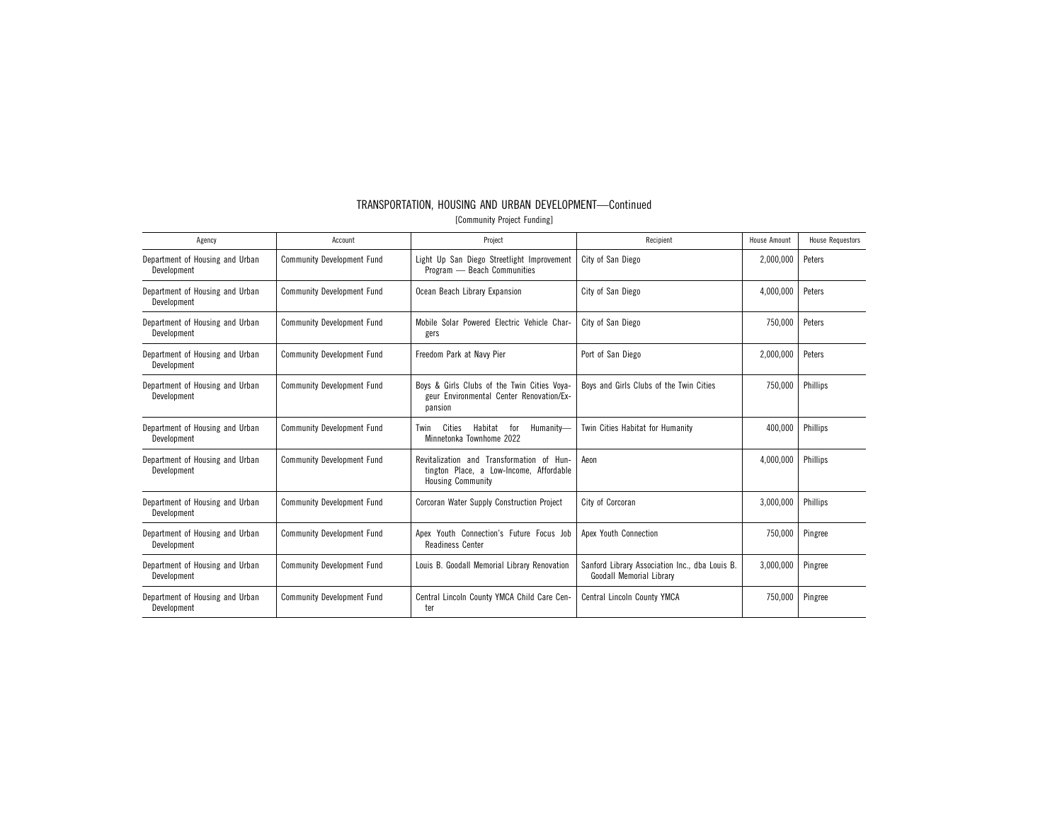# TRANSPORTATION, HOUSING AND URBAN DEVELOPMENT—Continued

[Community Project Funding]

| Agency | Account | Project | Recipient | House Amount | House Requestors |
| --- | --- | --- | --- | --- | --- |
| Department of Housing and Urban Development | Community Development Fund | Light Up San Diego Streetlight Improvement Program — Beach Communities | City of San Diego | 2,000,000 | Peters |
| Department of Housing and Urban Development | Community Development Fund | Ocean Beach Library Expansion | City of San Diego | 4,000,000 | Peters |
| Department of Housing and Urban Development | Community Development Fund | Mobile Solar Powered Electric Vehicle Chargers | City of San Diego | 750,000 | Peters |
| Department of Housing and Urban Development | Community Development Fund | Freedom Park at Navy Pier | Port of San Diego | 2,000,000 | Peters |
| Department of Housing and Urban Development | Community Development Fund | Boys & Girls Clubs of the Twin Cities Voyageur Environmental Center Renovation/Expansion | Boys and Girls Clubs of the Twin Cities | 750,000 | Phillips |
| Department of Housing and Urban Development | Community Development Fund | Twin Cities Habitat for Humanity—Minnetonka Townhome 2022 | Twin Cities Habitat for Humanity | 400,000 | Phillips |
| Department of Housing and Urban Development | Community Development Fund | Revitalization and Transformation of Huntington Place, a Low-Income, Affordable Housing Community | Aeon | 4,000,000 | Phillips |
| Department of Housing and Urban Development | Community Development Fund | Corcoran Water Supply Construction Project | City of Corcoran | 3,000,000 | Phillips |
| Department of Housing and Urban Development | Community Development Fund | Apex Youth Connection's Future Focus Job Readiness Center | Apex Youth Connection | 750,000 | Pingree |
| Department of Housing and Urban Development | Community Development Fund | Louis B. Goodall Memorial Library Renovation | Sanford Library Association Inc., dba Louis B. Goodall Memorial Library | 3,000,000 | Pingree |
| Department of Housing and Urban Development | Community Development Fund | Central Lincoln County YMCA Child Care Center | Central Lincoln County YMCA | 750,000 | Pingree |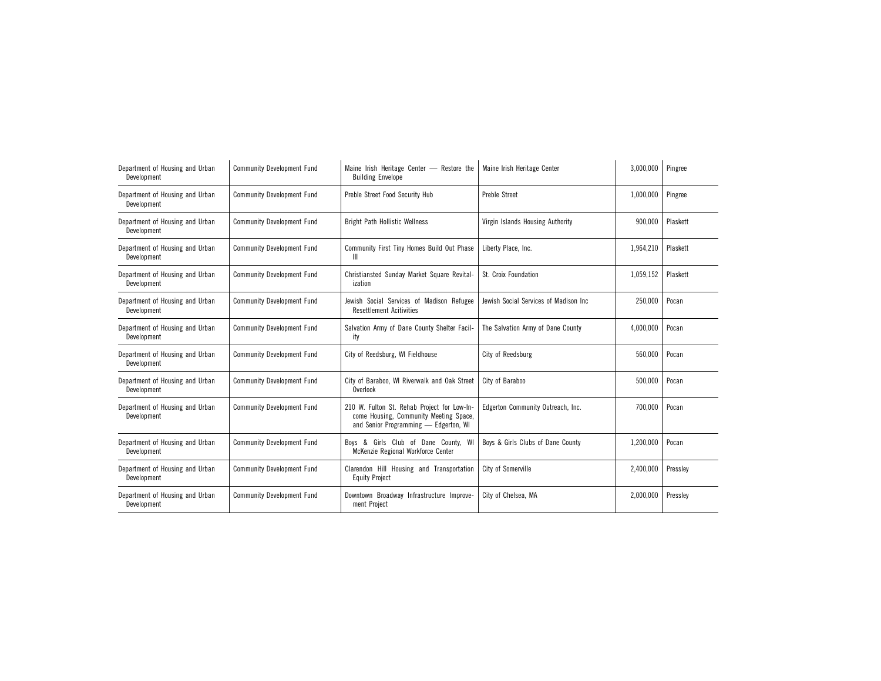| Department of Housing and Urban Development | Community Development Fund | Maine Irish Heritage Center — Restore the Building Envelope | Maine Irish Heritage Center | 3,000,000 | Pingree |
|---|---|---|---|---|---|
| Department of Housing and Urban Development | Community Development Fund | Preble Street Food Security Hub | Preble Street | 1,000,000 | Pingree |
| Department of Housing and Urban Development | Community Development Fund | Bright Path Hollistic Wellness | Virgin Islands Housing Authority | 900,000 | Plaskett |
| Department of Housing and Urban Development | Community Development Fund | Community First Tiny Homes Build Out Phase III | Liberty Place, Inc. | 1,964,210 | Plaskett |
| Department of Housing and Urban Development | Community Development Fund | Christiansted Sunday Market Square Revitalization | St. Croix Foundation | 1,059,152 | Plaskett |
| Department of Housing and Urban Development | Community Development Fund | Jewish Social Services of Madison Refugee Resettlement Acitivities | Jewish Social Services of Madison Inc | 250,000 | Pocan |
| Department of Housing and Urban Development | Community Development Fund | Salvation Army of Dane County Shelter Facility | The Salvation Army of Dane County | 4,000,000 | Pocan |
| Department of Housing and Urban Development | Community Development Fund | City of Reedsburg, WI Fieldhouse | City of Reedsburg | 560,000 | Pocan |
| Department of Housing and Urban Development | Community Development Fund | City of Baraboo, WI Riverwalk and Oak Street Overlook | City of Baraboo | 500,000 | Pocan |
| Department of Housing and Urban Development | Community Development Fund | 210 W. Fulton St. Rehab Project for Low-Income Housing, Community Meeting Space, and Senior Programming — Edgerton, WI | Edgerton Community Outreach, Inc. | 700,000 | Pocan |
| Department of Housing and Urban Development | Community Development Fund | Boys & Girls Club of Dane County, WI McKenzie Regional Workforce Center | Boys & Girls Clubs of Dane County | 1,200,000 | Pocan |
| Department of Housing and Urban Development | Community Development Fund | Clarendon Hill Housing and Transportation Equity Project | City of Somerville | 2,400,000 | Pressley |
| Department of Housing and Urban Development | Community Development Fund | Downtown Broadway Infrastructure Improvement Project | City of Chelsea, MA | 2,000,000 | Pressley |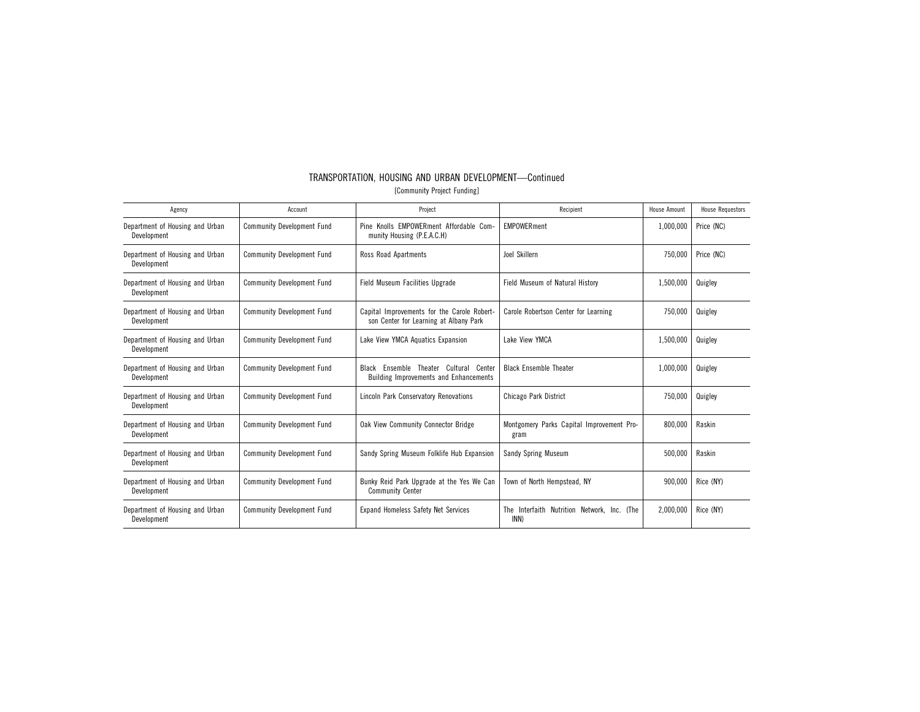# TRANSPORTATION, HOUSING AND URBAN DEVELOPMENT—Continued

[Community Project Funding]

| Agency | Account | Project | Recipient | House Amount | House Requestors |
|---|---|---|---|---|---|
| Department of Housing and Urban Development | Community Development Fund | Pine Knolls EMPOWERment Affordable Community Housing (P.E.A.C.H) | EMPOWERment | 1,000,000 | Price (NC) |
| Department of Housing and Urban Development | Community Development Fund | Ross Road Apartments | Joel Skillern | 750,000 | Price (NC) |
| Department of Housing and Urban Development | Community Development Fund | Field Museum Facilities Upgrade | Field Museum of Natural History | 1,500,000 | Quigley |
| Department of Housing and Urban Development | Community Development Fund | Capital Improvements for the Carole Robertson Center for Learning at Albany Park | Carole Robertson Center for Learning | 750,000 | Quigley |
| Department of Housing and Urban Development | Community Development Fund | Lake View YMCA Aquatics Expansion | Lake View YMCA | 1,500,000 | Quigley |
| Department of Housing and Urban Development | Community Development Fund | Black Ensemble Theater Cultural Center Building Improvements and Enhancements | Black Ensemble Theater | 1,000,000 | Quigley |
| Department of Housing and Urban Development | Community Development Fund | Lincoln Park Conservatory Renovations | Chicago Park District | 750,000 | Quigley |
| Department of Housing and Urban Development | Community Development Fund | Oak View Community Connector Bridge | Montgomery Parks Capital Improvement Program | 800,000 | Raskin |
| Department of Housing and Urban Development | Community Development Fund | Sandy Spring Museum Folklife Hub Expansion | Sandy Spring Museum | 500,000 | Raskin |
| Department of Housing and Urban Development | Community Development Fund | Bunky Reid Park Upgrade at the Yes We Can Community Center | Town of North Hempstead, NY | 900,000 | Rice (NY) |
| Department of Housing and Urban Development | Community Development Fund | Expand Homeless Safety Net Services | The Interfaith Nutrition Network, Inc. (The INN) | 2,000,000 | Rice (NY) |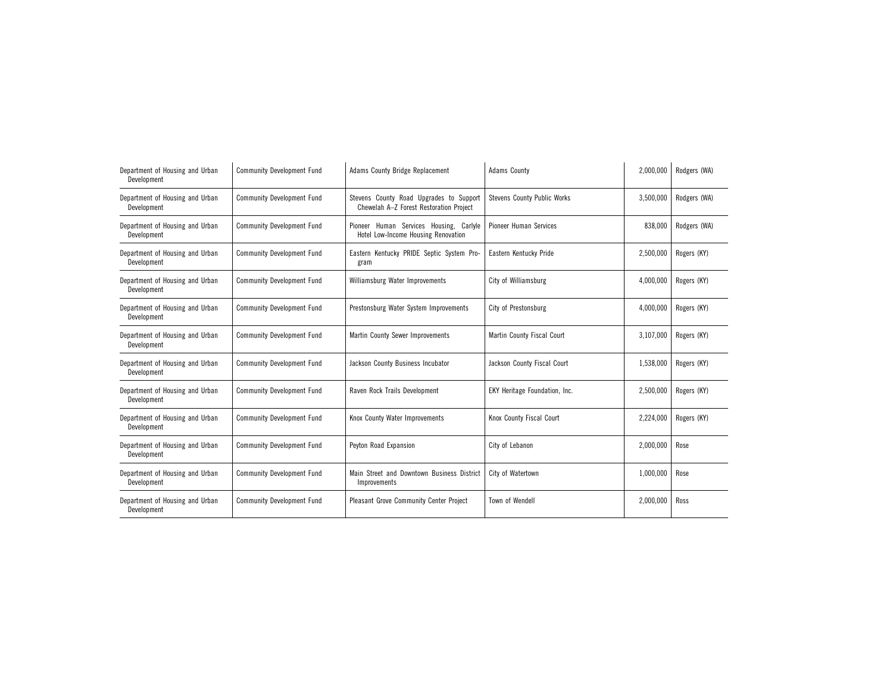| Department of Housing and Urban Development | Community Development Fund | Adams County Bridge Replacement | Adams County | 2,000,000 | Rodgers (WA) |
|---|---|---|---|---|---|
| Department of Housing and Urban Development | Community Development Fund | Stevens County Road Upgrades to Support Chewelah A–Z Forest Restoration Project | Stevens County Public Works | 3,500,000 | Rodgers (WA) |
| Department of Housing and Urban Development | Community Development Fund | Pioneer Human Services Housing, Carlyle Hotel Low-Income Housing Renovation | Pioneer Human Services | 838,000 | Rodgers (WA) |
| Department of Housing and Urban Development | Community Development Fund | Eastern Kentucky PRIDE Septic System Program | Eastern Kentucky Pride | 2,500,000 | Rogers (KY) |
| Department of Housing and Urban Development | Community Development Fund | Williamsburg Water Improvements | City of Williamsburg | 4,000,000 | Rogers (KY) |
| Department of Housing and Urban Development | Community Development Fund | Prestonsburg Water System Improvements | City of Prestonsburg | 4,000,000 | Rogers (KY) |
| Department of Housing and Urban Development | Community Development Fund | Martin County Sewer Improvements | Martin County Fiscal Court | 3,107,000 | Rogers (KY) |
| Department of Housing and Urban Development | Community Development Fund | Jackson County Business Incubator | Jackson County Fiscal Court | 1,538,000 | Rogers (KY) |
| Department of Housing and Urban Development | Community Development Fund | Raven Rock Trails Development | EKY Heritage Foundation, Inc. | 2,500,000 | Rogers (KY) |
| Department of Housing and Urban Development | Community Development Fund | Knox County Water Improvements | Knox County Fiscal Court | 2,224,000 | Rogers (KY) |
| Department of Housing and Urban Development | Community Development Fund | Peyton Road Expansion | City of Lebanon | 2,000,000 | Rose |
| Department of Housing and Urban Development | Community Development Fund | Main Street and Downtown Business District Improvements | City of Watertown | 1,000,000 | Rose |
| Department of Housing and Urban Development | Community Development Fund | Pleasant Grove Community Center Project | Town of Wendell | 2,000,000 | Ross |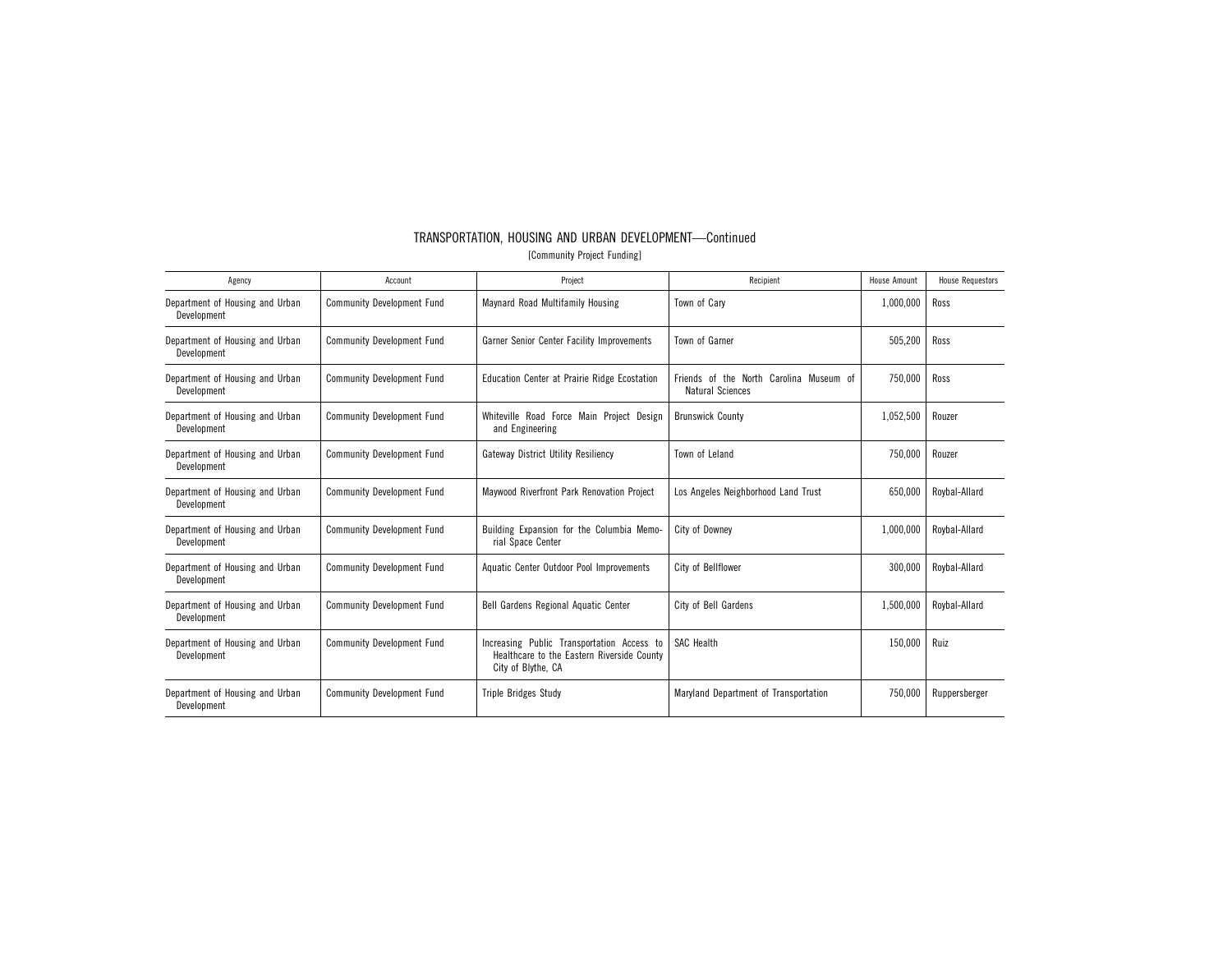## TRANSPORTATION, HOUSING AND URBAN DEVELOPMENT—Continued

[Community Project Funding]

| Agency | Account | Project | Recipient | House Amount | House Requestors |
| --- | --- | --- | --- | --- | --- |
| Department of Housing and Urban Development | Community Development Fund | Maynard Road Multifamily Housing | Town of Cary | 1,000,000 | Ross |
| Department of Housing and Urban Development | Community Development Fund | Garner Senior Center Facility Improvements | Town of Garner | 505,200 | Ross |
| Department of Housing and Urban Development | Community Development Fund | Education Center at Prairie Ridge Ecostation | Friends of the North Carolina Museum of Natural Sciences | 750,000 | Ross |
| Department of Housing and Urban Development | Community Development Fund | Whiteville Road Force Main Project Design and Engineering | Brunswick County | 1,052,500 | Rouzer |
| Department of Housing and Urban Development | Community Development Fund | Gateway District Utility Resiliency | Town of Leland | 750,000 | Rouzer |
| Department of Housing and Urban Development | Community Development Fund | Maywood Riverfront Park Renovation Project | Los Angeles Neighborhood Land Trust | 650,000 | Roybal-Allard |
| Department of Housing and Urban Development | Community Development Fund | Building Expansion for the Columbia Memorial Space Center | City of Downey | 1,000,000 | Roybal-Allard |
| Department of Housing and Urban Development | Community Development Fund | Aquatic Center Outdoor Pool Improvements | City of Bellflower | 300,000 | Roybal-Allard |
| Department of Housing and Urban Development | Community Development Fund | Bell Gardens Regional Aquatic Center | City of Bell Gardens | 1,500,000 | Roybal-Allard |
| Department of Housing and Urban Development | Community Development Fund | Increasing Public Transportation Access to Healthcare to the Eastern Riverside County City of Blythe, CA | SAC Health | 150,000 | Ruiz |
| Department of Housing and Urban Development | Community Development Fund | Triple Bridges Study | Maryland Department of Transportation | 750,000 | Ruppersberger |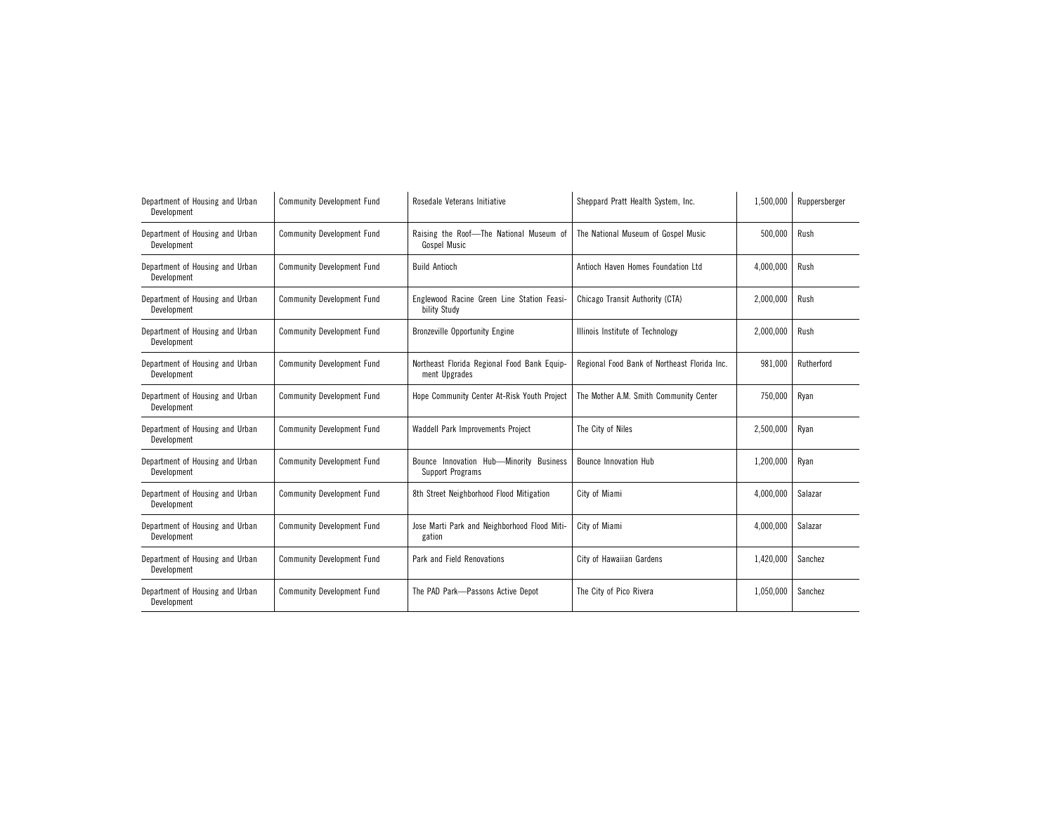| Department of Housing and Urban Development | Community Development Fund | Rosedale Veterans Initiative | Sheppard Pratt Health System, Inc. | 1,500,000 | Ruppersberger |
|---|---|---|---|---|---|
| Department of Housing and Urban Development | Community Development Fund | Raising the Roof—The National Museum of Gospel Music | The National Museum of Gospel Music | 500,000 | Rush |
| Department of Housing and Urban Development | Community Development Fund | Build Antioch | Antioch Haven Homes Foundation Ltd | 4,000,000 | Rush |
| Department of Housing and Urban Development | Community Development Fund | Englewood Racine Green Line Station Feasibility Study | Chicago Transit Authority (CTA) | 2,000,000 | Rush |
| Department of Housing and Urban Development | Community Development Fund | Bronzeville Opportunity Engine | Illinois Institute of Technology | 2,000,000 | Rush |
| Department of Housing and Urban Development | Community Development Fund | Northeast Florida Regional Food Bank Equipment Upgrades | Regional Food Bank of Northeast Florida Inc. | 981,000 | Rutherford |
| Department of Housing and Urban Development | Community Development Fund | Hope Community Center At-Risk Youth Project | The Mother A.M. Smith Community Center | 750,000 | Ryan |
| Department of Housing and Urban Development | Community Development Fund | Waddell Park Improvements Project | The City of Niles | 2,500,000 | Ryan |
| Department of Housing and Urban Development | Community Development Fund | Bounce Innovation Hub—Minority Business Support Programs | Bounce Innovation Hub | 1,200,000 | Ryan |
| Department of Housing and Urban Development | Community Development Fund | 8th Street Neighborhood Flood Mitigation | City of Miami | 4,000,000 | Salazar |
| Department of Housing and Urban Development | Community Development Fund | Jose Marti Park and Neighborhood Flood Mitigation | City of Miami | 4,000,000 | Salazar |
| Department of Housing and Urban Development | Community Development Fund | Park and Field Renovations | City of Hawaiian Gardens | 1,420,000 | Sanchez |
| Department of Housing and Urban Development | Community Development Fund | The PAD Park—Passons Active Depot | The City of Pico Rivera | 1,050,000 | Sanchez |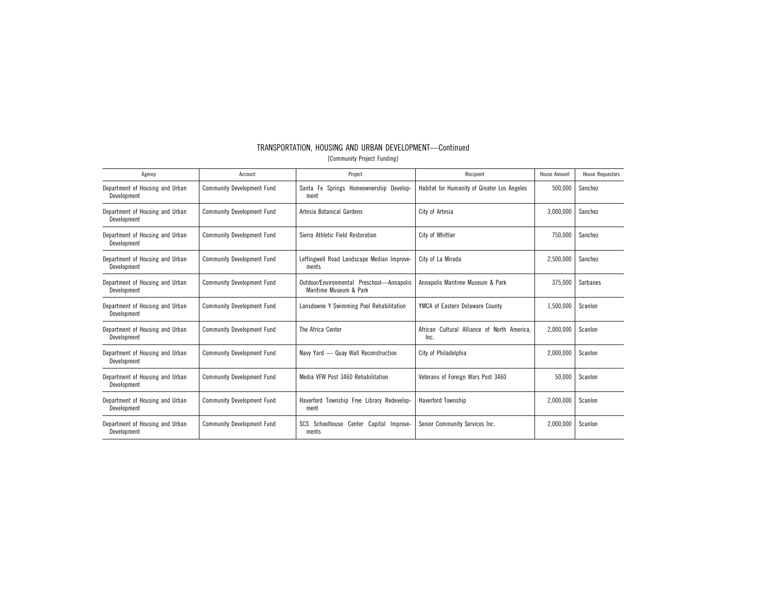# TRANSPORTATION, HOUSING AND URBAN DEVELOPMENT—Continued

[Community Project Funding]

| Agency | Account | Project | Recipient | House Amount | House Requestors |
|---|---|---|---|---|---|
| Department of Housing and Urban Development | Community Development Fund | Santa Fe Springs Homeownership Development | Habitat for Humanity of Greater Los Angeles | 500,000 | Sanchez |
| Department of Housing and Urban Development | Community Development Fund | Artesia Botanical Gardens | City of Artesia | 3,000,000 | Sanchez |
| Department of Housing and Urban Development | Community Development Fund | Sierra Athletic Field Restoration | City of Whittier | 750,000 | Sanchez |
| Department of Housing and Urban Development | Community Development Fund | Leffingwell Road Landscape Median Improvements | City of La Mirada | 2,500,000 | Sanchez |
| Department of Housing and Urban Development | Community Development Fund | Outdoor/Environmental Preschool—Annapolis Maritime Museum & Park | Annapolis Maritime Museum & Park | 375,000 | Sarbanes |
| Department of Housing and Urban Development | Community Development Fund | Lansdowne Y Swimming Pool Rehabilitation | YMCA of Eastern Delaware County | 1,500,000 | Scanlon |
| Department of Housing and Urban Development | Community Development Fund | The Africa Center | African Cultural Alliance of North America, Inc. | 2,000,000 | Scanlon |
| Department of Housing and Urban Development | Community Development Fund | Navy Yard — Quay Wall Reconstruction | City of Philadelphia | 2,000,000 | Scanlon |
| Department of Housing and Urban Development | Community Development Fund | Media VFW Post 3460 Rehabilitation | Veterans of Foreign Wars Post 3460 | 50,000 | Scanlon |
| Department of Housing and Urban Development | Community Development Fund | Haverford Township Free Library Redevelopment | Haverford Township | 2,000,000 | Scanlon |
| Department of Housing and Urban Development | Community Development Fund | SCS Schoolhouse Center Capital Improvements | Senior Community Services Inc. | 2,000,000 | Scanlon |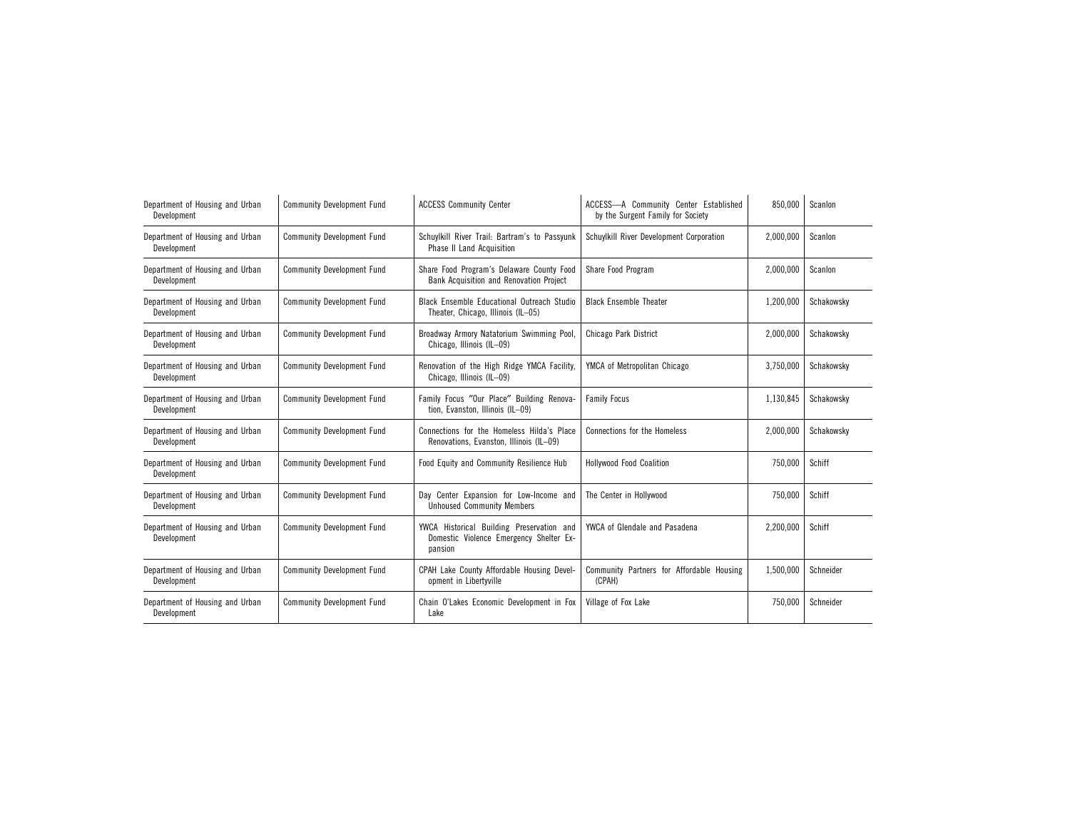| | | | | | |
|---|---|---|---|---|---|
| Department of Housing and Urban Development | Community Development Fund | ACCESS Community Center | ACCESS—A Community Center Established by the Surgent Family for Society | 850,000 | Scanlon |
| Department of Housing and Urban Development | Community Development Fund | Schuylkill River Trail: Bartram's to Passyunk Phase II Land Acquisition | Schuylkill River Development Corporation | 2,000,000 | Scanlon |
| Department of Housing and Urban Development | Community Development Fund | Share Food Program's Delaware County Food Bank Acquisition and Renovation Project | Share Food Program | 2,000,000 | Scanlon |
| Department of Housing and Urban Development | Community Development Fund | Black Ensemble Educational Outreach Studio Theater, Chicago, Illinois (IL–05) | Black Ensemble Theater | 1,200,000 | Schakowsky |
| Department of Housing and Urban Development | Community Development Fund | Broadway Armory Natatorium Swimming Pool, Chicago, Illinois (IL–09) | Chicago Park District | 2,000,000 | Schakowsky |
| Department of Housing and Urban Development | Community Development Fund | Renovation of the High Ridge YMCA Facility, Chicago, Illinois (IL–09) | YMCA of Metropolitan Chicago | 3,750,000 | Schakowsky |
| Department of Housing and Urban Development | Community Development Fund | Family Focus "Our Place" Building Renovation, Evanston, Illinois (IL–09) | Family Focus | 1,130,845 | Schakowsky |
| Department of Housing and Urban Development | Community Development Fund | Connections for the Homeless Hilda's Place Renovations, Evanston, Illinois (IL–09) | Connections for the Homeless | 2,000,000 | Schakowsky |
| Department of Housing and Urban Development | Community Development Fund | Food Equity and Community Resilience Hub | Hollywood Food Coalition | 750,000 | Schiff |
| Department of Housing and Urban Development | Community Development Fund | Day Center Expansion for Low-Income and Unhoused Community Members | The Center in Hollywood | 750,000 | Schiff |
| Department of Housing and Urban Development | Community Development Fund | YWCA Historical Building Preservation and Domestic Violence Emergency Shelter Expansion | YWCA of Glendale and Pasadena | 2,200,000 | Schiff |
| Department of Housing and Urban Development | Community Development Fund | CPAH Lake County Affordable Housing Development in Libertyville | Community Partners for Affordable Housing (CPAH) | 1,500,000 | Schneider |
| Department of Housing and Urban Development | Community Development Fund | Chain O'Lakes Economic Development in Fox Lake | Village of Fox Lake | 750,000 | Schneider |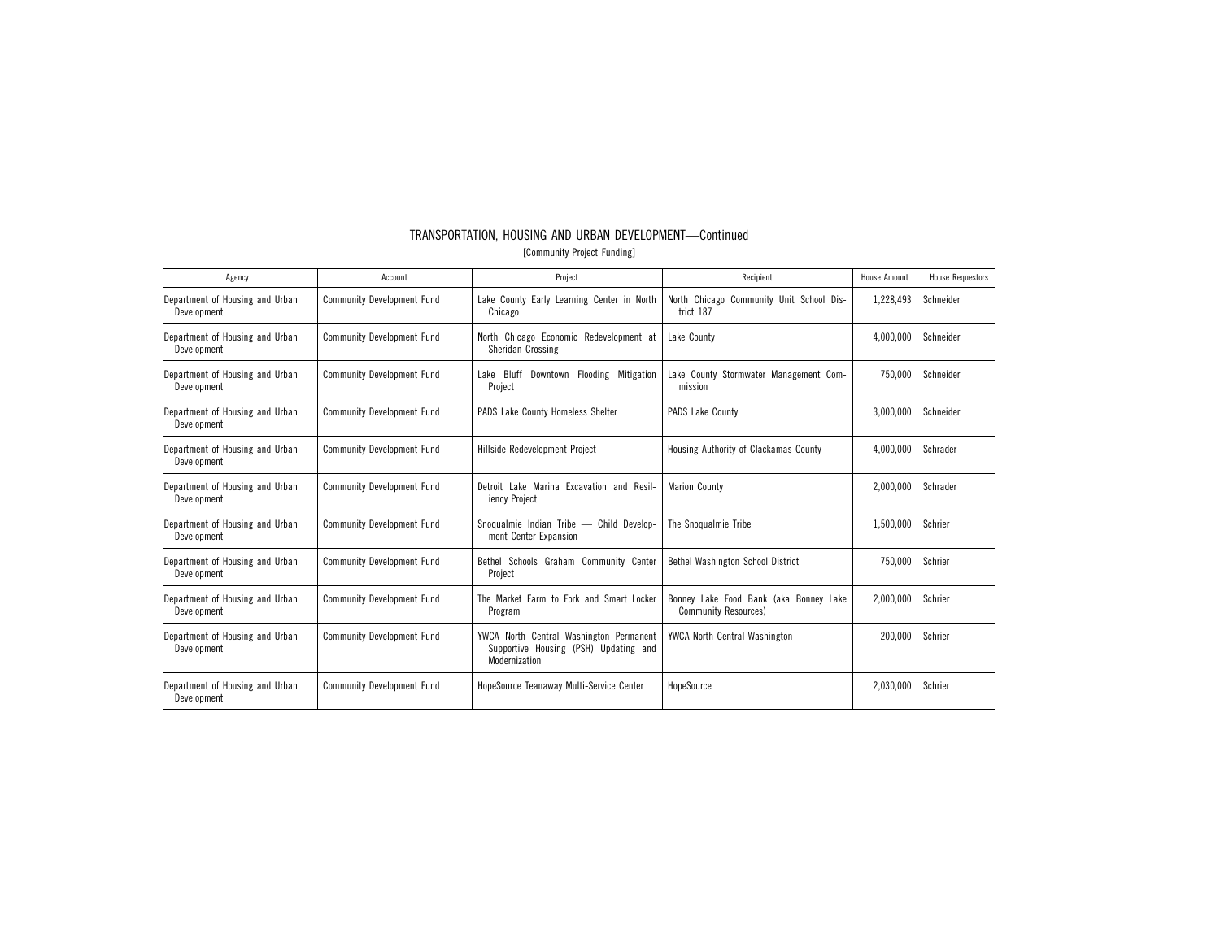# TRANSPORTATION, HOUSING AND URBAN DEVELOPMENT—Continued

[Community Project Funding]

| Agency | Account | Project | Recipient | House Amount | House Requestors |
|---|---|---|---|---|---|
| Department of Housing and Urban Development | Community Development Fund | Lake County Early Learning Center in North Chicago | North Chicago Community Unit School District 187 | 1,228,493 | Schneider |
| Department of Housing and Urban Development | Community Development Fund | North Chicago Economic Redevelopment at Sheridan Crossing | Lake County | 4,000,000 | Schneider |
| Department of Housing and Urban Development | Community Development Fund | Lake Bluff Downtown Flooding Mitigation Project | Lake County Stormwater Management Commission | 750,000 | Schneider |
| Department of Housing and Urban Development | Community Development Fund | PADS Lake County Homeless Shelter | PADS Lake County | 3,000,000 | Schneider |
| Department of Housing and Urban Development | Community Development Fund | Hillside Redevelopment Project | Housing Authority of Clackamas County | 4,000,000 | Schrader |
| Department of Housing and Urban Development | Community Development Fund | Detroit Lake Marina Excavation and Resiliency Project | Marion County | 2,000,000 | Schrader |
| Department of Housing and Urban Development | Community Development Fund | Snoqualmie Indian Tribe — Child Development Center Expansion | The Snoqualmie Tribe | 1,500,000 | Schrier |
| Department of Housing and Urban Development | Community Development Fund | Bethel Schools Graham Community Center Project | Bethel Washington School District | 750,000 | Schrier |
| Department of Housing and Urban Development | Community Development Fund | The Market Farm to Fork and Smart Locker Program | Bonney Lake Food Bank (aka Bonney Lake Community Resources) | 2,000,000 | Schrier |
| Department of Housing and Urban Development | Community Development Fund | YWCA North Central Washington Permanent Supportive Housing (PSH) Updating and Modernization | YWCA North Central Washington | 200,000 | Schrier |
| Department of Housing and Urban Development | Community Development Fund | HopeSource Teanaway Multi-Service Center | HopeSource | 2,030,000 | Schrier |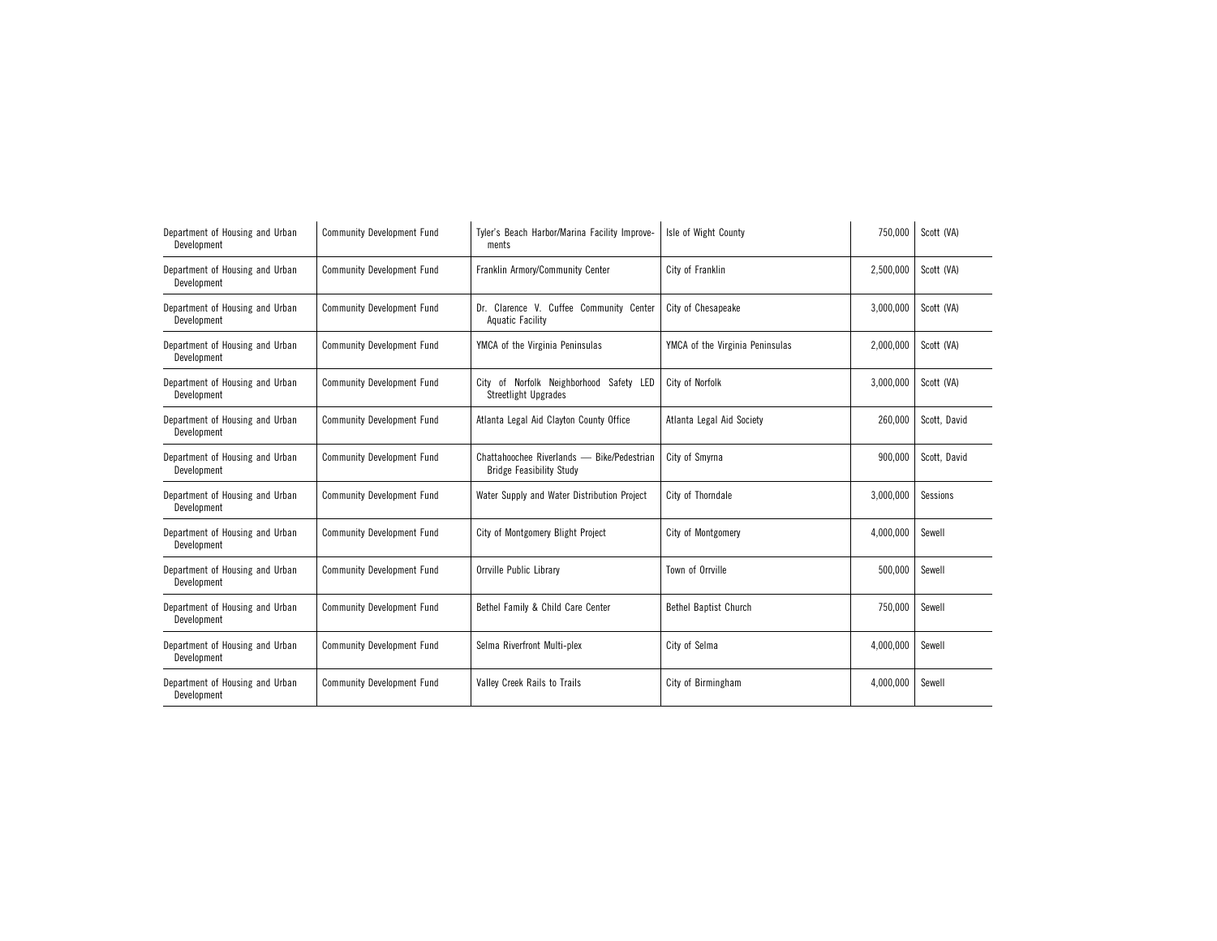| | | | | | |
|---|---|---|---|---|---|
| Department of Housing and Urban Development | Community Development Fund | Tyler's Beach Harbor/Marina Facility Improvements | Isle of Wight County | 750,000 | Scott (VA) |
| Department of Housing and Urban Development | Community Development Fund | Franklin Armory/Community Center | City of Franklin | 2,500,000 | Scott (VA) |
| Department of Housing and Urban Development | Community Development Fund | Dr. Clarence V. Cuffee Community Center Aquatic Facility | City of Chesapeake | 3,000,000 | Scott (VA) |
| Department of Housing and Urban Development | Community Development Fund | YMCA of the Virginia Peninsulas | YMCA of the Virginia Peninsulas | 2,000,000 | Scott (VA) |
| Department of Housing and Urban Development | Community Development Fund | City of Norfolk Neighborhood Safety LED Streetlight Upgrades | City of Norfolk | 3,000,000 | Scott (VA) |
| Department of Housing and Urban Development | Community Development Fund | Atlanta Legal Aid Clayton County Office | Atlanta Legal Aid Society | 260,000 | Scott, David |
| Department of Housing and Urban Development | Community Development Fund | Chattahoochee Riverlands — Bike/Pedestrian Bridge Feasibility Study | City of Smyrna | 900,000 | Scott, David |
| Department of Housing and Urban Development | Community Development Fund | Water Supply and Water Distribution Project | City of Thorndale | 3,000,000 | Sessions |
| Department of Housing and Urban Development | Community Development Fund | City of Montgomery Blight Project | City of Montgomery | 4,000,000 | Sewell |
| Department of Housing and Urban Development | Community Development Fund | Orrville Public Library | Town of Orrville | 500,000 | Sewell |
| Department of Housing and Urban Development | Community Development Fund | Bethel Family & Child Care Center | Bethel Baptist Church | 750,000 | Sewell |
| Department of Housing and Urban Development | Community Development Fund | Selma Riverfront Multi-plex | City of Selma | 4,000,000 | Sewell |
| Department of Housing and Urban Development | Community Development Fund | Valley Creek Rails to Trails | City of Birmingham | 4,000,000 | Sewell |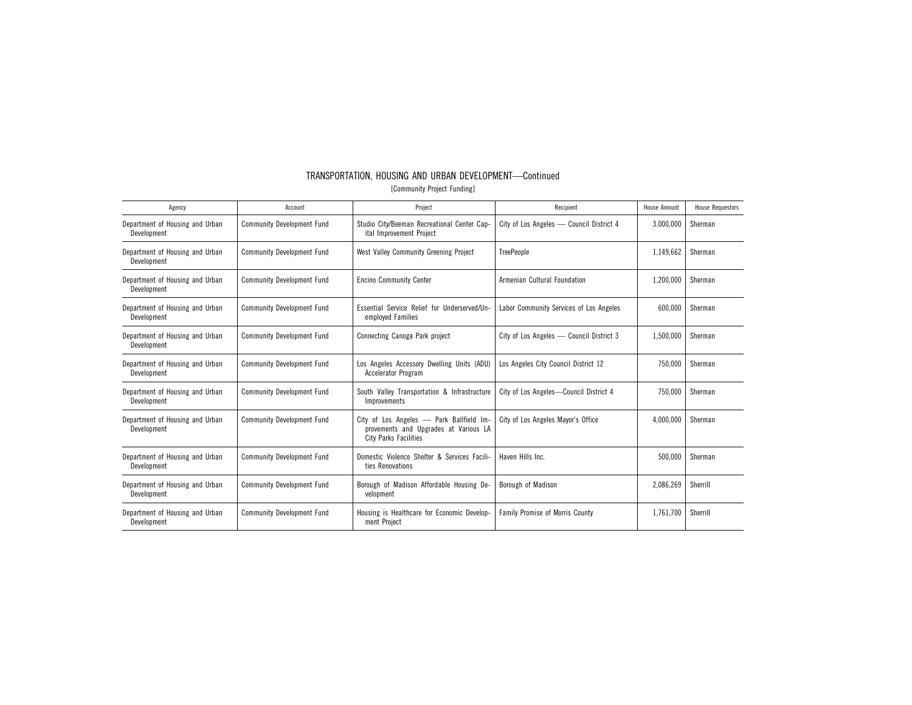## TRANSPORTATION, HOUSING AND URBAN DEVELOPMENT—Continued

[Community Project Funding]

| Agency | Account | Project | Recipient | House Amount | House Requestors |
|---|---|---|---|---|---|
| Department of Housing and Urban Development | Community Development Fund | Studio City/Beeman Recreational Center Capital Improvement Project | City of Los Angeles — Council District 4 | 3,000,000 | Sherman |
| Department of Housing and Urban Development | Community Development Fund | West Valley Community Greening Project | TreePeople | 1,149,662 | Sherman |
| Department of Housing and Urban Development | Community Development Fund | Encino Community Center | Armenian Cultural Foundation | 1,200,000 | Sherman |
| Department of Housing and Urban Development | Community Development Fund | Essential Service Relief for Underserved/Unemployed Families | Labor Community Services of Los Angeles | 600,000 | Sherman |
| Department of Housing and Urban Development | Community Development Fund | Connecting Canoga Park project | City of Los Angeles — Council District 3 | 1,500,000 | Sherman |
| Department of Housing and Urban Development | Community Development Fund | Los Angeles Accessory Dwelling Units (ADU) Accelerator Program | Los Angeles City Council District 12 | 750,000 | Sherman |
| Department of Housing and Urban Development | Community Development Fund | South Valley Transportation & Infrastructure Improvements | City of Los Angeles—Council District 4 | 750,000 | Sherman |
| Department of Housing and Urban Development | Community Development Fund | City of Los Angeles — Park Ballfield Improvements and Upgrades at Various LA City Parks Facilities | City of Los Angeles Mayor's Office | 4,000,000 | Sherman |
| Department of Housing and Urban Development | Community Development Fund | Domestic Violence Shelter & Services Facilities Renovations | Haven Hills Inc. | 500,000 | Sherman |
| Department of Housing and Urban Development | Community Development Fund | Borough of Madison Affordable Housing Development | Borough of Madison | 2,086,269 | Sherrill |
| Department of Housing and Urban Development | Community Development Fund | Housing is Healthcare for Economic Development Project | Family Promise of Morris County | 1,761,700 | Sherrill |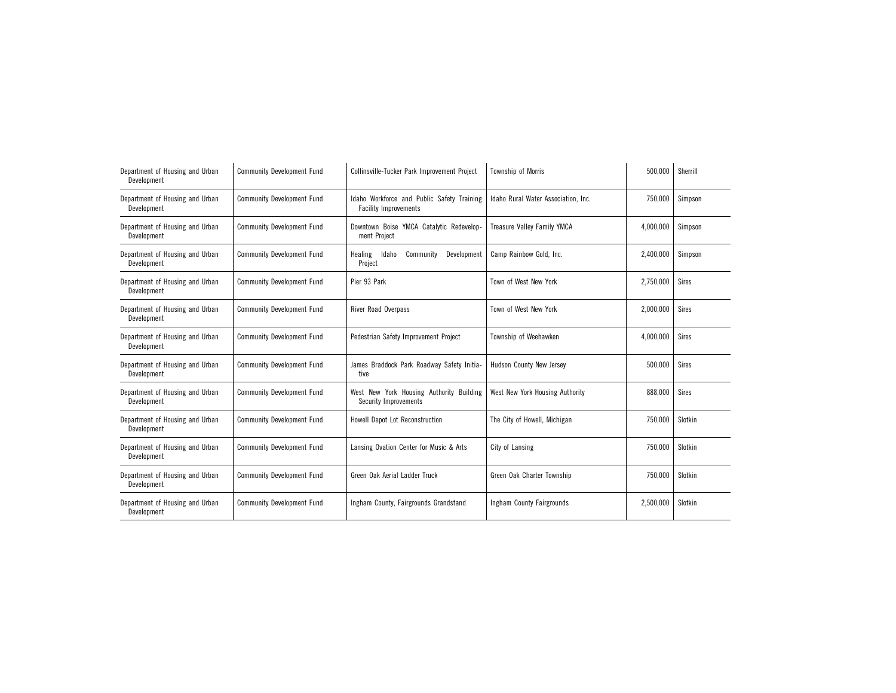| | | | | | |
|---|---|---|---|---|---|
| Department of Housing and Urban Development | Community Development Fund | Collinsville-Tucker Park Improvement Project | Township of Morris | 500,000 | Sherrill |
| Department of Housing and Urban Development | Community Development Fund | Idaho Workforce and Public Safety Training Facility Improvements | Idaho Rural Water Association, Inc. | 750,000 | Simpson |
| Department of Housing and Urban Development | Community Development Fund | Downtown Boise YMCA Catalytic Redevelopment Project | Treasure Valley Family YMCA | 4,000,000 | Simpson |
| Department of Housing and Urban Development | Community Development Fund | Healing Idaho Community Development Project | Camp Rainbow Gold, Inc. | 2,400,000 | Simpson |
| Department of Housing and Urban Development | Community Development Fund | Pier 93 Park | Town of West New York | 2,750,000 | Sires |
| Department of Housing and Urban Development | Community Development Fund | River Road Overpass | Town of West New York | 2,000,000 | Sires |
| Department of Housing and Urban Development | Community Development Fund | Pedestrian Safety Improvement Project | Township of Weehawken | 4,000,000 | Sires |
| Department of Housing and Urban Development | Community Development Fund | James Braddock Park Roadway Safety Initiative | Hudson County New Jersey | 500,000 | Sires |
| Department of Housing and Urban Development | Community Development Fund | West New York Housing Authority Building Security Improvements | West New York Housing Authority | 888,000 | Sires |
| Department of Housing and Urban Development | Community Development Fund | Howell Depot Lot Reconstruction | The City of Howell, Michigan | 750,000 | Slotkin |
| Department of Housing and Urban Development | Community Development Fund | Lansing Ovation Center for Music & Arts | City of Lansing | 750,000 | Slotkin |
| Department of Housing and Urban Development | Community Development Fund | Green Oak Aerial Ladder Truck | Green Oak Charter Township | 750,000 | Slotkin |
| Department of Housing and Urban Development | Community Development Fund | Ingham County, Fairgrounds Grandstand | Ingham County Fairgrounds | 2,500,000 | Slotkin |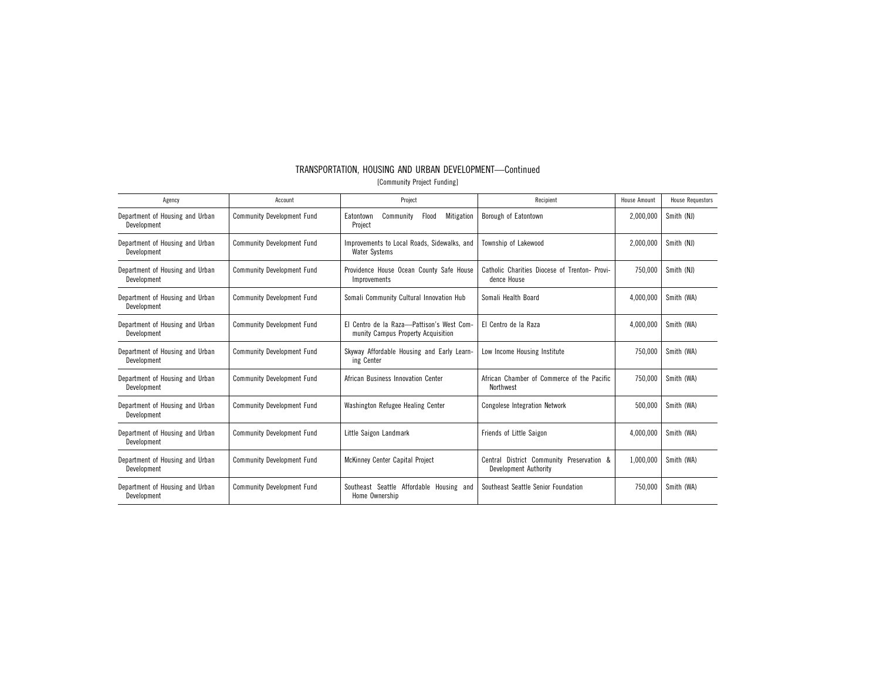# TRANSPORTATION, HOUSING AND URBAN DEVELOPMENT—Continued

[Community Project Funding]

| Agency | Account | Project | Recipient | House Amount | House Requestors |
|---|---|---|---|---|---|
| Department of Housing and Urban Development | Community Development Fund | Eatontown Community Flood Mitigation Project | Borough of Eatontown | 2,000,000 | Smith (NJ) |
| Department of Housing and Urban Development | Community Development Fund | Improvements to Local Roads, Sidewalks, and Water Systems | Township of Lakewood | 2,000,000 | Smith (NJ) |
| Department of Housing and Urban Development | Community Development Fund | Providence House Ocean County Safe House Improvements | Catholic Charities Diocese of Trenton- Providence House | 750,000 | Smith (NJ) |
| Department of Housing and Urban Development | Community Development Fund | Somali Community Cultural Innovation Hub | Somali Health Board | 4,000,000 | Smith (WA) |
| Department of Housing and Urban Development | Community Development Fund | El Centro de la Raza—Pattison's West Community Campus Property Acquisition | El Centro de la Raza | 4,000,000 | Smith (WA) |
| Department of Housing and Urban Development | Community Development Fund | Skyway Affordable Housing and Early Learning Center | Low Income Housing Institute | 750,000 | Smith (WA) |
| Department of Housing and Urban Development | Community Development Fund | African Business Innovation Center | African Chamber of Commerce of the Pacific Northwest | 750,000 | Smith (WA) |
| Department of Housing and Urban Development | Community Development Fund | Washington Refugee Healing Center | Congolese Integration Network | 500,000 | Smith (WA) |
| Department of Housing and Urban Development | Community Development Fund | Little Saigon Landmark | Friends of Little Saigon | 4,000,000 | Smith (WA) |
| Department of Housing and Urban Development | Community Development Fund | McKinney Center Capital Project | Central District Community Preservation & Development Authority | 1,000,000 | Smith (WA) |
| Department of Housing and Urban Development | Community Development Fund | Southeast Seattle Affordable Housing and Home Ownership | Southeast Seattle Senior Foundation | 750,000 | Smith (WA) |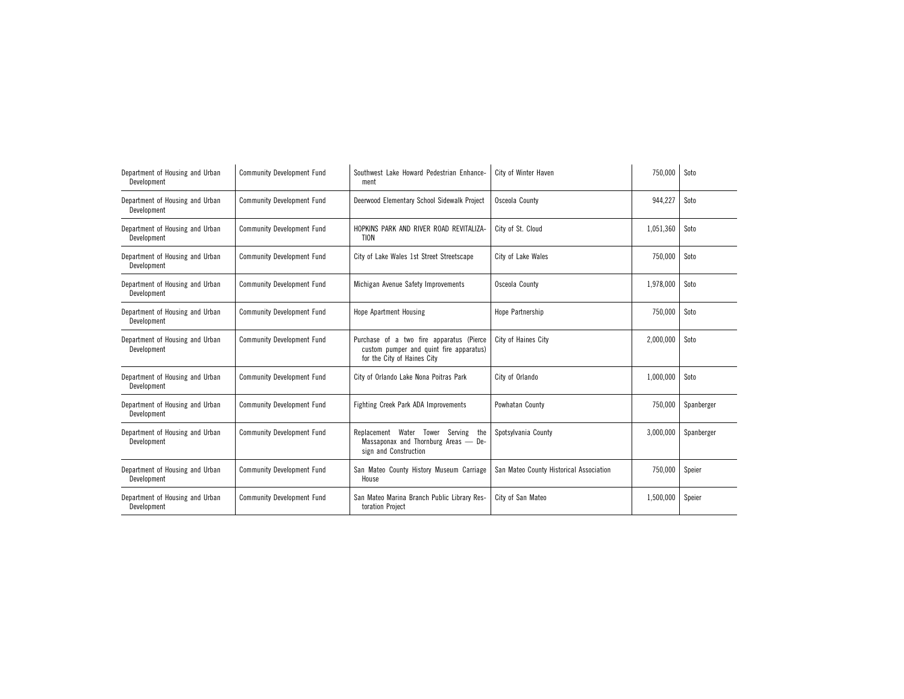| Department of Housing and Urban Development | Community Development Fund | Southwest Lake Howard Pedestrian Enhancement | City of Winter Haven | 750,000 | Soto |
|---|---|---|---|---|---|
| Department of Housing and Urban Development | Community Development Fund | Deerwood Elementary School Sidewalk Project | Osceola County | 944,227 | Soto |
| Department of Housing and Urban Development | Community Development Fund | HOPKINS PARK AND RIVER ROAD REVITALIZATION | City of St. Cloud | 1,051,360 | Soto |
| Department of Housing and Urban Development | Community Development Fund | City of Lake Wales 1st Street Streetscape | City of Lake Wales | 750,000 | Soto |
| Department of Housing and Urban Development | Community Development Fund | Michigan Avenue Safety Improvements | Osceola County | 1,978,000 | Soto |
| Department of Housing and Urban Development | Community Development Fund | Hope Apartment Housing | Hope Partnership | 750,000 | Soto |
| Department of Housing and Urban Development | Community Development Fund | Purchase of a two fire apparatus (Pierce custom pumper and quint fire apparatus) for the City of Haines City | City of Haines City | 2,000,000 | Soto |
| Department of Housing and Urban Development | Community Development Fund | City of Orlando Lake Nona Poitras Park | City of Orlando | 1,000,000 | Soto |
| Department of Housing and Urban Development | Community Development Fund | Fighting Creek Park ADA Improvements | Powhatan County | 750,000 | Spanberger |
| Department of Housing and Urban Development | Community Development Fund | Replacement Water Tower Serving the Massaponax and Thornburg Areas — Design and Construction | Spotsylvania County | 3,000,000 | Spanberger |
| Department of Housing and Urban Development | Community Development Fund | San Mateo County History Museum Carriage House | San Mateo County Historical Association | 750,000 | Speier |
| Department of Housing and Urban Development | Community Development Fund | San Mateo Marina Branch Public Library Restoration Project | City of San Mateo | 1,500,000 | Speier |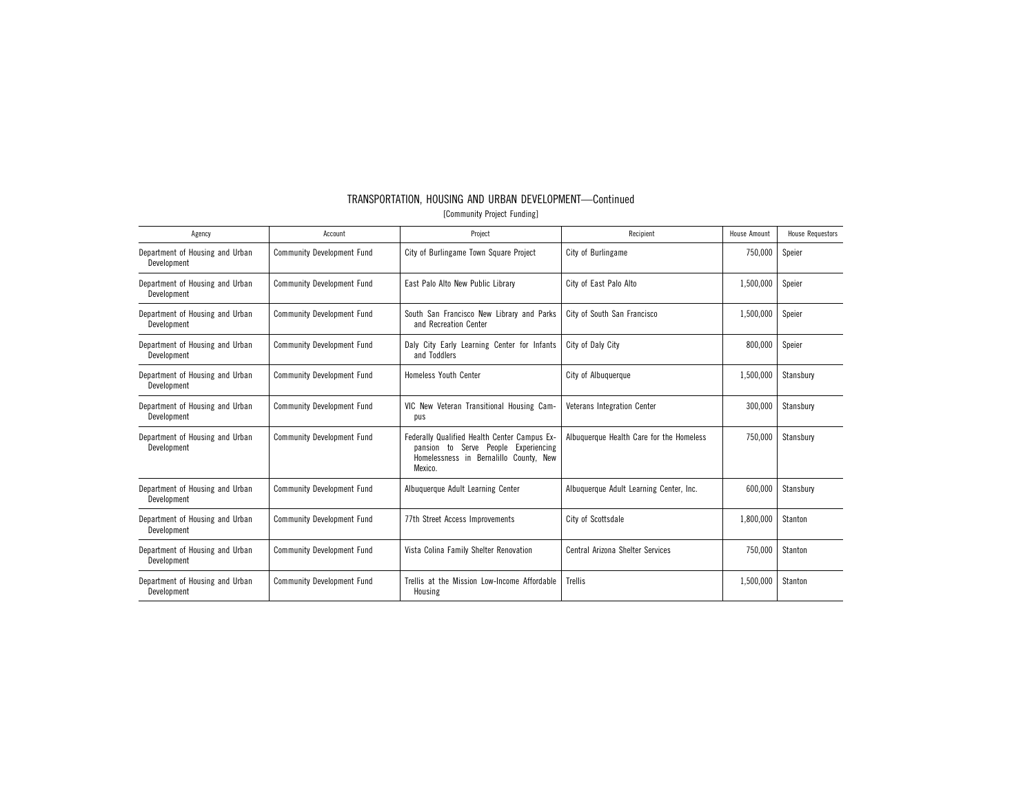## TRANSPORTATION, HOUSING AND URBAN DEVELOPMENT—Continued

[Community Project Funding]

| Agency | Account | Project | Recipient | House Amount | House Requestors |
|---|---|---|---|---|---|
| Department of Housing and Urban Development | Community Development Fund | City of Burlingame Town Square Project | City of Burlingame | 750,000 | Speier |
| Department of Housing and Urban Development | Community Development Fund | East Palo Alto New Public Library | City of East Palo Alto | 1,500,000 | Speier |
| Department of Housing and Urban Development | Community Development Fund | South San Francisco New Library and Parks and Recreation Center | City of South San Francisco | 1,500,000 | Speier |
| Department of Housing and Urban Development | Community Development Fund | Daly City Early Learning Center for Infants and Toddlers | City of Daly City | 800,000 | Speier |
| Department of Housing and Urban Development | Community Development Fund | Homeless Youth Center | City of Albuquerque | 1,500,000 | Stansbury |
| Department of Housing and Urban Development | Community Development Fund | VIC New Veteran Transitional Housing Campus | Veterans Integration Center | 300,000 | Stansbury |
| Department of Housing and Urban Development | Community Development Fund | Federally Qualified Health Center Campus Expansion to Serve People Experiencing Homelessness in Bernalillo County, New Mexico. | Albuquerque Health Care for the Homeless | 750,000 | Stansbury |
| Department of Housing and Urban Development | Community Development Fund | Albuquerque Adult Learning Center | Albuquerque Adult Learning Center, Inc. | 600,000 | Stansbury |
| Department of Housing and Urban Development | Community Development Fund | 77th Street Access Improvements | City of Scottsdale | 1,800,000 | Stanton |
| Department of Housing and Urban Development | Community Development Fund | Vista Colina Family Shelter Renovation | Central Arizona Shelter Services | 750,000 | Stanton |
| Department of Housing and Urban Development | Community Development Fund | Trellis at the Mission Low-Income Affordable Housing | Trellis | 1,500,000 | Stanton |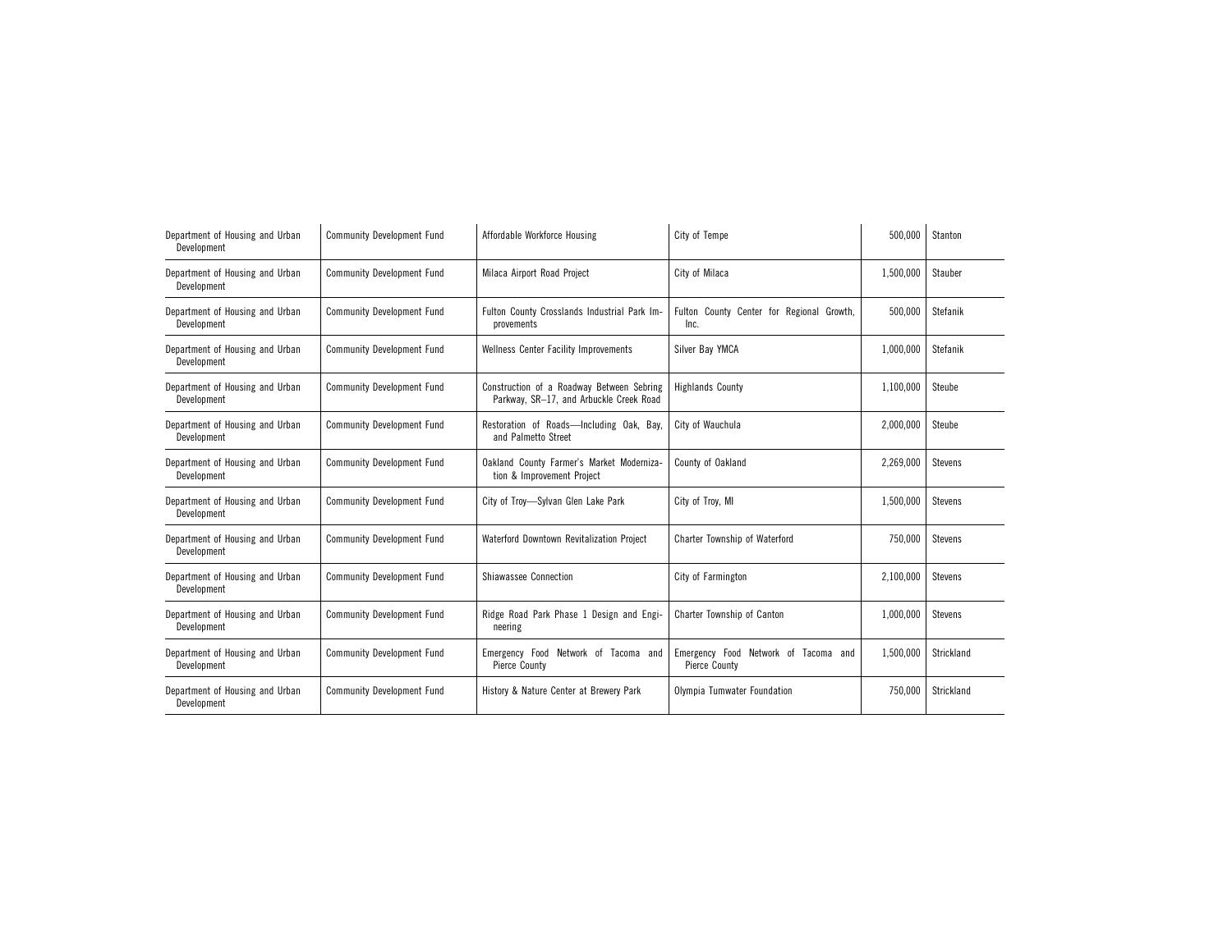| | | | | | |
|---|---|---|---|---|---|
| Department of Housing and Urban Development | Community Development Fund | Affordable Workforce Housing | City of Tempe | 500,000 | Stanton |
| Department of Housing and Urban Development | Community Development Fund | Milaca Airport Road Project | City of Milaca | 1,500,000 | Stauber |
| Department of Housing and Urban Development | Community Development Fund | Fulton County Crosslands Industrial Park Improvements | Fulton County Center for Regional Growth, Inc. | 500,000 | Stefanik |
| Department of Housing and Urban Development | Community Development Fund | Wellness Center Facility Improvements | Silver Bay YMCA | 1,000,000 | Stefanik |
| Department of Housing and Urban Development | Community Development Fund | Construction of a Roadway Between Sebring Parkway, SR–17, and Arbuckle Creek Road | Highlands County | 1,100,000 | Steube |
| Department of Housing and Urban Development | Community Development Fund | Restoration of Roads—Including Oak, Bay, and Palmetto Street | City of Wauchula | 2,000,000 | Steube |
| Department of Housing and Urban Development | Community Development Fund | Oakland County Farmer's Market Modernization & Improvement Project | County of Oakland | 2,269,000 | Stevens |
| Department of Housing and Urban Development | Community Development Fund | City of Troy—Sylvan Glen Lake Park | City of Troy, MI | 1,500,000 | Stevens |
| Department of Housing and Urban Development | Community Development Fund | Waterford Downtown Revitalization Project | Charter Township of Waterford | 750,000 | Stevens |
| Department of Housing and Urban Development | Community Development Fund | Shiawassee Connection | City of Farmington | 2,100,000 | Stevens |
| Department of Housing and Urban Development | Community Development Fund | Ridge Road Park Phase 1 Design and Engineering | Charter Township of Canton | 1,000,000 | Stevens |
| Department of Housing and Urban Development | Community Development Fund | Emergency Food Network of Tacoma and Pierce County | Emergency Food Network of Tacoma and Pierce County | 1,500,000 | Strickland |
| Department of Housing and Urban Development | Community Development Fund | History & Nature Center at Brewery Park | Olympia Tumwater Foundation | 750,000 | Strickland |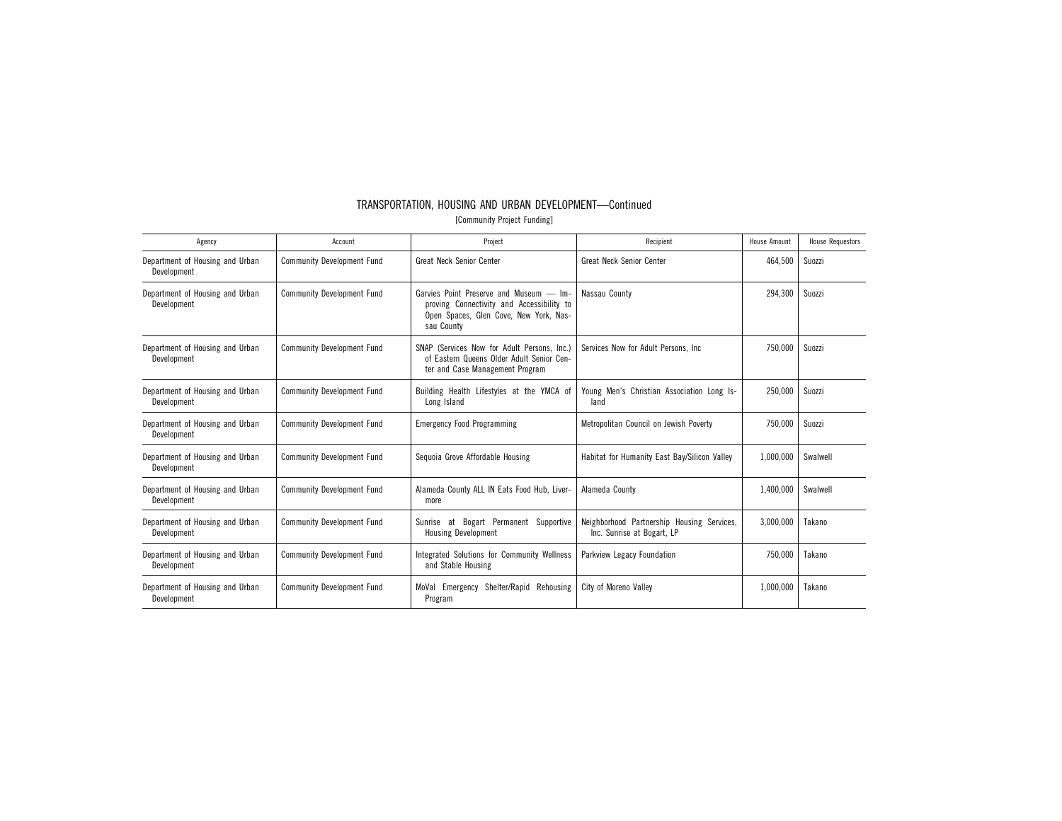# TRANSPORTATION, HOUSING AND URBAN DEVELOPMENT—Continued

[Community Project Funding]

| Agency | Account | Project | Recipient | House Amount | House Requestors |
|---|---|---|---|---|---|
| Department of Housing and Urban Development | Community Development Fund | Great Neck Senior Center | Great Neck Senior Center | 464,500 | Suozzi |
| Department of Housing and Urban Development | Community Development Fund | Garvies Point Preserve and Museum — Improving Connectivity and Accessibility to Open Spaces, Glen Cove, New York, Nassau County | Nassau County | 294,300 | Suozzi |
| Department of Housing and Urban Development | Community Development Fund | SNAP (Services Now for Adult Persons, Inc.) of Eastern Queens Older Adult Senior Center and Case Management Program | Services Now for Adult Persons, Inc | 750,000 | Suozzi |
| Department of Housing and Urban Development | Community Development Fund | Building Health Lifestyles at the YMCA of Long Island | Young Men's Christian Association Long Island | 250,000 | Suozzi |
| Department of Housing and Urban Development | Community Development Fund | Emergency Food Programming | Metropolitan Council on Jewish Poverty | 750,000 | Suozzi |
| Department of Housing and Urban Development | Community Development Fund | Sequoia Grove Affordable Housing | Habitat for Humanity East Bay/Silicon Valley | 1,000,000 | Swalwell |
| Department of Housing and Urban Development | Community Development Fund | Alameda County ALL IN Eats Food Hub, Livermore | Alameda County | 1,400,000 | Swalwell |
| Department of Housing and Urban Development | Community Development Fund | Sunrise at Bogart Permanent Supportive Housing Development | Neighborhood Partnership Housing Services, Inc. Sunrise at Bogart, LP | 3,000,000 | Takano |
| Department of Housing and Urban Development | Community Development Fund | Integrated Solutions for Community Wellness and Stable Housing | Parkview Legacy Foundation | 750,000 | Takano |
| Department of Housing and Urban Development | Community Development Fund | MoVal Emergency Shelter/Rapid Rehousing Program | City of Moreno Valley | 1,000,000 | Takano |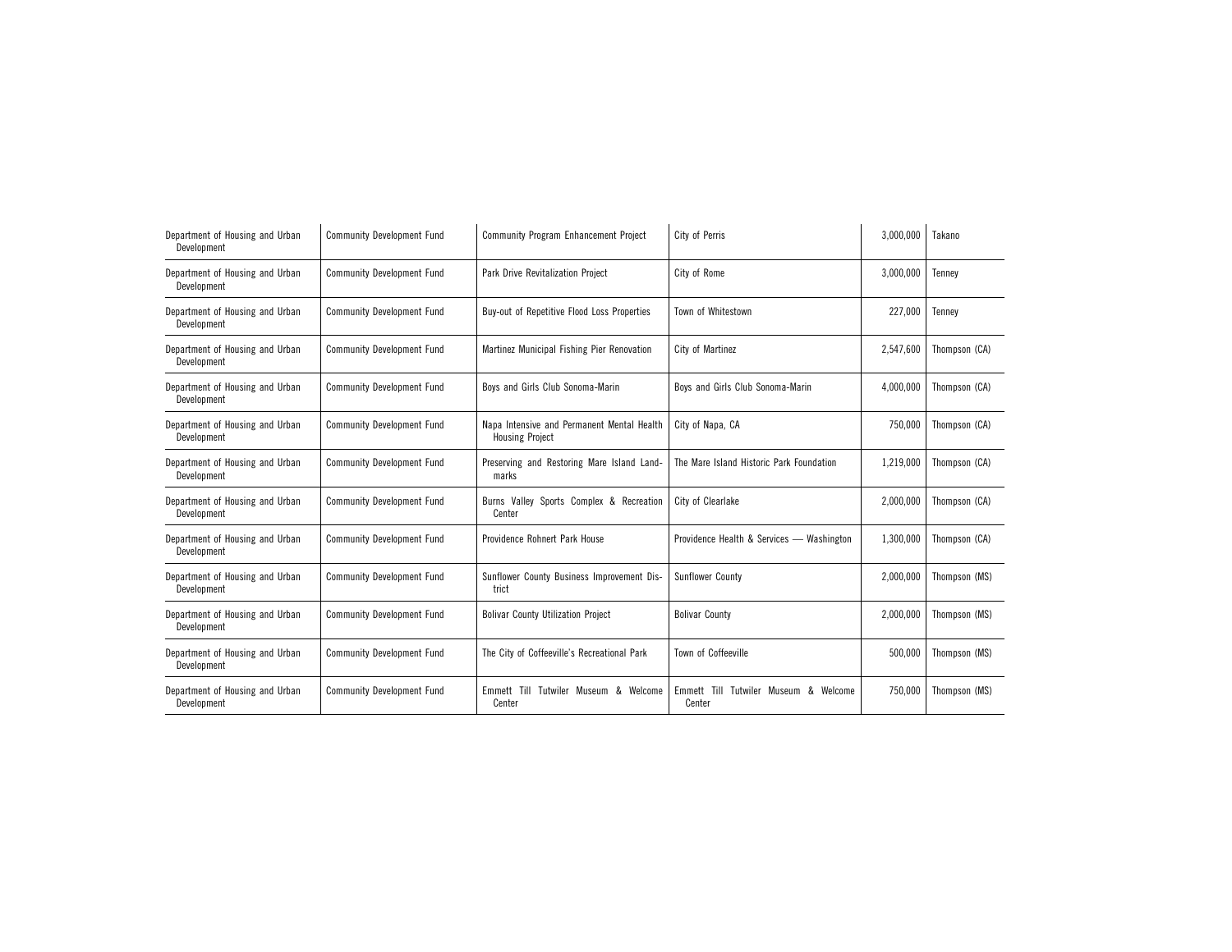| Department of Housing and Urban Development | Community Development Fund | Community Program Enhancement Project | City of Perris | 3,000,000 | Takano |
|---|---|---|---|---|---|
| Department of Housing and Urban Development | Community Development Fund | Park Drive Revitalization Project | City of Rome | 3,000,000 | Tenney |
| Department of Housing and Urban Development | Community Development Fund | Buy-out of Repetitive Flood Loss Properties | Town of Whitestown | 227,000 | Tenney |
| Department of Housing and Urban Development | Community Development Fund | Martinez Municipal Fishing Pier Renovation | City of Martinez | 2,547,600 | Thompson (CA) |
| Department of Housing and Urban Development | Community Development Fund | Boys and Girls Club Sonoma-Marin | Boys and Girls Club Sonoma-Marin | 4,000,000 | Thompson (CA) |
| Department of Housing and Urban Development | Community Development Fund | Napa Intensive and Permanent Mental Health Housing Project | City of Napa, CA | 750,000 | Thompson (CA) |
| Department of Housing and Urban Development | Community Development Fund | Preserving and Restoring Mare Island Landmarks | The Mare Island Historic Park Foundation | 1,219,000 | Thompson (CA) |
| Department of Housing and Urban Development | Community Development Fund | Burns Valley Sports Complex & Recreation Center | City of Clearlake | 2,000,000 | Thompson (CA) |
| Department of Housing and Urban Development | Community Development Fund | Providence Rohnert Park House | Providence Health & Services — Washington | 1,300,000 | Thompson (CA) |
| Department of Housing and Urban Development | Community Development Fund | Sunflower County Business Improvement District | Sunflower County | 2,000,000 | Thompson (MS) |
| Department of Housing and Urban Development | Community Development Fund | Bolivar County Utilization Project | Bolivar County | 2,000,000 | Thompson (MS) |
| Department of Housing and Urban Development | Community Development Fund | The City of Coffeeville's Recreational Park | Town of Coffeeville | 500,000 | Thompson (MS) |
| Department of Housing and Urban Development | Community Development Fund | Emmett Till Tutwiler Museum & Welcome Center | Emmett Till Tutwiler Museum & Welcome Center | 750,000 | Thompson (MS) |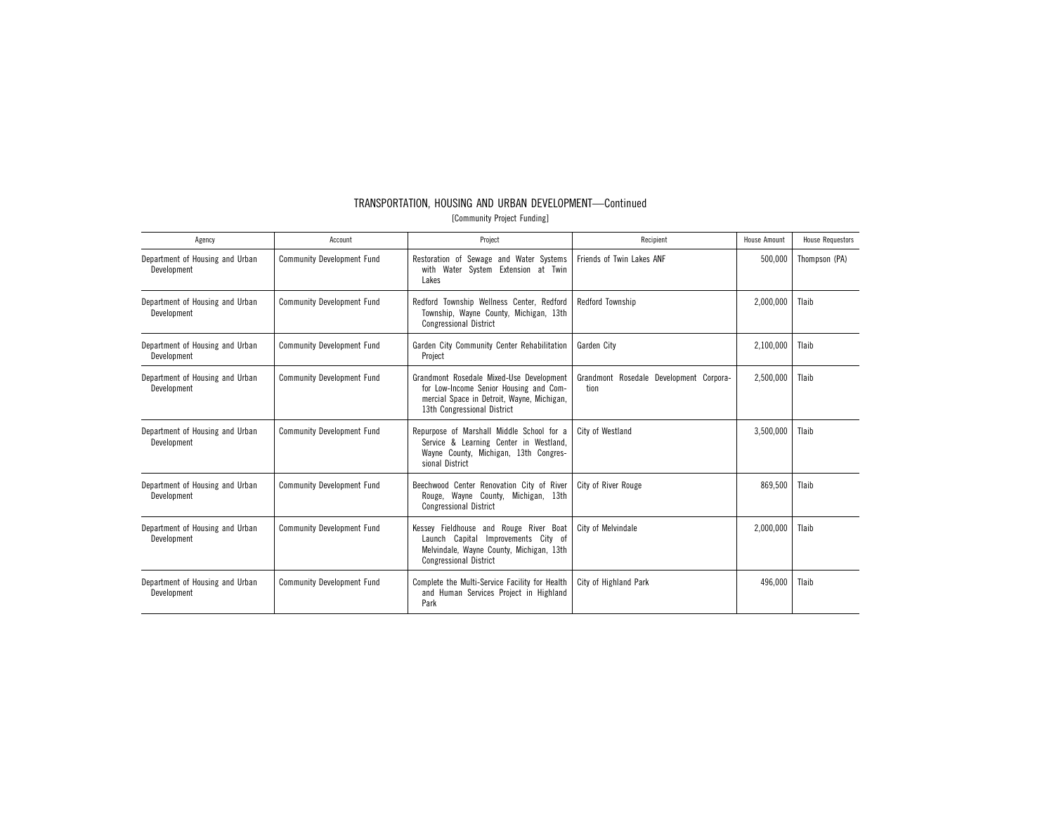## TRANSPORTATION, HOUSING AND URBAN DEVELOPMENT—Continued

[Community Project Funding]

| Agency | Account | Project | Recipient | House Amount | House Requestors |
|---|---|---|---|---|---|
| Department of Housing and Urban Development | Community Development Fund | Restoration of Sewage and Water Systems with Water System Extension at Twin Lakes | Friends of Twin Lakes ANF | 500,000 | Thompson (PA) |
| Department of Housing and Urban Development | Community Development Fund | Redford Township Wellness Center, Redford Township, Wayne County, Michigan, 13th Congressional District | Redford Township | 2,000,000 | Tlaib |
| Department of Housing and Urban Development | Community Development Fund | Garden City Community Center Rehabilitation Project | Garden City | 2,100,000 | Tlaib |
| Department of Housing and Urban Development | Community Development Fund | Grandmont Rosedale Mixed-Use Development for Low-Income Senior Housing and Commercial Space in Detroit, Wayne, Michigan, 13th Congressional District | Grandmont Rosedale Development Corporation | 2,500,000 | Tlaib |
| Department of Housing and Urban Development | Community Development Fund | Repurpose of Marshall Middle School for a Service & Learning Center in Westland, Wayne County, Michigan, 13th Congressional District | City of Westland | 3,500,000 | Tlaib |
| Department of Housing and Urban Development | Community Development Fund | Beechwood Center Renovation City of River Rouge, Wayne County, Michigan, 13th Congressional District | City of River Rouge | 869,500 | Tlaib |
| Department of Housing and Urban Development | Community Development Fund | Kessey Fieldhouse and Rouge River Boat Launch Capital Improvements City of Melvindale, Wayne County, Michigan, 13th Congressional District | City of Melvindale | 2,000,000 | Tlaib |
| Department of Housing and Urban Development | Community Development Fund | Complete the Multi-Service Facility for Health and Human Services Project in Highland Park | City of Highland Park | 496,000 | Tlaib |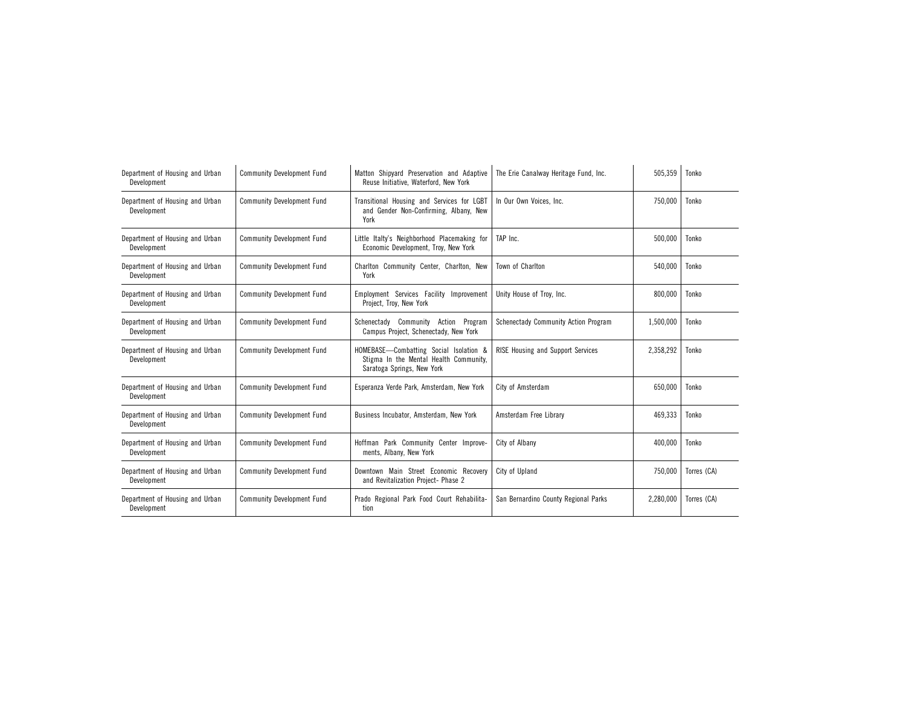| | | | | | |
|---|---|---|---|---|---|
| Department of Housing and Urban Development | Community Development Fund | Matton Shipyard Preservation and Adaptive Reuse Initiative, Waterford, New York | The Erie Canalway Heritage Fund, Inc. | 505,359 | Tonko |
| Department of Housing and Urban Development | Community Development Fund | Transitional Housing and Services for LGBT and Gender Non-Confirming, Albany, New York | In Our Own Voices, Inc. | 750,000 | Tonko |
| Department of Housing and Urban Development | Community Development Fund | Little Italty's Neighborhood Placemaking for Economic Development, Troy, New York | TAP Inc. | 500,000 | Tonko |
| Department of Housing and Urban Development | Community Development Fund | Charlton Community Center, Charlton, New York | Town of Charlton | 540,000 | Tonko |
| Department of Housing and Urban Development | Community Development Fund | Employment Services Facility Improvement Project, Troy, New York | Unity House of Troy, Inc. | 800,000 | Tonko |
| Department of Housing and Urban Development | Community Development Fund | Schenectady Community Action Program Campus Project, Schenectady, New York | Schenectady Community Action Program | 1,500,000 | Tonko |
| Department of Housing and Urban Development | Community Development Fund | HOMEBASE—Combatting Social Isolation & Stigma In the Mental Health Community, Saratoga Springs, New York | RISE Housing and Support Services | 2,358,292 | Tonko |
| Department of Housing and Urban Development | Community Development Fund | Esperanza Verde Park, Amsterdam, New York | City of Amsterdam | 650,000 | Tonko |
| Department of Housing and Urban Development | Community Development Fund | Business Incubator, Amsterdam, New York | Amsterdam Free Library | 469,333 | Tonko |
| Department of Housing and Urban Development | Community Development Fund | Hoffman Park Community Center Improvements, Albany, New York | City of Albany | 400,000 | Tonko |
| Department of Housing and Urban Development | Community Development Fund | Downtown Main Street Economic Recovery and Revitalization Project- Phase 2 | City of Upland | 750,000 | Torres (CA) |
| Department of Housing and Urban Development | Community Development Fund | Prado Regional Park Food Court Rehabilitation | San Bernardino County Regional Parks | 2,280,000 | Torres (CA) |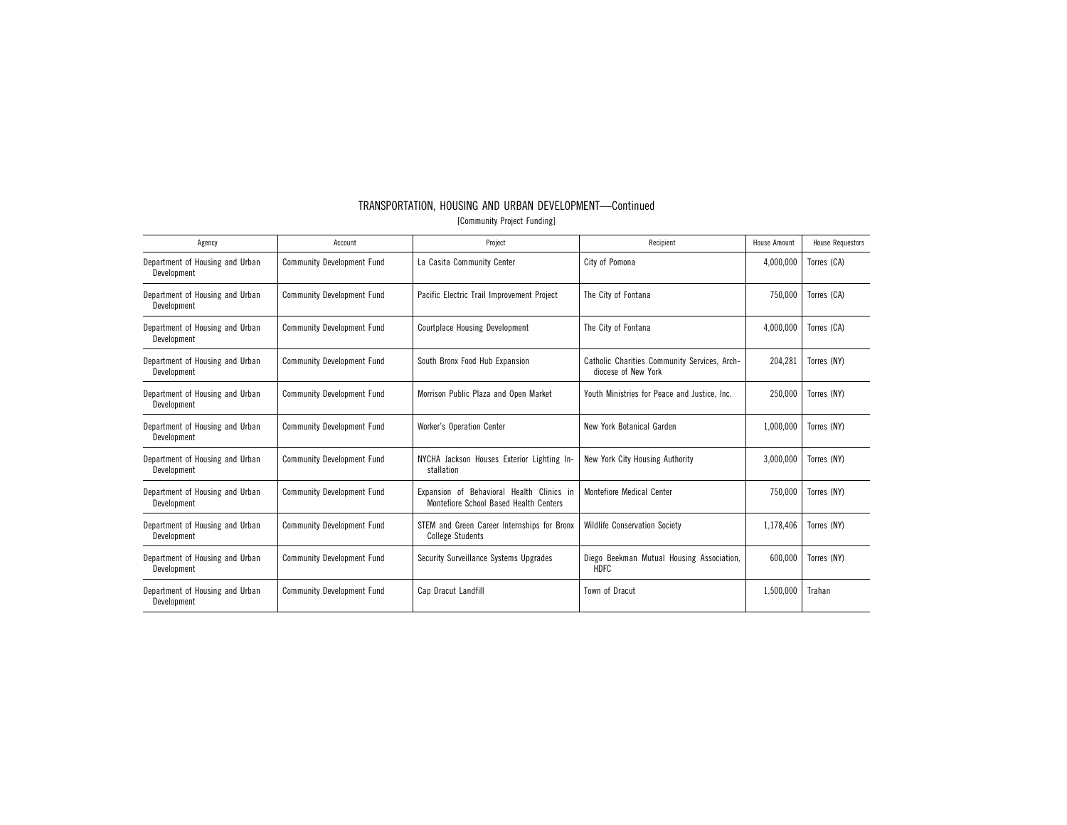# TRANSPORTATION, HOUSING AND URBAN DEVELOPMENT—Continued

[Community Project Funding]

| Agency | Account | Project | Recipient | House Amount | House Requestors |
|---|---|---|---|---|---|
| Department of Housing and Urban Development | Community Development Fund | La Casita Community Center | City of Pomona | 4,000,000 | Torres (CA) |
| Department of Housing and Urban Development | Community Development Fund | Pacific Electric Trail Improvement Project | The City of Fontana | 750,000 | Torres (CA) |
| Department of Housing and Urban Development | Community Development Fund | Courtplace Housing Development | The City of Fontana | 4,000,000 | Torres (CA) |
| Department of Housing and Urban Development | Community Development Fund | South Bronx Food Hub Expansion | Catholic Charities Community Services, Archdiocese of New York | 204,281 | Torres (NY) |
| Department of Housing and Urban Development | Community Development Fund | Morrison Public Plaza and Open Market | Youth Ministries for Peace and Justice, Inc. | 250,000 | Torres (NY) |
| Department of Housing and Urban Development | Community Development Fund | Worker's Operation Center | New York Botanical Garden | 1,000,000 | Torres (NY) |
| Department of Housing and Urban Development | Community Development Fund | NYCHA Jackson Houses Exterior Lighting Installation | New York City Housing Authority | 3,000,000 | Torres (NY) |
| Department of Housing and Urban Development | Community Development Fund | Expansion of Behavioral Health Clinics in Montefiore School Based Health Centers | Montefiore Medical Center | 750,000 | Torres (NY) |
| Department of Housing and Urban Development | Community Development Fund | STEM and Green Career Internships for Bronx College Students | Wildlife Conservation Society | 1,178,406 | Torres (NY) |
| Department of Housing and Urban Development | Community Development Fund | Security Surveillance Systems Upgrades | Diego Beekman Mutual Housing Association, HDFC | 600,000 | Torres (NY) |
| Department of Housing and Urban Development | Community Development Fund | Cap Dracut Landfill | Town of Dracut | 1,500,000 | Trahan |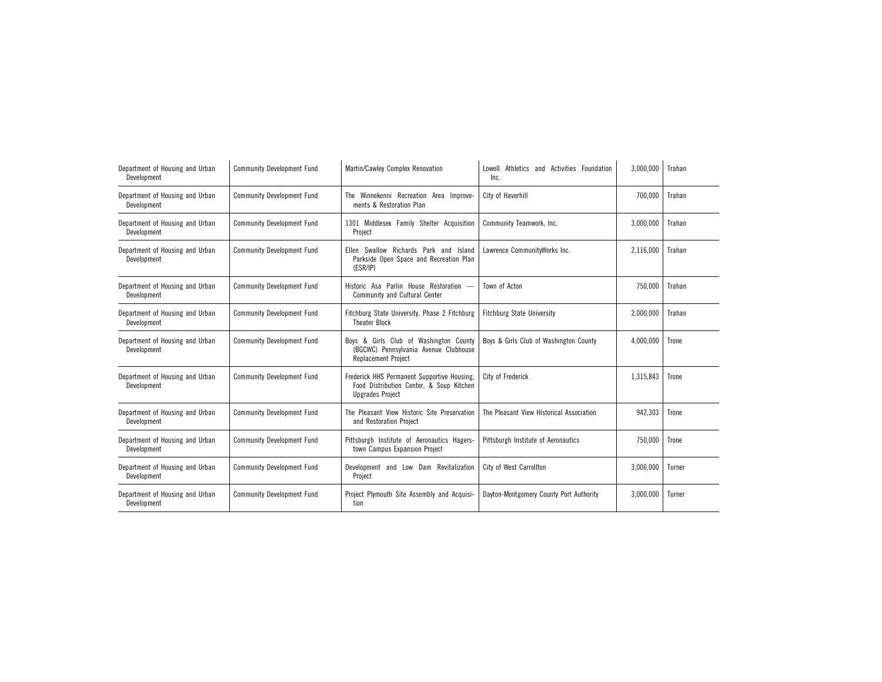| | | | | | |
|---|---|---|---|---|---|
| Department of Housing and Urban Development | Community Development Fund | Martin/Cawley Complex Renovation | Lowell Athletics and Activities Foundation Inc. | 3,000,000 | Trahan |
| Department of Housing and Urban Development | Community Development Fund | The Winnekenni Recreation Area Improvements & Restoration Plan | City of Haverhill | 700,000 | Trahan |
| Department of Housing and Urban Development | Community Development Fund | 1301 Middlesex Family Shelter Acquisition Project | Community Teamwork, Inc. | 3,000,000 | Trahan |
| Department of Housing and Urban Development | Community Development Fund | Ellen Swallow Richards Park and Island Parkside Open Space and Recreation Plan (ESR/IP) | Lawrence CommunityWorks Inc. | 2,116,000 | Trahan |
| Department of Housing and Urban Development | Community Development Fund | Historic Asa Parlin House Restoration — Community and Cultural Center | Town of Acton | 750,000 | Trahan |
| Department of Housing and Urban Development | Community Development Fund | Fitchburg State University, Phase 2 Fitchburg Theater Block | Fitchburg State University | 2,000,000 | Trahan |
| Department of Housing and Urban Development | Community Development Fund | Boys & Girls Club of Washington County (BGCWC) Pennsylvania Avenue Clubhouse Replacement Project | Boys & Girls Club of Washington County | 4,000,000 | Trone |
| Department of Housing and Urban Development | Community Development Fund | Frederick HHS Permanent Supportive Housing, Food Distribution Center, & Soup Kitchen Upgrades Project | City of Frederick | 1,315,843 | Trone |
| Department of Housing and Urban Development | Community Development Fund | The Pleasant View Historic Site Preservation and Restoration Project | The Pleasant View Historical Association | 942,303 | Trone |
| Department of Housing and Urban Development | Community Development Fund | Pittsburgh Institute of Aeronautics Hagerstown Campus Expansion Project | Pittsburgh Institute of Aeronautics | 750,000 | Trone |
| Department of Housing and Urban Development | Community Development Fund | Development and Low Dam Revitalization Project | City of West Carrollton | 3,000,000 | Turner |
| Department of Housing and Urban Development | Community Development Fund | Project Plymouth Site Assembly and Acquisition | Dayton-Montgomery County Port Authority | 3,000,000 | Turner |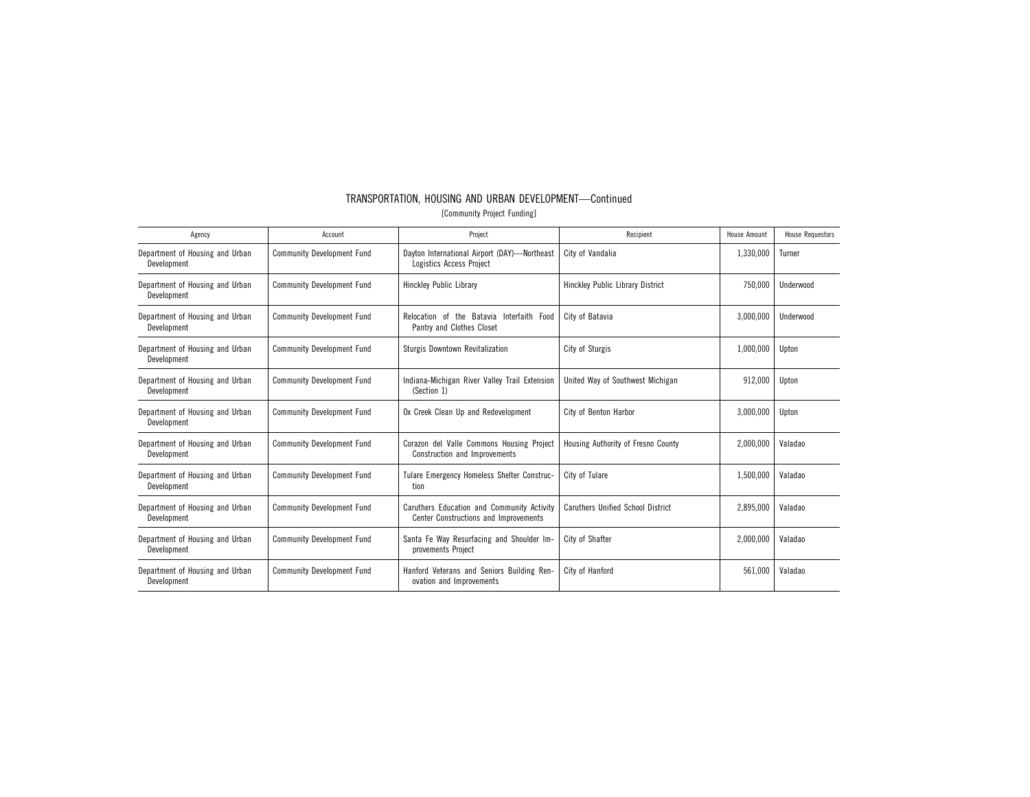## TRANSPORTATION, HOUSING AND URBAN DEVELOPMENT—Continued

[Community Project Funding]

| Agency | Account | Project | Recipient | House Amount | House Requestors |
|---|---|---|---|---|---|
| Department of Housing and Urban Development | Community Development Fund | Dayton International Airport (DAY)—Northeast Logistics Access Project | City of Vandalia | 1,330,000 | Turner |
| Department of Housing and Urban Development | Community Development Fund | Hinckley Public Library | Hinckley Public Library District | 750,000 | Underwood |
| Department of Housing and Urban Development | Community Development Fund | Relocation of the Batavia Interfaith Food Pantry and Clothes Closet | City of Batavia | 3,000,000 | Underwood |
| Department of Housing and Urban Development | Community Development Fund | Sturgis Downtown Revitalization | City of Sturgis | 1,000,000 | Upton |
| Department of Housing and Urban Development | Community Development Fund | Indiana-Michigan River Valley Trail Extension (Section 1) | United Way of Southwest Michigan | 912,000 | Upton |
| Department of Housing and Urban Development | Community Development Fund | Ox Creek Clean Up and Redevelopment | City of Benton Harbor | 3,000,000 | Upton |
| Department of Housing and Urban Development | Community Development Fund | Corazon del Valle Commons Housing Project Construction and Improvements | Housing Authority of Fresno County | 2,000,000 | Valadao |
| Department of Housing and Urban Development | Community Development Fund | Tulare Emergency Homeless Shelter Construction | City of Tulare | 1,500,000 | Valadao |
| Department of Housing and Urban Development | Community Development Fund | Caruthers Education and Community Activity Center Constructions and Improvements | Caruthers Unified School District | 2,895,000 | Valadao |
| Department of Housing and Urban Development | Community Development Fund | Santa Fe Way Resurfacing and Shoulder Improvements Project | City of Shafter | 2,000,000 | Valadao |
| Department of Housing and Urban Development | Community Development Fund | Hanford Veterans and Seniors Building Renovation and Improvements | City of Hanford | 561,000 | Valadao |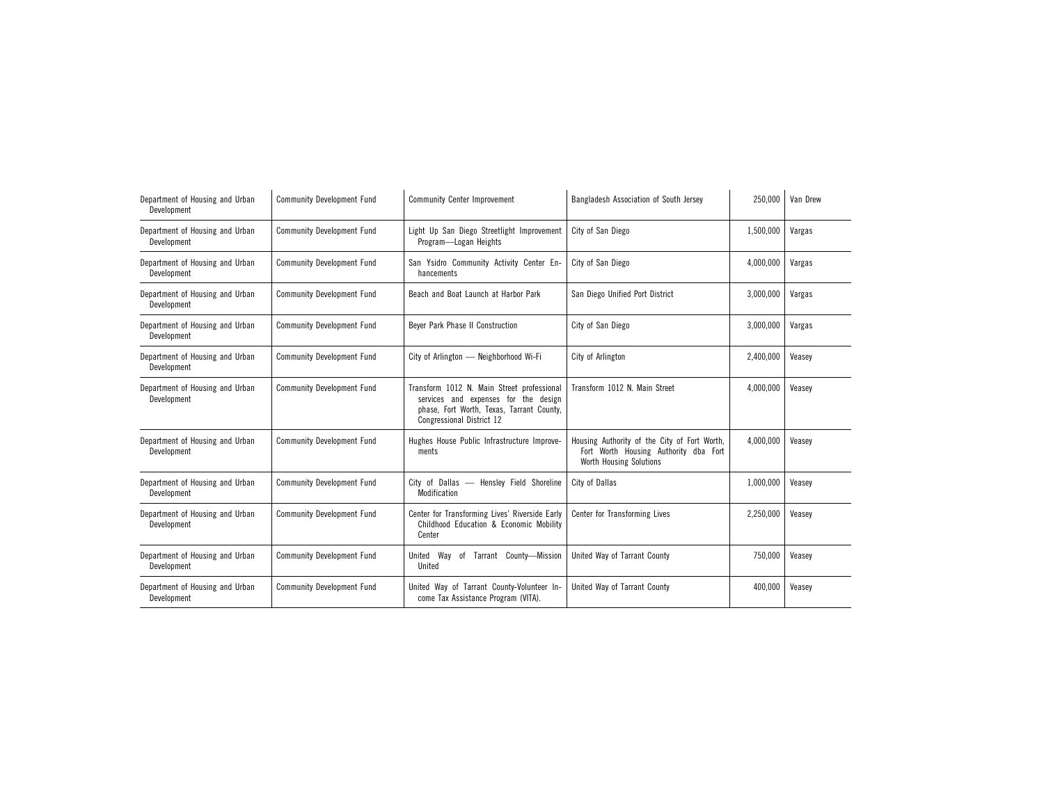| | | | | | |
|---|---|---|---|---|---|
| Department of Housing and Urban Development | Community Development Fund | Community Center Improvement | Bangladesh Association of South Jersey | 250,000 | Van Drew |
| Department of Housing and Urban Development | Community Development Fund | Light Up San Diego Streetlight Improvement Program—Logan Heights | City of San Diego | 1,500,000 | Vargas |
| Department of Housing and Urban Development | Community Development Fund | San Ysidro Community Activity Center Enhancements | City of San Diego | 4,000,000 | Vargas |
| Department of Housing and Urban Development | Community Development Fund | Beach and Boat Launch at Harbor Park | San Diego Unified Port District | 3,000,000 | Vargas |
| Department of Housing and Urban Development | Community Development Fund | Beyer Park Phase II Construction | City of San Diego | 3,000,000 | Vargas |
| Department of Housing and Urban Development | Community Development Fund | City of Arlington — Neighborhood Wi-Fi | City of Arlington | 2,400,000 | Veasey |
| Department of Housing and Urban Development | Community Development Fund | Transform 1012 N. Main Street professional services and expenses for the design phase, Fort Worth, Texas, Tarrant County, Congressional District 12 | Transform 1012 N. Main Street | 4,000,000 | Veasey |
| Department of Housing and Urban Development | Community Development Fund | Hughes House Public Infrastructure Improvements | Housing Authority of the City of Fort Worth, Fort Worth Housing Authority dba Fort Worth Housing Solutions | 4,000,000 | Veasey |
| Department of Housing and Urban Development | Community Development Fund | City of Dallas — Hensley Field Shoreline Modification | City of Dallas | 1,000,000 | Veasey |
| Department of Housing and Urban Development | Community Development Fund | Center for Transforming Lives' Riverside Early Childhood Education & Economic Mobility Center | Center for Transforming Lives | 2,250,000 | Veasey |
| Department of Housing and Urban Development | Community Development Fund | United Way of Tarrant County—Mission United | United Way of Tarrant County | 750,000 | Veasey |
| Department of Housing and Urban Development | Community Development Fund | United Way of Tarrant County-Volunteer Income Tax Assistance Program (VITA). | United Way of Tarrant County | 400,000 | Veasey |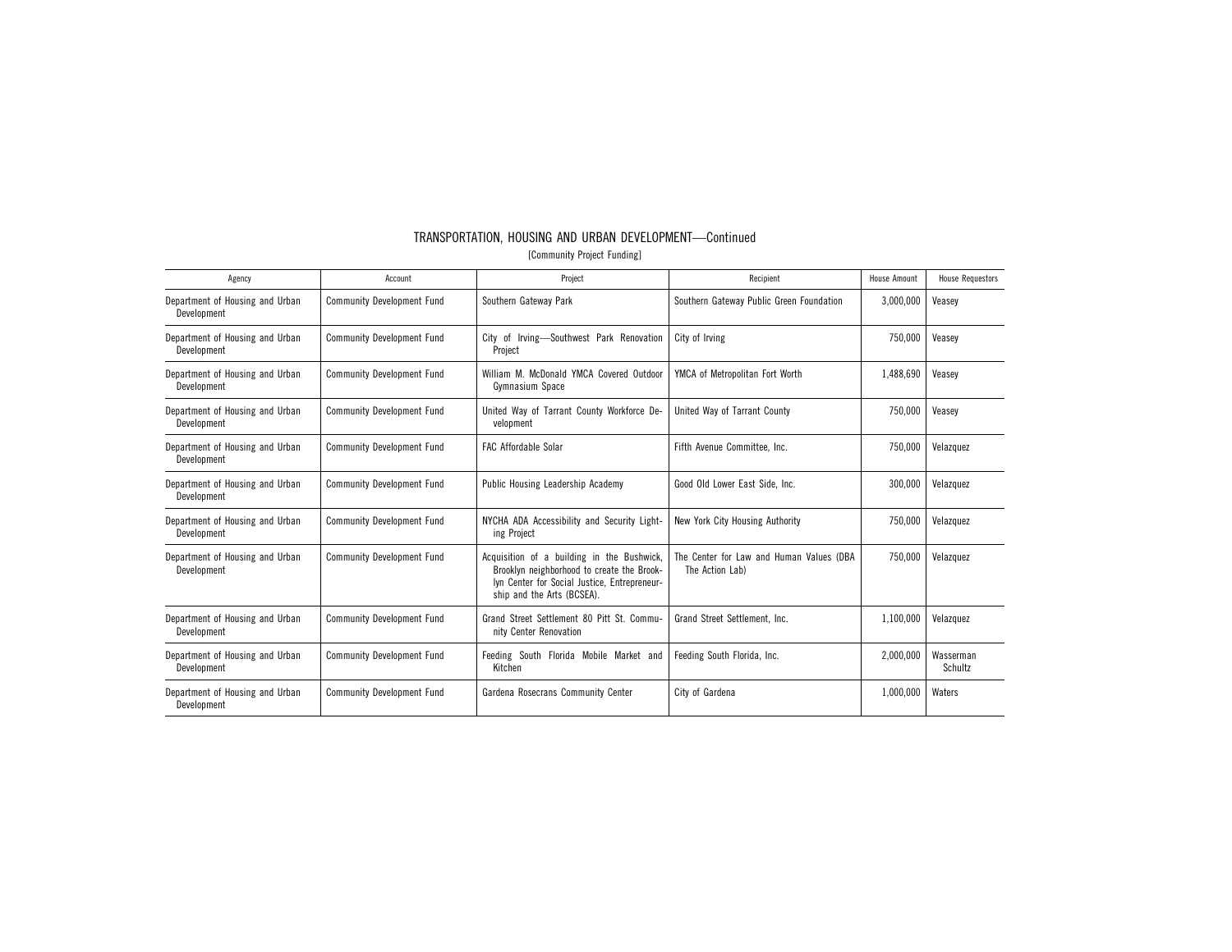# TRANSPORTATION, HOUSING AND URBAN DEVELOPMENT—Continued

[Community Project Funding]

| Agency | Account | Project | Recipient | House Amount | House Requestors |
|---|---|---|---|---|---|
| Department of Housing and Urban Development | Community Development Fund | Southern Gateway Park | Southern Gateway Public Green Foundation | 3,000,000 | Veasey |
| Department of Housing and Urban Development | Community Development Fund | City of Irving—Southwest Park Renovation Project | City of Irving | 750,000 | Veasey |
| Department of Housing and Urban Development | Community Development Fund | William M. McDonald YMCA Covered Outdoor Gymnasium Space | YMCA of Metropolitan Fort Worth | 1,488,690 | Veasey |
| Department of Housing and Urban Development | Community Development Fund | United Way of Tarrant County Workforce Development | United Way of Tarrant County | 750,000 | Veasey |
| Department of Housing and Urban Development | Community Development Fund | FAC Affordable Solar | Fifth Avenue Committee, Inc. | 750,000 | Velazquez |
| Department of Housing and Urban Development | Community Development Fund | Public Housing Leadership Academy | Good Old Lower East Side, Inc. | 300,000 | Velazquez |
| Department of Housing and Urban Development | Community Development Fund | NYCHA ADA Accessibility and Security Lighting Project | New York City Housing Authority | 750,000 | Velazquez |
| Department of Housing and Urban Development | Community Development Fund | Acquisition of a building in the Bushwick, Brooklyn neighborhood to create the Brooklyn Center for Social Justice, Entrepreneurship and the Arts (BCSEA). | The Center for Law and Human Values (DBA The Action Lab) | 750,000 | Velazquez |
| Department of Housing and Urban Development | Community Development Fund | Grand Street Settlement 80 Pitt St. Community Center Renovation | Grand Street Settlement, Inc. | 1,100,000 | Velazquez |
| Department of Housing and Urban Development | Community Development Fund | Feeding South Florida Mobile Market and Kitchen | Feeding South Florida, Inc. | 2,000,000 | Wasserman Schultz |
| Department of Housing and Urban Development | Community Development Fund | Gardena Rosecrans Community Center | City of Gardena | 1,000,000 | Waters |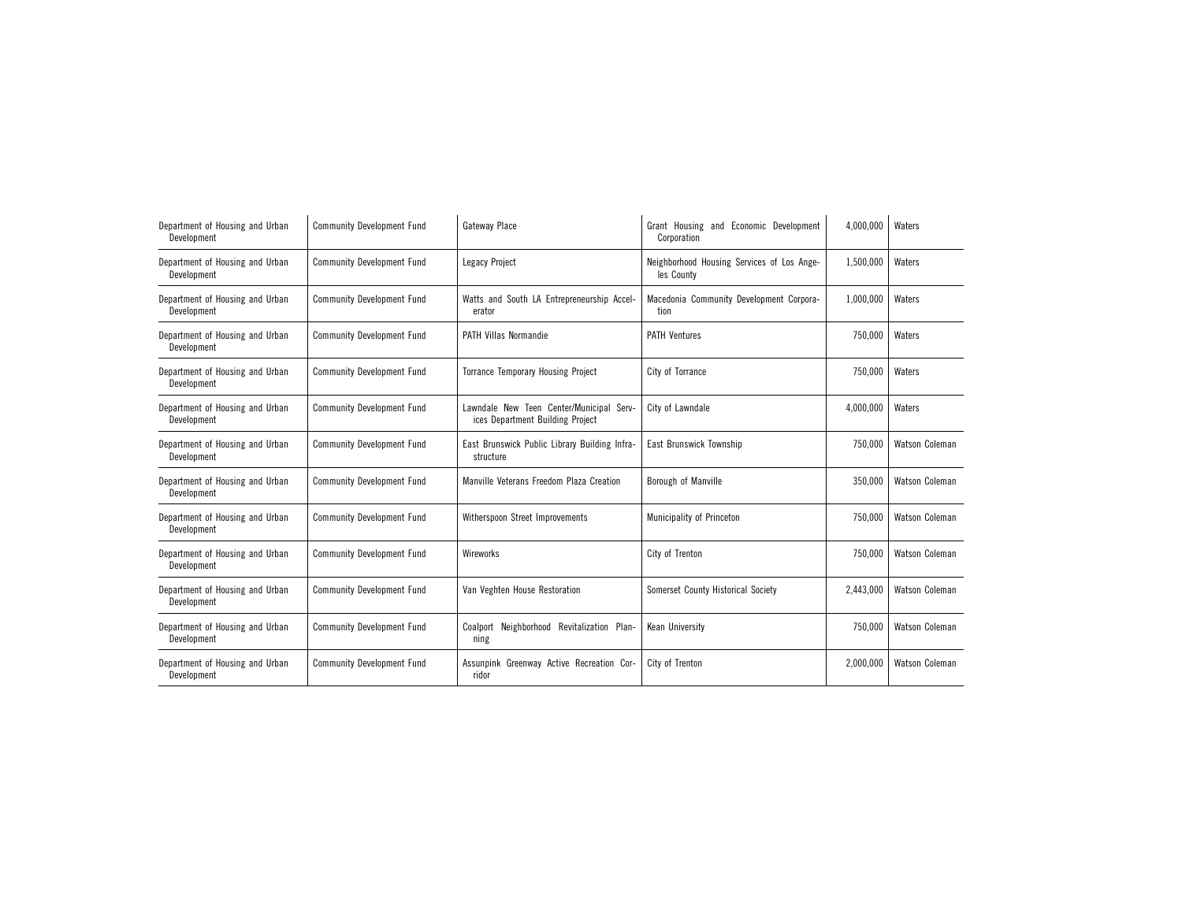| | | | | | |
|---|---|---|---|---|---|
| Department of Housing and Urban Development | Community Development Fund | Gateway Place | Grant Housing and Economic Development Corporation | 4,000,000 | Waters |
| Department of Housing and Urban Development | Community Development Fund | Legacy Project | Neighborhood Housing Services of Los Angeles County | 1,500,000 | Waters |
| Department of Housing and Urban Development | Community Development Fund | Watts and South LA Entrepreneurship Accelerator | Macedonia Community Development Corporation | 1,000,000 | Waters |
| Department of Housing and Urban Development | Community Development Fund | PATH Villas Normandie | PATH Ventures | 750,000 | Waters |
| Department of Housing and Urban Development | Community Development Fund | Torrance Temporary Housing Project | City of Torrance | 750,000 | Waters |
| Department of Housing and Urban Development | Community Development Fund | Lawndale New Teen Center/Municipal Services Department Building Project | City of Lawndale | 4,000,000 | Waters |
| Department of Housing and Urban Development | Community Development Fund | East Brunswick Public Library Building Infrastructure | East Brunswick Township | 750,000 | Watson Coleman |
| Department of Housing and Urban Development | Community Development Fund | Manville Veterans Freedom Plaza Creation | Borough of Manville | 350,000 | Watson Coleman |
| Department of Housing and Urban Development | Community Development Fund | Witherspoon Street Improvements | Municipality of Princeton | 750,000 | Watson Coleman |
| Department of Housing and Urban Development | Community Development Fund | Wireworks | City of Trenton | 750,000 | Watson Coleman |
| Department of Housing and Urban Development | Community Development Fund | Van Veghten House Restoration | Somerset County Historical Society | 2,443,000 | Watson Coleman |
| Department of Housing and Urban Development | Community Development Fund | Coalport Neighborhood Revitalization Planning | Kean University | 750,000 | Watson Coleman |
| Department of Housing and Urban Development | Community Development Fund | Assunpink Greenway Active Recreation Corridor | City of Trenton | 2,000,000 | Watson Coleman |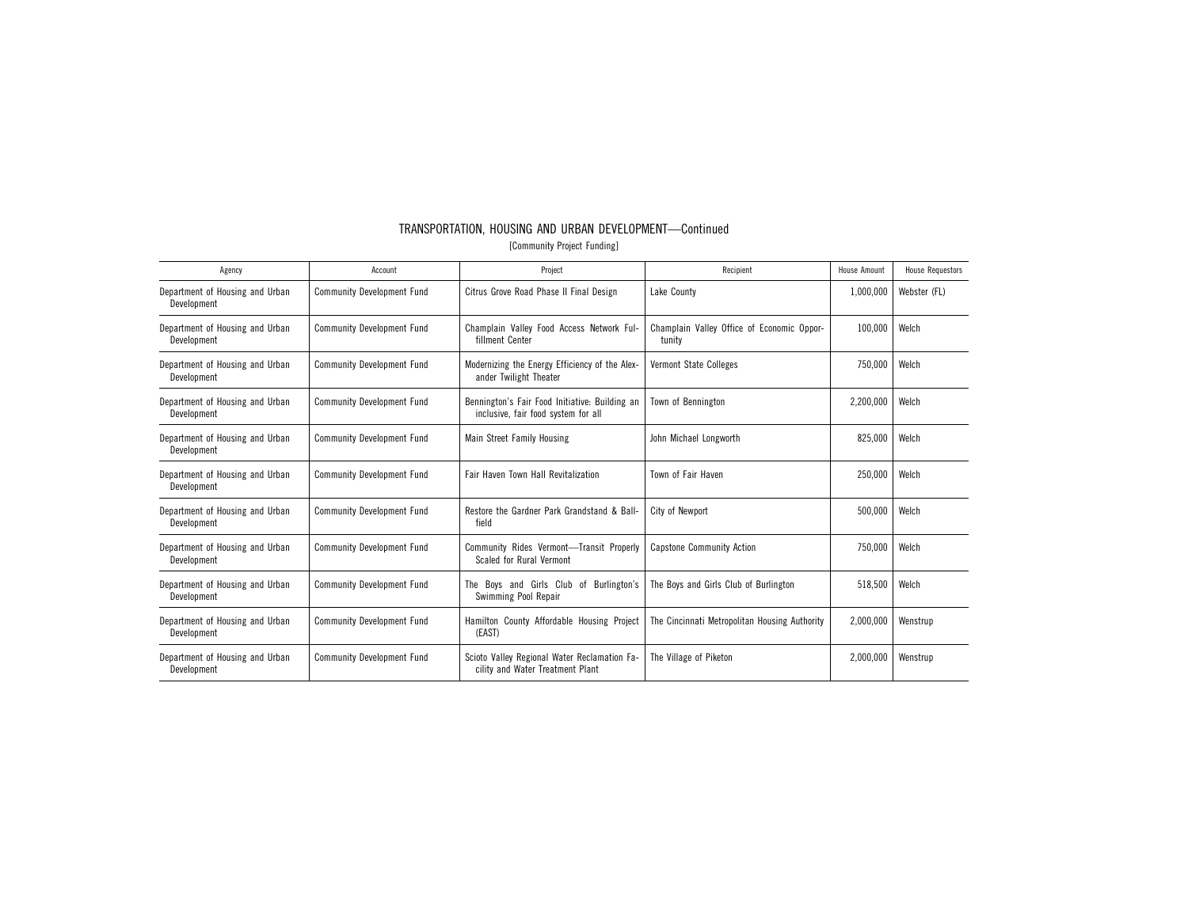# TRANSPORTATION, HOUSING AND URBAN DEVELOPMENT—Continued

[Community Project Funding]

| Agency | Account | Project | Recipient | House Amount | House Requestors |
|---|---|---|---|---|---|
| Department of Housing and Urban Development | Community Development Fund | Citrus Grove Road Phase II Final Design | Lake County | 1,000,000 | Webster (FL) |
| Department of Housing and Urban Development | Community Development Fund | Champlain Valley Food Access Network Fulfillment Center | Champlain Valley Office of Economic Opportunity | 100,000 | Welch |
| Department of Housing and Urban Development | Community Development Fund | Modernizing the Energy Efficiency of the Alexander Twilight Theater | Vermont State Colleges | 750,000 | Welch |
| Department of Housing and Urban Development | Community Development Fund | Bennington's Fair Food Initiative: Building an inclusive, fair food system for all | Town of Bennington | 2,200,000 | Welch |
| Department of Housing and Urban Development | Community Development Fund | Main Street Family Housing | John Michael Longworth | 825,000 | Welch |
| Department of Housing and Urban Development | Community Development Fund | Fair Haven Town Hall Revitalization | Town of Fair Haven | 250,000 | Welch |
| Department of Housing and Urban Development | Community Development Fund | Restore the Gardner Park Grandstand & Ballfield | City of Newport | 500,000 | Welch |
| Department of Housing and Urban Development | Community Development Fund | Community Rides Vermont—Transit Properly Scaled for Rural Vermont | Capstone Community Action | 750,000 | Welch |
| Department of Housing and Urban Development | Community Development Fund | The Boys and Girls Club of Burlington's Swimming Pool Repair | The Boys and Girls Club of Burlington | 518,500 | Welch |
| Department of Housing and Urban Development | Community Development Fund | Hamilton County Affordable Housing Project (EAST) | The Cincinnati Metropolitan Housing Authority | 2,000,000 | Wenstrup |
| Department of Housing and Urban Development | Community Development Fund | Scioto Valley Regional Water Reclamation Facility and Water Treatment Plant | The Village of Piketon | 2,000,000 | Wenstrup |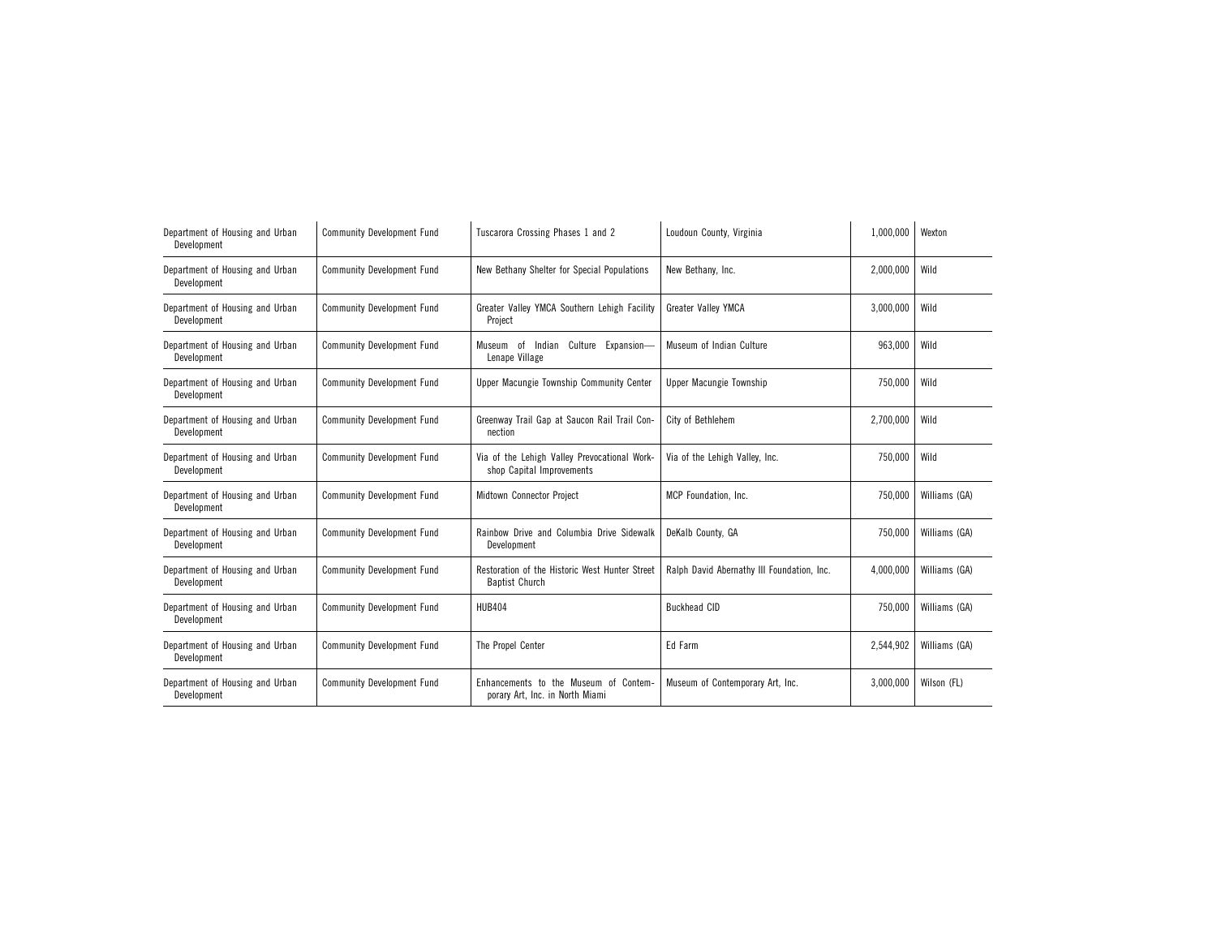| Department of Housing and Urban Development | Community Development Fund | Tuscarora Crossing Phases 1 and 2 | Loudoun County, Virginia | 1,000,000 | Wexton |
|---|---|---|---|---|---|
| Department of Housing and Urban Development | Community Development Fund | New Bethany Shelter for Special Populations | New Bethany, Inc. | 2,000,000 | Wild |
| Department of Housing and Urban Development | Community Development Fund | Greater Valley YMCA Southern Lehigh Facility Project | Greater Valley YMCA | 3,000,000 | Wild |
| Department of Housing and Urban Development | Community Development Fund | Museum of Indian Culture Expansion—Lenape Village | Museum of Indian Culture | 963,000 | Wild |
| Department of Housing and Urban Development | Community Development Fund | Upper Macungie Township Community Center | Upper Macungie Township | 750,000 | Wild |
| Department of Housing and Urban Development | Community Development Fund | Greenway Trail Gap at Saucon Rail Trail Connection | City of Bethlehem | 2,700,000 | Wild |
| Department of Housing and Urban Development | Community Development Fund | Via of the Lehigh Valley Prevocational Workshop Capital Improvements | Via of the Lehigh Valley, Inc. | 750,000 | Wild |
| Department of Housing and Urban Development | Community Development Fund | Midtown Connector Project | MCP Foundation, Inc. | 750,000 | Williams (GA) |
| Department of Housing and Urban Development | Community Development Fund | Rainbow Drive and Columbia Drive Sidewalk Development | DeKalb County, GA | 750,000 | Williams (GA) |
| Department of Housing and Urban Development | Community Development Fund | Restoration of the Historic West Hunter Street Baptist Church | Ralph David Abernathy III Foundation, Inc. | 4,000,000 | Williams (GA) |
| Department of Housing and Urban Development | Community Development Fund | HUB404 | Buckhead CID | 750,000 | Williams (GA) |
| Department of Housing and Urban Development | Community Development Fund | The Propel Center | Ed Farm | 2,544,902 | Williams (GA) |
| Department of Housing and Urban Development | Community Development Fund | Enhancements to the Museum of Contemporary Art, Inc. in North Miami | Museum of Contemporary Art, Inc. | 3,000,000 | Wilson (FL) |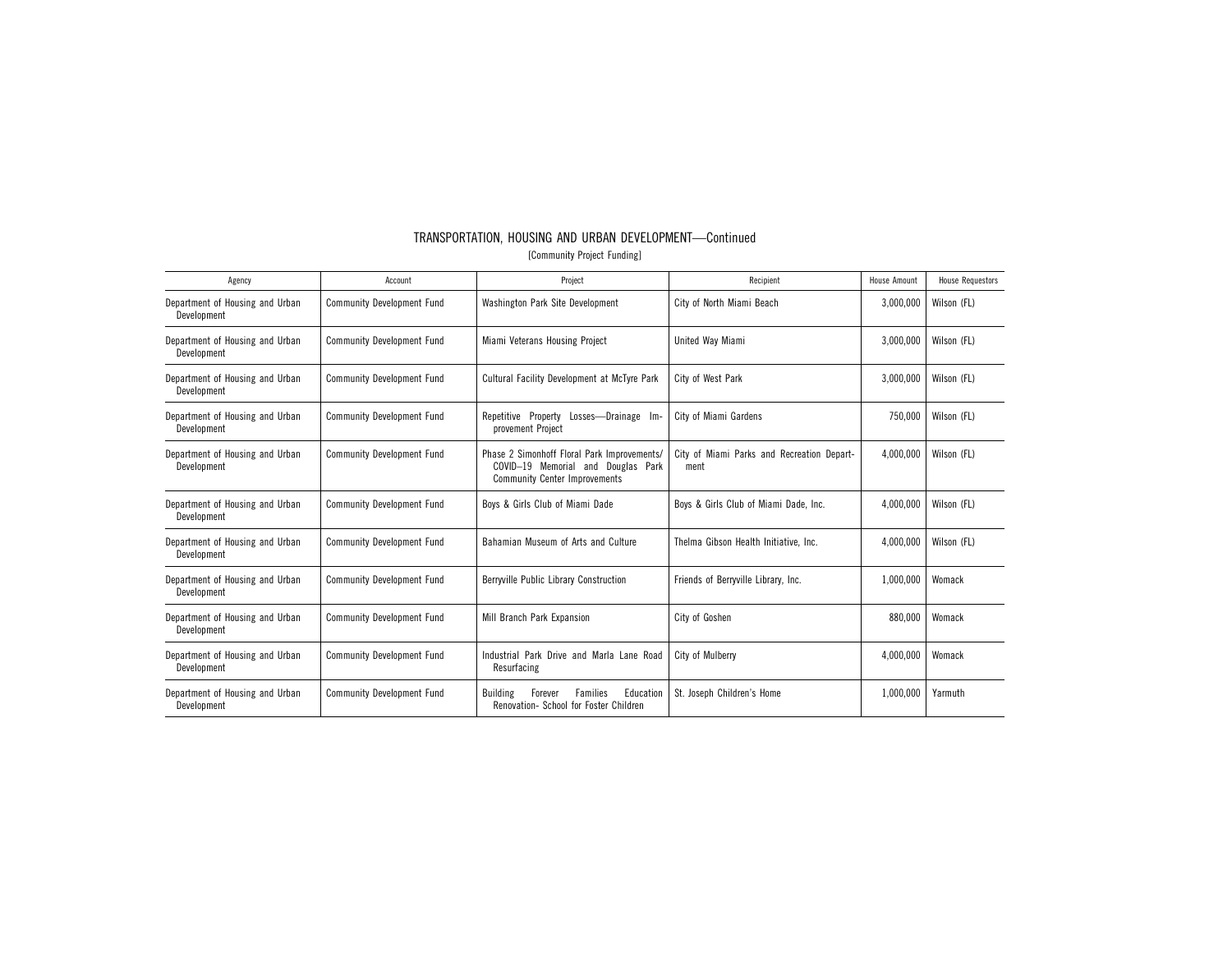# TRANSPORTATION, HOUSING AND URBAN DEVELOPMENT—Continued

[Community Project Funding]

| Agency | Account | Project | Recipient | House Amount | House Requestors |
|---|---|---|---|---|---|
| Department of Housing and Urban Development | Community Development Fund | Washington Park Site Development | City of North Miami Beach | 3,000,000 | Wilson (FL) |
| Department of Housing and Urban Development | Community Development Fund | Miami Veterans Housing Project | United Way Miami | 3,000,000 | Wilson (FL) |
| Department of Housing and Urban Development | Community Development Fund | Cultural Facility Development at McTyre Park | City of West Park | 3,000,000 | Wilson (FL) |
| Department of Housing and Urban Development | Community Development Fund | Repetitive Property Losses—Drainage Improvement Project | City of Miami Gardens | 750,000 | Wilson (FL) |
| Department of Housing and Urban Development | Community Development Fund | Phase 2 Simonhoff Floral Park Improvements/ COVID–19 Memorial and Douglas Park Community Center Improvements | City of Miami Parks and Recreation Department | 4,000,000 | Wilson (FL) |
| Department of Housing and Urban Development | Community Development Fund | Boys & Girls Club of Miami Dade | Boys & Girls Club of Miami Dade, Inc. | 4,000,000 | Wilson (FL) |
| Department of Housing and Urban Development | Community Development Fund | Bahamian Museum of Arts and Culture | Thelma Gibson Health Initiative, Inc. | 4,000,000 | Wilson (FL) |
| Department of Housing and Urban Development | Community Development Fund | Berryville Public Library Construction | Friends of Berryville Library, Inc. | 1,000,000 | Womack |
| Department of Housing and Urban Development | Community Development Fund | Mill Branch Park Expansion | City of Goshen | 880,000 | Womack |
| Department of Housing and Urban Development | Community Development Fund | Industrial Park Drive and Marla Lane Road Resurfacing | City of Mulberry | 4,000,000 | Womack |
| Department of Housing and Urban Development | Community Development Fund | Building Forever Families Education Renovation- School for Foster Children | St. Joseph Children's Home | 1,000,000 | Yarmuth |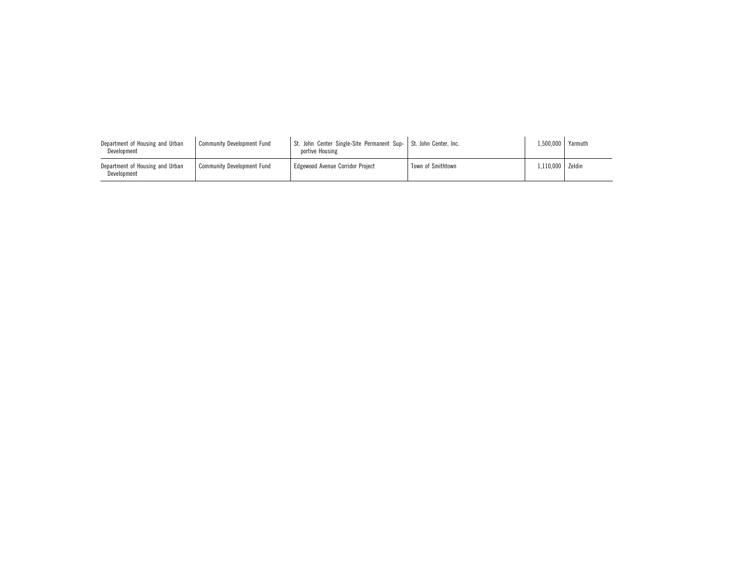| | | | | | |
|---|---|---|---|---|---|
| Department of Housing and Urban Development | Community Development Fund | St. John Center Single-Site Permanent Supportive Housing | St. John Center, Inc. | 1,500,000 | Yarmuth |
| Department of Housing and Urban Development | Community Development Fund | Edgewood Avenue Corridor Project | Town of Smithtown | 1,110,000 | Zeldin |